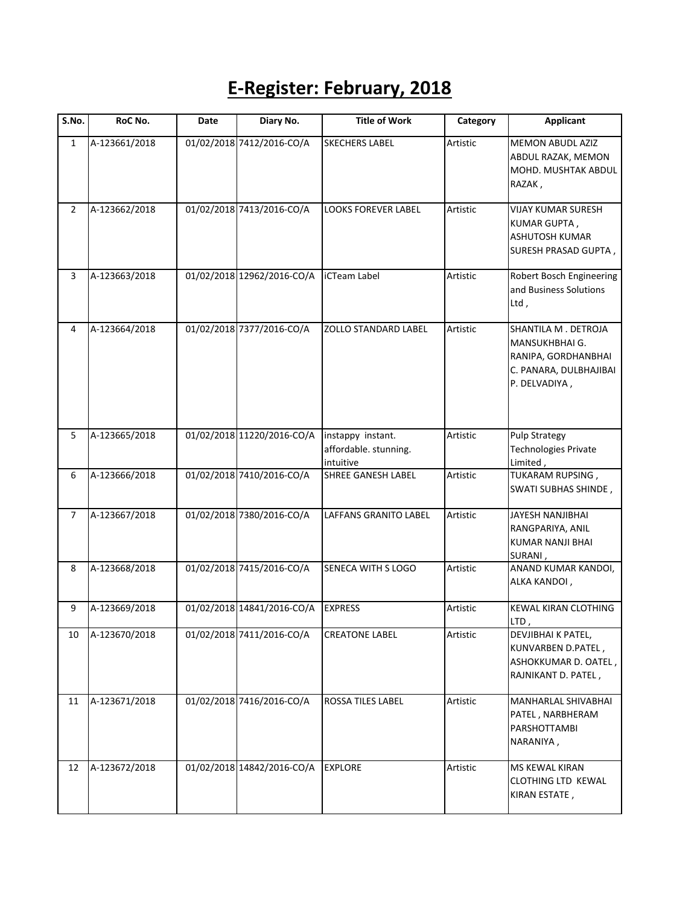# E-Register: February, 2018

| S.No. | RoC No. | Date | Diary No. | Title of Work | Category | Applicant |
|---|---|---|---|---|---|---|
| 1 | A-123661/2018 | 01/02/2018 | 7412/2016-CO/A | SKECHERS LABEL | Artistic | MEMON ABUDL AZIZ ABDUL RAZAK, MEMON MOHD. MUSHTAK ABDUL RAZAK , |
| 2 | A-123662/2018 | 01/02/2018 | 7413/2016-CO/A | LOOKS FOREVER LABEL | Artistic | VIJAY KUMAR SURESH KUMAR GUPTA , ASHUTOSH KUMAR SURESH PRASAD GUPTA , |
| 3 | A-123663/2018 | 01/02/2018 | 12962/2016-CO/A | iCTeam Label | Artistic | Robert Bosch Engineering and Business Solutions Ltd , |
| 4 | A-123664/2018 | 01/02/2018 | 7377/2016-CO/A | ZOLLO STANDARD LABEL | Artistic | SHANTILA M . DETROJA MANSUKHBHAI G. RANIPA, GORDHANBHAI C. PANARA, DULBHAJIBAI P. DELVADIYA , |
| 5 | A-123665/2018 | 01/02/2018 | 11220/2016-CO/A | instappy instant. affordable. stunning. intuitive | Artistic | Pulp Strategy Technologies Private Limited , |
| 6 | A-123666/2018 | 01/02/2018 | 7410/2016-CO/A | SHREE GANESH LABEL | Artistic | TUKARAM RUPSING , SWATI SUBHAS SHINDE , |
| 7 | A-123667/2018 | 01/02/2018 | 7380/2016-CO/A | LAFFANS GRANITO LABEL | Artistic | JAYESH NANJIBHAI RANGPARIYA, ANIL KUMAR NANJI BHAI SURANI , |
| 8 | A-123668/2018 | 01/02/2018 | 7415/2016-CO/A | SENECA WITH S LOGO | Artistic | ANAND KUMAR KANDOI, ALKA KANDOI , |
| 9 | A-123669/2018 | 01/02/2018 | 14841/2016-CO/A | EXPRESS | Artistic | KEWAL KIRAN CLOTHING LTD , |
| 10 | A-123670/2018 | 01/02/2018 | 7411/2016-CO/A | CREATONE LABEL | Artistic | DEVJIBHAI K PATEL, KUNVARBEN D.PATEL , ASHOKKUMAR D. OATEL , RAJNIKANT D. PATEL , |
| 11 | A-123671/2018 | 01/02/2018 | 7416/2016-CO/A | ROSSA TILES LABEL | Artistic | MANHARLAL SHIVABHAI PATEL , NARBHERAM PARSHOTTAMBI NARANIYA , |
| 12 | A-123672/2018 | 01/02/2018 | 14842/2016-CO/A | EXPLORE | Artistic | MS KEWAL KIRAN CLOTHING LTD KEWAL KIRAN ESTATE , |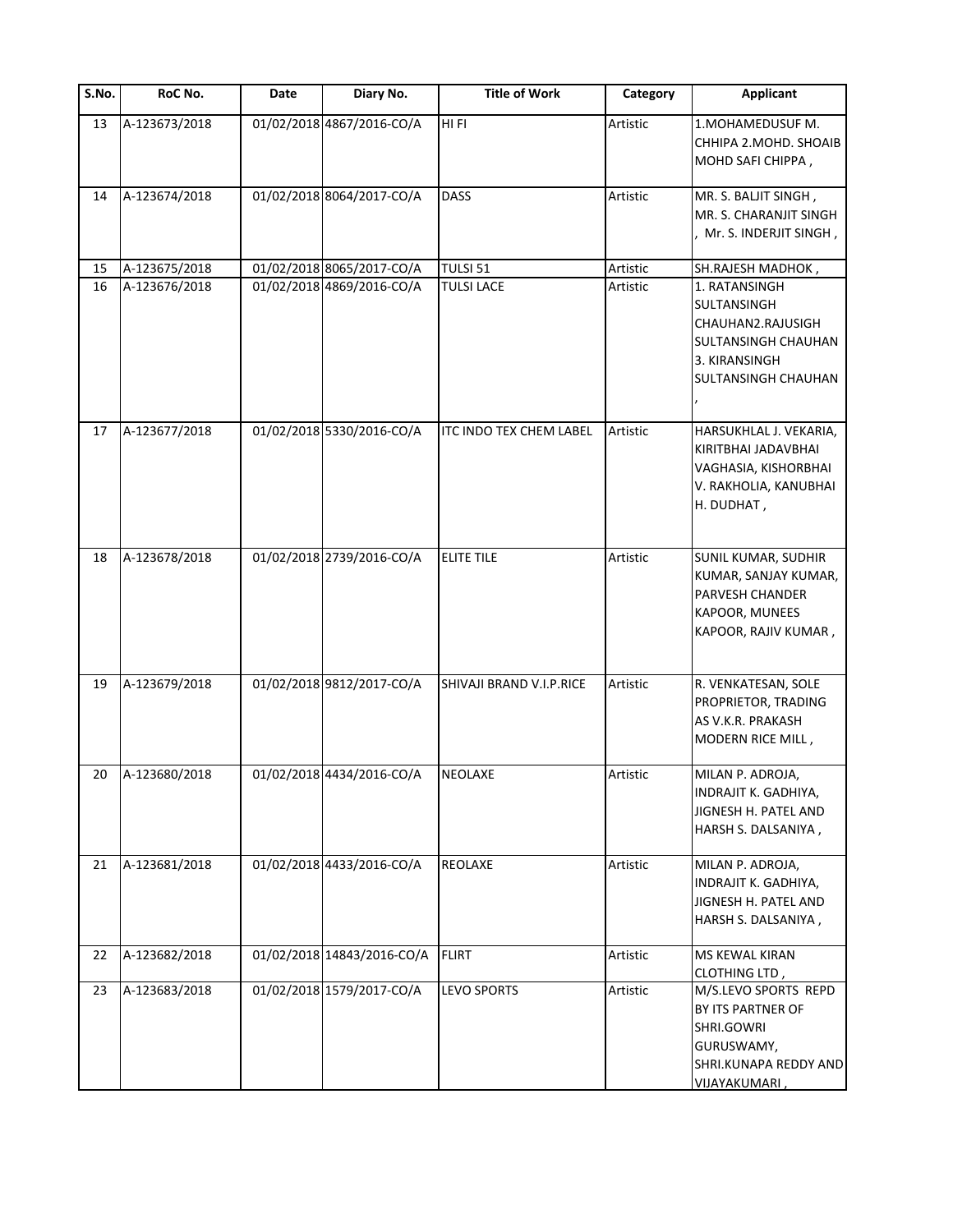| S.No. | RoC No. | Date | Diary No. | Title of Work | Category | Applicant |
|---|---|---|---|---|---|---|
| 13 | A-123673/2018 | 01/02/2018 | 4867/2016-CO/A | HI FI | Artistic | 1.MOHAMEDUSUF M. CHHIPA 2.MOHD. SHOAIB MOHD SAFI CHIPPA , |
| 14 | A-123674/2018 | 01/02/2018 | 8064/2017-CO/A | DASS | Artistic | MR. S. BALJIT SINGH , MR. S. CHARANJIT SINGH , Mr. S. INDERJIT SINGH , |
| 15 | A-123675/2018 | 01/02/2018 | 8065/2017-CO/A | TULSI 51 | Artistic | SH.RAJESH MADHOK , |
| 16 | A-123676/2018 | 01/02/2018 | 4869/2016-CO/A | TULSI LACE | Artistic | 1. RATANSINGH SULTANSINGH CHAUHAN2.RAJUSIGH SULTANSINGH CHAUHAN 3. KIRANSINGH SULTANSINGH CHAUHAN , |
| 17 | A-123677/2018 | 01/02/2018 | 5330/2016-CO/A | ITC INDO TEX CHEM LABEL | Artistic | HARSUKHLAL J. VEKARIA, KIRITBHAI JADAVBHAI VAGHASIA, KISHORBHAI V. RAKHOLIA, KANUBHAI H. DUDHAT , |
| 18 | A-123678/2018 | 01/02/2018 | 2739/2016-CO/A | ELITE TILE | Artistic | SUNIL KUMAR, SUDHIR KUMAR, SANJAY KUMAR, PARVESH CHANDER KAPOOR, MUNEES KAPOOR, RAJIV KUMAR , |
| 19 | A-123679/2018 | 01/02/2018 | 9812/2017-CO/A | SHIVAJI BRAND V.I.P.RICE | Artistic | R. VENKATESAN, SOLE PROPRIETOR, TRADING AS V.K.R. PRAKASH MODERN RICE MILL , |
| 20 | A-123680/2018 | 01/02/2018 | 4434/2016-CO/A | NEOLAXE | Artistic | MILAN P. ADROJA, INDRAJIT K. GADHIYA, JIGNESH H. PATEL AND HARSH S. DALSANIYA , |
| 21 | A-123681/2018 | 01/02/2018 | 4433/2016-CO/A | REOLAXE | Artistic | MILAN P. ADROJA, INDRAJIT K. GADHIYA, JIGNESH H. PATEL AND HARSH S. DALSANIYA , |
| 22 | A-123682/2018 | 01/02/2018 | 14843/2016-CO/A | FLIRT | Artistic | MS KEWAL KIRAN CLOTHING LTD , |
| 23 | A-123683/2018 | 01/02/2018 | 1579/2017-CO/A | LEVO SPORTS | Artistic | M/S.LEVO SPORTS REPD BY ITS PARTNER OF SHRI.GOWRI GURUSWAMY, SHRI.KUNAPA REDDY AND VIJAYAKUMARI , |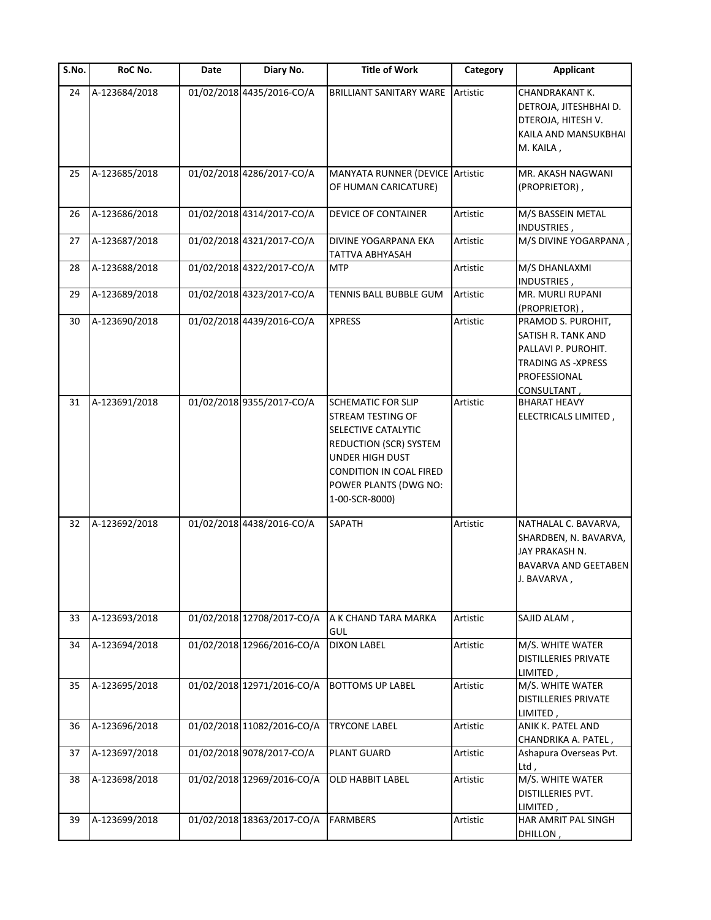| S.No. | RoC No. | Date | Diary No. | Title of Work | Category | Applicant |
| --- | --- | --- | --- | --- | --- | --- |
| 24 | A-123684/2018 | 01/02/2018 | 4435/2016-CO/A | BRILLIANT SANITARY WARE | Artistic | CHANDRAKANT K. DETROJA, JITESHBHAI D. DTEROJA, HITESH V. KAILA AND MANSUKBHAI M. KAILA , |
| 25 | A-123685/2018 | 01/02/2018 | 4286/2017-CO/A | MANYATA RUNNER (DEVICE OF HUMAN CARICATURE) | Artistic | MR. AKASH NAGWANI (PROPRIETOR) , |
| 26 | A-123686/2018 | 01/02/2018 | 4314/2017-CO/A | DEVICE OF CONTAINER | Artistic | M/S BASSEIN METAL INDUSTRIES , |
| 27 | A-123687/2018 | 01/02/2018 | 4321/2017-CO/A | DIVINE YOGARPANA EKA TATTVA ABHYASAH | Artistic | M/S DIVINE YOGARPANA , |
| 28 | A-123688/2018 | 01/02/2018 | 4322/2017-CO/A | MTP | Artistic | M/S DHANLAXMI INDUSTRIES , |
| 29 | A-123689/2018 | 01/02/2018 | 4323/2017-CO/A | TENNIS BALL BUBBLE GUM | Artistic | MR. MURLI RUPANI (PROPRIETOR) , |
| 30 | A-123690/2018 | 01/02/2018 | 4439/2016-CO/A | XPRESS | Artistic | PRAMOD S. PUROHIT, SATISH R. TANK AND PALLAVI P. PUROHIT. TRADING AS -XPRESS PROFESSIONAL CONSULTANT , |
| 31 | A-123691/2018 | 01/02/2018 | 9355/2017-CO/A | SCHEMATIC FOR SLIP STREAM TESTING OF SELECTIVE CATALYTIC REDUCTION (SCR) SYSTEM UNDER HIGH DUST CONDITION IN COAL FIRED POWER PLANTS (DWG NO: 1-00-SCR-8000) | Artistic | BHARAT HEAVY ELECTRICALS LIMITED , |
| 32 | A-123692/2018 | 01/02/2018 | 4438/2016-CO/A | SAPATH | Artistic | NATHALAL C. BAVARVA, SHARDBEN, N. BAVARVA, JAY PRAKASH N. BAVARVA AND GEETABEN J. BAVARVA , |
| 33 | A-123693/2018 | 01/02/2018 | 12708/2017-CO/A | A K CHAND TARA MARKA GUL | Artistic | SAJID ALAM , |
| 34 | A-123694/2018 | 01/02/2018 | 12966/2016-CO/A | DIXON LABEL | Artistic | M/S. WHITE WATER DISTILLERIES PRIVATE LIMITED , |
| 35 | A-123695/2018 | 01/02/2018 | 12971/2016-CO/A | BOTTOMS UP LABEL | Artistic | M/S. WHITE WATER DISTILLERIES PRIVATE LIMITED , |
| 36 | A-123696/2018 | 01/02/2018 | 11082/2016-CO/A | TRYCONE LABEL | Artistic | ANIK K. PATEL AND CHANDRIKA A. PATEL , |
| 37 | A-123697/2018 | 01/02/2018 | 9078/2017-CO/A | PLANT GUARD | Artistic | Ashapura Overseas Pvt. Ltd , |
| 38 | A-123698/2018 | 01/02/2018 | 12969/2016-CO/A | OLD HABBIT LABEL | Artistic | M/S. WHITE WATER DISTILLERIES PVT. LIMITED , |
| 39 | A-123699/2018 | 01/02/2018 | 18363/2017-CO/A | FARMBERS | Artistic | HAR AMRIT PAL SINGH DHILLON , |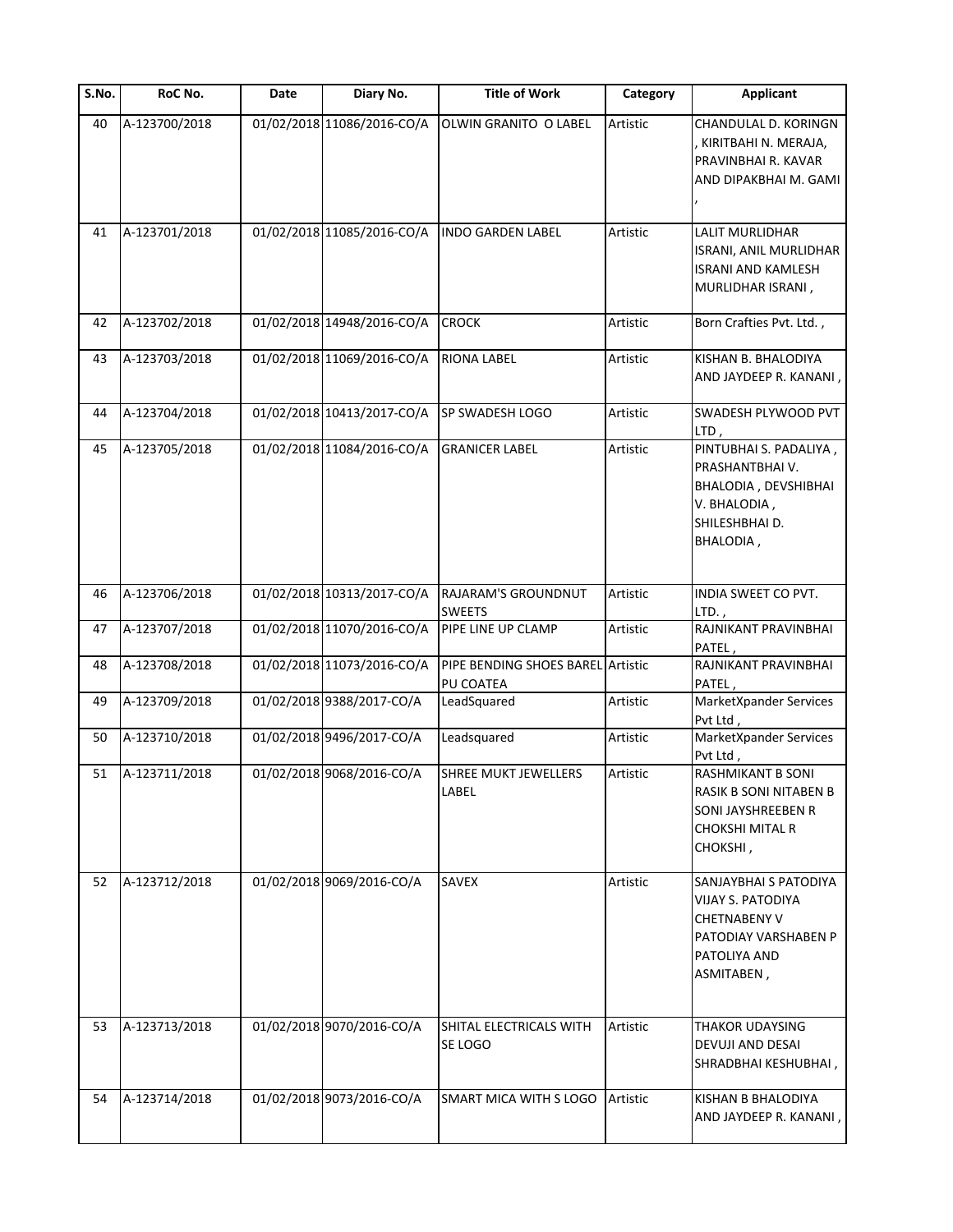| S.No. | RoC No. | Date | Diary No. | Title of Work | Category | Applicant |
|---|---|---|---|---|---|---|
| 40 | A-123700/2018 | 01/02/2018 | 11086/2016-CO/A | OLWIN GRANITO O LABEL | Artistic | CHANDULAL D. KORINGN , KIRITBAHI N. MERAJA, PRAVINBHAI R. KAVAR AND DIPAKBHAI M. GAMI , |
| 41 | A-123701/2018 | 01/02/2018 | 11085/2016-CO/A | INDO GARDEN LABEL | Artistic | LALIT MURLIDHAR ISRANI, ANIL MURLIDHAR ISRANI AND KAMLESH MURLIDHAR ISRANI , |
| 42 | A-123702/2018 | 01/02/2018 | 14948/2016-CO/A | CROCK | Artistic | Born Crafties Pvt. Ltd. , |
| 43 | A-123703/2018 | 01/02/2018 | 11069/2016-CO/A | RIONA LABEL | Artistic | KISHAN B. BHALODIYA AND JAYDEEP R. KANANI , |
| 44 | A-123704/2018 | 01/02/2018 | 10413/2017-CO/A | SP SWADESH LOGO | Artistic | SWADESH PLYWOOD PVT LTD , |
| 45 | A-123705/2018 | 01/02/2018 | 11084/2016-CO/A | GRANICER LABEL | Artistic | PINTUBHAI S. PADALIYA , PRASHANTBHAI V. BHALODIA , DEVSHIBHAI V. BHALODIA , SHILESHBHAI D. BHALODIA , |
| 46 | A-123706/2018 | 01/02/2018 | 10313/2017-CO/A | RAJARAM'S GROUNDNUT SWEETS | Artistic | INDIA SWEET CO PVT. LTD. , |
| 47 | A-123707/2018 | 01/02/2018 | 11070/2016-CO/A | PIPE LINE UP CLAMP | Artistic | RAJNIKANT PRAVINBHAI PATEL , |
| 48 | A-123708/2018 | 01/02/2018 | 11073/2016-CO/A | PIPE BENDING SHOES BAREL PU COATEA | Artistic | RAJNIKANT PRAVINBHAI PATEL , |
| 49 | A-123709/2018 | 01/02/2018 | 9388/2017-CO/A | LeadSquared | Artistic | MarketXpander Services Pvt Ltd , |
| 50 | A-123710/2018 | 01/02/2018 | 9496/2017-CO/A | Leadsquared | Artistic | MarketXpander Services Pvt Ltd , |
| 51 | A-123711/2018 | 01/02/2018 | 9068/2016-CO/A | SHREE MUKT JEWELLERS LABEL | Artistic | RASHMIKANT B SONI RASIK B SONI NITABEN B SONI JAYSHREEBEN R CHOKSHI MITAL R CHOKSHI , |
| 52 | A-123712/2018 | 01/02/2018 | 9069/2016-CO/A | SAVEX | Artistic | SANJAYBHAI S PATODIYA VIJAY S. PATODIYA CHETNABENY V PATODIAY VARSHABEN P PATOLIYA AND ASMITABEN , |
| 53 | A-123713/2018 | 01/02/2018 | 9070/2016-CO/A | SHITAL ELECTRICALS WITH SE LOGO | Artistic | THAKOR UDAYSING DEVUJI AND DESAI SHRADBHAI KESHUBHAI , |
| 54 | A-123714/2018 | 01/02/2018 | 9073/2016-CO/A | SMART MICA WITH S LOGO | Artistic | KISHAN B BHALODIYA AND JAYDEEP R. KANANI , |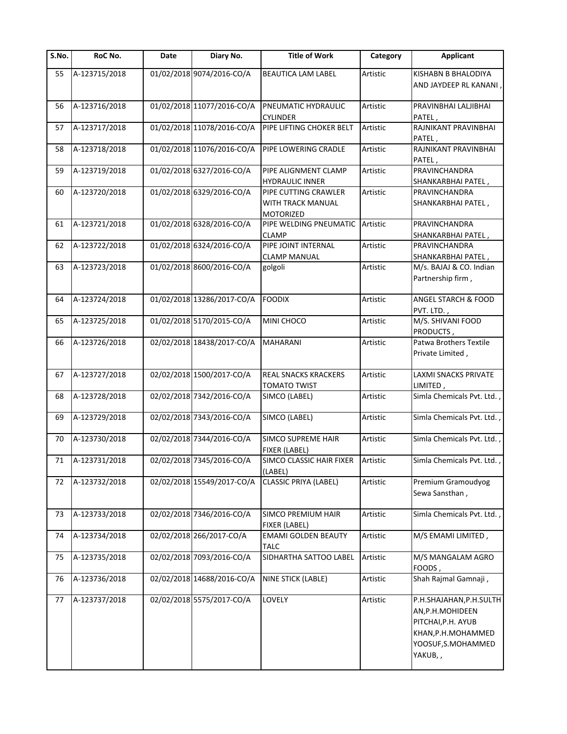| S.No. | RoC No. | Date | Diary No. | Title of Work | Category | Applicant |
|---|---|---|---|---|---|---|
| 55 | A-123715/2018 | 01/02/2018 | 9074/2016-CO/A | BEAUTICA LAM LABEL | Artistic | KISHABN B BHALODIYA AND JAYDEEP RL KANANI , |
| 56 | A-123716/2018 | 01/02/2018 | 11077/2016-CO/A | PNEUMATIC HYDRAULIC CYLINDER | Artistic | PRAVINBHAI LALJIBHAI PATEL , |
| 57 | A-123717/2018 | 01/02/2018 | 11078/2016-CO/A | PIPE LIFTING CHOKER BELT | Artistic | RAJNIKANT PRAVINBHAI PATEL , |
| 58 | A-123718/2018 | 01/02/2018 | 11076/2016-CO/A | PIPE LOWERING CRADLE | Artistic | RAJNIKANT PRAVINBHAI PATEL , |
| 59 | A-123719/2018 | 01/02/2018 | 6327/2016-CO/A | PIPE ALIGNMENT CLAMP HYDRAULIC INNER | Artistic | PRAVINCHANDRA SHANKARBHAI PATEL , |
| 60 | A-123720/2018 | 01/02/2018 | 6329/2016-CO/A | PIPE CUTTING CRAWLER WITH TRACK MANUAL MOTORIZED | Artistic | PRAVINCHANDRA SHANKARBHAI PATEL , |
| 61 | A-123721/2018 | 01/02/2018 | 6328/2016-CO/A | PIPE WELDING PNEUMATIC CLAMP | Artistic | PRAVINCHANDRA SHANKARBHAI PATEL , |
| 62 | A-123722/2018 | 01/02/2018 | 6324/2016-CO/A | PIPE JOINT INTERNAL CLAMP MANUAL | Artistic | PRAVINCHANDRA SHANKARBHAI PATEL , |
| 63 | A-123723/2018 | 01/02/2018 | 8600/2016-CO/A | golgoli | Artistic | M/s. BAJAJ & CO. Indian Partnership firm , |
| 64 | A-123724/2018 | 01/02/2018 | 13286/2017-CO/A | FOODIX | Artistic | ANGEL STARCH & FOOD PVT. LTD. , |
| 65 | A-123725/2018 | 01/02/2018 | 5170/2015-CO/A | MINI CHOCO | Artistic | M/S. SHIVANI FOOD PRODUCTS , |
| 66 | A-123726/2018 | 02/02/2018 | 18438/2017-CO/A | MAHARANI | Artistic | Patwa Brothers Textile Private Limited , |
| 67 | A-123727/2018 | 02/02/2018 | 1500/2017-CO/A | REAL SNACKS KRACKERS TOMATO TWIST | Artistic | LAXMI SNACKS PRIVATE LIMITED , |
| 68 | A-123728/2018 | 02/02/2018 | 7342/2016-CO/A | SIMCO (LABEL) | Artistic | Simla Chemicals Pvt. Ltd. , |
| 69 | A-123729/2018 | 02/02/2018 | 7343/2016-CO/A | SIMCO (LABEL) | Artistic | Simla Chemicals Pvt. Ltd. , |
| 70 | A-123730/2018 | 02/02/2018 | 7344/2016-CO/A | SIMCO SUPREME HAIR FIXER (LABEL) | Artistic | Simla Chemicals Pvt. Ltd. , |
| 71 | A-123731/2018 | 02/02/2018 | 7345/2016-CO/A | SIMCO CLASSIC HAIR FIXER (LABEL) | Artistic | Simla Chemicals Pvt. Ltd. , |
| 72 | A-123732/2018 | 02/02/2018 | 15549/2017-CO/A | CLASSIC PRIYA (LABEL) | Artistic | Premium Gramoudyog Sewa Sansthan , |
| 73 | A-123733/2018 | 02/02/2018 | 7346/2016-CO/A | SIMCO PREMIUM HAIR FIXER (LABEL) | Artistic | Simla Chemicals Pvt. Ltd. , |
| 74 | A-123734/2018 | 02/02/2018 | 266/2017-CO/A | EMAMI GOLDEN BEAUTY TALC | Artistic | M/S EMAMI LIMITED , |
| 75 | A-123735/2018 | 02/02/2018 | 7093/2016-CO/A | SIDHARTHA SATTOO LABEL | Artistic | M/S MANGALAM AGRO FOODS , |
| 76 | A-123736/2018 | 02/02/2018 | 14688/2016-CO/A | NINE STICK (LABLE) | Artistic | Shah Rajmal Gamnaji , |
| 77 | A-123737/2018 | 02/02/2018 | 5575/2017-CO/A | LOVELY | Artistic | P.H.SHAJAHAN,P.H.SULTHAN,P.H.MOHIDEEN PITCHAI,P.H. AYUB KHAN,P.H.MOHAMMED YOOSUF,S.MOHAMMED YAKUB, , |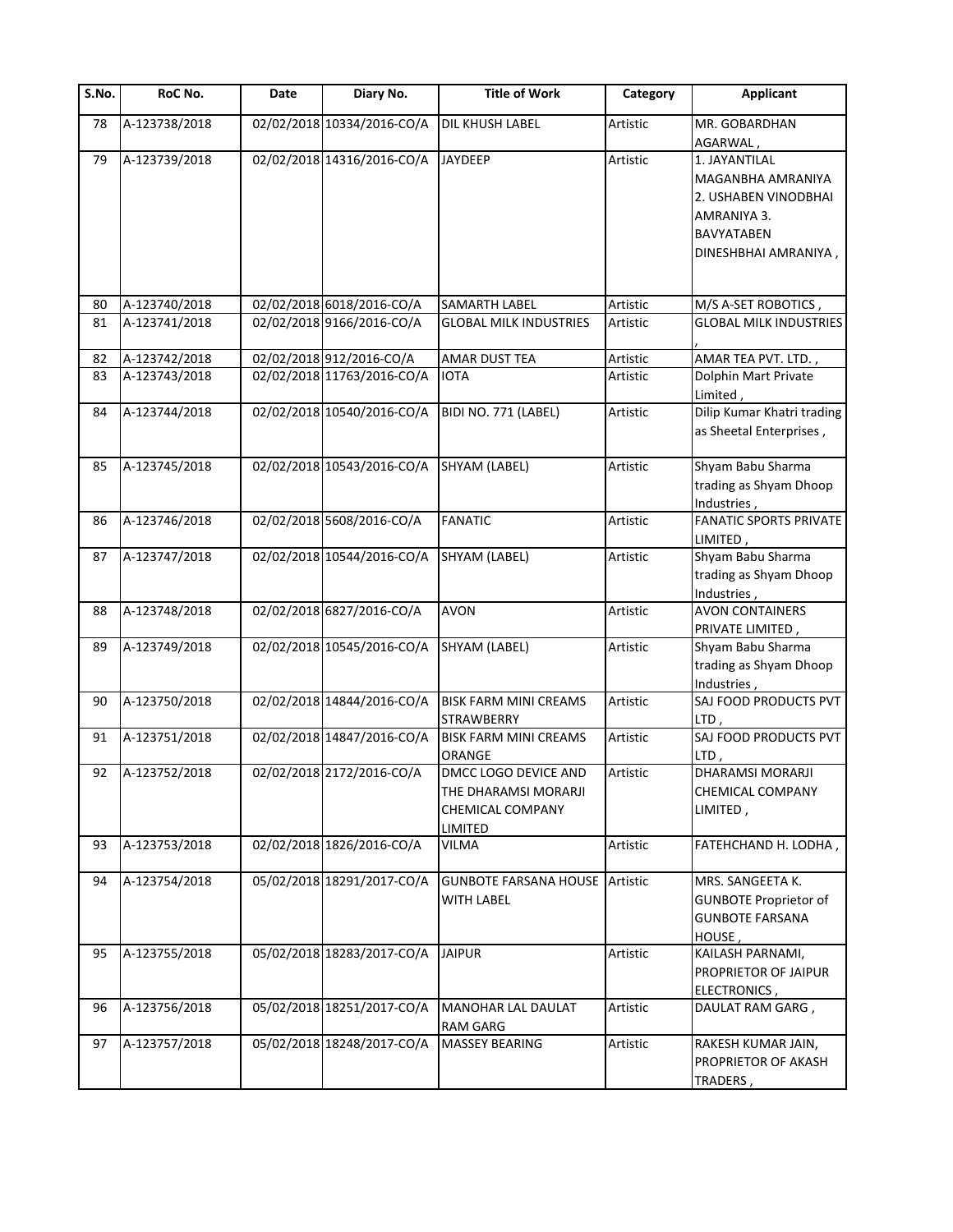| S.No. | RoC No. | Date | Diary No. | Title of Work | Category | Applicant |
|---|---|---|---|---|---|---|
| 78 | A-123738/2018 | 02/02/2018 | 10334/2016-CO/A | DIL KHUSH LABEL | Artistic | MR. GOBARDHAN AGARWAL , |
| 79 | A-123739/2018 | 02/02/2018 | 14316/2016-CO/A | JAYDEEP | Artistic | 1. JAYANTILAL MAGANBHA AMRANIYA 2. USHABEN VINODBHAI AMRANIYA 3. BAVYATABEN DINESHBHAI AMRANIYA , |
| 80 | A-123740/2018 | 02/02/2018 | 6018/2016-CO/A | SAMARTH LABEL | Artistic | M/S A-SET ROBOTICS , |
| 81 | A-123741/2018 | 02/02/2018 | 9166/2016-CO/A | GLOBAL MILK INDUSTRIES | Artistic | GLOBAL MILK INDUSTRIES , |
| 82 | A-123742/2018 | 02/02/2018 | 912/2016-CO/A | AMAR DUST TEA | Artistic | AMAR TEA PVT. LTD. , |
| 83 | A-123743/2018 | 02/02/2018 | 11763/2016-CO/A | IOTA | Artistic | Dolphin Mart Private Limited , |
| 84 | A-123744/2018 | 02/02/2018 | 10540/2016-CO/A | BIDI NO. 771 (LABEL) | Artistic | Dilip Kumar Khatri trading as Sheetal Enterprises , |
| 85 | A-123745/2018 | 02/02/2018 | 10543/2016-CO/A | SHYAM (LABEL) | Artistic | Shyam Babu Sharma trading as Shyam Dhoop Industries , |
| 86 | A-123746/2018 | 02/02/2018 | 5608/2016-CO/A | FANATIC | Artistic | FANATIC SPORTS PRIVATE LIMITED , |
| 87 | A-123747/2018 | 02/02/2018 | 10544/2016-CO/A | SHYAM (LABEL) | Artistic | Shyam Babu Sharma trading as Shyam Dhoop Industries , |
| 88 | A-123748/2018 | 02/02/2018 | 6827/2016-CO/A | AVON | Artistic | AVON CONTAINERS PRIVATE LIMITED , |
| 89 | A-123749/2018 | 02/02/2018 | 10545/2016-CO/A | SHYAM (LABEL) | Artistic | Shyam Babu Sharma trading as Shyam Dhoop Industries , |
| 90 | A-123750/2018 | 02/02/2018 | 14844/2016-CO/A | BISK FARM MINI CREAMS STRAWBERRY | Artistic | SAJ FOOD PRODUCTS PVT LTD , |
| 91 | A-123751/2018 | 02/02/2018 | 14847/2016-CO/A | BISK FARM MINI CREAMS ORANGE | Artistic | SAJ FOOD PRODUCTS PVT LTD , |
| 92 | A-123752/2018 | 02/02/2018 | 2172/2016-CO/A | DMCC LOGO DEVICE AND THE DHARAMSI MORARJI CHEMICAL COMPANY LIMITED | Artistic | DHARAMSI MORARJI CHEMICAL COMPANY LIMITED , |
| 93 | A-123753/2018 | 02/02/2018 | 1826/2016-CO/A | VILMA | Artistic | FATEHCHAND H. LODHA , |
| 94 | A-123754/2018 | 05/02/2018 | 18291/2017-CO/A | GUNBOTE FARSANA HOUSE WITH LABEL | Artistic | MRS. SANGEETA K. GUNBOTE Proprietor of GUNBOTE FARSANA HOUSE , |
| 95 | A-123755/2018 | 05/02/2018 | 18283/2017-CO/A | JAIPUR | Artistic | KAILASH PARNAMI, PROPRIETOR OF JAIPUR ELECTRONICS , |
| 96 | A-123756/2018 | 05/02/2018 | 18251/2017-CO/A | MANOHAR LAL DAULAT RAM GARG | Artistic | DAULAT RAM GARG , |
| 97 | A-123757/2018 | 05/02/2018 | 18248/2017-CO/A | MASSEY BEARING | Artistic | RAKESH KUMAR JAIN, PROPRIETOR OF AKASH TRADERS , |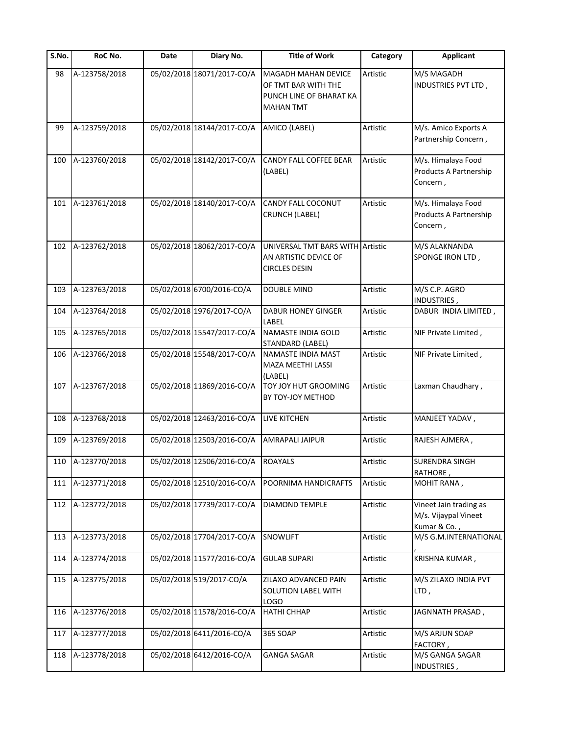| S.No. | RoC No. | Date | Diary No. | Title of Work | Category | Applicant |
|---|---|---|---|---|---|---|
| 98 | A-123758/2018 | 05/02/2018 | 18071/2017-CO/A | MAGADH MAHAN DEVICE OF TMT BAR WITH THE PUNCH LINE OF BHARAT KA MAHAN TMT | Artistic | M/S MAGADH INDUSTRIES PVT LTD , |
| 99 | A-123759/2018 | 05/02/2018 | 18144/2017-CO/A | AMICO (LABEL) | Artistic | M/s. Amico Exports A Partnership Concern , |
| 100 | A-123760/2018 | 05/02/2018 | 18142/2017-CO/A | CANDY FALL COFFEE BEAR (LABEL) | Artistic | M/s. Himalaya Food Products A Partnership Concern , |
| 101 | A-123761/2018 | 05/02/2018 | 18140/2017-CO/A | CANDY FALL COCONUT CRUNCH (LABEL) | Artistic | M/s. Himalaya Food Products A Partnership Concern , |
| 102 | A-123762/2018 | 05/02/2018 | 18062/2017-CO/A | UNIVERSAL TMT BARS WITH AN ARTISTIC DEVICE OF CIRCLES DESIN | Artistic | M/S ALAKNANDA SPONGE IRON LTD , |
| 103 | A-123763/2018 | 05/02/2018 | 6700/2016-CO/A | DOUBLE MIND | Artistic | M/S C.P. AGRO INDUSTRIES , |
| 104 | A-123764/2018 | 05/02/2018 | 1976/2017-CO/A | DABUR HONEY GINGER LABEL | Artistic | DABUR INDIA LIMITED , |
| 105 | A-123765/2018 | 05/02/2018 | 15547/2017-CO/A | NAMASTE INDIA GOLD STANDARD (LABEL) | Artistic | NIF Private Limited , |
| 106 | A-123766/2018 | 05/02/2018 | 15548/2017-CO/A | NAMASTE INDIA MAST MAZA MEETHI LASSI (LABEL) | Artistic | NIF Private Limited , |
| 107 | A-123767/2018 | 05/02/2018 | 11869/2016-CO/A | TOY JOY HUT GROOMING BY TOY-JOY METHOD | Artistic | Laxman Chaudhary , |
| 108 | A-123768/2018 | 05/02/2018 | 12463/2016-CO/A | LIVE KITCHEN | Artistic | MANJEET YADAV , |
| 109 | A-123769/2018 | 05/02/2018 | 12503/2016-CO/A | AMRAPALI JAIPUR | Artistic | RAJESH AJMERA , |
| 110 | A-123770/2018 | 05/02/2018 | 12506/2016-CO/A | ROAYALS | Artistic | SURENDRA SINGH RATHORE , |
| 111 | A-123771/2018 | 05/02/2018 | 12510/2016-CO/A | POORNIMA HANDICRAFTS | Artistic | MOHIT RANA , |
| 112 | A-123772/2018 | 05/02/2018 | 17739/2017-CO/A | DIAMOND TEMPLE | Artistic | Vineet Jain trading as M/s. Vijaypal Vineet Kumar & Co. , |
| 113 | A-123773/2018 | 05/02/2018 | 17704/2017-CO/A | SNOWLIFT | Artistic | M/S G.M.INTERNATIONAL , |
| 114 | A-123774/2018 | 05/02/2018 | 11577/2016-CO/A | GULAB SUPARI | Artistic | KRISHNA KUMAR , |
| 115 | A-123775/2018 | 05/02/2018 | 519/2017-CO/A | ZILAXO ADVANCED PAIN SOLUTION LABEL WITH LOGO | Artistic | M/S ZILAXO INDIA PVT LTD , |
| 116 | A-123776/2018 | 05/02/2018 | 11578/2016-CO/A | HATHI CHHAP | Artistic | JAGNNATH PRASAD , |
| 117 | A-123777/2018 | 05/02/2018 | 6411/2016-CO/A | 365 SOAP | Artistic | M/S ARJUN SOAP FACTORY , |
| 118 | A-123778/2018 | 05/02/2018 | 6412/2016-CO/A | GANGA SAGAR | Artistic | M/S GANGA SAGAR INDUSTRIES , |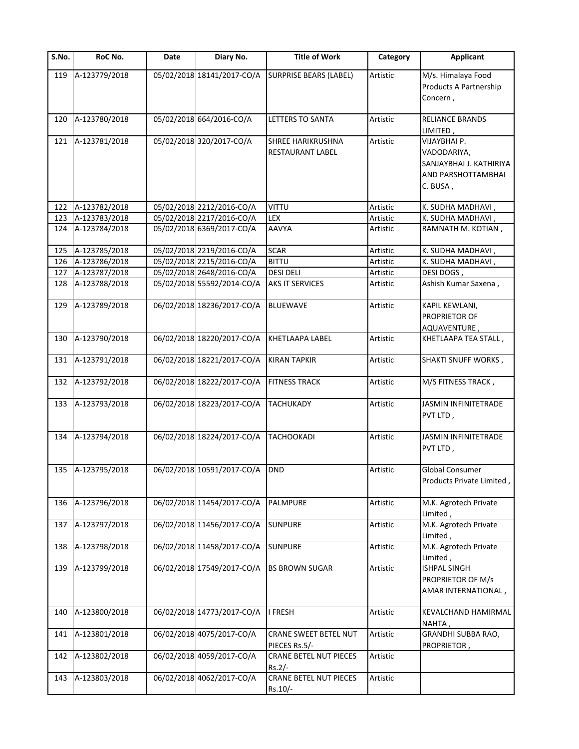| S.No. | RoC No. | Date | Diary No. | Title of Work | Category | Applicant |
|---|---|---|---|---|---|---|
| 119 | A-123779/2018 | 05/02/2018 | 18141/2017-CO/A | SURPRISE BEARS (LABEL) | Artistic | M/s. Himalaya Food Products A Partnership Concern , |
| 120 | A-123780/2018 | 05/02/2018 | 664/2016-CO/A | LETTERS TO SANTA | Artistic | RELIANCE BRANDS LIMITED , |
| 121 | A-123781/2018 | 05/02/2018 | 320/2017-CO/A | SHREE HARIKRUSHNA RESTAURANT LABEL | Artistic | VIJAYBHAI P. VADODARIYA, SANJAYBHAI J. KATHIRIYA AND PARSHOTTAMBHAI C. BUSA , |
| 122 | A-123782/2018 | 05/02/2018 | 2212/2016-CO/A | VITTU | Artistic | K. SUDHA MADHAVI , |
| 123 | A-123783/2018 | 05/02/2018 | 2217/2016-CO/A | LEX | Artistic | K. SUDHA MADHAVI , |
| 124 | A-123784/2018 | 05/02/2018 | 6369/2017-CO/A | AAVYA | Artistic | RAMNATH M. KOTIAN , |
| 125 | A-123785/2018 | 05/02/2018 | 2219/2016-CO/A | SCAR | Artistic | K. SUDHA MADHAVI , |
| 126 | A-123786/2018 | 05/02/2018 | 2215/2016-CO/A | BITTU | Artistic | K. SUDHA MADHAVI , |
| 127 | A-123787/2018 | 05/02/2018 | 2648/2016-CO/A | DESI DELI | Artistic | DESI DOGS , |
| 128 | A-123788/2018 | 05/02/2018 | 55592/2014-CO/A | AKS IT SERVICES | Artistic | Ashish Kumar Saxena , |
| 129 | A-123789/2018 | 06/02/2018 | 18236/2017-CO/A | BLUEWAVE | Artistic | KAPIL KEWLANI, PROPRIETOR OF AQUAVENTURE , |
| 130 | A-123790/2018 | 06/02/2018 | 18220/2017-CO/A | KHETLAAPA LABEL | Artistic | KHETLAAPA TEA STALL , |
| 131 | A-123791/2018 | 06/02/2018 | 18221/2017-CO/A | KIRAN TAPKIR | Artistic | SHAKTI SNUFF WORKS , |
| 132 | A-123792/2018 | 06/02/2018 | 18222/2017-CO/A | FITNESS TRACK | Artistic | M/S FITNESS TRACK , |
| 133 | A-123793/2018 | 06/02/2018 | 18223/2017-CO/A | TACHUKADY | Artistic | JASMIN INFINITETRADE PVT LTD , |
| 134 | A-123794/2018 | 06/02/2018 | 18224/2017-CO/A | TACHOOKADI | Artistic | JASMIN INFINITETRADE PVT LTD , |
| 135 | A-123795/2018 | 06/02/2018 | 10591/2017-CO/A | DND | Artistic | Global Consumer Products Private Limited , |
| 136 | A-123796/2018 | 06/02/2018 | 11454/2017-CO/A | PALMPURE | Artistic | M.K. Agrotech Private Limited , |
| 137 | A-123797/2018 | 06/02/2018 | 11456/2017-CO/A | SUNPURE | Artistic | M.K. Agrotech Private Limited , |
| 138 | A-123798/2018 | 06/02/2018 | 11458/2017-CO/A | SUNPURE | Artistic | M.K. Agrotech Private Limited , |
| 139 | A-123799/2018 | 06/02/2018 | 17549/2017-CO/A | BS BROWN SUGAR | Artistic | ISHPAL SINGH PROPRIETOR OF M/s AMAR INTERNATIONAL , |
| 140 | A-123800/2018 | 06/02/2018 | 14773/2017-CO/A | I FRESH | Artistic | KEVALCHAND HAMIRMAL NAHTA , |
| 141 | A-123801/2018 | 06/02/2018 | 4075/2017-CO/A | CRANE SWEET BETEL NUT PIECES Rs.5/- | Artistic | GRANDHI SUBBA RAO, PROPRIETOR , |
| 142 | A-123802/2018 | 06/02/2018 | 4059/2017-CO/A | CRANE BETEL NUT PIECES Rs.2/- | Artistic | |
| 143 | A-123803/2018 | 06/02/2018 | 4062/2017-CO/A | CRANE BETEL NUT PIECES Rs.10/- | Artistic | |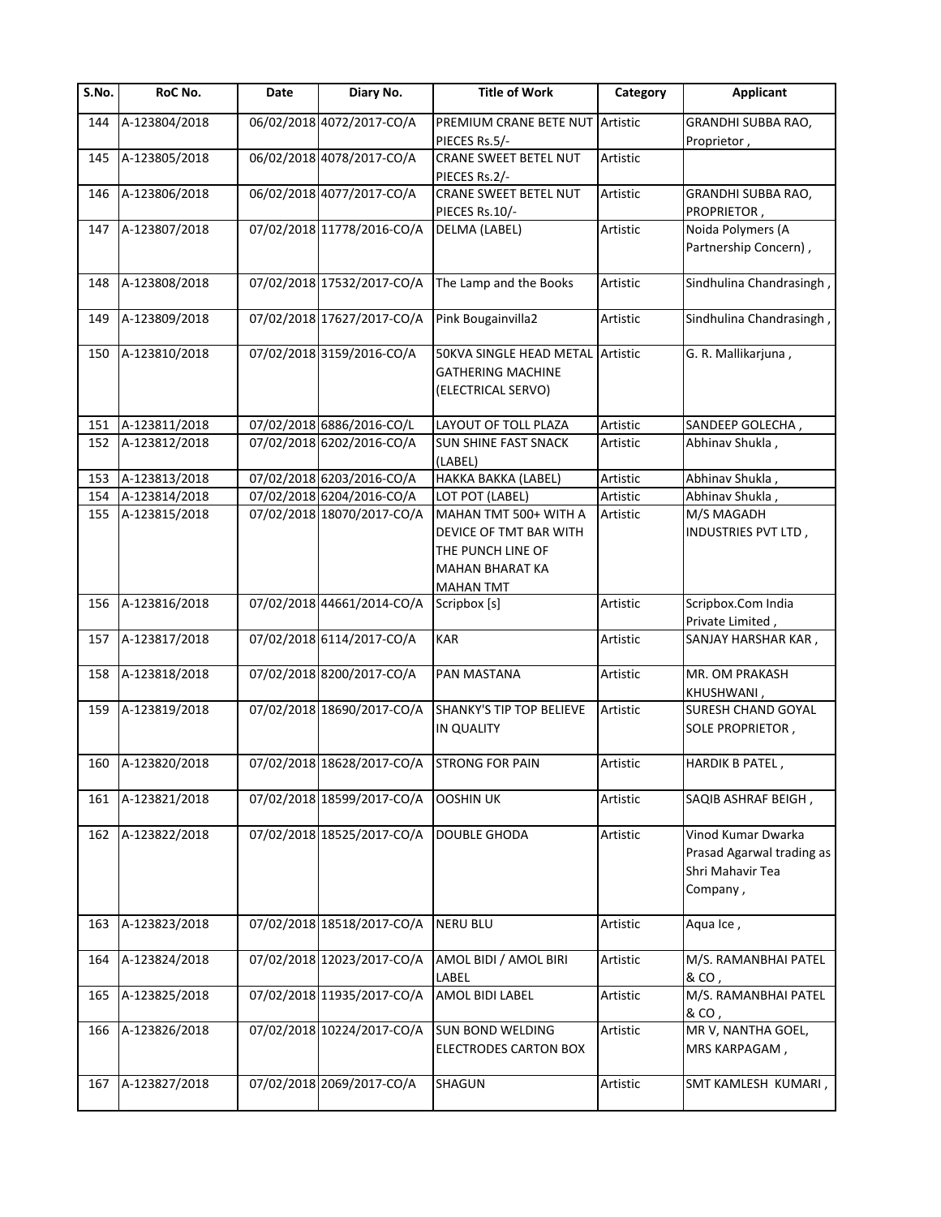| S.No. | RoC No. | Date | Diary No. | Title of Work | Category | Applicant |
|---|---|---|---|---|---|---|
| 144 | A-123804/2018 | 06/02/2018 | 4072/2017-CO/A | PREMIUM CRANE BETE NUT PIECES Rs.5/- | Artistic | GRANDHI SUBBA RAO, Proprietor , |
| 145 | A-123805/2018 | 06/02/2018 | 4078/2017-CO/A | CRANE SWEET BETEL NUT PIECES Rs.2/- | Artistic | |
| 146 | A-123806/2018 | 06/02/2018 | 4077/2017-CO/A | CRANE SWEET BETEL NUT PIECES Rs.10/- | Artistic | GRANDHI SUBBA RAO, PROPRIETOR , |
| 147 | A-123807/2018 | 07/02/2018 | 11778/2016-CO/A | DELMA (LABEL) | Artistic | Noida Polymers (A Partnership Concern) , |
| 148 | A-123808/2018 | 07/02/2018 | 17532/2017-CO/A | The Lamp and the Books | Artistic | Sindhulina Chandrasingh , |
| 149 | A-123809/2018 | 07/02/2018 | 17627/2017-CO/A | Pink Bougainvilla2 | Artistic | Sindhulina Chandrasingh , |
| 150 | A-123810/2018 | 07/02/2018 | 3159/2016-CO/A | 50KVA SINGLE HEAD METAL GATHERING MACHINE (ELECTRICAL SERVO) | Artistic | G. R. Mallikarjuna , |
| 151 | A-123811/2018 | 07/02/2018 | 6886/2016-CO/L | LAYOUT OF TOLL PLAZA | Artistic | SANDEEP GOLECHA , |
| 152 | A-123812/2018 | 07/02/2018 | 6202/2016-CO/A | SUN SHINE FAST SNACK (LABEL) | Artistic | Abhinav Shukla , |
| 153 | A-123813/2018 | 07/02/2018 | 6203/2016-CO/A | HAKKA BAKKA (LABEL) | Artistic | Abhinav Shukla , |
| 154 | A-123814/2018 | 07/02/2018 | 6204/2016-CO/A | LOT POT (LABEL) | Artistic | Abhinav Shukla , |
| 155 | A-123815/2018 | 07/02/2018 | 18070/2017-CO/A | MAHAN TMT 500+ WITH A DEVICE OF TMT BAR WITH THE PUNCH LINE OF MAHAN BHARAT KA MAHAN TMT | Artistic | M/S MAGADH INDUSTRIES PVT LTD , |
| 156 | A-123816/2018 | 07/02/2018 | 44661/2014-CO/A | Scripbox [s] | Artistic | Scripbox.Com India Private Limited , |
| 157 | A-123817/2018 | 07/02/2018 | 6114/2017-CO/A | KAR | Artistic | SANJAY HARSHAR KAR , |
| 158 | A-123818/2018 | 07/02/2018 | 8200/2017-CO/A | PAN MASTANA | Artistic | MR. OM PRAKASH KHUSHWANI , |
| 159 | A-123819/2018 | 07/02/2018 | 18690/2017-CO/A | SHANKY'S TIP TOP BELIEVE IN QUALITY | Artistic | SURESH CHAND GOYAL SOLE PROPRIETOR , |
| 160 | A-123820/2018 | 07/02/2018 | 18628/2017-CO/A | STRONG FOR PAIN | Artistic | HARDIK B PATEL , |
| 161 | A-123821/2018 | 07/02/2018 | 18599/2017-CO/A | OOSHIN UK | Artistic | SAQIB ASHRAF BEIGH , |
| 162 | A-123822/2018 | 07/02/2018 | 18525/2017-CO/A | DOUBLE GHODA | Artistic | Vinod Kumar Dwarka Prasad Agarwal trading as Shri Mahavir Tea Company , |
| 163 | A-123823/2018 | 07/02/2018 | 18518/2017-CO/A | NERU BLU | Artistic | Aqua Ice , |
| 164 | A-123824/2018 | 07/02/2018 | 12023/2017-CO/A | AMOL BIDI / AMOL BIRI LABEL | Artistic | M/S. RAMANBHAI PATEL & CO , |
| 165 | A-123825/2018 | 07/02/2018 | 11935/2017-CO/A | AMOL BIDI LABEL | Artistic | M/S. RAMANBHAI PATEL & CO , |
| 166 | A-123826/2018 | 07/02/2018 | 10224/2017-CO/A | SUN BOND WELDING ELECTRODES CARTON BOX | Artistic | MR V, NANTHA GOEL, MRS KARPAGAM , |
| 167 | A-123827/2018 | 07/02/2018 | 2069/2017-CO/A | SHAGUN | Artistic | SMT KAMLESH KUMARI , |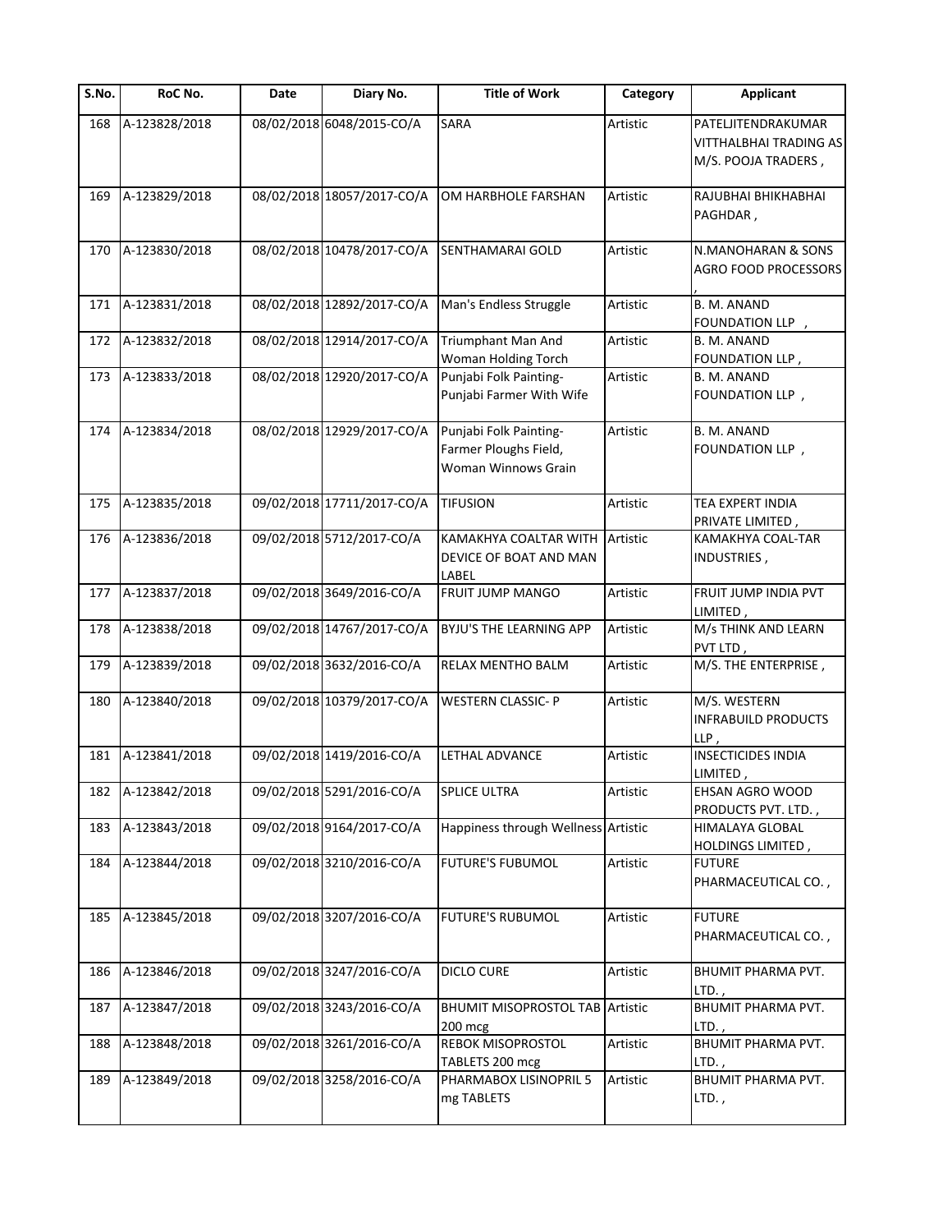| S.No. | RoC No. | Date | Diary No. | Title of Work | Category | Applicant |
|---|---|---|---|---|---|---|
| 168 | A-123828/2018 | 08/02/2018 | 6048/2015-CO/A | SARA | Artistic | PATELJITENDRAKUMAR VITTHALBHAI TRADING AS M/S. POOJA TRADERS , |
| 169 | A-123829/2018 | 08/02/2018 | 18057/2017-CO/A | OM HARBHOLE FARSHAN | Artistic | RAJUBHAI BHIKHABHAI PAGHDAR , |
| 170 | A-123830/2018 | 08/02/2018 | 10478/2017-CO/A | SENTHAMARAI GOLD | Artistic | N.MANOHARAN & SONS AGRO FOOD PROCESSORS , |
| 171 | A-123831/2018 | 08/02/2018 | 12892/2017-CO/A | Man's Endless Struggle | Artistic | B. M. ANAND FOUNDATION LLP , |
| 172 | A-123832/2018 | 08/02/2018 | 12914/2017-CO/A | Triumphant Man And Woman Holding Torch | Artistic | B. M. ANAND FOUNDATION LLP , |
| 173 | A-123833/2018 | 08/02/2018 | 12920/2017-CO/A | Punjabi Folk Painting- Punjabi Farmer With Wife | Artistic | B. M. ANAND FOUNDATION LLP , |
| 174 | A-123834/2018 | 08/02/2018 | 12929/2017-CO/A | Punjabi Folk Painting- Farmer Ploughs Field, Woman Winnows Grain | Artistic | B. M. ANAND FOUNDATION LLP , |
| 175 | A-123835/2018 | 09/02/2018 | 17711/2017-CO/A | TIFUSION | Artistic | TEA EXPERT INDIA PRIVATE LIMITED , |
| 176 | A-123836/2018 | 09/02/2018 | 5712/2017-CO/A | KAMAKHYA COALTAR WITH DEVICE OF BOAT AND MAN LABEL | Artistic | KAMAKHYA COAL-TAR INDUSTRIES , |
| 177 | A-123837/2018 | 09/02/2018 | 3649/2016-CO/A | FRUIT JUMP MANGO | Artistic | FRUIT JUMP INDIA PVT LIMITED , |
| 178 | A-123838/2018 | 09/02/2018 | 14767/2017-CO/A | BYJU'S THE LEARNING APP | Artistic | M/s THINK AND LEARN PVT LTD , |
| 179 | A-123839/2018 | 09/02/2018 | 3632/2016-CO/A | RELAX MENTHO BALM | Artistic | M/S. THE ENTERPRISE , |
| 180 | A-123840/2018 | 09/02/2018 | 10379/2017-CO/A | WESTERN CLASSIC- P | Artistic | M/S. WESTERN INFRABUILD PRODUCTS LLP , |
| 181 | A-123841/2018 | 09/02/2018 | 1419/2016-CO/A | LETHAL ADVANCE | Artistic | INSECTICIDES INDIA LIMITED , |
| 182 | A-123842/2018 | 09/02/2018 | 5291/2016-CO/A | SPLICE ULTRA | Artistic | EHSAN AGRO WOOD PRODUCTS PVT. LTD. , |
| 183 | A-123843/2018 | 09/02/2018 | 9164/2017-CO/A | Happiness through Wellness | Artistic | HIMALAYA GLOBAL HOLDINGS LIMITED , |
| 184 | A-123844/2018 | 09/02/2018 | 3210/2016-CO/A | FUTURE'S FUBUMOL | Artistic | FUTURE PHARMACEUTICAL CO. , |
| 185 | A-123845/2018 | 09/02/2018 | 3207/2016-CO/A | FUTURE'S RUBUMOL | Artistic | FUTURE PHARMACEUTICAL CO. , |
| 186 | A-123846/2018 | 09/02/2018 | 3247/2016-CO/A | DICLO CURE | Artistic | BHUMIT PHARMA PVT. LTD. , |
| 187 | A-123847/2018 | 09/02/2018 | 3243/2016-CO/A | BHUMIT MISOPROSTOL TAB 200 mcg | Artistic | BHUMIT PHARMA PVT. LTD. , |
| 188 | A-123848/2018 | 09/02/2018 | 3261/2016-CO/A | REBOK MISOPROSTOL TABLETS 200 mcg | Artistic | BHUMIT PHARMA PVT. LTD. , |
| 189 | A-123849/2018 | 09/02/2018 | 3258/2016-CO/A | PHARMABOX LISINOPRIL 5 mg TABLETS | Artistic | BHUMIT PHARMA PVT. LTD. , |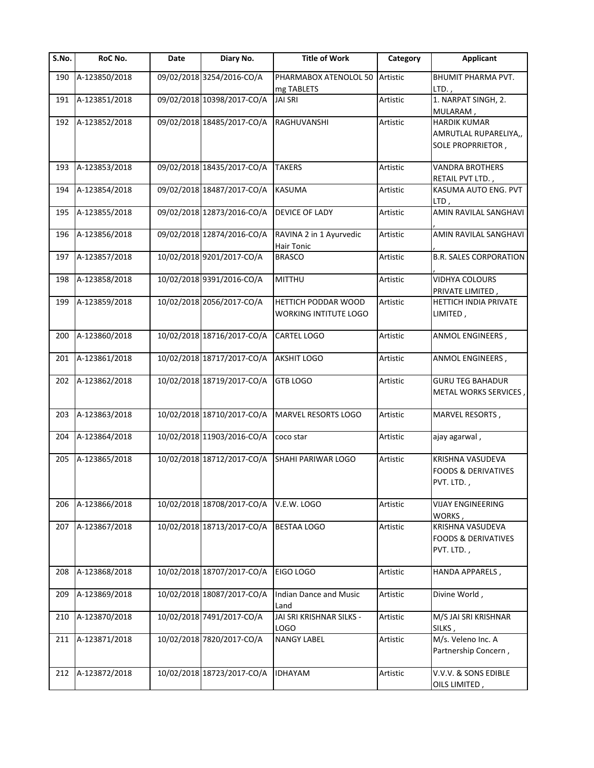| S.No. | RoC No. | Date | Diary No. | Title of Work | Category | Applicant |
|---|---|---|---|---|---|---|
| 190 | A-123850/2018 | 09/02/2018 | 3254/2016-CO/A | PHARMABOX ATENOLOL 50 mg TABLETS | Artistic | BHUMIT PHARMA PVT. LTD. , |
| 191 | A-123851/2018 | 09/02/2018 | 10398/2017-CO/A | JAI SRI | Artistic | 1. NARPAT SINGH, 2. MULARAM , |
| 192 | A-123852/2018 | 09/02/2018 | 18485/2017-CO/A | RAGHUVANSHI | Artistic | HARDIK KUMAR AMRUTLAL RUPARELIYA,, SOLE PROPRRIETOR , |
| 193 | A-123853/2018 | 09/02/2018 | 18435/2017-CO/A | TAKERS | Artistic | VANDRA BROTHERS RETAIL PVT LTD. , |
| 194 | A-123854/2018 | 09/02/2018 | 18487/2017-CO/A | KASUMA | Artistic | KASUMA AUTO ENG. PVT LTD , |
| 195 | A-123855/2018 | 09/02/2018 | 12873/2016-CO/A | DEVICE OF LADY | Artistic | AMIN RAVILAL SANGHAVI , |
| 196 | A-123856/2018 | 09/02/2018 | 12874/2016-CO/A | RAVINA 2 in 1 Ayurvedic Hair Tonic | Artistic | AMIN RAVILAL SANGHAVI , |
| 197 | A-123857/2018 | 10/02/2018 | 9201/2017-CO/A | BRASCO | Artistic | B.R. SALES CORPORATION , |
| 198 | A-123858/2018 | 10/02/2018 | 9391/2016-CO/A | MITTHU | Artistic | VIDHYA COLOURS PRIVATE LIMITED , |
| 199 | A-123859/2018 | 10/02/2018 | 2056/2017-CO/A | HETTICH PODDAR WOOD WORKING INTITUTE LOGO | Artistic | HETTICH INDIA PRIVATE LIMITED , |
| 200 | A-123860/2018 | 10/02/2018 | 18716/2017-CO/A | CARTEL LOGO | Artistic | ANMOL ENGINEERS , |
| 201 | A-123861/2018 | 10/02/2018 | 18717/2017-CO/A | AKSHIT LOGO | Artistic | ANMOL ENGINEERS , |
| 202 | A-123862/2018 | 10/02/2018 | 18719/2017-CO/A | GTB LOGO | Artistic | GURU TEG BAHADUR METAL WORKS SERVICES , |
| 203 | A-123863/2018 | 10/02/2018 | 18710/2017-CO/A | MARVEL RESORTS LOGO | Artistic | MARVEL RESORTS , |
| 204 | A-123864/2018 | 10/02/2018 | 11903/2016-CO/A | coco star | Artistic | ajay agarwal , |
| 205 | A-123865/2018 | 10/02/2018 | 18712/2017-CO/A | SHAHI PARIWAR LOGO | Artistic | KRISHNA VASUDEVA FOODS & DERIVATIVES PVT. LTD. , |
| 206 | A-123866/2018 | 10/02/2018 | 18708/2017-CO/A | V.E.W. LOGO | Artistic | VIJAY ENGINEERING WORKS , |
| 207 | A-123867/2018 | 10/02/2018 | 18713/2017-CO/A | BESTAA LOGO | Artistic | KRISHNA VASUDEVA FOODS & DERIVATIVES PVT. LTD. , |
| 208 | A-123868/2018 | 10/02/2018 | 18707/2017-CO/A | EIGO LOGO | Artistic | HANDA APPARELS , |
| 209 | A-123869/2018 | 10/02/2018 | 18087/2017-CO/A | Indian Dance and Music Land | Artistic | Divine World , |
| 210 | A-123870/2018 | 10/02/2018 | 7491/2017-CO/A | JAI SRI KRISHNAR SILKS - LOGO | Artistic | M/S JAI SRI KRISHNAR SILKS , |
| 211 | A-123871/2018 | 10/02/2018 | 7820/2017-CO/A | NANGY LABEL | Artistic | M/s. Veleno Inc. A Partnership Concern , |
| 212 | A-123872/2018 | 10/02/2018 | 18723/2017-CO/A | IDHAYAM | Artistic | V.V.V. & SONS EDIBLE OILS LIMITED , |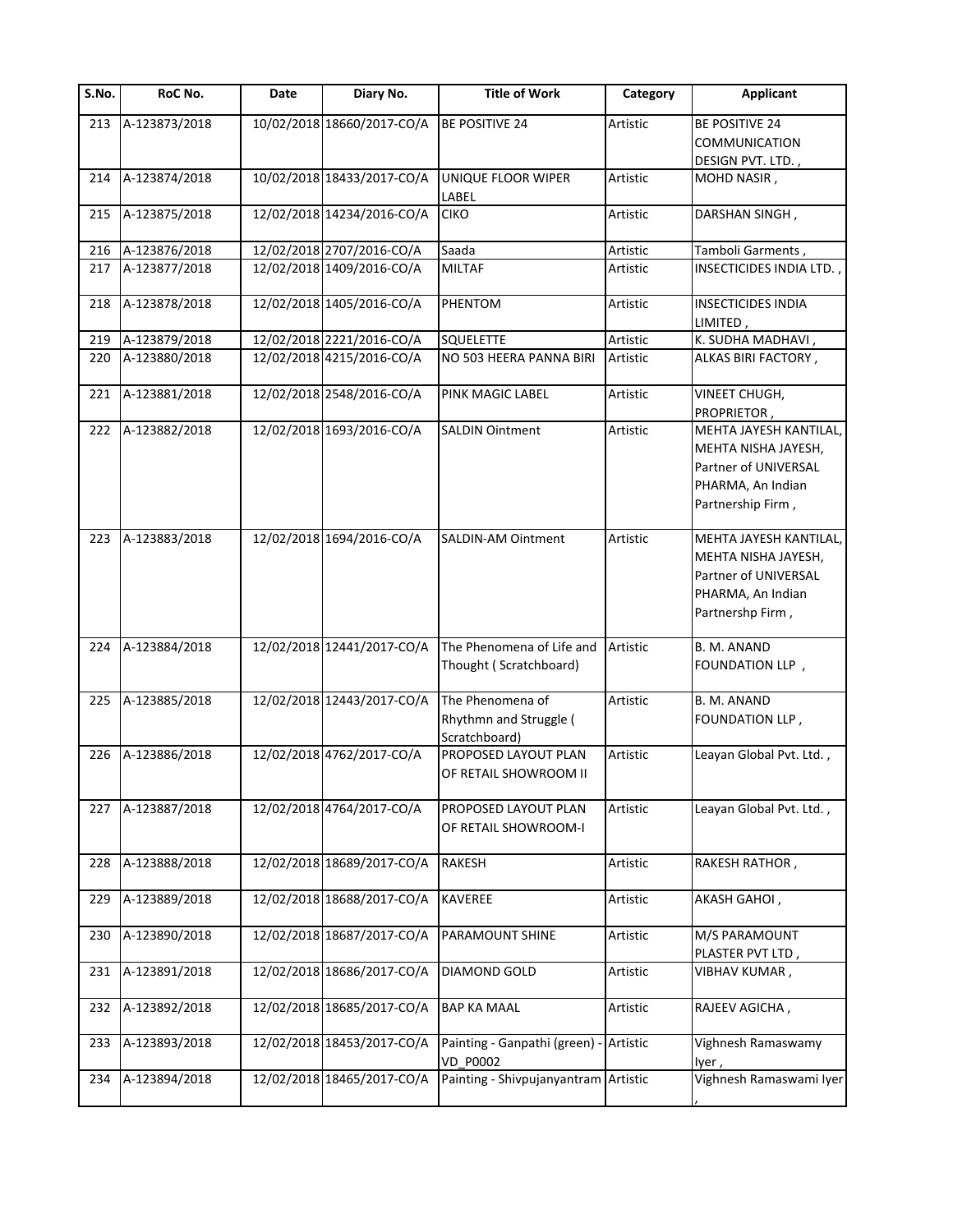| S.No. | RoC No. | Date | Diary No. | Title of Work | Category | Applicant |
|---|---|---|---|---|---|---|
| 213 | A-123873/2018 | 10/02/2018 | 18660/2017-CO/A | BE POSITIVE 24 | Artistic | BE POSITIVE 24 COMMUNICATION DESIGN PVT. LTD. , |
| 214 | A-123874/2018 | 10/02/2018 | 18433/2017-CO/A | UNIQUE FLOOR WIPER LABEL | Artistic | MOHD NASIR , |
| 215 | A-123875/2018 | 12/02/2018 | 14234/2016-CO/A | CIKO | Artistic | DARSHAN SINGH , |
| 216 | A-123876/2018 | 12/02/2018 | 2707/2016-CO/A | Saada | Artistic | Tamboli Garments , |
| 217 | A-123877/2018 | 12/02/2018 | 1409/2016-CO/A | MILTAF | Artistic | INSECTICIDES INDIA LTD. , |
| 218 | A-123878/2018 | 12/02/2018 | 1405/2016-CO/A | PHENTOM | Artistic | INSECTICIDES INDIA LIMITED , |
| 219 | A-123879/2018 | 12/02/2018 | 2221/2016-CO/A | SQUELETTE | Artistic | K. SUDHA MADHAVI , |
| 220 | A-123880/2018 | 12/02/2018 | 4215/2016-CO/A | NO 503 HEERA PANNA BIRI | Artistic | ALKAS BIRI FACTORY , |
| 221 | A-123881/2018 | 12/02/2018 | 2548/2016-CO/A | PINK MAGIC LABEL | Artistic | VINEET CHUGH, PROPRIETOR , |
| 222 | A-123882/2018 | 12/02/2018 | 1693/2016-CO/A | SALDIN Ointment | Artistic | MEHTA JAYESH KANTILAL, MEHTA NISHA JAYESH, Partner of UNIVERSAL PHARMA, An Indian Partnership Firm , |
| 223 | A-123883/2018 | 12/02/2018 | 1694/2016-CO/A | SALDIN-AM Ointment | Artistic | MEHTA JAYESH KANTILAL, MEHTA NISHA JAYESH, Partner of UNIVERSAL PHARMA, An Indian Partnershp Firm , |
| 224 | A-123884/2018 | 12/02/2018 | 12441/2017-CO/A | The Phenomena of Life and Thought ( Scratchboard) | Artistic | B. M. ANAND FOUNDATION LLP , |
| 225 | A-123885/2018 | 12/02/2018 | 12443/2017-CO/A | The Phenomena of Rhythmn and Struggle ( Scratchboard) | Artistic | B. M. ANAND FOUNDATION LLP , |
| 226 | A-123886/2018 | 12/02/2018 | 4762/2017-CO/A | PROPOSED LAYOUT PLAN OF RETAIL SHOWROOM II | Artistic | Leayan Global Pvt. Ltd. , |
| 227 | A-123887/2018 | 12/02/2018 | 4764/2017-CO/A | PROPOSED LAYOUT PLAN OF RETAIL SHOWROOM-I | Artistic | Leayan Global Pvt. Ltd. , |
| 228 | A-123888/2018 | 12/02/2018 | 18689/2017-CO/A | RAKESH | Artistic | RAKESH RATHOR , |
| 229 | A-123889/2018 | 12/02/2018 | 18688/2017-CO/A | KAVEREE | Artistic | AKASH GAHOI , |
| 230 | A-123890/2018 | 12/02/2018 | 18687/2017-CO/A | PARAMOUNT SHINE | Artistic | M/S PARAMOUNT PLASTER PVT LTD , |
| 231 | A-123891/2018 | 12/02/2018 | 18686/2017-CO/A | DIAMOND GOLD | Artistic | VIBHAV KUMAR , |
| 232 | A-123892/2018 | 12/02/2018 | 18685/2017-CO/A | BAP KA MAAL | Artistic | RAJEEV AGICHA , |
| 233 | A-123893/2018 | 12/02/2018 | 18453/2017-CO/A | Painting - Ganpathi (green) - VD_P0002 | Artistic | Vighnesh Ramaswamy Iyer , |
| 234 | A-123894/2018 | 12/02/2018 | 18465/2017-CO/A | Painting - Shivpujanyantram | Artistic | Vighnesh Ramaswami Iyer , |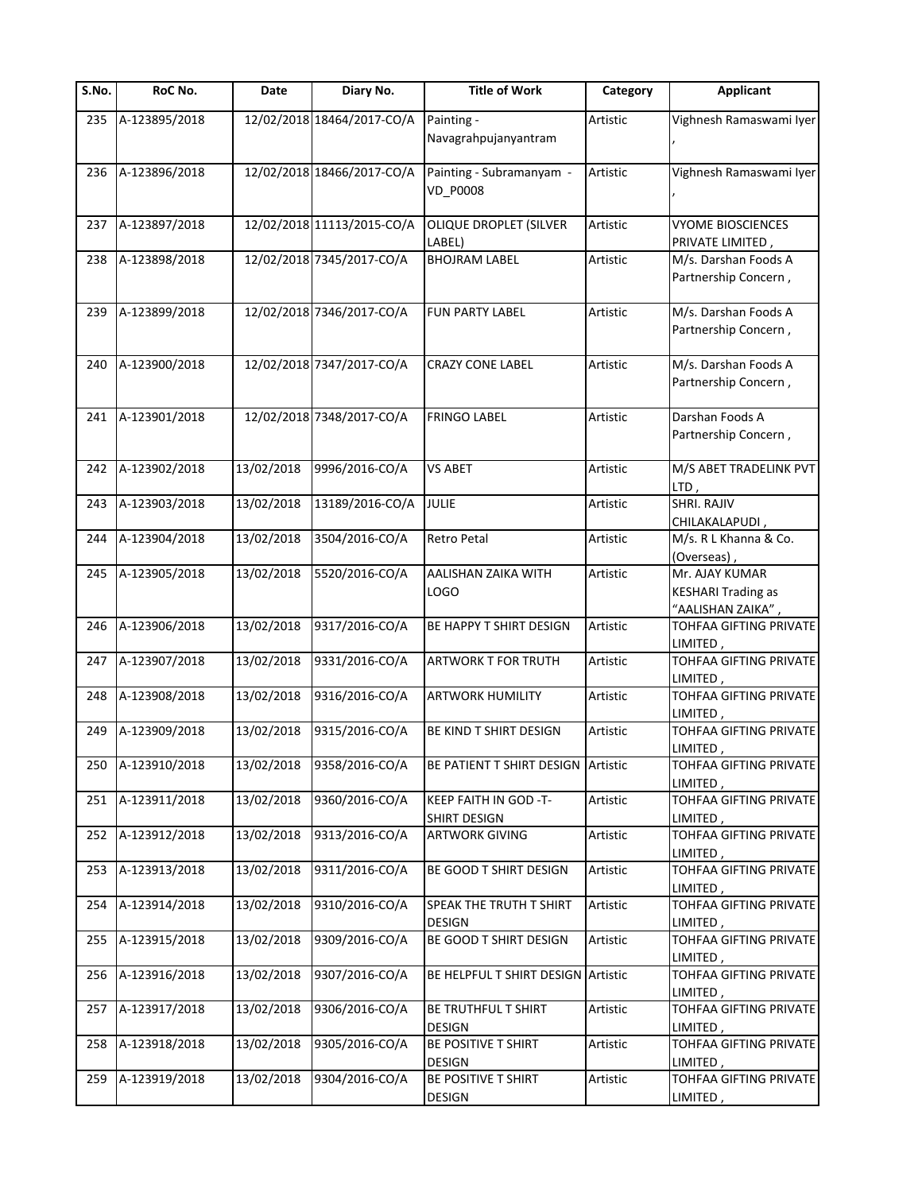| S.No. | RoC No. | Date | Diary No. | Title of Work | Category | Applicant |
|---|---|---|---|---|---|---|
| 235 | A-123895/2018 | 12/02/2018 | 18464/2017-CO/A | Painting - Navagrahpujanyantram | Artistic | Vighnesh Ramaswami Iyer , |
| 236 | A-123896/2018 | 12/02/2018 | 18466/2017-CO/A | Painting - Subramanyam - VD_P0008 | Artistic | Vighnesh Ramaswami Iyer , |
| 237 | A-123897/2018 | 12/02/2018 | 11113/2015-CO/A | OLIQUE DROPLET (SILVER LABEL) | Artistic | VYOME BIOSCIENCES PRIVATE LIMITED , |
| 238 | A-123898/2018 | 12/02/2018 | 7345/2017-CO/A | BHOJRAM LABEL | Artistic | M/s. Darshan Foods A Partnership Concern , |
| 239 | A-123899/2018 | 12/02/2018 | 7346/2017-CO/A | FUN PARTY LABEL | Artistic | M/s. Darshan Foods A Partnership Concern , |
| 240 | A-123900/2018 | 12/02/2018 | 7347/2017-CO/A | CRAZY CONE LABEL | Artistic | M/s. Darshan Foods A Partnership Concern , |
| 241 | A-123901/2018 | 12/02/2018 | 7348/2017-CO/A | FRINGO LABEL | Artistic | Darshan Foods A Partnership Concern , |
| 242 | A-123902/2018 | 13/02/2018 | 9996/2016-CO/A | VS ABET | Artistic | M/S ABET TRADELINK PVT LTD , |
| 243 | A-123903/2018 | 13/02/2018 | 13189/2016-CO/A | JULIE | Artistic | SHRI. RAJIV CHILAKALAPUDI , |
| 244 | A-123904/2018 | 13/02/2018 | 3504/2016-CO/A | Retro Petal | Artistic | M/s. R L Khanna & Co. (Overseas) , |
| 245 | A-123905/2018 | 13/02/2018 | 5520/2016-CO/A | AALISHAN ZAIKA WITH LOGO | Artistic | Mr. AJAY KUMAR KESHARI Trading as "AALISHAN ZAIKA" , |
| 246 | A-123906/2018 | 13/02/2018 | 9317/2016-CO/A | BE HAPPY T SHIRT DESIGN | Artistic | TOHFAA GIFTING PRIVATE LIMITED , |
| 247 | A-123907/2018 | 13/02/2018 | 9331/2016-CO/A | ARTWORK T FOR TRUTH | Artistic | TOHFAA GIFTING PRIVATE LIMITED , |
| 248 | A-123908/2018 | 13/02/2018 | 9316/2016-CO/A | ARTWORK HUMILITY | Artistic | TOHFAA GIFTING PRIVATE LIMITED , |
| 249 | A-123909/2018 | 13/02/2018 | 9315/2016-CO/A | BE KIND T SHIRT DESIGN | Artistic | TOHFAA GIFTING PRIVATE LIMITED , |
| 250 | A-123910/2018 | 13/02/2018 | 9358/2016-CO/A | BE PATIENT T SHIRT DESIGN | Artistic | TOHFAA GIFTING PRIVATE LIMITED , |
| 251 | A-123911/2018 | 13/02/2018 | 9360/2016-CO/A | KEEP FAITH IN GOD -T-SHIRT DESIGN | Artistic | TOHFAA GIFTING PRIVATE LIMITED , |
| 252 | A-123912/2018 | 13/02/2018 | 9313/2016-CO/A | ARTWORK GIVING | Artistic | TOHFAA GIFTING PRIVATE LIMITED , |
| 253 | A-123913/2018 | 13/02/2018 | 9311/2016-CO/A | BE GOOD T SHIRT DESIGN | Artistic | TOHFAA GIFTING PRIVATE LIMITED , |
| 254 | A-123914/2018 | 13/02/2018 | 9310/2016-CO/A | SPEAK THE TRUTH T SHIRT DESIGN | Artistic | TOHFAA GIFTING PRIVATE LIMITED , |
| 255 | A-123915/2018 | 13/02/2018 | 9309/2016-CO/A | BE GOOD T SHIRT DESIGN | Artistic | TOHFAA GIFTING PRIVATE LIMITED , |
| 256 | A-123916/2018 | 13/02/2018 | 9307/2016-CO/A | BE HELPFUL T SHIRT DESIGN | Artistic | TOHFAA GIFTING PRIVATE LIMITED , |
| 257 | A-123917/2018 | 13/02/2018 | 9306/2016-CO/A | BE TRUTHFUL T SHIRT DESIGN | Artistic | TOHFAA GIFTING PRIVATE LIMITED , |
| 258 | A-123918/2018 | 13/02/2018 | 9305/2016-CO/A | BE POSITIVE T SHIRT DESIGN | Artistic | TOHFAA GIFTING PRIVATE LIMITED , |
| 259 | A-123919/2018 | 13/02/2018 | 9304/2016-CO/A | BE POSITIVE T SHIRT DESIGN | Artistic | TOHFAA GIFTING PRIVATE LIMITED , |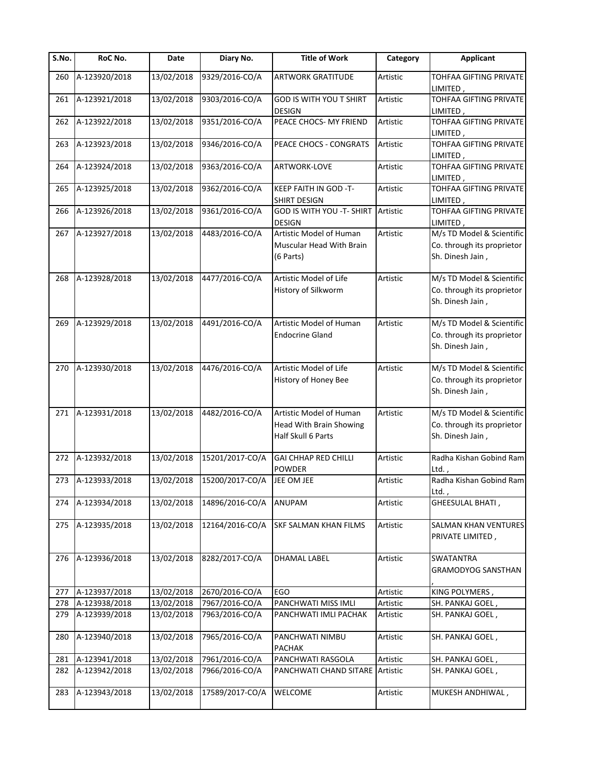| S.No. | RoC No. | Date | Diary No. | Title of Work | Category | Applicant |
|---|---|---|---|---|---|---|
| 260 | A-123920/2018 | 13/02/2018 | 9329/2016-CO/A | ARTWORK GRATITUDE | Artistic | TOHFAA GIFTING PRIVATE LIMITED , |
| 261 | A-123921/2018 | 13/02/2018 | 9303/2016-CO/A | GOD IS WITH YOU T SHIRT DESIGN | Artistic | TOHFAA GIFTING PRIVATE LIMITED , |
| 262 | A-123922/2018 | 13/02/2018 | 9351/2016-CO/A | PEACE CHOCS- MY FRIEND | Artistic | TOHFAA GIFTING PRIVATE LIMITED , |
| 263 | A-123923/2018 | 13/02/2018 | 9346/2016-CO/A | PEACE CHOCS - CONGRATS | Artistic | TOHFAA GIFTING PRIVATE LIMITED , |
| 264 | A-123924/2018 | 13/02/2018 | 9363/2016-CO/A | ARTWORK-LOVE | Artistic | TOHFAA GIFTING PRIVATE LIMITED , |
| 265 | A-123925/2018 | 13/02/2018 | 9362/2016-CO/A | KEEP FAITH IN GOD -T-SHIRT DESIGN | Artistic | TOHFAA GIFTING PRIVATE LIMITED , |
| 266 | A-123926/2018 | 13/02/2018 | 9361/2016-CO/A | GOD IS WITH YOU -T- SHIRT DESIGN | Artistic | TOHFAA GIFTING PRIVATE LIMITED , |
| 267 | A-123927/2018 | 13/02/2018 | 4483/2016-CO/A | Artistic Model of Human Muscular Head With Brain (6 Parts) | Artistic | M/s TD Model & Scientific Co. through its proprietor Sh. Dinesh Jain , |
| 268 | A-123928/2018 | 13/02/2018 | 4477/2016-CO/A | Artistic Model of Life History of Silkworm | Artistic | M/s TD Model & Scientific Co. through its proprietor Sh. Dinesh Jain , |
| 269 | A-123929/2018 | 13/02/2018 | 4491/2016-CO/A | Artistic Model of Human Endocrine Gland | Artistic | M/s TD Model & Scientific Co. through its proprietor Sh. Dinesh Jain , |
| 270 | A-123930/2018 | 13/02/2018 | 4476/2016-CO/A | Artistic Model of Life History of Honey Bee | Artistic | M/s TD Model & Scientific Co. through its proprietor Sh. Dinesh Jain , |
| 271 | A-123931/2018 | 13/02/2018 | 4482/2016-CO/A | Artistic Model of Human Head With Brain Showing Half Skull 6 Parts | Artistic | M/s TD Model & Scientific Co. through its proprietor Sh. Dinesh Jain , |
| 272 | A-123932/2018 | 13/02/2018 | 15201/2017-CO/A | GAI CHHAP RED CHILLI POWDER | Artistic | Radha Kishan Gobind Ram Ltd. , |
| 273 | A-123933/2018 | 13/02/2018 | 15200/2017-CO/A | JEE OM JEE | Artistic | Radha Kishan Gobind Ram Ltd. , |
| 274 | A-123934/2018 | 13/02/2018 | 14896/2016-CO/A | ANUPAM | Artistic | GHEESULAL BHATI , |
| 275 | A-123935/2018 | 13/02/2018 | 12164/2016-CO/A | SKF SALMAN KHAN FILMS | Artistic | SALMAN KHAN VENTURES PRIVATE LIMITED , |
| 276 | A-123936/2018 | 13/02/2018 | 8282/2017-CO/A | DHAMAL LABEL | Artistic | SWATANTRA GRAMODYOG SANSTHAN , |
| 277 | A-123937/2018 | 13/02/2018 | 2670/2016-CO/A | EGO | Artistic | KING POLYMERS , |
| 278 | A-123938/2018 | 13/02/2018 | 7967/2016-CO/A | PANCHWATI MISS IMLI | Artistic | SH. PANKAJ GOEL , |
| 279 | A-123939/2018 | 13/02/2018 | 7963/2016-CO/A | PANCHWATI IMLI PACHAK | Artistic | SH. PANKAJ GOEL , |
| 280 | A-123940/2018 | 13/02/2018 | 7965/2016-CO/A | PANCHWATI NIMBU PACHAK | Artistic | SH. PANKAJ GOEL , |
| 281 | A-123941/2018 | 13/02/2018 | 7961/2016-CO/A | PANCHWATI RASGOLA | Artistic | SH. PANKAJ GOEL , |
| 282 | A-123942/2018 | 13/02/2018 | 7966/2016-CO/A | PANCHWATI CHAND SITARE | Artistic | SH. PANKAJ GOEL , |
| 283 | A-123943/2018 | 13/02/2018 | 17589/2017-CO/A | WELCOME | Artistic | MUKESH ANDHIWAL , |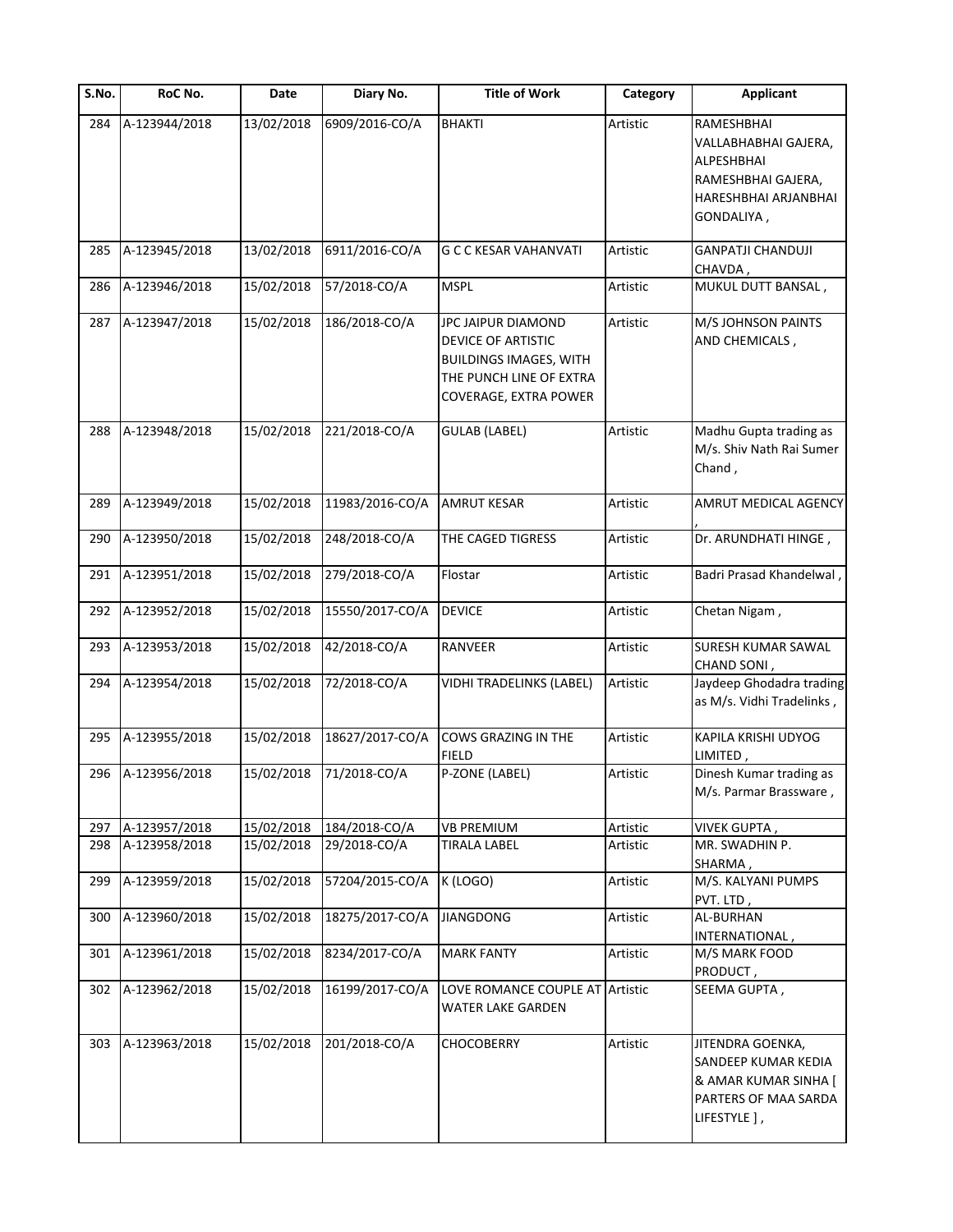| S.No. | RoC No. | Date | Diary No. | Title of Work | Category | Applicant |
|---|---|---|---|---|---|---|
| 284 | A-123944/2018 | 13/02/2018 | 6909/2016-CO/A | BHAKTI | Artistic | RAMESHBHAI VALLABHABHAI GAJERA, ALPESHBHAI RAMESHBHAI GAJERA, HARESHBHAI ARJANBHAI GONDALIYA , |
| 285 | A-123945/2018 | 13/02/2018 | 6911/2016-CO/A | G C C KESAR VAHANVATI | Artistic | GANPATJI CHANDUJI CHAVDA , |
| 286 | A-123946/2018 | 15/02/2018 | 57/2018-CO/A | MSPL | Artistic | MUKUL DUTT BANSAL , |
| 287 | A-123947/2018 | 15/02/2018 | 186/2018-CO/A | JPC JAIPUR DIAMOND DEVICE OF ARTISTIC BUILDINGS IMAGES, WITH THE PUNCH LINE OF EXTRA COVERAGE, EXTRA POWER | Artistic | M/S JOHNSON PAINTS AND CHEMICALS , |
| 288 | A-123948/2018 | 15/02/2018 | 221/2018-CO/A | GULAB (LABEL) | Artistic | Madhu Gupta trading as M/s. Shiv Nath Rai Sumer Chand , |
| 289 | A-123949/2018 | 15/02/2018 | 11983/2016-CO/A | AMRUT KESAR | Artistic | AMRUT MEDICAL AGENCY , |
| 290 | A-123950/2018 | 15/02/2018 | 248/2018-CO/A | THE CAGED TIGRESS | Artistic | Dr. ARUNDHATI HINGE , |
| 291 | A-123951/2018 | 15/02/2018 | 279/2018-CO/A | Flostar | Artistic | Badri Prasad Khandelwal , |
| 292 | A-123952/2018 | 15/02/2018 | 15550/2017-CO/A | DEVICE | Artistic | Chetan Nigam , |
| 293 | A-123953/2018 | 15/02/2018 | 42/2018-CO/A | RANVEER | Artistic | SURESH KUMAR SAWAL CHAND SONI , |
| 294 | A-123954/2018 | 15/02/2018 | 72/2018-CO/A | VIDHI TRADELINKS (LABEL) | Artistic | Jaydeep Ghodadra trading as M/s. Vidhi Tradelinks , |
| 295 | A-123955/2018 | 15/02/2018 | 18627/2017-CO/A | COWS GRAZING IN THE FIELD | Artistic | KAPILA KRISHI UDYOG LIMITED , |
| 296 | A-123956/2018 | 15/02/2018 | 71/2018-CO/A | P-ZONE (LABEL) | Artistic | Dinesh Kumar trading as M/s. Parmar Brassware , |
| 297 | A-123957/2018 | 15/02/2018 | 184/2018-CO/A | VB PREMIUM | Artistic | VIVEK GUPTA , |
| 298 | A-123958/2018 | 15/02/2018 | 29/2018-CO/A | TIRALA LABEL | Artistic | MR. SWADHIN P. SHARMA , |
| 299 | A-123959/2018 | 15/02/2018 | 57204/2015-CO/A | K (LOGO) | Artistic | M/S. KALYANI PUMPS PVT. LTD , |
| 300 | A-123960/2018 | 15/02/2018 | 18275/2017-CO/A | JIANGDONG | Artistic | AL-BURHAN INTERNATIONAL , |
| 301 | A-123961/2018 | 15/02/2018 | 8234/2017-CO/A | MARK FANTY | Artistic | M/S MARK FOOD PRODUCT , |
| 302 | A-123962/2018 | 15/02/2018 | 16199/2017-CO/A | LOVE ROMANCE COUPLE AT WATER LAKE GARDEN | Artistic | SEEMA GUPTA , |
| 303 | A-123963/2018 | 15/02/2018 | 201/2018-CO/A | CHOCOBERRY | Artistic | JITENDRA GOENKA, SANDEEP KUMAR KEDIA & AMAR KUMAR SINHA [ PARTERS OF MAA SARDA LIFESTYLE ] , |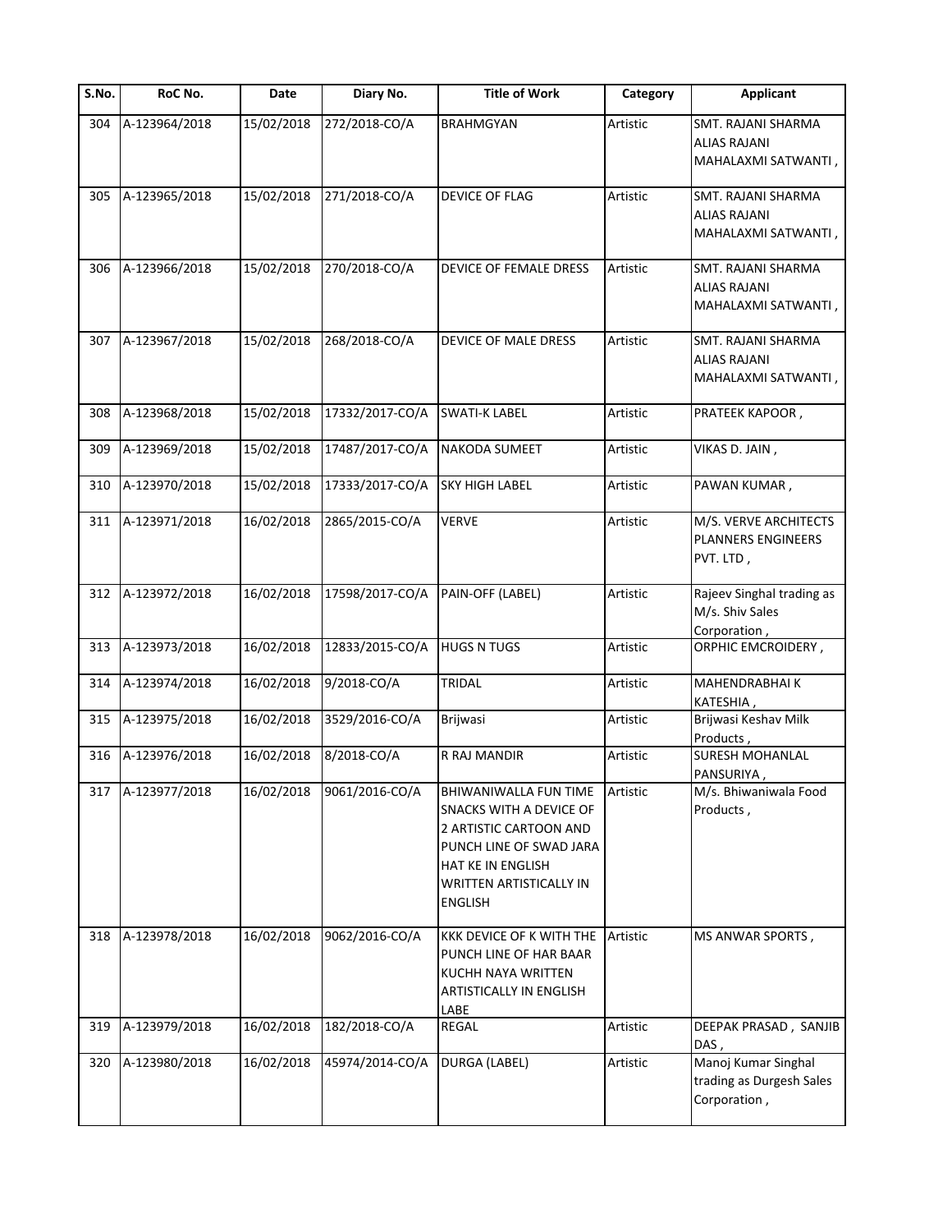| S.No. | RoC No. | Date | Diary No. | Title of Work | Category | Applicant |
|---|---|---|---|---|---|---|
| 304 | A-123964/2018 | 15/02/2018 | 272/2018-CO/A | BRAHMGYAN | Artistic | SMT. RAJANI SHARMA ALIAS RAJANI MAHALAXMI SATWANTI , |
| 305 | A-123965/2018 | 15/02/2018 | 271/2018-CO/A | DEVICE OF FLAG | Artistic | SMT. RAJANI SHARMA ALIAS RAJANI MAHALAXMI SATWANTI , |
| 306 | A-123966/2018 | 15/02/2018 | 270/2018-CO/A | DEVICE OF FEMALE DRESS | Artistic | SMT. RAJANI SHARMA ALIAS RAJANI MAHALAXMI SATWANTI , |
| 307 | A-123967/2018 | 15/02/2018 | 268/2018-CO/A | DEVICE OF MALE DRESS | Artistic | SMT. RAJANI SHARMA ALIAS RAJANI MAHALAXMI SATWANTI , |
| 308 | A-123968/2018 | 15/02/2018 | 17332/2017-CO/A | SWATI-K LABEL | Artistic | PRATEEK KAPOOR , |
| 309 | A-123969/2018 | 15/02/2018 | 17487/2017-CO/A | NAKODA SUMEET | Artistic | VIKAS D. JAIN , |
| 310 | A-123970/2018 | 15/02/2018 | 17333/2017-CO/A | SKY HIGH LABEL | Artistic | PAWAN KUMAR , |
| 311 | A-123971/2018 | 16/02/2018 | 2865/2015-CO/A | VERVE | Artistic | M/S. VERVE ARCHITECTS PLANNERS ENGINEERS PVT. LTD , |
| 312 | A-123972/2018 | 16/02/2018 | 17598/2017-CO/A | PAIN-OFF (LABEL) | Artistic | Rajeev Singhal trading as M/s. Shiv Sales Corporation , |
| 313 | A-123973/2018 | 16/02/2018 | 12833/2015-CO/A | HUGS N TUGS | Artistic | ORPHIC EMCROIDERY , |
| 314 | A-123974/2018 | 16/02/2018 | 9/2018-CO/A | TRIDAL | Artistic | MAHENDRABHAI K KATESHIA , |
| 315 | A-123975/2018 | 16/02/2018 | 3529/2016-CO/A | Brijwasi | Artistic | Brijwasi Keshav Milk Products , |
| 316 | A-123976/2018 | 16/02/2018 | 8/2018-CO/A | R RAJ MANDIR | Artistic | SURESH MOHANLAL PANSURIYA , |
| 317 | A-123977/2018 | 16/02/2018 | 9061/2016-CO/A | BHIWANIWALLA FUN TIME SNACKS WITH A DEVICE OF 2 ARTISTIC CARTOON AND PUNCH LINE OF SWAD JARA HAT KE IN ENGLISH WRITTEN ARTISTICALLY IN ENGLISH | Artistic | M/s. Bhiwaniwala Food Products , |
| 318 | A-123978/2018 | 16/02/2018 | 9062/2016-CO/A | KKK DEVICE OF K WITH THE PUNCH LINE OF HAR BAAR KUCHH NAYA WRITTEN ARTISTICALLY IN ENGLISH LABE | Artistic | MS ANWAR SPORTS , |
| 319 | A-123979/2018 | 16/02/2018 | 182/2018-CO/A | REGAL | Artistic | DEEPAK PRASAD , SANJIB DAS , |
| 320 | A-123980/2018 | 16/02/2018 | 45974/2014-CO/A | DURGA (LABEL) | Artistic | Manoj Kumar Singhal trading as Durgesh Sales Corporation , |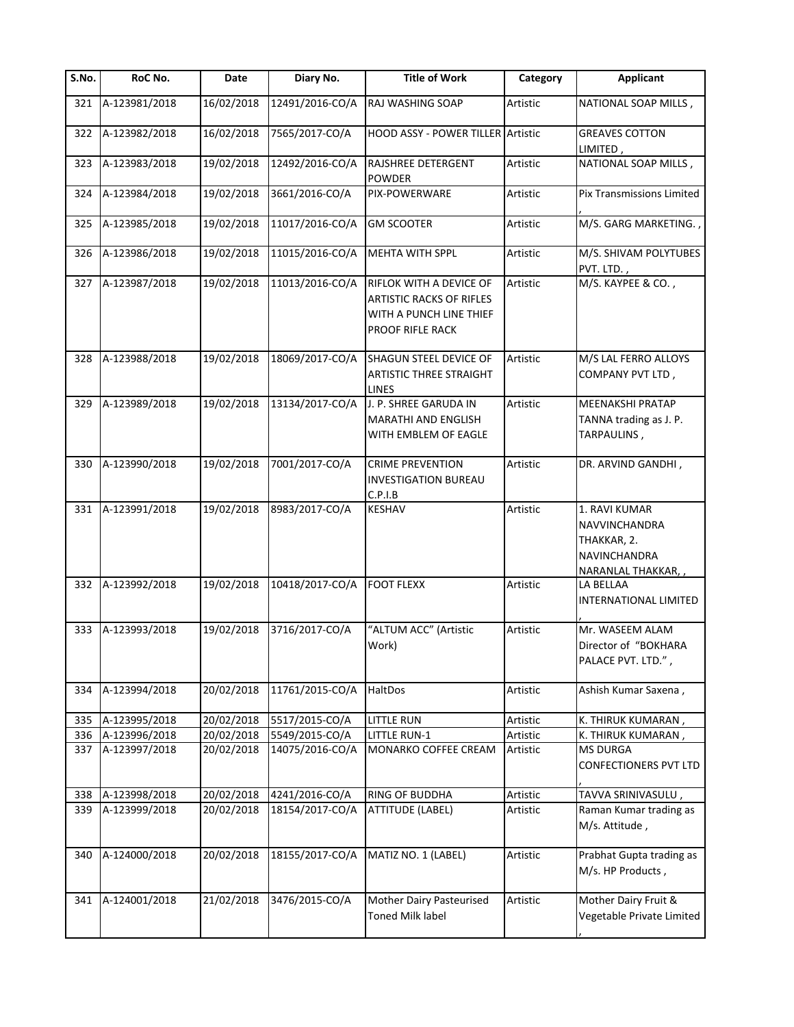| S.No. | RoC No. | Date | Diary No. | Title of Work | Category | Applicant |
|---|---|---|---|---|---|---|
| 321 | A-123981/2018 | 16/02/2018 | 12491/2016-CO/A | RAJ WASHING SOAP | Artistic | NATIONAL SOAP MILLS , |
| 322 | A-123982/2018 | 16/02/2018 | 7565/2017-CO/A | HOOD ASSY - POWER TILLER | Artistic | GREAVES COTTON LIMITED , |
| 323 | A-123983/2018 | 19/02/2018 | 12492/2016-CO/A | RAJSHREE DETERGENT POWDER | Artistic | NATIONAL SOAP MILLS , |
| 324 | A-123984/2018 | 19/02/2018 | 3661/2016-CO/A | PIX-POWERWARE | Artistic | Pix Transmissions Limited , |
| 325 | A-123985/2018 | 19/02/2018 | 11017/2016-CO/A | GM SCOOTER | Artistic | M/S. GARG MARKETING. , |
| 326 | A-123986/2018 | 19/02/2018 | 11015/2016-CO/A | MEHTA WITH SPPL | Artistic | M/S. SHIVAM POLYTUBES PVT. LTD. , |
| 327 | A-123987/2018 | 19/02/2018 | 11013/2016-CO/A | RIFLOK WITH A DEVICE OF ARTISTIC RACKS OF RIFLES WITH A PUNCH LINE THIEF PROOF RIFLE RACK | Artistic | M/S. KAYPEE & CO. , |
| 328 | A-123988/2018 | 19/02/2018 | 18069/2017-CO/A | SHAGUN STEEL DEVICE OF ARTISTIC THREE STRAIGHT LINES | Artistic | M/S LAL FERRO ALLOYS COMPANY PVT LTD , |
| 329 | A-123989/2018 | 19/02/2018 | 13134/2017-CO/A | J. P. SHREE GARUDA IN MARATHI AND ENGLISH WITH EMBLEM OF EAGLE | Artistic | MEENAKSHI PRATAP TANNA trading as J. P. TARPAULINS , |
| 330 | A-123990/2018 | 19/02/2018 | 7001/2017-CO/A | CRIME PREVENTION INVESTIGATION BUREAU C.P.I.B | Artistic | DR. ARVIND GANDHI , |
| 331 | A-123991/2018 | 19/02/2018 | 8983/2017-CO/A | KESHAV | Artistic | 1. RAVI KUMAR NAVVINCHANDRA THAKKAR, 2. NAVINCHANDRA NARANLAL THAKKAR, , |
| 332 | A-123992/2018 | 19/02/2018 | 10418/2017-CO/A | FOOT FLEXX | Artistic | LA BELLAA INTERNATIONAL LIMITED , |
| 333 | A-123993/2018 | 19/02/2018 | 3716/2017-CO/A | "ALTUM ACC" (Artistic Work) | Artistic | Mr. WASEEM ALAM Director of "BOKHARA PALACE PVT. LTD." , |
| 334 | A-123994/2018 | 20/02/2018 | 11761/2015-CO/A | HaltDos | Artistic | Ashish Kumar Saxena , |
| 335 | A-123995/2018 | 20/02/2018 | 5517/2015-CO/A | LITTLE RUN | Artistic | K. THIRUK KUMARAN , |
| 336 | A-123996/2018 | 20/02/2018 | 5549/2015-CO/A | LITTLE RUN-1 | Artistic | K. THIRUK KUMARAN , |
| 337 | A-123997/2018 | 20/02/2018 | 14075/2016-CO/A | MONARKO COFFEE CREAM | Artistic | MS DURGA CONFECTIONERS PVT LTD , |
| 338 | A-123998/2018 | 20/02/2018 | 4241/2016-CO/A | RING OF BUDDHA | Artistic | TAVVA SRINIVASULU , |
| 339 | A-123999/2018 | 20/02/2018 | 18154/2017-CO/A | ATTITUDE (LABEL) | Artistic | Raman Kumar trading as M/s. Attitude , |
| 340 | A-124000/2018 | 20/02/2018 | 18155/2017-CO/A | MATIZ NO. 1 (LABEL) | Artistic | Prabhat Gupta trading as M/s. HP Products , |
| 341 | A-124001/2018 | 21/02/2018 | 3476/2015-CO/A | Mother Dairy Pasteurised Toned Milk label | Artistic | Mother Dairy Fruit & Vegetable Private Limited , |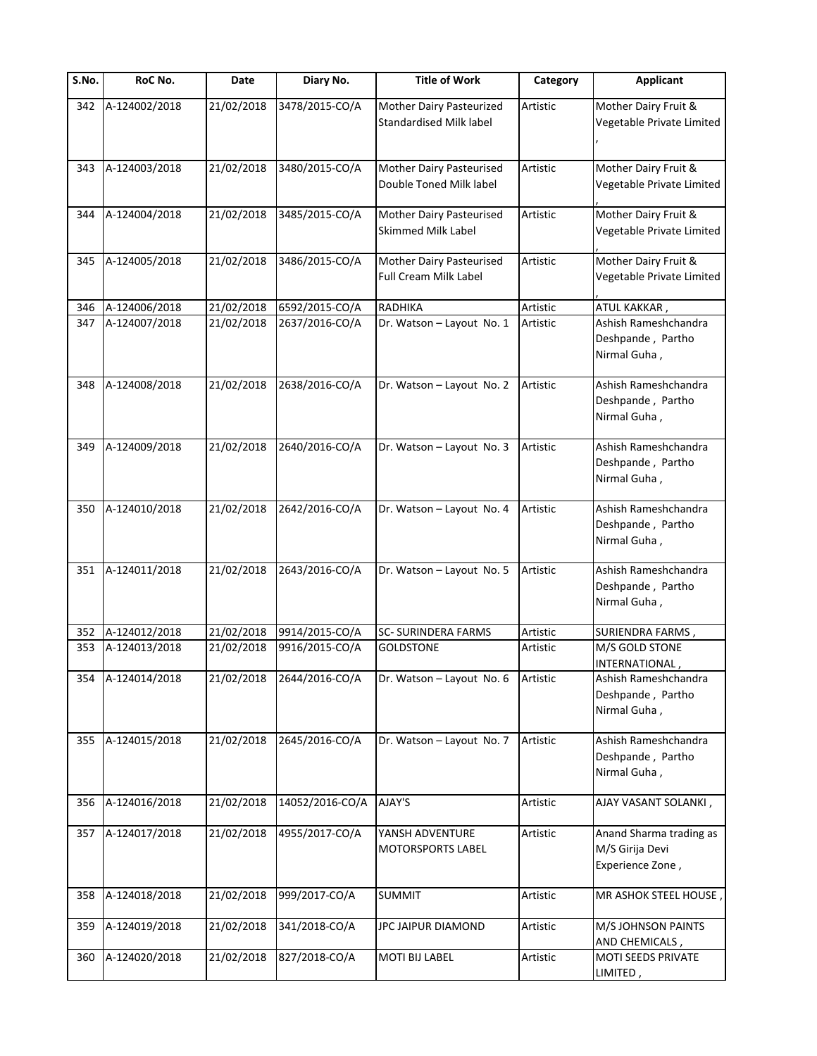| S.No. | RoC No. | Date | Diary No. | Title of Work | Category | Applicant |
|---|---|---|---|---|---|---|
| 342 | A-124002/2018 | 21/02/2018 | 3478/2015-CO/A | Mother Dairy Pasteurized Standardised Milk label | Artistic | Mother Dairy Fruit & Vegetable Private Limited , |
| 343 | A-124003/2018 | 21/02/2018 | 3480/2015-CO/A | Mother Dairy Pasteurised Double Toned Milk label | Artistic | Mother Dairy Fruit & Vegetable Private Limited , |
| 344 | A-124004/2018 | 21/02/2018 | 3485/2015-CO/A | Mother Dairy Pasteurised Skimmed Milk Label | Artistic | Mother Dairy Fruit & Vegetable Private Limited , |
| 345 | A-124005/2018 | 21/02/2018 | 3486/2015-CO/A | Mother Dairy Pasteurised Full Cream Milk Label | Artistic | Mother Dairy Fruit & Vegetable Private Limited , |
| 346 | A-124006/2018 | 21/02/2018 | 6592/2015-CO/A | RADHIKA | Artistic | ATUL KAKKAR , |
| 347 | A-124007/2018 | 21/02/2018 | 2637/2016-CO/A | Dr. Watson – Layout No. 1 | Artistic | Ashish Rameshchandra Deshpande , Partho Nirmal Guha , |
| 348 | A-124008/2018 | 21/02/2018 | 2638/2016-CO/A | Dr. Watson – Layout No. 2 | Artistic | Ashish Rameshchandra Deshpande , Partho Nirmal Guha , |
| 349 | A-124009/2018 | 21/02/2018 | 2640/2016-CO/A | Dr. Watson – Layout No. 3 | Artistic | Ashish Rameshchandra Deshpande , Partho Nirmal Guha , |
| 350 | A-124010/2018 | 21/02/2018 | 2642/2016-CO/A | Dr. Watson – Layout No. 4 | Artistic | Ashish Rameshchandra Deshpande , Partho Nirmal Guha , |
| 351 | A-124011/2018 | 21/02/2018 | 2643/2016-CO/A | Dr. Watson – Layout No. 5 | Artistic | Ashish Rameshchandra Deshpande , Partho Nirmal Guha , |
| 352 | A-124012/2018 | 21/02/2018 | 9914/2015-CO/A | SC- SURINDERA FARMS | Artistic | SURIENDRA FARMS , |
| 353 | A-124013/2018 | 21/02/2018 | 9916/2015-CO/A | GOLDSTONE | Artistic | M/S GOLD STONE INTERNATIONAL , |
| 354 | A-124014/2018 | 21/02/2018 | 2644/2016-CO/A | Dr. Watson – Layout No. 6 | Artistic | Ashish Rameshchandra Deshpande , Partho Nirmal Guha , |
| 355 | A-124015/2018 | 21/02/2018 | 2645/2016-CO/A | Dr. Watson – Layout No. 7 | Artistic | Ashish Rameshchandra Deshpande , Partho Nirmal Guha , |
| 356 | A-124016/2018 | 21/02/2018 | 14052/2016-CO/A | AJAY'S | Artistic | AJAY VASANT SOLANKI , |
| 357 | A-124017/2018 | 21/02/2018 | 4955/2017-CO/A | YANSH ADVENTURE MOTORSPORTS LABEL | Artistic | Anand Sharma trading as M/S Girija Devi Experience Zone , |
| 358 | A-124018/2018 | 21/02/2018 | 999/2017-CO/A | SUMMIT | Artistic | MR ASHOK STEEL HOUSE , |
| 359 | A-124019/2018 | 21/02/2018 | 341/2018-CO/A | JPC JAIPUR DIAMOND | Artistic | M/S JOHNSON PAINTS AND CHEMICALS , |
| 360 | A-124020/2018 | 21/02/2018 | 827/2018-CO/A | MOTI BIJ LABEL | Artistic | MOTI SEEDS PRIVATE LIMITED , |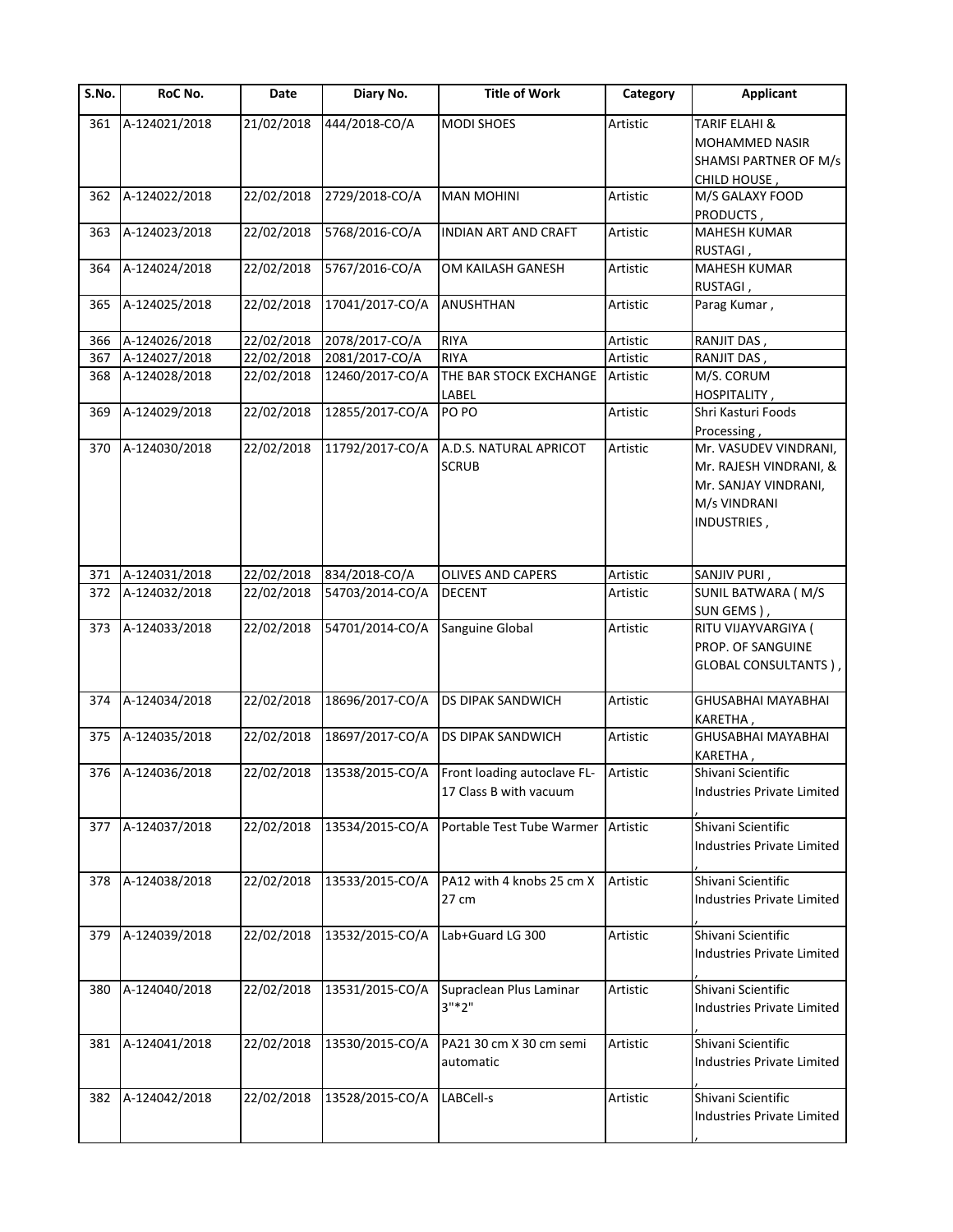| S.No. | RoC No. | Date | Diary No. | Title of Work | Category | Applicant |
| --- | --- | --- | --- | --- | --- | --- |
| 361 | A-124021/2018 | 21/02/2018 | 444/2018-CO/A | MODI SHOES | Artistic | TARIF ELAHI & MOHAMMED NASIR SHAMSI PARTNER OF M/s CHILD HOUSE , |
| 362 | A-124022/2018 | 22/02/2018 | 2729/2018-CO/A | MAN MOHINI | Artistic | M/S GALAXY FOOD PRODUCTS , |
| 363 | A-124023/2018 | 22/02/2018 | 5768/2016-CO/A | INDIAN ART AND CRAFT | Artistic | MAHESH KUMAR RUSTAGI , |
| 364 | A-124024/2018 | 22/02/2018 | 5767/2016-CO/A | OM KAILASH GANESH | Artistic | MAHESH KUMAR RUSTAGI , |
| 365 | A-124025/2018 | 22/02/2018 | 17041/2017-CO/A | ANUSHTHAN | Artistic | Parag Kumar , |
| 366 | A-124026/2018 | 22/02/2018 | 2078/2017-CO/A | RIYA | Artistic | RANJIT DAS , |
| 367 | A-124027/2018 | 22/02/2018 | 2081/2017-CO/A | RIYA | Artistic | RANJIT DAS , |
| 368 | A-124028/2018 | 22/02/2018 | 12460/2017-CO/A | THE BAR STOCK EXCHANGE LABEL | Artistic | M/S. CORUM HOSPITALITY , |
| 369 | A-124029/2018 | 22/02/2018 | 12855/2017-CO/A | PO PO | Artistic | Shri Kasturi Foods Processing , |
| 370 | A-124030/2018 | 22/02/2018 | 11792/2017-CO/A | A.D.S. NATURAL APRICOT SCRUB | Artistic | Mr. VASUDEV VINDRANI, Mr. RAJESH VINDRANI, & Mr. SANJAY VINDRANI, M/s VINDRANI INDUSTRIES , |
| 371 | A-124031/2018 | 22/02/2018 | 834/2018-CO/A | OLIVES AND CAPERS | Artistic | SANJIV PURI , |
| 372 | A-124032/2018 | 22/02/2018 | 54703/2014-CO/A | DECENT | Artistic | SUNIL BATWARA ( M/S SUN GEMS ) , |
| 373 | A-124033/2018 | 22/02/2018 | 54701/2014-CO/A | Sanguine Global | Artistic | RITU VIJAYVARGIYA ( PROP. OF SANGUINE GLOBAL CONSULTANTS ) , |
| 374 | A-124034/2018 | 22/02/2018 | 18696/2017-CO/A | DS DIPAK SANDWICH | Artistic | GHUSABHAI MAYABHAI KARETHA , |
| 375 | A-124035/2018 | 22/02/2018 | 18697/2017-CO/A | DS DIPAK SANDWICH | Artistic | GHUSABHAI MAYABHAI KARETHA , |
| 376 | A-124036/2018 | 22/02/2018 | 13538/2015-CO/A | Front loading autoclave FL-17 Class B with vacuum | Artistic | Shivani Scientific Industries Private Limited , |
| 377 | A-124037/2018 | 22/02/2018 | 13534/2015-CO/A | Portable Test Tube Warmer | Artistic | Shivani Scientific Industries Private Limited , |
| 378 | A-124038/2018 | 22/02/2018 | 13533/2015-CO/A | PA12 with 4 knobs 25 cm X 27 cm | Artistic | Shivani Scientific Industries Private Limited , |
| 379 | A-124039/2018 | 22/02/2018 | 13532/2015-CO/A | Lab+Guard LG 300 | Artistic | Shivani Scientific Industries Private Limited , |
| 380 | A-124040/2018 | 22/02/2018 | 13531/2015-CO/A | Supraclean Plus Laminar 3"*2" | Artistic | Shivani Scientific Industries Private Limited , |
| 381 | A-124041/2018 | 22/02/2018 | 13530/2015-CO/A | PA21 30 cm X 30 cm semi automatic | Artistic | Shivani Scientific Industries Private Limited , |
| 382 | A-124042/2018 | 22/02/2018 | 13528/2015-CO/A | LABCell-s | Artistic | Shivani Scientific Industries Private Limited , |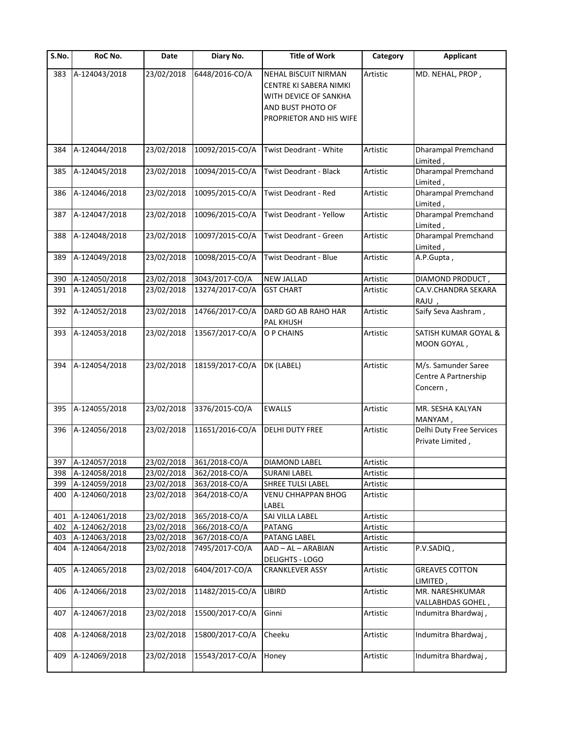| S.No. | RoC No. | Date | Diary No. | Title of Work | Category | Applicant |
|---|---|---|---|---|---|---|
| 383 | A-124043/2018 | 23/02/2018 | 6448/2016-CO/A | NEHAL BISCUIT NIRMAN CENTRE KI SABERA NIMKI WITH DEVICE OF SANKHA AND BUST PHOTO OF PROPRIETOR AND HIS WIFE | Artistic | MD. NEHAL, PROP , |
| 384 | A-124044/2018 | 23/02/2018 | 10092/2015-CO/A | Twist Deodrant - White | Artistic | Dharampal Premchand Limited , |
| 385 | A-124045/2018 | 23/02/2018 | 10094/2015-CO/A | Twist Deodrant - Black | Artistic | Dharampal Premchand Limited , |
| 386 | A-124046/2018 | 23/02/2018 | 10095/2015-CO/A | Twist Deodrant - Red | Artistic | Dharampal Premchand Limited , |
| 387 | A-124047/2018 | 23/02/2018 | 10096/2015-CO/A | Twist Deodrant - Yellow | Artistic | Dharampal Premchand Limited , |
| 388 | A-124048/2018 | 23/02/2018 | 10097/2015-CO/A | Twist Deodrant - Green | Artistic | Dharampal Premchand Limited , |
| 389 | A-124049/2018 | 23/02/2018 | 10098/2015-CO/A | Twist Deodrant - Blue | Artistic | A.P.Gupta , |
| 390 | A-124050/2018 | 23/02/2018 | 3043/2017-CO/A | NEW JALLAD | Artistic | DIAMOND PRODUCT , |
| 391 | A-124051/2018 | 23/02/2018 | 13274/2017-CO/A | GST CHART | Artistic | CA.V.CHANDRA SEKARA RAJU , |
| 392 | A-124052/2018 | 23/02/2018 | 14766/2017-CO/A | DARD GO AB RAHO HAR PAL KHUSH | Artistic | Saify Seva Aashram , |
| 393 | A-124053/2018 | 23/02/2018 | 13567/2017-CO/A | O P CHAINS | Artistic | SATISH KUMAR GOYAL & MOON GOYAL , |
| 394 | A-124054/2018 | 23/02/2018 | 18159/2017-CO/A | DK (LABEL) | Artistic | M/s. Samunder Saree Centre A Partnership Concern , |
| 395 | A-124055/2018 | 23/02/2018 | 3376/2015-CO/A | EWALLS | Artistic | MR. SESHA KALYAN MANYAM , |
| 396 | A-124056/2018 | 23/02/2018 | 11651/2016-CO/A | DELHI DUTY FREE | Artistic | Delhi Duty Free Services Private Limited , |
| 397 | A-124057/2018 | 23/02/2018 | 361/2018-CO/A | DIAMOND LABEL | Artistic | |
| 398 | A-124058/2018 | 23/02/2018 | 362/2018-CO/A | SURANI LABEL | Artistic | |
| 399 | A-124059/2018 | 23/02/2018 | 363/2018-CO/A | SHREE TULSI LABEL | Artistic | |
| 400 | A-124060/2018 | 23/02/2018 | 364/2018-CO/A | VENU CHHAPPAN BHOG LABEL | Artistic | |
| 401 | A-124061/2018 | 23/02/2018 | 365/2018-CO/A | SAI VILLA LABEL | Artistic | |
| 402 | A-124062/2018 | 23/02/2018 | 366/2018-CO/A | PATANG | Artistic | |
| 403 | A-124063/2018 | 23/02/2018 | 367/2018-CO/A | PATANG LABEL | Artistic | |
| 404 | A-124064/2018 | 23/02/2018 | 7495/2017-CO/A | AAD – AL – ARABIAN DELIGHTS - LOGO | Artistic | P.V.SADIQ , |
| 405 | A-124065/2018 | 23/02/2018 | 6404/2017-CO/A | CRANKLEVER ASSY | Artistic | GREAVES COTTON LIMITED , |
| 406 | A-124066/2018 | 23/02/2018 | 11482/2015-CO/A | LIBIRD | Artistic | MR. NARESHKUMAR VALLABHDAS GOHEL , |
| 407 | A-124067/2018 | 23/02/2018 | 15500/2017-CO/A | Ginni | Artistic | Indumitra Bhardwaj , |
| 408 | A-124068/2018 | 23/02/2018 | 15800/2017-CO/A | Cheeku | Artistic | Indumitra Bhardwaj , |
| 409 | A-124069/2018 | 23/02/2018 | 15543/2017-CO/A | Honey | Artistic | Indumitra Bhardwaj , |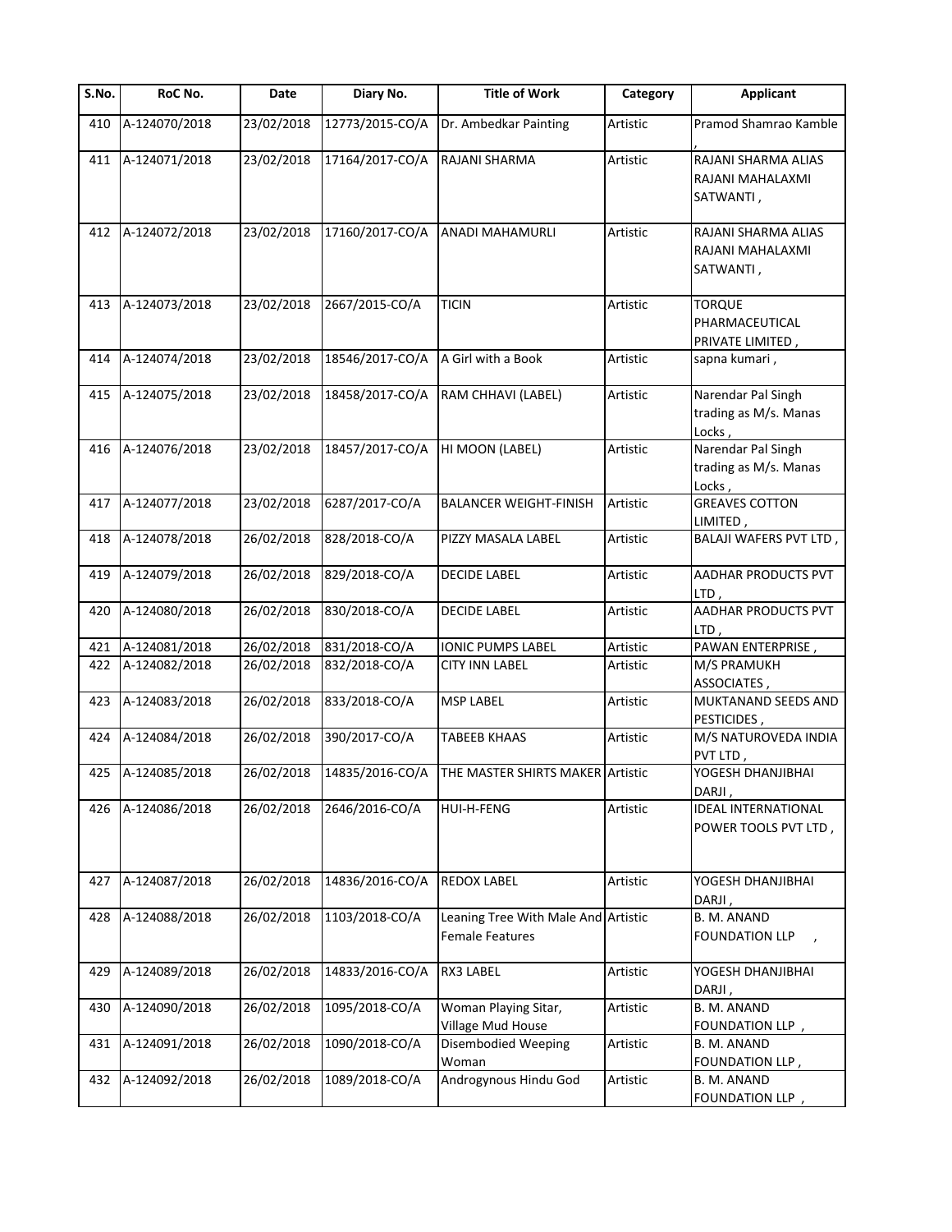| S.No. | RoC No. | Date | Diary No. | Title of Work | Category | Applicant |
|---|---|---|---|---|---|---|
| 410 | A-124070/2018 | 23/02/2018 | 12773/2015-CO/A | Dr. Ambedkar Painting | Artistic | Pramod Shamrao Kamble , |
| 411 | A-124071/2018 | 23/02/2018 | 17164/2017-CO/A | RAJANI SHARMA | Artistic | RAJANI SHARMA ALIAS RAJANI MAHALAXMI SATWANTI , |
| 412 | A-124072/2018 | 23/02/2018 | 17160/2017-CO/A | ANADI MAHAMURLI | Artistic | RAJANI SHARMA ALIAS RAJANI MAHALAXMI SATWANTI , |
| 413 | A-124073/2018 | 23/02/2018 | 2667/2015-CO/A | TICIN | Artistic | TORQUE PHARMACEUTICAL PRIVATE LIMITED , |
| 414 | A-124074/2018 | 23/02/2018 | 18546/2017-CO/A | A Girl with a Book | Artistic | sapna kumari , |
| 415 | A-124075/2018 | 23/02/2018 | 18458/2017-CO/A | RAM CHHAVI (LABEL) | Artistic | Narendar Pal Singh trading as M/s. Manas Locks , |
| 416 | A-124076/2018 | 23/02/2018 | 18457/2017-CO/A | HI MOON (LABEL) | Artistic | Narendar Pal Singh trading as M/s. Manas Locks , |
| 417 | A-124077/2018 | 23/02/2018 | 6287/2017-CO/A | BALANCER WEIGHT-FINISH | Artistic | GREAVES COTTON LIMITED , |
| 418 | A-124078/2018 | 26/02/2018 | 828/2018-CO/A | PIZZY MASALA LABEL | Artistic | BALAJI WAFERS PVT LTD , |
| 419 | A-124079/2018 | 26/02/2018 | 829/2018-CO/A | DECIDE LABEL | Artistic | AADHAR PRODUCTS PVT LTD , |
| 420 | A-124080/2018 | 26/02/2018 | 830/2018-CO/A | DECIDE LABEL | Artistic | AADHAR PRODUCTS PVT LTD , |
| 421 | A-124081/2018 | 26/02/2018 | 831/2018-CO/A | IONIC PUMPS LABEL | Artistic | PAWAN ENTERPRISE , |
| 422 | A-124082/2018 | 26/02/2018 | 832/2018-CO/A | CITY INN LABEL | Artistic | M/S PRAMUKH ASSOCIATES , |
| 423 | A-124083/2018 | 26/02/2018 | 833/2018-CO/A | MSP LABEL | Artistic | MUKTANAND SEEDS AND PESTICIDES , |
| 424 | A-124084/2018 | 26/02/2018 | 390/2017-CO/A | TABEEB KHAAS | Artistic | M/S NATUROVEDA INDIA PVT LTD , |
| 425 | A-124085/2018 | 26/02/2018 | 14835/2016-CO/A | THE MASTER SHIRTS MAKER | Artistic | YOGESH DHANJIBHAI DARJI , |
| 426 | A-124086/2018 | 26/02/2018 | 2646/2016-CO/A | HUI-H-FENG | Artistic | IDEAL INTERNATIONAL POWER TOOLS PVT LTD , |
| 427 | A-124087/2018 | 26/02/2018 | 14836/2016-CO/A | REDOX LABEL | Artistic | YOGESH DHANJIBHAI DARJI , |
| 428 | A-124088/2018 | 26/02/2018 | 1103/2018-CO/A | Leaning Tree With Male And Female Features | Artistic | B. M. ANAND FOUNDATION LLP , |
| 429 | A-124089/2018 | 26/02/2018 | 14833/2016-CO/A | RX3 LABEL | Artistic | YOGESH DHANJIBHAI DARJI , |
| 430 | A-124090/2018 | 26/02/2018 | 1095/2018-CO/A | Woman Playing Sitar, Village Mud House | Artistic | B. M. ANAND FOUNDATION LLP , |
| 431 | A-124091/2018 | 26/02/2018 | 1090/2018-CO/A | Disembodied Weeping Woman | Artistic | B. M. ANAND FOUNDATION LLP , |
| 432 | A-124092/2018 | 26/02/2018 | 1089/2018-CO/A | Androgynous Hindu God | Artistic | B. M. ANAND FOUNDATION LLP , |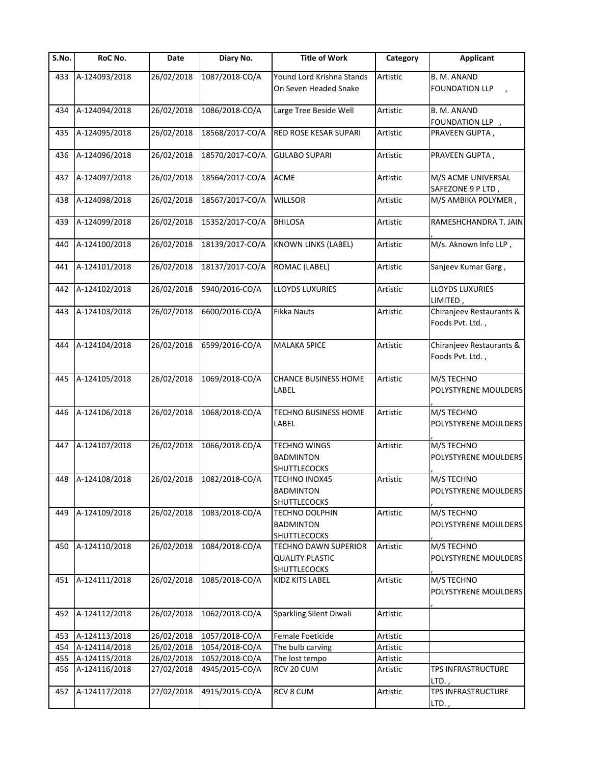| S.No. | RoC No. | Date | Diary No. | Title of Work | Category | Applicant |
|---|---|---|---|---|---|---|
| 433 | A-124093/2018 | 26/02/2018 | 1087/2018-CO/A | Yound Lord Krishna Stands On Seven Headed Snake | Artistic | B. M. ANAND FOUNDATION LLP , |
| 434 | A-124094/2018 | 26/02/2018 | 1086/2018-CO/A | Large Tree Beside Well | Artistic | B. M. ANAND FOUNDATION LLP , |
| 435 | A-124095/2018 | 26/02/2018 | 18568/2017-CO/A | RED ROSE KESAR SUPARI | Artistic | PRAVEEN GUPTA , |
| 436 | A-124096/2018 | 26/02/2018 | 18570/2017-CO/A | GULABO SUPARI | Artistic | PRAVEEN GUPTA , |
| 437 | A-124097/2018 | 26/02/2018 | 18564/2017-CO/A | ACME | Artistic | M/S ACME UNIVERSAL SAFEZONE 9 P LTD , |
| 438 | A-124098/2018 | 26/02/2018 | 18567/2017-CO/A | WILLSOR | Artistic | M/S AMBIKA POLYMER , |
| 439 | A-124099/2018 | 26/02/2018 | 15352/2017-CO/A | BHILOSA | Artistic | RAMESHCHANDRA T. JAIN , |
| 440 | A-124100/2018 | 26/02/2018 | 18139/2017-CO/A | KNOWN LINKS (LABEL) | Artistic | M/s. Aknown Info LLP , |
| 441 | A-124101/2018 | 26/02/2018 | 18137/2017-CO/A | ROMAC (LABEL) | Artistic | Sanjeev Kumar Garg , |
| 442 | A-124102/2018 | 26/02/2018 | 5940/2016-CO/A | LLOYDS LUXURIES | Artistic | LLOYDS LUXURIES LIMITED , |
| 443 | A-124103/2018 | 26/02/2018 | 6600/2016-CO/A | Fikka Nauts | Artistic | Chiranjeev Restaurants & Foods Pvt. Ltd. , |
| 444 | A-124104/2018 | 26/02/2018 | 6599/2016-CO/A | MALAKA SPICE | Artistic | Chiranjeev Restaurants & Foods Pvt. Ltd. , |
| 445 | A-124105/2018 | 26/02/2018 | 1069/2018-CO/A | CHANCE BUSINESS HOME LABEL | Artistic | M/S TECHNO POLYSTYRENE MOULDERS , |
| 446 | A-124106/2018 | 26/02/2018 | 1068/2018-CO/A | TECHNO BUSINESS HOME LABEL | Artistic | M/S TECHNO POLYSTYRENE MOULDERS , |
| 447 | A-124107/2018 | 26/02/2018 | 1066/2018-CO/A | TECHNO WINGS BADMINTON SHUTTLECOCKS | Artistic | M/S TECHNO POLYSTYRENE MOULDERS , |
| 448 | A-124108/2018 | 26/02/2018 | 1082/2018-CO/A | TECHNO INOX45 BADMINTON SHUTTLECOCKS | Artistic | M/S TECHNO POLYSTYRENE MOULDERS , |
| 449 | A-124109/2018 | 26/02/2018 | 1083/2018-CO/A | TECHNO DOLPHIN BADMINTON SHUTTLECOCKS | Artistic | M/S TECHNO POLYSTYRENE MOULDERS , |
| 450 | A-124110/2018 | 26/02/2018 | 1084/2018-CO/A | TECHNO DAWN SUPERIOR QUALITY PLASTIC SHUTTLECOCKS | Artistic | M/S TECHNO POLYSTYRENE MOULDERS , |
| 451 | A-124111/2018 | 26/02/2018 | 1085/2018-CO/A | KIDZ KITS LABEL | Artistic | M/S TECHNO POLYSTYRENE MOULDERS , |
| 452 | A-124112/2018 | 26/02/2018 | 1062/2018-CO/A | Sparkling Silent Diwali | Artistic | |
| 453 | A-124113/2018 | 26/02/2018 | 1057/2018-CO/A | Female Foeticide | Artistic | |
| 454 | A-124114/2018 | 26/02/2018 | 1054/2018-CO/A | The bulb carving | Artistic | |
| 455 | A-124115/2018 | 26/02/2018 | 1052/2018-CO/A | The lost tempo | Artistic | |
| 456 | A-124116/2018 | 27/02/2018 | 4945/2015-CO/A | RCV 20 CUM | Artistic | TPS INFRASTRUCTURE LTD. , |
| 457 | A-124117/2018 | 27/02/2018 | 4915/2015-CO/A | RCV 8 CUM | Artistic | TPS INFRASTRUCTURE LTD. , |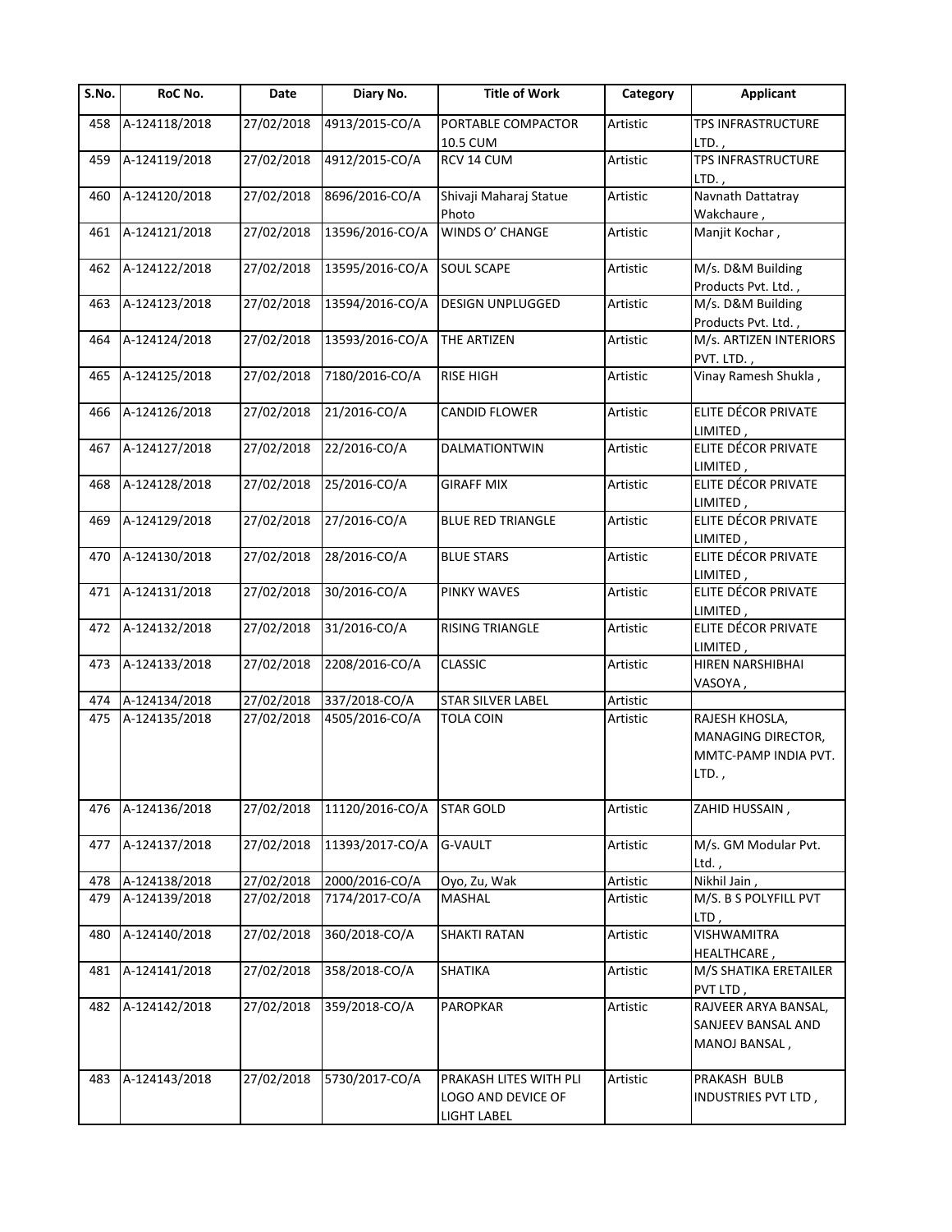| S.No. | RoC No. | Date | Diary No. | Title of Work | Category | Applicant |
|---|---|---|---|---|---|---|
| 458 | A-124118/2018 | 27/02/2018 | 4913/2015-CO/A | PORTABLE COMPACTOR 10.5 CUM | Artistic | TPS INFRASTRUCTURE LTD. , |
| 459 | A-124119/2018 | 27/02/2018 | 4912/2015-CO/A | RCV 14 CUM | Artistic | TPS INFRASTRUCTURE LTD. , |
| 460 | A-124120/2018 | 27/02/2018 | 8696/2016-CO/A | Shivaji Maharaj Statue Photo | Artistic | Navnath Dattatray Wakchaure , |
| 461 | A-124121/2018 | 27/02/2018 | 13596/2016-CO/A | WINDS O' CHANGE | Artistic | Manjit Kochar , |
| 462 | A-124122/2018 | 27/02/2018 | 13595/2016-CO/A | SOUL SCAPE | Artistic | M/s. D&M Building Products Pvt. Ltd. , |
| 463 | A-124123/2018 | 27/02/2018 | 13594/2016-CO/A | DESIGN UNPLUGGED | Artistic | M/s. D&M Building Products Pvt. Ltd. , |
| 464 | A-124124/2018 | 27/02/2018 | 13593/2016-CO/A | THE ARTIZEN | Artistic | M/s. ARTIZEN INTERIORS PVT. LTD. , |
| 465 | A-124125/2018 | 27/02/2018 | 7180/2016-CO/A | RISE HIGH | Artistic | Vinay Ramesh Shukla , |
| 466 | A-124126/2018 | 27/02/2018 | 21/2016-CO/A | CANDID FLOWER | Artistic | ELITE DÉCOR PRIVATE LIMITED , |
| 467 | A-124127/2018 | 27/02/2018 | 22/2016-CO/A | DALMATIONTWIN | Artistic | ELITE DÉCOR PRIVATE LIMITED , |
| 468 | A-124128/2018 | 27/02/2018 | 25/2016-CO/A | GIRAFF MIX | Artistic | ELITE DÉCOR PRIVATE LIMITED , |
| 469 | A-124129/2018 | 27/02/2018 | 27/2016-CO/A | BLUE RED TRIANGLE | Artistic | ELITE DÉCOR PRIVATE LIMITED , |
| 470 | A-124130/2018 | 27/02/2018 | 28/2016-CO/A | BLUE STARS | Artistic | ELITE DÉCOR PRIVATE LIMITED , |
| 471 | A-124131/2018 | 27/02/2018 | 30/2016-CO/A | PINKY WAVES | Artistic | ELITE DÉCOR PRIVATE LIMITED , |
| 472 | A-124132/2018 | 27/02/2018 | 31/2016-CO/A | RISING TRIANGLE | Artistic | ELITE DÉCOR PRIVATE LIMITED , |
| 473 | A-124133/2018 | 27/02/2018 | 2208/2016-CO/A | CLASSIC | Artistic | HIREN NARSHIBHAI VASOYA , |
| 474 | A-124134/2018 | 27/02/2018 | 337/2018-CO/A | STAR SILVER LABEL | Artistic | |
| 475 | A-124135/2018 | 27/02/2018 | 4505/2016-CO/A | TOLA COIN | Artistic | RAJESH KHOSLA, MANAGING DIRECTOR, MMTC-PAMP INDIA PVT. LTD. , |
| 476 | A-124136/2018 | 27/02/2018 | 11120/2016-CO/A | STAR GOLD | Artistic | ZAHID HUSSAIN , |
| 477 | A-124137/2018 | 27/02/2018 | 11393/2017-CO/A | G-VAULT | Artistic | M/s. GM Modular Pvt. Ltd. , |
| 478 | A-124138/2018 | 27/02/2018 | 2000/2016-CO/A | Oyo, Zu, Wak | Artistic | Nikhil Jain , |
| 479 | A-124139/2018 | 27/02/2018 | 7174/2017-CO/A | MASHAL | Artistic | M/S. B S POLYFILL PVT LTD , |
| 480 | A-124140/2018 | 27/02/2018 | 360/2018-CO/A | SHAKTI RATAN | Artistic | VISHWAMITRA HEALTHCARE , |
| 481 | A-124141/2018 | 27/02/2018 | 358/2018-CO/A | SHATIKA | Artistic | M/S SHATIKA ERETAILER PVT LTD , |
| 482 | A-124142/2018 | 27/02/2018 | 359/2018-CO/A | PAROPKAR | Artistic | RAJVEER ARYA BANSAL, SANJEEV BANSAL AND MANOJ BANSAL , |
| 483 | A-124143/2018 | 27/02/2018 | 5730/2017-CO/A | PRAKASH LITES WITH PLI LOGO AND DEVICE OF LIGHT LABEL | Artistic | PRAKASH BULB INDUSTRIES PVT LTD , |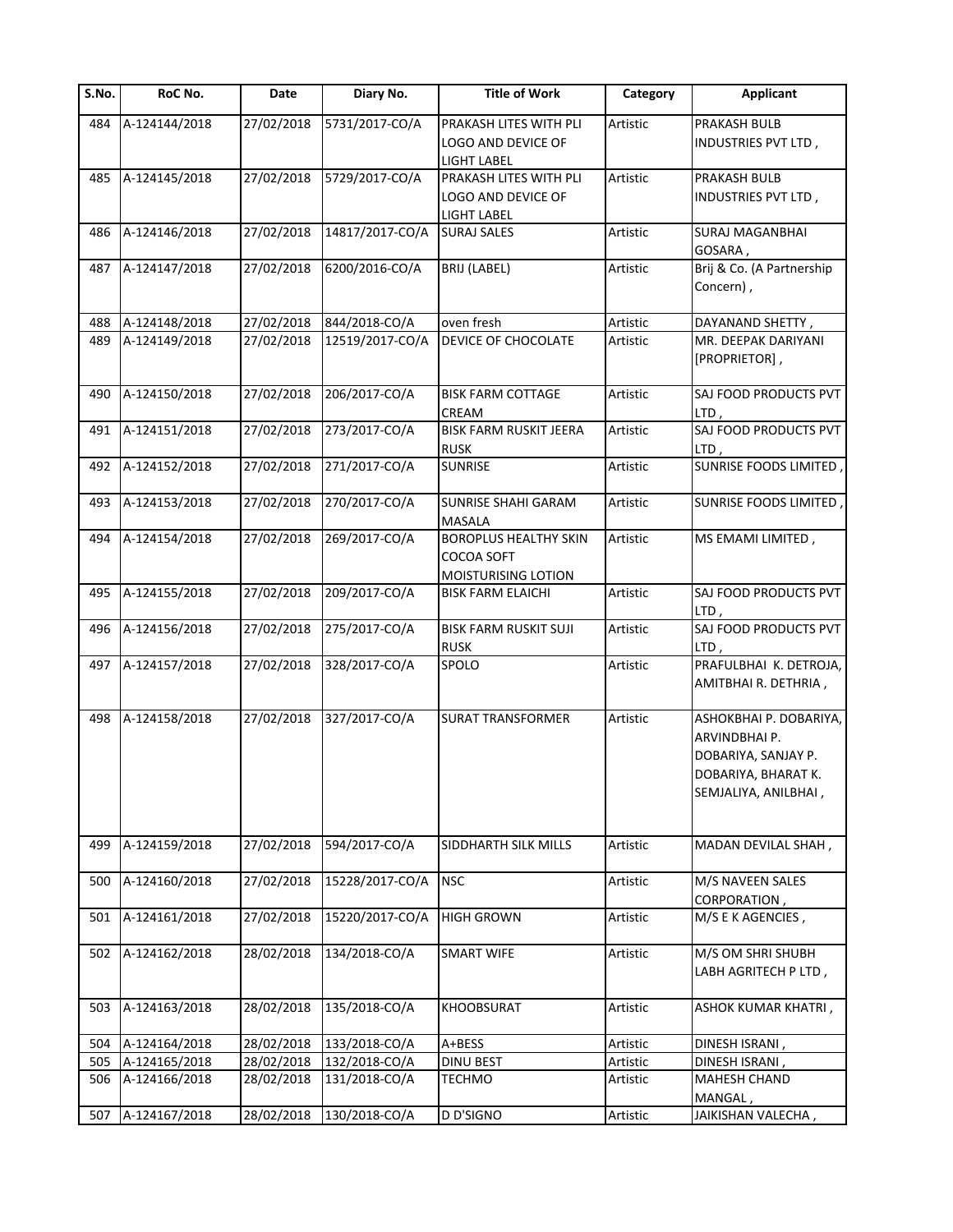| S.No. | RoC No. | Date | Diary No. | Title of Work | Category | Applicant |
|---|---|---|---|---|---|---|
| 484 | A-124144/2018 | 27/02/2018 | 5731/2017-CO/A | PRAKASH LITES WITH PLI LOGO AND DEVICE OF LIGHT LABEL | Artistic | PRAKASH BULB INDUSTRIES PVT LTD , |
| 485 | A-124145/2018 | 27/02/2018 | 5729/2017-CO/A | PRAKASH LITES WITH PLI LOGO AND DEVICE OF LIGHT LABEL | Artistic | PRAKASH BULB INDUSTRIES PVT LTD , |
| 486 | A-124146/2018 | 27/02/2018 | 14817/2017-CO/A | SURAJ SALES | Artistic | SURAJ MAGANBHAI GOSARA , |
| 487 | A-124147/2018 | 27/02/2018 | 6200/2016-CO/A | BRIJ (LABEL) | Artistic | Brij & Co. (A Partnership Concern) , |
| 488 | A-124148/2018 | 27/02/2018 | 844/2018-CO/A | oven fresh | Artistic | DAYANAND SHETTY , |
| 489 | A-124149/2018 | 27/02/2018 | 12519/2017-CO/A | DEVICE OF CHOCOLATE | Artistic | MR. DEEPAK DARIYANI [PROPRIETOR] , |
| 490 | A-124150/2018 | 27/02/2018 | 206/2017-CO/A | BISK FARM COTTAGE CREAM | Artistic | SAJ FOOD PRODUCTS PVT LTD , |
| 491 | A-124151/2018 | 27/02/2018 | 273/2017-CO/A | BISK FARM RUSKIT JEERA RUSK | Artistic | SAJ FOOD PRODUCTS PVT LTD , |
| 492 | A-124152/2018 | 27/02/2018 | 271/2017-CO/A | SUNRISE | Artistic | SUNRISE FOODS LIMITED , |
| 493 | A-124153/2018 | 27/02/2018 | 270/2017-CO/A | SUNRISE SHAHI GARAM MASALA | Artistic | SUNRISE FOODS LIMITED , |
| 494 | A-124154/2018 | 27/02/2018 | 269/2017-CO/A | BOROPLUS HEALTHY SKIN COCOA SOFT MOISTURISING LOTION | Artistic | MS EMAMI LIMITED , |
| 495 | A-124155/2018 | 27/02/2018 | 209/2017-CO/A | BISK FARM ELAICHI | Artistic | SAJ FOOD PRODUCTS PVT LTD , |
| 496 | A-124156/2018 | 27/02/2018 | 275/2017-CO/A | BISK FARM RUSKIT SUJI RUSK | Artistic | SAJ FOOD PRODUCTS PVT LTD , |
| 497 | A-124157/2018 | 27/02/2018 | 328/2017-CO/A | SPOLO | Artistic | PRAFULBHAI K. DETROJA, AMITBHAI R. DETHRIA , |
| 498 | A-124158/2018 | 27/02/2018 | 327/2017-CO/A | SURAT TRANSFORMER | Artistic | ASHOKBHAI P. DOBARIYA, ARVINDBHAI P. DOBARIYA, SANJAY P. DOBARIYA, BHARAT K. SEMJALIYA, ANILBHAI , |
| 499 | A-124159/2018 | 27/02/2018 | 594/2017-CO/A | SIDDHARTH SILK MILLS | Artistic | MADAN DEVILAL SHAH , |
| 500 | A-124160/2018 | 27/02/2018 | 15228/2017-CO/A | NSC | Artistic | M/S NAVEEN SALES CORPORATION , |
| 501 | A-124161/2018 | 27/02/2018 | 15220/2017-CO/A | HIGH GROWN | Artistic | M/S E K AGENCIES , |
| 502 | A-124162/2018 | 28/02/2018 | 134/2018-CO/A | SMART WIFE | Artistic | M/S OM SHRI SHUBH LABH AGRITECH P LTD , |
| 503 | A-124163/2018 | 28/02/2018 | 135/2018-CO/A | KHOOBSURAT | Artistic | ASHOK KUMAR KHATRI , |
| 504 | A-124164/2018 | 28/02/2018 | 133/2018-CO/A | A+BESS | Artistic | DINESH ISRANI , |
| 505 | A-124165/2018 | 28/02/2018 | 132/2018-CO/A | DINU BEST | Artistic | DINESH ISRANI , |
| 506 | A-124166/2018 | 28/02/2018 | 131/2018-CO/A | TECHMO | Artistic | MAHESH CHAND MANGAL , |
| 507 | A-124167/2018 | 28/02/2018 | 130/2018-CO/A | D D'SIGNO | Artistic | JAIKISHAN VALECHA , |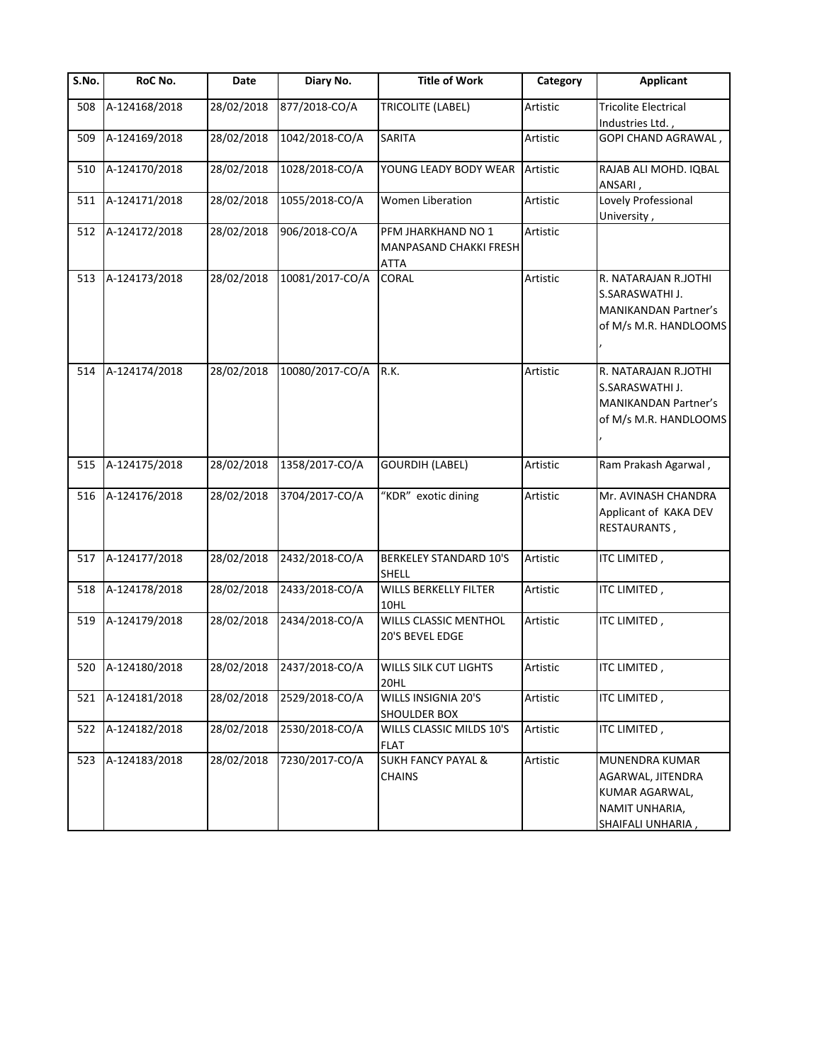| S.No. | RoC No. | Date | Diary No. | Title of Work | Category | Applicant |
|---|---|---|---|---|---|---|
| 508 | A-124168/2018 | 28/02/2018 | 877/2018-CO/A | TRICOLITE (LABEL) | Artistic | Tricolite Electrical Industries Ltd. , |
| 509 | A-124169/2018 | 28/02/2018 | 1042/2018-CO/A | SARITA | Artistic | GOPI CHAND AGRAWAL , |
| 510 | A-124170/2018 | 28/02/2018 | 1028/2018-CO/A | YOUNG LEADY BODY WEAR | Artistic | RAJAB ALI MOHD. IQBAL ANSARI , |
| 511 | A-124171/2018 | 28/02/2018 | 1055/2018-CO/A | Women Liberation | Artistic | Lovely Professional University , |
| 512 | A-124172/2018 | 28/02/2018 | 906/2018-CO/A | PFM JHARKHAND NO 1 MANPASAND CHAKKI FRESH ATTA | Artistic | |
| 513 | A-124173/2018 | 28/02/2018 | 10081/2017-CO/A | CORAL | Artistic | R. NATARAJAN R.JOTHI S.SARASWATHI J. MANIKANDAN Partner's of M/s M.R. HANDLOOMS , |
| 514 | A-124174/2018 | 28/02/2018 | 10080/2017-CO/A | R.K. | Artistic | R. NATARAJAN R.JOTHI S.SARASWATHI J. MANIKANDAN Partner's of M/s M.R. HANDLOOMS , |
| 515 | A-124175/2018 | 28/02/2018 | 1358/2017-CO/A | GOURDIH (LABEL) | Artistic | Ram Prakash Agarwal , |
| 516 | A-124176/2018 | 28/02/2018 | 3704/2017-CO/A | "KDR" exotic dining | Artistic | Mr. AVINASH CHANDRA Applicant of KAKA DEV RESTAURANTS , |
| 517 | A-124177/2018 | 28/02/2018 | 2432/2018-CO/A | BERKELEY STANDARD 10'S SHELL | Artistic | ITC LIMITED , |
| 518 | A-124178/2018 | 28/02/2018 | 2433/2018-CO/A | WILLS BERKELLY FILTER 10HL | Artistic | ITC LIMITED , |
| 519 | A-124179/2018 | 28/02/2018 | 2434/2018-CO/A | WILLS CLASSIC MENTHOL 20'S BEVEL EDGE | Artistic | ITC LIMITED , |
| 520 | A-124180/2018 | 28/02/2018 | 2437/2018-CO/A | WILLS SILK CUT LIGHTS 20HL | Artistic | ITC LIMITED , |
| 521 | A-124181/2018 | 28/02/2018 | 2529/2018-CO/A | WILLS INSIGNIA 20'S SHOULDER BOX | Artistic | ITC LIMITED , |
| 522 | A-124182/2018 | 28/02/2018 | 2530/2018-CO/A | WILLS CLASSIC MILDS 10'S FLAT | Artistic | ITC LIMITED , |
| 523 | A-124183/2018 | 28/02/2018 | 7230/2017-CO/A | SUKH FANCY PAYAL & CHAINS | Artistic | MUNENDRA KUMAR AGARWAL, JITENDRA KUMAR AGARWAL, NAMIT UNHARIA, SHAIFALI UNHARIA , |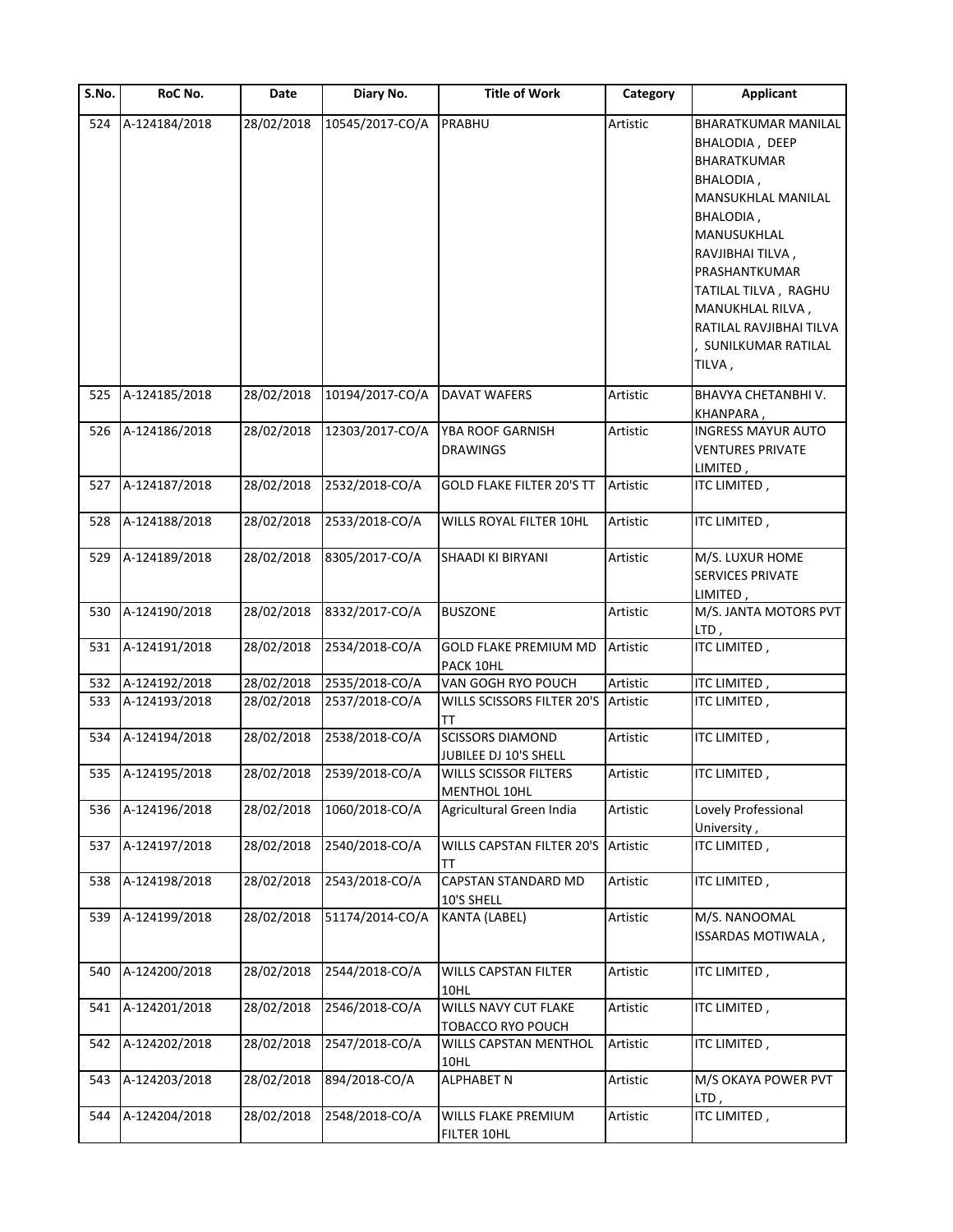| S.No. | RoC No. | Date | Diary No. | Title of Work | Category | Applicant |
| --- | --- | --- | --- | --- | --- | --- |
| 524 | A-124184/2018 | 28/02/2018 | 10545/2017-CO/A | PRABHU | Artistic | BHARATKUMAR MANILAL BHALODIA , DEEP BHARATKUMAR BHALODIA , MANSUKHLAL MANILAL BHALODIA , MANUSUKHLAL RAVJIBHAI TILVA , PRASHANTKUMAR TATILAL TILVA , RAGHU MANUKHLAL RILVA , RATILAL RAVJIBHAI TILVA , SUNILKUMAR RATILAL TILVA , |
| 525 | A-124185/2018 | 28/02/2018 | 10194/2017-CO/A | DAVAT WAFERS | Artistic | BHAVYA CHETANBHI V. KHANPARA , |
| 526 | A-124186/2018 | 28/02/2018 | 12303/2017-CO/A | YBA ROOF GARNISH DRAWINGS | Artistic | INGRESS MAYUR AUTO VENTURES PRIVATE LIMITED , |
| 527 | A-124187/2018 | 28/02/2018 | 2532/2018-CO/A | GOLD FLAKE FILTER 20'S TT | Artistic | ITC LIMITED , |
| 528 | A-124188/2018 | 28/02/2018 | 2533/2018-CO/A | WILLS ROYAL FILTER 10HL | Artistic | ITC LIMITED , |
| 529 | A-124189/2018 | 28/02/2018 | 8305/2017-CO/A | SHAADI KI BIRYANI | Artistic | M/S. LUXUR HOME SERVICES PRIVATE LIMITED , |
| 530 | A-124190/2018 | 28/02/2018 | 8332/2017-CO/A | BUSZONE | Artistic | M/S. JANTA MOTORS PVT LTD , |
| 531 | A-124191/2018 | 28/02/2018 | 2534/2018-CO/A | GOLD FLAKE PREMIUM MD PACK 10HL | Artistic | ITC LIMITED , |
| 532 | A-124192/2018 | 28/02/2018 | 2535/2018-CO/A | VAN GOGH RYO POUCH | Artistic | ITC LIMITED , |
| 533 | A-124193/2018 | 28/02/2018 | 2537/2018-CO/A | WILLS SCISSORS FILTER 20'S TT | Artistic | ITC LIMITED , |
| 534 | A-124194/2018 | 28/02/2018 | 2538/2018-CO/A | SCISSORS DIAMOND JUBILEE DJ 10'S SHELL | Artistic | ITC LIMITED , |
| 535 | A-124195/2018 | 28/02/2018 | 2539/2018-CO/A | WILLS SCISSOR FILTERS MENTHOL 10HL | Artistic | ITC LIMITED , |
| 536 | A-124196/2018 | 28/02/2018 | 1060/2018-CO/A | Agricultural Green India | Artistic | Lovely Professional University , |
| 537 | A-124197/2018 | 28/02/2018 | 2540/2018-CO/A | WILLS CAPSTAN FILTER 20'S TT | Artistic | ITC LIMITED , |
| 538 | A-124198/2018 | 28/02/2018 | 2543/2018-CO/A | CAPSTAN STANDARD MD 10'S SHELL | Artistic | ITC LIMITED , |
| 539 | A-124199/2018 | 28/02/2018 | 51174/2014-CO/A | KANTA (LABEL) | Artistic | M/S. NANOOMAL ISSARDAS MOTIWALA , |
| 540 | A-124200/2018 | 28/02/2018 | 2544/2018-CO/A | WILLS CAPSTAN FILTER 10HL | Artistic | ITC LIMITED , |
| 541 | A-124201/2018 | 28/02/2018 | 2546/2018-CO/A | WILLS NAVY CUT FLAKE TOBACCO RYO POUCH | Artistic | ITC LIMITED , |
| 542 | A-124202/2018 | 28/02/2018 | 2547/2018-CO/A | WILLS CAPSTAN MENTHOL 10HL | Artistic | ITC LIMITED , |
| 543 | A-124203/2018 | 28/02/2018 | 894/2018-CO/A | ALPHABET N | Artistic | M/S OKAYA POWER PVT LTD , |
| 544 | A-124204/2018 | 28/02/2018 | 2548/2018-CO/A | WILLS FLAKE PREMIUM FILTER 10HL | Artistic | ITC LIMITED , |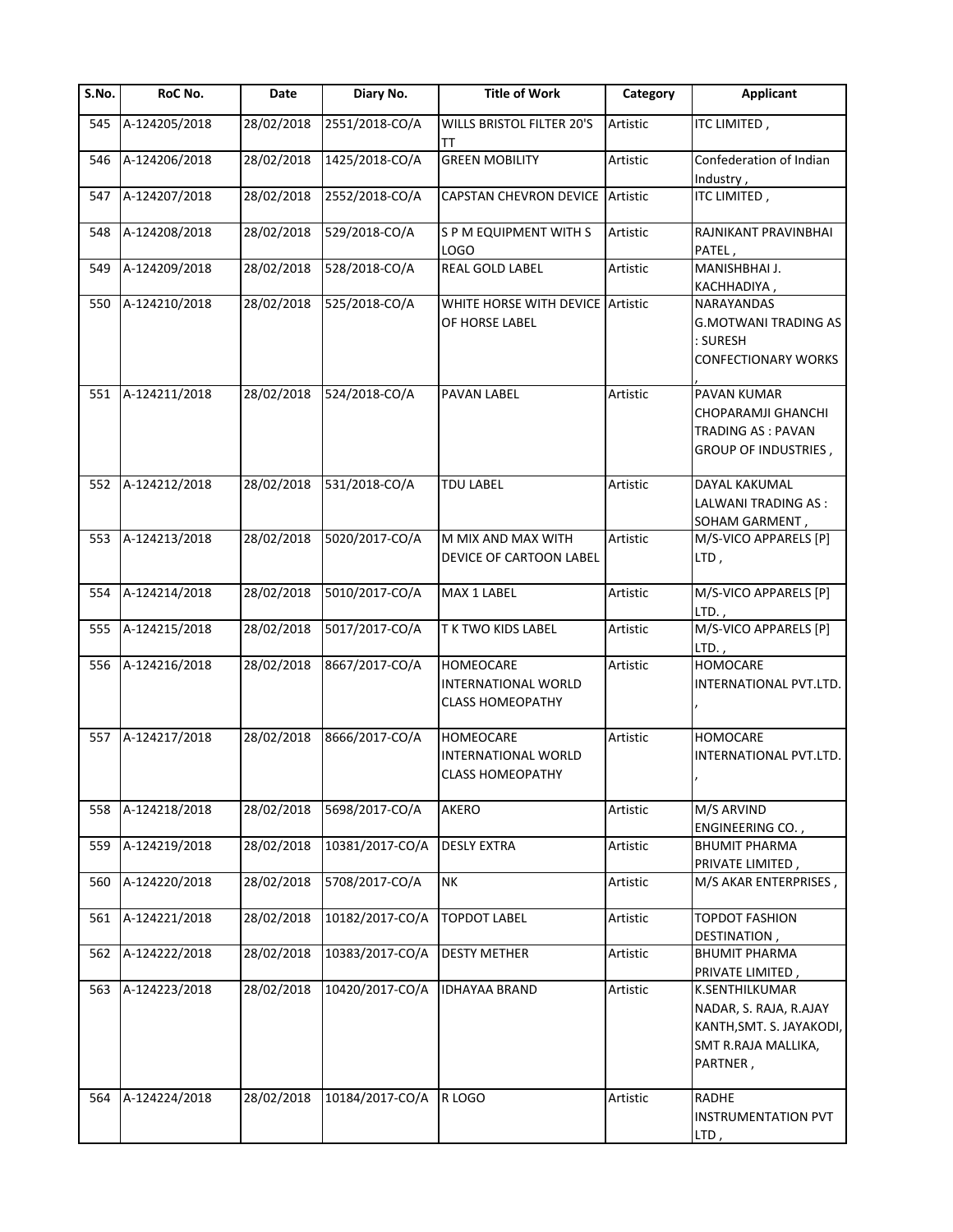| S.No. | RoC No. | Date | Diary No. | Title of Work | Category | Applicant |
|---|---|---|---|---|---|---|
| 545 | A-124205/2018 | 28/02/2018 | 2551/2018-CO/A | WILLS BRISTOL FILTER 20'S TT | Artistic | ITC LIMITED , |
| 546 | A-124206/2018 | 28/02/2018 | 1425/2018-CO/A | GREEN MOBILITY | Artistic | Confederation of Indian Industry , |
| 547 | A-124207/2018 | 28/02/2018 | 2552/2018-CO/A | CAPSTAN CHEVRON DEVICE | Artistic | ITC LIMITED , |
| 548 | A-124208/2018 | 28/02/2018 | 529/2018-CO/A | S P M EQUIPMENT WITH S LOGO | Artistic | RAJNIKANT PRAVINBHAI PATEL , |
| 549 | A-124209/2018 | 28/02/2018 | 528/2018-CO/A | REAL GOLD LABEL | Artistic | MANISHBHAI J. KACHHADIYA , |
| 550 | A-124210/2018 | 28/02/2018 | 525/2018-CO/A | WHITE HORSE WITH DEVICE OF HORSE LABEL | Artistic | NARAYANDAS G.MOTWANI TRADING AS : SURESH CONFECTIONARY WORKS , |
| 551 | A-124211/2018 | 28/02/2018 | 524/2018-CO/A | PAVAN LABEL | Artistic | PAVAN KUMAR CHOPARAMJI GHANCHI TRADING AS : PAVAN GROUP OF INDUSTRIES , |
| 552 | A-124212/2018 | 28/02/2018 | 531/2018-CO/A | TDU LABEL | Artistic | DAYAL KAKUMAL LALWANI TRADING AS : SOHAM GARMENT , |
| 553 | A-124213/2018 | 28/02/2018 | 5020/2017-CO/A | M MIX AND MAX WITH DEVICE OF CARTOON LABEL | Artistic | M/S-VICO APPARELS [P] LTD , |
| 554 | A-124214/2018 | 28/02/2018 | 5010/2017-CO/A | MAX 1 LABEL | Artistic | M/S-VICO APPARELS [P] LTD. , |
| 555 | A-124215/2018 | 28/02/2018 | 5017/2017-CO/A | T K TWO KIDS LABEL | Artistic | M/S-VICO APPARELS [P] LTD. , |
| 556 | A-124216/2018 | 28/02/2018 | 8667/2017-CO/A | HOMEOCARE INTERNATIONAL WORLD CLASS HOMEOPATHY | Artistic | HOMOCARE INTERNATIONAL PVT.LTD. , |
| 557 | A-124217/2018 | 28/02/2018 | 8666/2017-CO/A | HOMEOCARE INTERNATIONAL WORLD CLASS HOMEOPATHY | Artistic | HOMOCARE INTERNATIONAL PVT.LTD. , |
| 558 | A-124218/2018 | 28/02/2018 | 5698/2017-CO/A | AKERO | Artistic | M/S ARVIND ENGINEERING CO. , |
| 559 | A-124219/2018 | 28/02/2018 | 10381/2017-CO/A | DESLY EXTRA | Artistic | BHUMIT PHARMA PRIVATE LIMITED , |
| 560 | A-124220/2018 | 28/02/2018 | 5708/2017-CO/A | NK | Artistic | M/S AKAR ENTERPRISES , |
| 561 | A-124221/2018 | 28/02/2018 | 10182/2017-CO/A | TOPDOT LABEL | Artistic | TOPDOT FASHION DESTINATION , |
| 562 | A-124222/2018 | 28/02/2018 | 10383/2017-CO/A | DESTY METHER | Artistic | BHUMIT PHARMA PRIVATE LIMITED , |
| 563 | A-124223/2018 | 28/02/2018 | 10420/2017-CO/A | IDHAYAA BRAND | Artistic | K.SENTHILKUMAR NADAR, S. RAJA, R.AJAY KANTH,SMT. S. JAYAKODI, SMT R.RAJA MALLIKA, PARTNER , |
| 564 | A-124224/2018 | 28/02/2018 | 10184/2017-CO/A | R LOGO | Artistic | RADHE INSTRUMENTATION PVT LTD , |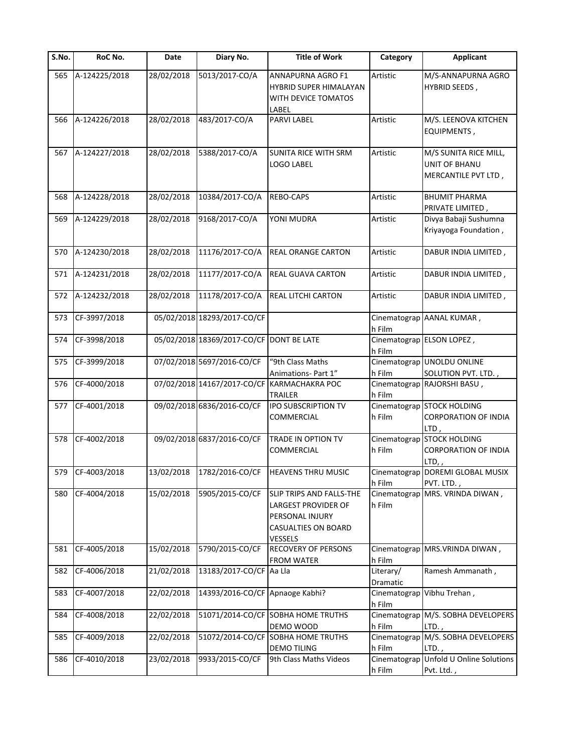| S.No. | RoC No. | Date | Diary No. | Title of Work | Category | Applicant |
|---|---|---|---|---|---|---|
| 565 | A-124225/2018 | 28/02/2018 | 5013/2017-CO/A | ANNAPURNA AGRO F1 HYBRID SUPER HIMALAYAN WITH DEVICE TOMATOS LABEL | Artistic | M/S-ANNAPURNA AGRO HYBRID SEEDS , |
| 566 | A-124226/2018 | 28/02/2018 | 483/2017-CO/A | PARVI LABEL | Artistic | M/S. LEENOVA KITCHEN EQUIPMENTS , |
| 567 | A-124227/2018 | 28/02/2018 | 5388/2017-CO/A | SUNITA RICE WITH SRM LOGO LABEL | Artistic | M/S SUNITA RICE MILL, UNIT OF BHANU MERCANTILE PVT LTD , |
| 568 | A-124228/2018 | 28/02/2018 | 10384/2017-CO/A | REBO-CAPS | Artistic | BHUMIT PHARMA PRIVATE LIMITED , |
| 569 | A-124229/2018 | 28/02/2018 | 9168/2017-CO/A | YONI MUDRA | Artistic | Divya Babaji Sushumna Kriyayoga Foundation , |
| 570 | A-124230/2018 | 28/02/2018 | 11176/2017-CO/A | REAL ORANGE CARTON | Artistic | DABUR INDIA LIMITED , |
| 571 | A-124231/2018 | 28/02/2018 | 11177/2017-CO/A | REAL GUAVA CARTON | Artistic | DABUR INDIA LIMITED , |
| 572 | A-124232/2018 | 28/02/2018 | 11178/2017-CO/A | REAL LITCHI CARTON | Artistic | DABUR INDIA LIMITED , |
| 573 | CF-3997/2018 | 05/02/2018 | 18293/2017-CO/CF | | Cinematograph Film | AANAL KUMAR , |
| 574 | CF-3998/2018 | 05/02/2018 | 18369/2017-CO/CF | DONT BE LATE | Cinematograph Film | ELSON LOPEZ , |
| 575 | CF-3999/2018 | 07/02/2018 | 5697/2016-CO/CF | "9th Class Maths Animations- Part 1" | Cinematograph Film | UNOLDU ONLINE SOLUTION PVT. LTD. , |
| 576 | CF-4000/2018 | 07/02/2018 | 14167/2017-CO/CF | KARMACHAKRA POC TRAILER | Cinematograph Film | RAJORSHI BASU , |
| 577 | CF-4001/2018 | 09/02/2018 | 6836/2016-CO/CF | IPO SUBSCRIPTION TV COMMERCIAL | Cinematograph Film | STOCK HOLDING CORPORATION OF INDIA LTD , |
| 578 | CF-4002/2018 | 09/02/2018 | 6837/2016-CO/CF | TRADE IN OPTION TV COMMERCIAL | Cinematograph Film | STOCK HOLDING CORPORATION OF INDIA LTD, , |
| 579 | CF-4003/2018 | 13/02/2018 | 1782/2016-CO/CF | HEAVENS THRU MUSIC | Cinematograph Film | DOREMI GLOBAL MUSIX PVT. LTD. , |
| 580 | CF-4004/2018 | 15/02/2018 | 5905/2015-CO/CF | SLIP TRIPS AND FALLS-THE LARGEST PROVIDER OF PERSONAL INJURY CASUALTIES ON BOARD VESSELS | Cinematograph Film | MRS. VRINDA DIWAN , |
| 581 | CF-4005/2018 | 15/02/2018 | 5790/2015-CO/CF | RECOVERY OF PERSONS FROM WATER | Cinematograph Film | MRS.VRINDA DIWAN , |
| 582 | CF-4006/2018 | 21/02/2018 | 13183/2017-CO/CF | Aa Lla | Literary/ Dramatic | Ramesh Ammanath , |
| 583 | CF-4007/2018 | 22/02/2018 | 14393/2016-CO/CF | Apnaoge Kabhi? | Cinematograph Film | Vibhu Trehan , |
| 584 | CF-4008/2018 | 22/02/2018 | 51071/2014-CO/CF | SOBHA HOME TRUTHS DEMO WOOD | Cinematograph Film | M/S. SOBHA DEVELOPERS LTD. , |
| 585 | CF-4009/2018 | 22/02/2018 | 51072/2014-CO/CF | SOBHA HOME TRUTHS DEMO TILING | Cinematograph Film | M/S. SOBHA DEVELOPERS LTD. , |
| 586 | CF-4010/2018 | 23/02/2018 | 9933/2015-CO/CF | 9th Class Maths Videos | Cinematograph Film | Unfold U Online Solutions Pvt. Ltd. , |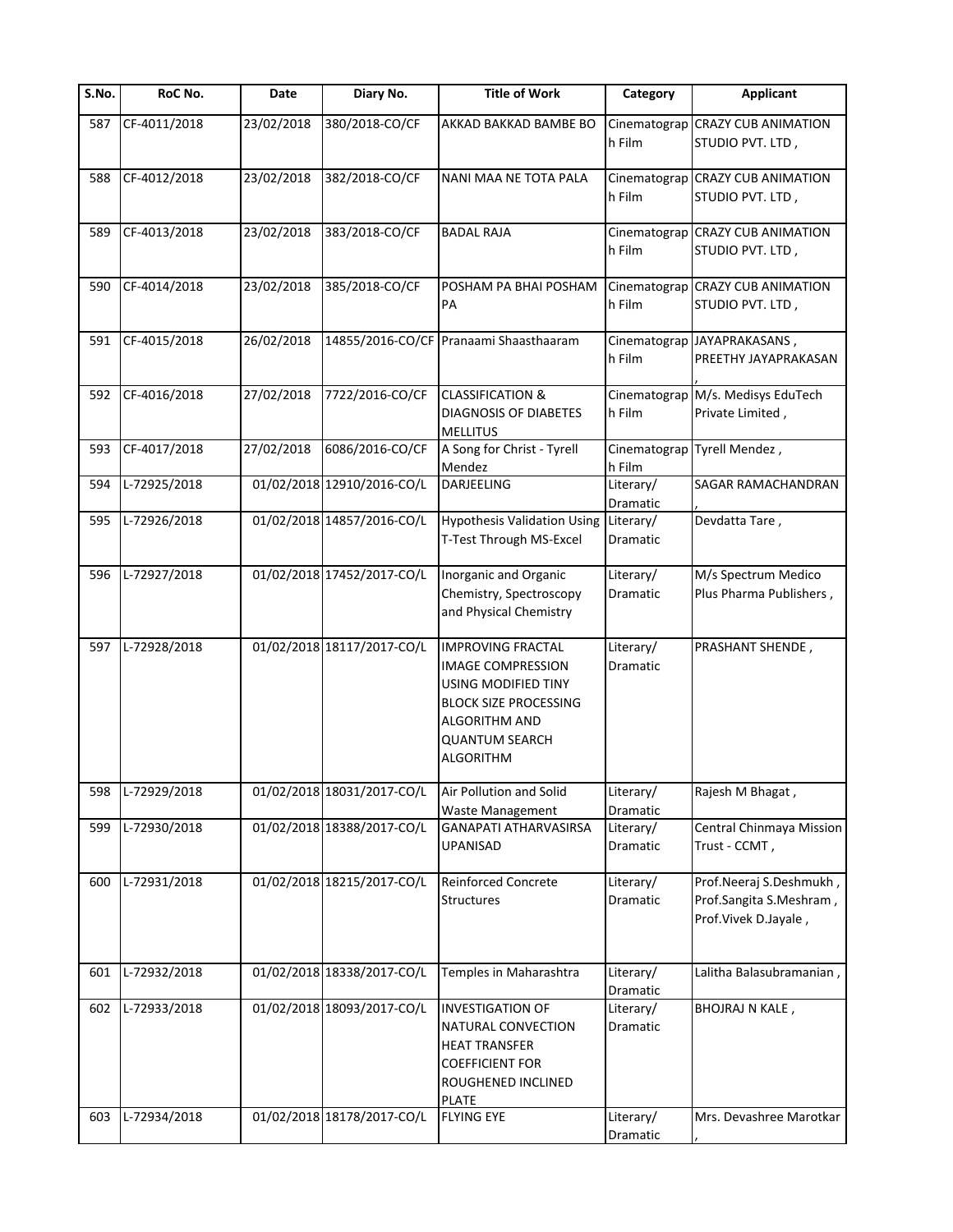| S.No. | RoC No. | Date | Diary No. | Title of Work | Category | Applicant |
|---|---|---|---|---|---|---|
| 587 | CF-4011/2018 | 23/02/2018 | 380/2018-CO/CF | AKKAD BAKKAD BAMBE BO | Cinematograph Film | CRAZY CUB ANIMATION STUDIO PVT. LTD , |
| 588 | CF-4012/2018 | 23/02/2018 | 382/2018-CO/CF | NANI MAA NE TOTA PALA | Cinematograph Film | CRAZY CUB ANIMATION STUDIO PVT. LTD , |
| 589 | CF-4013/2018 | 23/02/2018 | 383/2018-CO/CF | BADAL RAJA | Cinematograph Film | CRAZY CUB ANIMATION STUDIO PVT. LTD , |
| 590 | CF-4014/2018 | 23/02/2018 | 385/2018-CO/CF | POSHAM PA BHAI POSHAM PA | Cinematograph Film | CRAZY CUB ANIMATION STUDIO PVT. LTD , |
| 591 | CF-4015/2018 | 26/02/2018 | 14855/2016-CO/CF | Pranaami Shaasthaaram | Cinematograph Film | JAYAPRAKASANS , PREETHY JAYAPRAKASAN , |
| 592 | CF-4016/2018 | 27/02/2018 | 7722/2016-CO/CF | CLASSIFICATION & DIAGNOSIS OF DIABETES MELLITUS | Cinematograph Film | M/s. Medisys EduTech Private Limited , |
| 593 | CF-4017/2018 | 27/02/2018 | 6086/2016-CO/CF | A Song for Christ - Tyrell Mendez | Cinematograph Film | Tyrell Mendez , |
| 594 | L-72925/2018 | 01/02/2018 | 12910/2016-CO/L | DARJEELING | Literary/ Dramatic | SAGAR RAMACHANDRAN , |
| 595 | L-72926/2018 | 01/02/2018 | 14857/2016-CO/L | Hypothesis Validation Using T-Test Through MS-Excel | Literary/ Dramatic | Devdatta Tare , |
| 596 | L-72927/2018 | 01/02/2018 | 17452/2017-CO/L | Inorganic and Organic Chemistry, Spectroscopy and Physical Chemistry | Literary/ Dramatic | M/s Spectrum Medico Plus Pharma Publishers , |
| 597 | L-72928/2018 | 01/02/2018 | 18117/2017-CO/L | IMPROVING FRACTAL IMAGE COMPRESSION USING MODIFIED TINY BLOCK SIZE PROCESSING ALGORITHM AND QUANTUM SEARCH ALGORITHM | Literary/ Dramatic | PRASHANT SHENDE , |
| 598 | L-72929/2018 | 01/02/2018 | 18031/2017-CO/L | Air Pollution and Solid Waste Management | Literary/ Dramatic | Rajesh M Bhagat , |
| 599 | L-72930/2018 | 01/02/2018 | 18388/2017-CO/L | GANAPATI ATHARVASIRSA UPANISAD | Literary/ Dramatic | Central Chinmaya Mission Trust - CCMT , |
| 600 | L-72931/2018 | 01/02/2018 | 18215/2017-CO/L | Reinforced Concrete Structures | Literary/ Dramatic | Prof.Neeraj S.Deshmukh , Prof.Sangita S.Meshram , Prof.Vivek D.Jayale , |
| 601 | L-72932/2018 | 01/02/2018 | 18338/2017-CO/L | Temples in Maharashtra | Literary/ Dramatic | Lalitha Balasubramanian , |
| 602 | L-72933/2018 | 01/02/2018 | 18093/2017-CO/L | INVESTIGATION OF NATURAL CONVECTION HEAT TRANSFER COEFFICIENT FOR ROUGHENED INCLINED PLATE | Literary/ Dramatic | BHOJRAJ N KALE , |
| 603 | L-72934/2018 | 01/02/2018 | 18178/2017-CO/L | FLYING EYE | Literary/ Dramatic | Mrs. Devashree Marotkar , |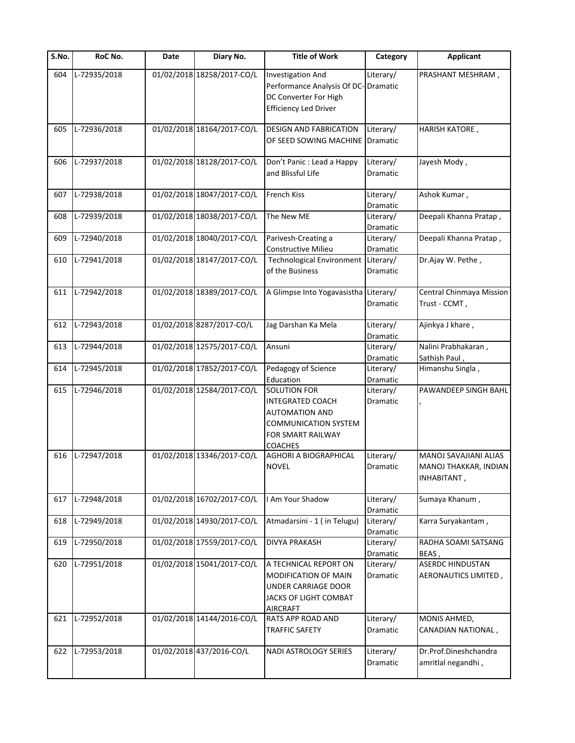| S.No. | RoC No. | Date | Diary No. | Title of Work | Category | Applicant |
|---|---|---|---|---|---|---|
| 604 | L-72935/2018 | 01/02/2018 | 18258/2017-CO/L | Investigation And Performance Analysis Of DC-DC Converter For High Efficiency Led Driver | Literary/ Dramatic | PRASHANT MESHRAM , |
| 605 | L-72936/2018 | 01/02/2018 | 18164/2017-CO/L | DESIGN AND FABRICATION OF SEED SOWING MACHINE | Literary/ Dramatic | HARISH KATORE , |
| 606 | L-72937/2018 | 01/02/2018 | 18128/2017-CO/L | Don't Panic : Lead a Happy and Blissful Life | Literary/ Dramatic | Jayesh Mody , |
| 607 | L-72938/2018 | 01/02/2018 | 18047/2017-CO/L | French Kiss | Literary/ Dramatic | Ashok Kumar , |
| 608 | L-72939/2018 | 01/02/2018 | 18038/2017-CO/L | The New ME | Literary/ Dramatic | Deepali Khanna Pratap , |
| 609 | L-72940/2018 | 01/02/2018 | 18040/2017-CO/L | Parivesh-Creating a Constructive Milieu | Literary/ Dramatic | Deepali Khanna Pratap , |
| 610 | L-72941/2018 | 01/02/2018 | 18147/2017-CO/L | Technological Environment of the Business | Literary/ Dramatic | Dr.Ajay W. Pethe , |
| 611 | L-72942/2018 | 01/02/2018 | 18389/2017-CO/L | A Glimpse Into Yogavasistha | Literary/ Dramatic | Central Chinmaya Mission Trust - CCMT , |
| 612 | L-72943/2018 | 01/02/2018 | 8287/2017-CO/L | Jag Darshan Ka Mela | Literary/ Dramatic | Ajinkya J khare , |
| 613 | L-72944/2018 | 01/02/2018 | 12575/2017-CO/L | Ansuni | Literary/ Dramatic | Nalini Prabhakaran , Sathish Paul , |
| 614 | L-72945/2018 | 01/02/2018 | 17852/2017-CO/L | Pedagogy of Science Education | Literary/ Dramatic | Himanshu Singla , |
| 615 | L-72946/2018 | 01/02/2018 | 12584/2017-CO/L | SOLUTION FOR INTEGRATED COACH AUTOMATION AND COMMUNICATION SYSTEM FOR SMART RAILWAY COACHES | Literary/ Dramatic | PAWANDEEP SINGH BAHL , |
| 616 | L-72947/2018 | 01/02/2018 | 13346/2017-CO/L | AGHORI A BIOGRAPHICAL NOVEL | Literary/ Dramatic | MANOJ SAVAJIANI ALIAS MANOJ THAKKAR, INDIAN INHABITANT , |
| 617 | L-72948/2018 | 01/02/2018 | 16702/2017-CO/L | I Am Your Shadow | Literary/ Dramatic | Sumaya Khanum , |
| 618 | L-72949/2018 | 01/02/2018 | 14930/2017-CO/L | Atmadarsini - 1 ( in Telugu) | Literary/ Dramatic | Karra Suryakantam , |
| 619 | L-72950/2018 | 01/02/2018 | 17559/2017-CO/L | DIVYA PRAKASH | Literary/ Dramatic | RADHA SOAMI SATSANG BEAS , |
| 620 | L-72951/2018 | 01/02/2018 | 15041/2017-CO/L | A TECHNICAL REPORT ON MODIFICATION OF MAIN UNDER CARRIAGE DOOR JACKS OF LIGHT COMBAT AIRCRAFT | Literary/ Dramatic | ASERDC HINDUSTAN AERONAUTICS LIMITED , |
| 621 | L-72952/2018 | 01/02/2018 | 14144/2016-CO/L | RATS APP ROAD AND TRAFFIC SAFETY | Literary/ Dramatic | MONIS AHMED, CANADIAN NATIONAL , |
| 622 | L-72953/2018 | 01/02/2018 | 437/2016-CO/L | NADI ASTROLOGY SERIES | Literary/ Dramatic | Dr.Prof.Dineshchandra amritlal negandhi , |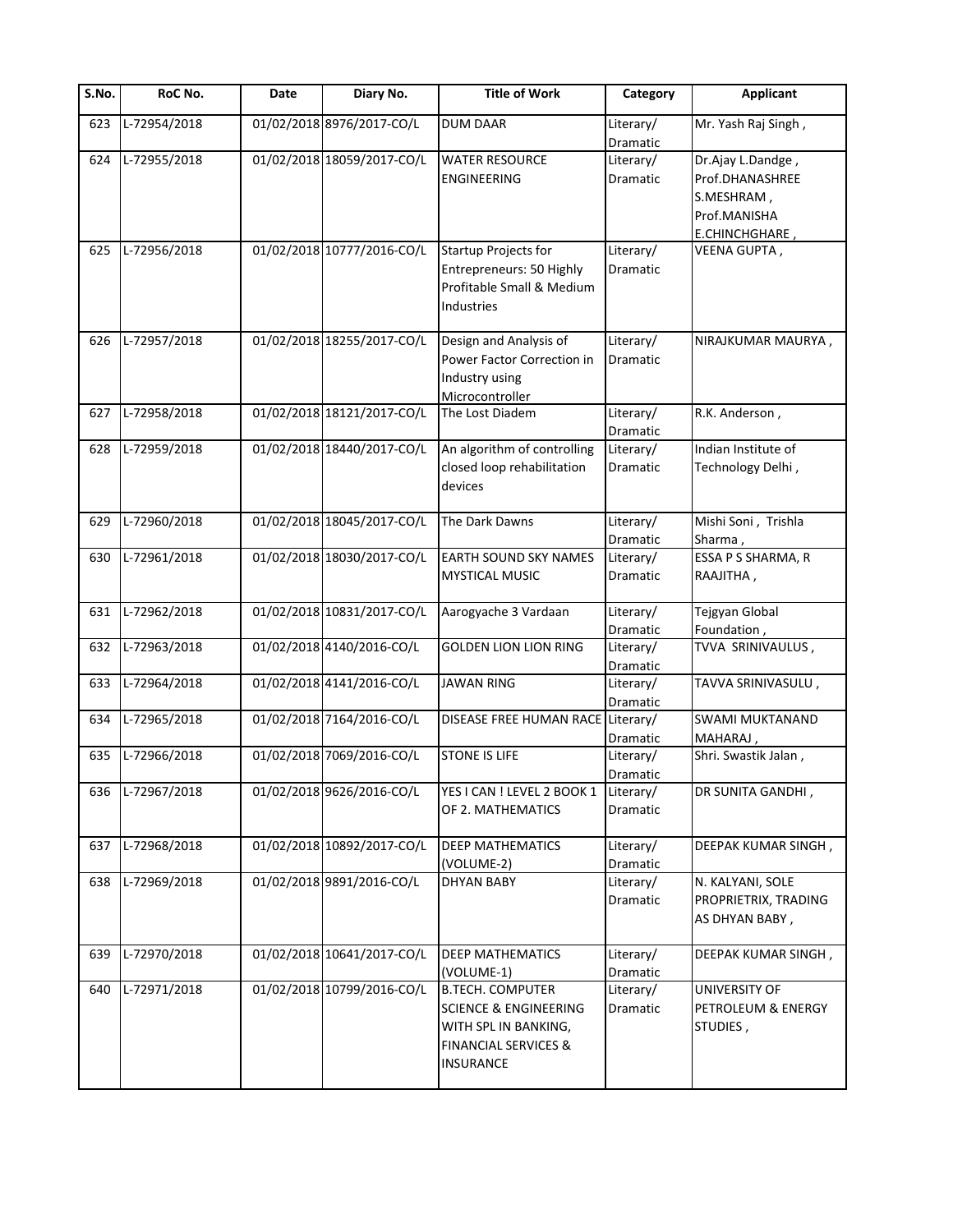| S.No. | RoC No. | Date | Diary No. | Title of Work | Category | Applicant |
|---|---|---|---|---|---|---|
| 623 | L-72954/2018 | 01/02/2018 | 8976/2017-CO/L | DUM DAAR | Literary/ Dramatic | Mr. Yash Raj Singh , |
| 624 | L-72955/2018 | 01/02/2018 | 18059/2017-CO/L | WATER RESOURCE ENGINEERING | Literary/ Dramatic | Dr.Ajay L.Dandge , Prof.DHANASHREE S.MESHRAM , Prof.MANISHA E.CHINCHGHARE , |
| 625 | L-72956/2018 | 01/02/2018 | 10777/2016-CO/L | Startup Projects for Entrepreneurs: 50 Highly Profitable Small & Medium Industries | Literary/ Dramatic | VEENA GUPTA , |
| 626 | L-72957/2018 | 01/02/2018 | 18255/2017-CO/L | Design and Analysis of Power Factor Correction in Industry using Microcontroller | Literary/ Dramatic | NIRAJKUMAR MAURYA , |
| 627 | L-72958/2018 | 01/02/2018 | 18121/2017-CO/L | The Lost Diadem | Literary/ Dramatic | R.K. Anderson , |
| 628 | L-72959/2018 | 01/02/2018 | 18440/2017-CO/L | An algorithm of controlling closed loop rehabilitation devices | Literary/ Dramatic | Indian Institute of Technology Delhi , |
| 629 | L-72960/2018 | 01/02/2018 | 18045/2017-CO/L | The Dark Dawns | Literary/ Dramatic | Mishi Soni , Trishla Sharma , |
| 630 | L-72961/2018 | 01/02/2018 | 18030/2017-CO/L | EARTH SOUND SKY NAMES MYSTICAL MUSIC | Literary/ Dramatic | ESSA P S SHARMA, R RAAJITHA , |
| 631 | L-72962/2018 | 01/02/2018 | 10831/2017-CO/L | Aarogyache 3 Vardaan | Literary/ Dramatic | Tejgyan Global Foundation , |
| 632 | L-72963/2018 | 01/02/2018 | 4140/2016-CO/L | GOLDEN LION LION RING | Literary/ Dramatic | TVVA SRINIVAULUS , |
| 633 | L-72964/2018 | 01/02/2018 | 4141/2016-CO/L | JAWAN RING | Literary/ Dramatic | TAVVA SRINIVASULU , |
| 634 | L-72965/2018 | 01/02/2018 | 7164/2016-CO/L | DISEASE FREE HUMAN RACE | Literary/ Dramatic | SWAMI MUKTANAND MAHARAJ , |
| 635 | L-72966/2018 | 01/02/2018 | 7069/2016-CO/L | STONE IS LIFE | Literary/ Dramatic | Shri. Swastik Jalan , |
| 636 | L-72967/2018 | 01/02/2018 | 9626/2016-CO/L | YES I CAN ! LEVEL 2 BOOK 1 OF 2. MATHEMATICS | Literary/ Dramatic | DR SUNITA GANDHI , |
| 637 | L-72968/2018 | 01/02/2018 | 10892/2017-CO/L | DEEP MATHEMATICS (VOLUME-2) | Literary/ Dramatic | DEEPAK KUMAR SINGH , |
| 638 | L-72969/2018 | 01/02/2018 | 9891/2016-CO/L | DHYAN BABY | Literary/ Dramatic | N. KALYANI, SOLE PROPRIETRIX, TRADING AS DHYAN BABY , |
| 639 | L-72970/2018 | 01/02/2018 | 10641/2017-CO/L | DEEP MATHEMATICS (VOLUME-1) | Literary/ Dramatic | DEEPAK KUMAR SINGH , |
| 640 | L-72971/2018 | 01/02/2018 | 10799/2016-CO/L | B.TECH. COMPUTER SCIENCE & ENGINEERING WITH SPL IN BANKING, FINANCIAL SERVICES & INSURANCE | Literary/ Dramatic | UNIVERSITY OF PETROLEUM & ENERGY STUDIES , |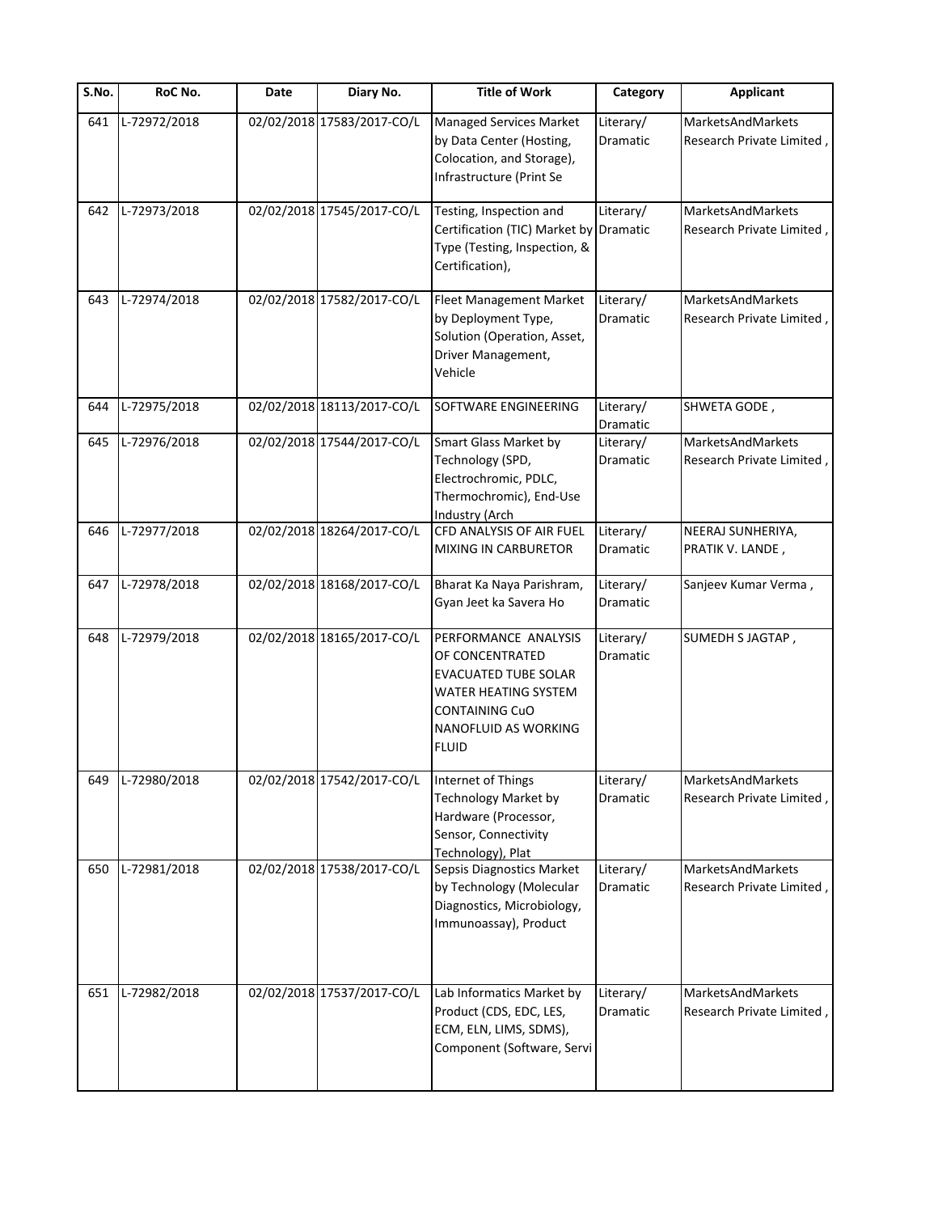| S.No. | RoC No. | Date | Diary No. | Title of Work | Category | Applicant |
|---|---|---|---|---|---|---|
| 641 | L-72972/2018 | 02/02/2018 | 17583/2017-CO/L | Managed Services Market by Data Center (Hosting, Colocation, and Storage), Infrastructure (Print Se | Literary/ Dramatic | MarketsAndMarkets Research Private Limited , |
| 642 | L-72973/2018 | 02/02/2018 | 17545/2017-CO/L | Testing, Inspection and Certification (TIC) Market by Type (Testing, Inspection, & Certification), | Literary/ Dramatic | MarketsAndMarkets Research Private Limited , |
| 643 | L-72974/2018 | 02/02/2018 | 17582/2017-CO/L | Fleet Management Market by Deployment Type, Solution (Operation, Asset, Driver Management, Vehicle | Literary/ Dramatic | MarketsAndMarkets Research Private Limited , |
| 644 | L-72975/2018 | 02/02/2018 | 18113/2017-CO/L | SOFTWARE ENGINEERING | Literary/ Dramatic | SHWETA GODE , |
| 645 | L-72976/2018 | 02/02/2018 | 17544/2017-CO/L | Smart Glass Market by Technology (SPD, Electrochromic, PDLC, Thermochromic), End-Use Industry (Arch | Literary/ Dramatic | MarketsAndMarkets Research Private Limited , |
| 646 | L-72977/2018 | 02/02/2018 | 18264/2017-CO/L | CFD ANALYSIS OF AIR FUEL MIXING IN CARBURETOR | Literary/ Dramatic | NEERAJ SUNHERIYA, PRATIK V. LANDE , |
| 647 | L-72978/2018 | 02/02/2018 | 18168/2017-CO/L | Bharat Ka Naya Parishram, Gyan Jeet ka Savera Ho | Literary/ Dramatic | Sanjeev Kumar Verma , |
| 648 | L-72979/2018 | 02/02/2018 | 18165/2017-CO/L | PERFORMANCE ANALYSIS OF CONCENTRATED EVACUATED TUBE SOLAR WATER HEATING SYSTEM CONTAINING CuO NANOFLUID AS WORKING FLUID | Literary/ Dramatic | SUMEDH S JAGTAP , |
| 649 | L-72980/2018 | 02/02/2018 | 17542/2017-CO/L | Internet of Things Technology Market by Hardware (Processor, Sensor, Connectivity Technology), Plat | Literary/ Dramatic | MarketsAndMarkets Research Private Limited , |
| 650 | L-72981/2018 | 02/02/2018 | 17538/2017-CO/L | Sepsis Diagnostics Market by Technology (Molecular Diagnostics, Microbiology, Immunoassay), Product | Literary/ Dramatic | MarketsAndMarkets Research Private Limited , |
| 651 | L-72982/2018 | 02/02/2018 | 17537/2017-CO/L | Lab Informatics Market by Product (CDS, EDC, LES, ECM, ELN, LIMS, SDMS), Component (Software, Servi | Literary/ Dramatic | MarketsAndMarkets Research Private Limited , |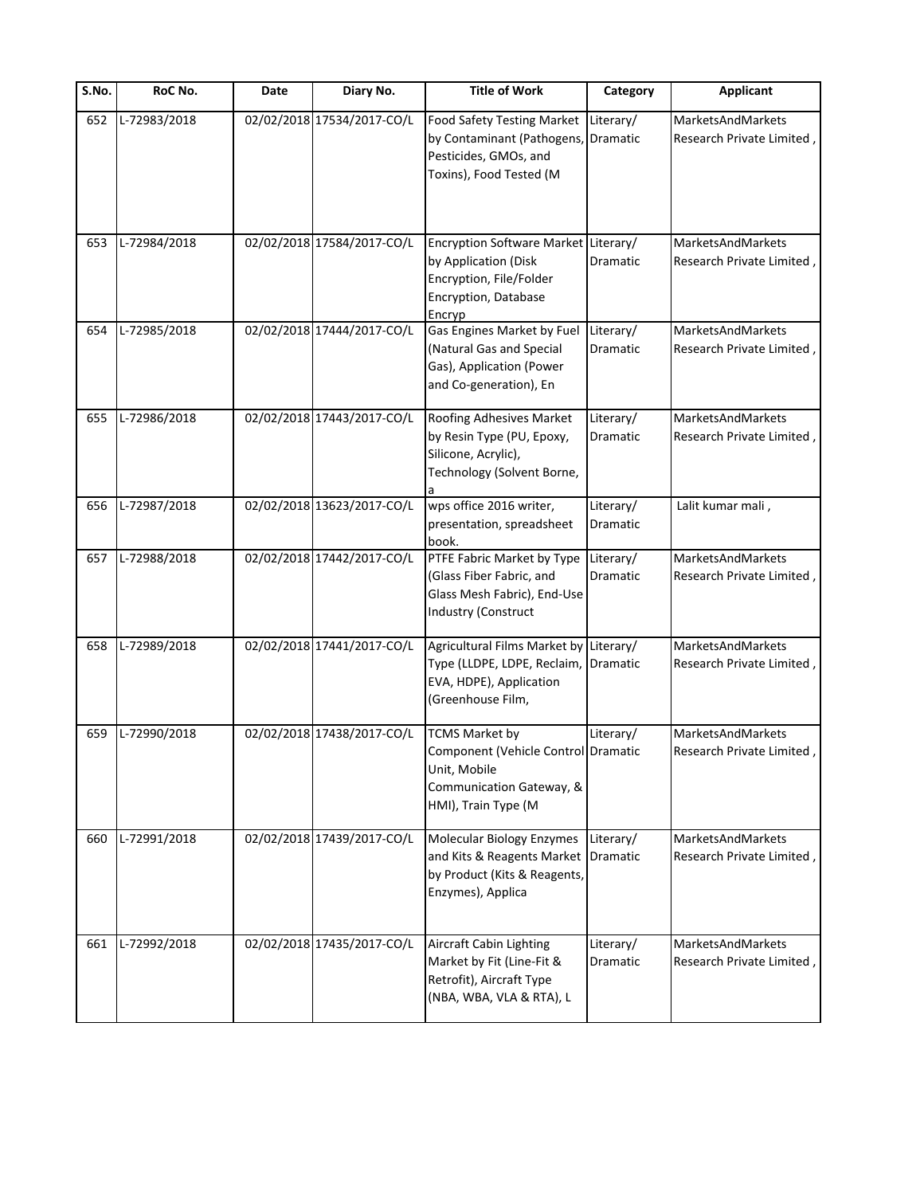| S.No. | RoC No. | Date | Diary No. | Title of Work | Category | Applicant |
| --- | --- | --- | --- | --- | --- | --- |
| 652 | L-72983/2018 | 02/02/2018 | 17534/2017-CO/L | Food Safety Testing Market by Contaminant (Pathogens, Pesticides, GMOs, and Toxins), Food Tested (M | Literary/ Dramatic | MarketsAndMarkets Research Private Limited , |
| 653 | L-72984/2018 | 02/02/2018 | 17584/2017-CO/L | Encryption Software Market by Application (Disk Encryption, File/Folder Encryption, Database Encryp | Literary/ Dramatic | MarketsAndMarkets Research Private Limited , |
| 654 | L-72985/2018 | 02/02/2018 | 17444/2017-CO/L | Gas Engines Market by Fuel (Natural Gas and Special Gas), Application (Power and Co-generation), En | Literary/ Dramatic | MarketsAndMarkets Research Private Limited , |
| 655 | L-72986/2018 | 02/02/2018 | 17443/2017-CO/L | Roofing Adhesives Market by Resin Type (PU, Epoxy, Silicone, Acrylic), Technology (Solvent Borne, a | Literary/ Dramatic | MarketsAndMarkets Research Private Limited , |
| 656 | L-72987/2018 | 02/02/2018 | 13623/2017-CO/L | wps office 2016 writer, presentation, spreadsheet book. | Literary/ Dramatic | Lalit kumar mali , |
| 657 | L-72988/2018 | 02/02/2018 | 17442/2017-CO/L | PTFE Fabric Market by Type (Glass Fiber Fabric, and Glass Mesh Fabric), End-Use Industry (Construct | Literary/ Dramatic | MarketsAndMarkets Research Private Limited , |
| 658 | L-72989/2018 | 02/02/2018 | 17441/2017-CO/L | Agricultural Films Market by Type (LLDPE, LDPE, Reclaim, EVA, HDPE), Application (Greenhouse Film, | Literary/ Dramatic | MarketsAndMarkets Research Private Limited , |
| 659 | L-72990/2018 | 02/02/2018 | 17438/2017-CO/L | TCMS Market by Component (Vehicle Control Unit, Mobile Communication Gateway, & HMI), Train Type (M | Literary/ Dramatic | MarketsAndMarkets Research Private Limited , |
| 660 | L-72991/2018 | 02/02/2018 | 17439/2017-CO/L | Molecular Biology Enzymes and Kits & Reagents Market by Product (Kits & Reagents, Enzymes), Applica | Literary/ Dramatic | MarketsAndMarkets Research Private Limited , |
| 661 | L-72992/2018 | 02/02/2018 | 17435/2017-CO/L | Aircraft Cabin Lighting Market by Fit (Line-Fit & Retrofit), Aircraft Type (NBA, WBA, VLA & RTA), L | Literary/ Dramatic | MarketsAndMarkets Research Private Limited , |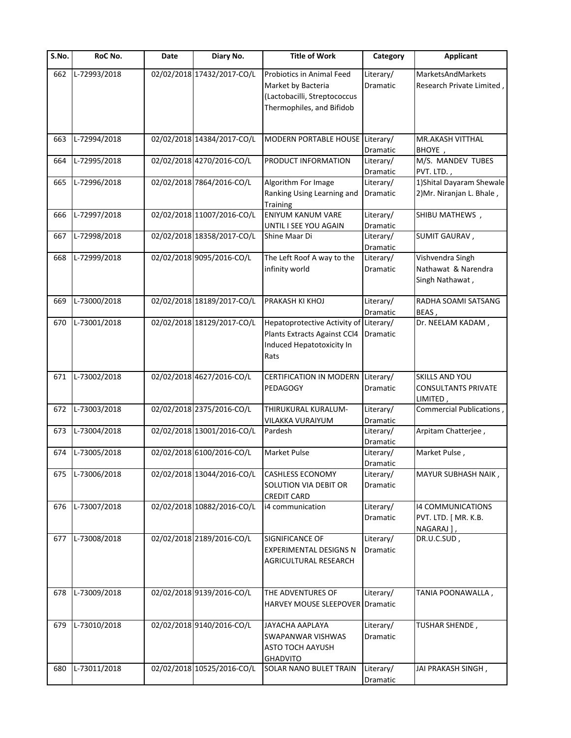| S.No. | RoC No. | Date | Diary No. | Title of Work | Category | Applicant |
|---|---|---|---|---|---|---|
| 662 | L-72993/2018 | 02/02/2018 | 17432/2017-CO/L | Probiotics in Animal Feed Market by Bacteria (Lactobacilli, Streptococcus Thermophiles, and Bifidob | Literary/ Dramatic | MarketsAndMarkets Research Private Limited , |
| 663 | L-72994/2018 | 02/02/2018 | 14384/2017-CO/L | MODERN PORTABLE HOUSE | Literary/ Dramatic | MR.AKASH VITTHAL BHOYE , |
| 664 | L-72995/2018 | 02/02/2018 | 4270/2016-CO/L | PRODUCT INFORMATION | Literary/ Dramatic | M/S. MANDEV TUBES PVT. LTD. , |
| 665 | L-72996/2018 | 02/02/2018 | 7864/2016-CO/L | Algorithm For Image Ranking Using Learning and Training | Literary/ Dramatic | 1)Shital Dayaram Shewale 2)Mr. Niranjan L. Bhale , |
| 666 | L-72997/2018 | 02/02/2018 | 11007/2016-CO/L | ENIYUM KANUM VARE UNTIL I SEE YOU AGAIN | Literary/ Dramatic | SHIBU MATHEWS , |
| 667 | L-72998/2018 | 02/02/2018 | 18358/2017-CO/L | Shine Maar Di | Literary/ Dramatic | SUMIT GAURAV , |
| 668 | L-72999/2018 | 02/02/2018 | 9095/2016-CO/L | The Left Roof A way to the infinity world | Literary/ Dramatic | Vishvendra Singh Nathawat & Narendra Singh Nathawat , |
| 669 | L-73000/2018 | 02/02/2018 | 18189/2017-CO/L | PRAKASH KI KHOJ | Literary/ Dramatic | RADHA SOAMI SATSANG BEAS , |
| 670 | L-73001/2018 | 02/02/2018 | 18129/2017-CO/L | Hepatoprotective Activity of Plants Extracts Against CCl4 Induced Hepatotoxicity In Rats | Literary/ Dramatic | Dr. NEELAM KADAM , |
| 671 | L-73002/2018 | 02/02/2018 | 4627/2016-CO/L | CERTIFICATION IN MODERN PEDAGOGY | Literary/ Dramatic | SKILLS AND YOU CONSULTANTS PRIVATE LIMITED , |
| 672 | L-73003/2018 | 02/02/2018 | 2375/2016-CO/L | THIRUKURAL KURALUM-VILAKKA VURAIYUM | Literary/ Dramatic | Commercial Publications , |
| 673 | L-73004/2018 | 02/02/2018 | 13001/2016-CO/L | Pardesh | Literary/ Dramatic | Arpitam Chatterjee , |
| 674 | L-73005/2018 | 02/02/2018 | 6100/2016-CO/L | Market Pulse | Literary/ Dramatic | Market Pulse , |
| 675 | L-73006/2018 | 02/02/2018 | 13044/2016-CO/L | CASHLESS ECONOMY SOLUTION VIA DEBIT OR CREDIT CARD | Literary/ Dramatic | MAYUR SUBHASH NAIK , |
| 676 | L-73007/2018 | 02/02/2018 | 10882/2016-CO/L | i4 communication | Literary/ Dramatic | I4 COMMUNICATIONS PVT. LTD. [ MR. K.B. NAGARAJ ] , |
| 677 | L-73008/2018 | 02/02/2018 | 2189/2016-CO/L | SIGNIFICANCE OF EXPERIMENTAL DESIGNS N AGRICULTURAL RESEARCH | Literary/ Dramatic | DR.U.C.SUD , |
| 678 | L-73009/2018 | 02/02/2018 | 9139/2016-CO/L | THE ADVENTURES OF HARVEY MOUSE SLEEPOVER | Literary/ Dramatic | TANIA POONAWALLA , |
| 679 | L-73010/2018 | 02/02/2018 | 9140/2016-CO/L | JAYACHA AAPLAYA SWAPANWAR VISHWAS ASTO TOCH AAYUSH GHADVITO | Literary/ Dramatic | TUSHAR SHENDE , |
| 680 | L-73011/2018 | 02/02/2018 | 10525/2016-CO/L | SOLAR NANO BULET TRAIN | Literary/ Dramatic | JAI PRAKASH SINGH , |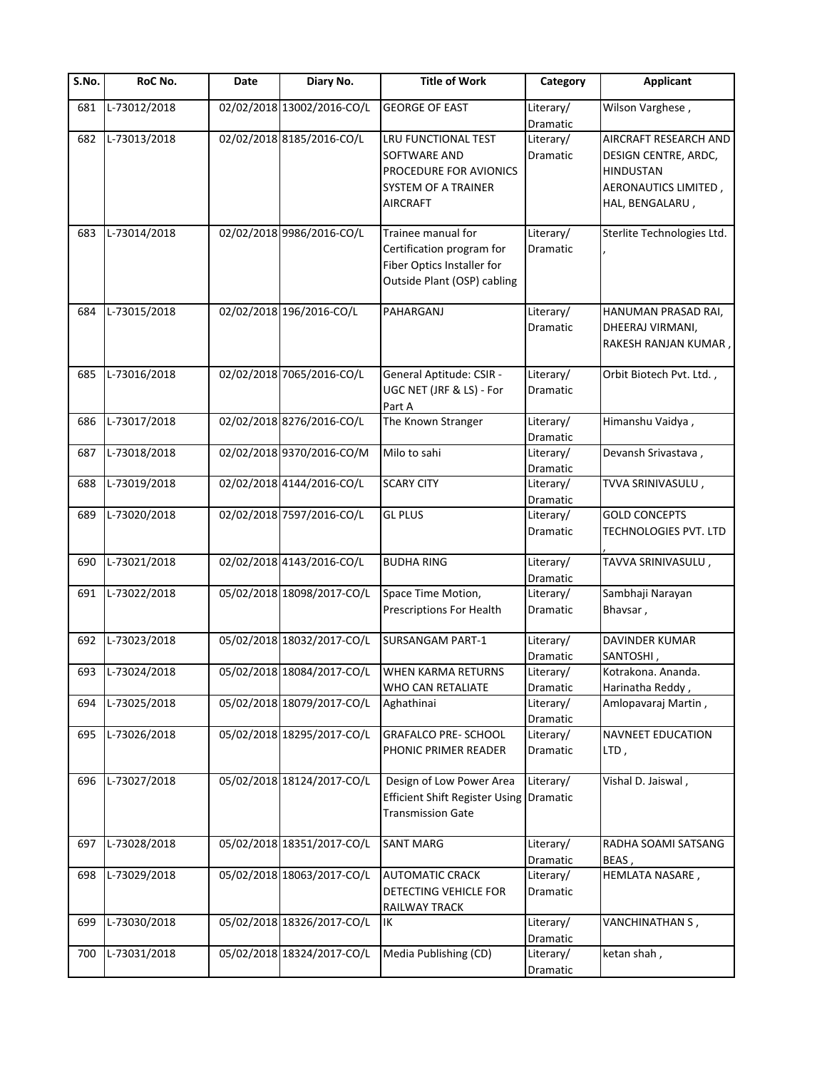| S.No. | RoC No. | Date | Diary No. | Title of Work | Category | Applicant |
|---|---|---|---|---|---|---|
| 681 | L-73012/2018 | 02/02/2018 | 13002/2016-CO/L | GEORGE OF EAST | Literary/ Dramatic | Wilson Varghese , |
| 682 | L-73013/2018 | 02/02/2018 | 8185/2016-CO/L | LRU FUNCTIONAL TEST SOFTWARE AND PROCEDURE FOR AVIONICS SYSTEM OF A TRAINER AIRCRAFT | Literary/ Dramatic | AIRCRAFT RESEARCH AND DESIGN CENTRE, ARDC, HINDUSTAN AERONAUTICS LIMITED , HAL, BENGALARU , |
| 683 | L-73014/2018 | 02/02/2018 | 9986/2016-CO/L | Trainee manual for Certification program for Fiber Optics Installer for Outside Plant (OSP) cabling | Literary/ Dramatic | Sterlite Technologies Ltd. , |
| 684 | L-73015/2018 | 02/02/2018 | 196/2016-CO/L | PAHARGANJ | Literary/ Dramatic | HANUMAN PRASAD RAI, DHEERAJ VIRMANI, RAKESH RANJAN KUMAR , |
| 685 | L-73016/2018 | 02/02/2018 | 7065/2016-CO/L | General Aptitude: CSIR - UGC NET (JRF & LS) - For Part A | Literary/ Dramatic | Orbit Biotech Pvt. Ltd. , |
| 686 | L-73017/2018 | 02/02/2018 | 8276/2016-CO/L | The Known Stranger | Literary/ Dramatic | Himanshu Vaidya , |
| 687 | L-73018/2018 | 02/02/2018 | 9370/2016-CO/M | Milo to sahi | Literary/ Dramatic | Devansh Srivastava , |
| 688 | L-73019/2018 | 02/02/2018 | 4144/2016-CO/L | SCARY CITY | Literary/ Dramatic | TVVA SRINIVASULU , |
| 689 | L-73020/2018 | 02/02/2018 | 7597/2016-CO/L | GL PLUS | Literary/ Dramatic | GOLD CONCEPTS TECHNOLOGIES PVT. LTD , |
| 690 | L-73021/2018 | 02/02/2018 | 4143/2016-CO/L | BUDHA RING | Literary/ Dramatic | TAVVA SRINIVASULU , |
| 691 | L-73022/2018 | 05/02/2018 | 18098/2017-CO/L | Space Time Motion, Prescriptions For Health | Literary/ Dramatic | Sambhaji Narayan Bhavsar , |
| 692 | L-73023/2018 | 05/02/2018 | 18032/2017-CO/L | SURSANGAM PART-1 | Literary/ Dramatic | DAVINDER KUMAR SANTOSHI , |
| 693 | L-73024/2018 | 05/02/2018 | 18084/2017-CO/L | WHEN KARMA RETURNS WHO CAN RETALIATE | Literary/ Dramatic | Kotrakona. Ananda. Harinatha Reddy , |
| 694 | L-73025/2018 | 05/02/2018 | 18079/2017-CO/L | Aghathinai | Literary/ Dramatic | Amlopavaraj Martin , |
| 695 | L-73026/2018 | 05/02/2018 | 18295/2017-CO/L | GRAFALCO PRE- SCHOOL PHONIC PRIMER READER | Literary/ Dramatic | NAVNEET EDUCATION LTD , |
| 696 | L-73027/2018 | 05/02/2018 | 18124/2017-CO/L | Design of Low Power Area Efficient Shift Register Using Transmission Gate | Literary/ Dramatic | Vishal D. Jaiswal , |
| 697 | L-73028/2018 | 05/02/2018 | 18351/2017-CO/L | SANT MARG | Literary/ Dramatic | RADHA SOAMI SATSANG BEAS , |
| 698 | L-73029/2018 | 05/02/2018 | 18063/2017-CO/L | AUTOMATIC CRACK DETECTING VEHICLE FOR RAILWAY TRACK | Literary/ Dramatic | HEMLATA NASARE , |
| 699 | L-73030/2018 | 05/02/2018 | 18326/2017-CO/L | IK | Literary/ Dramatic | VANCHINATHAN S , |
| 700 | L-73031/2018 | 05/02/2018 | 18324/2017-CO/L | Media Publishing (CD) | Literary/ Dramatic | ketan shah , |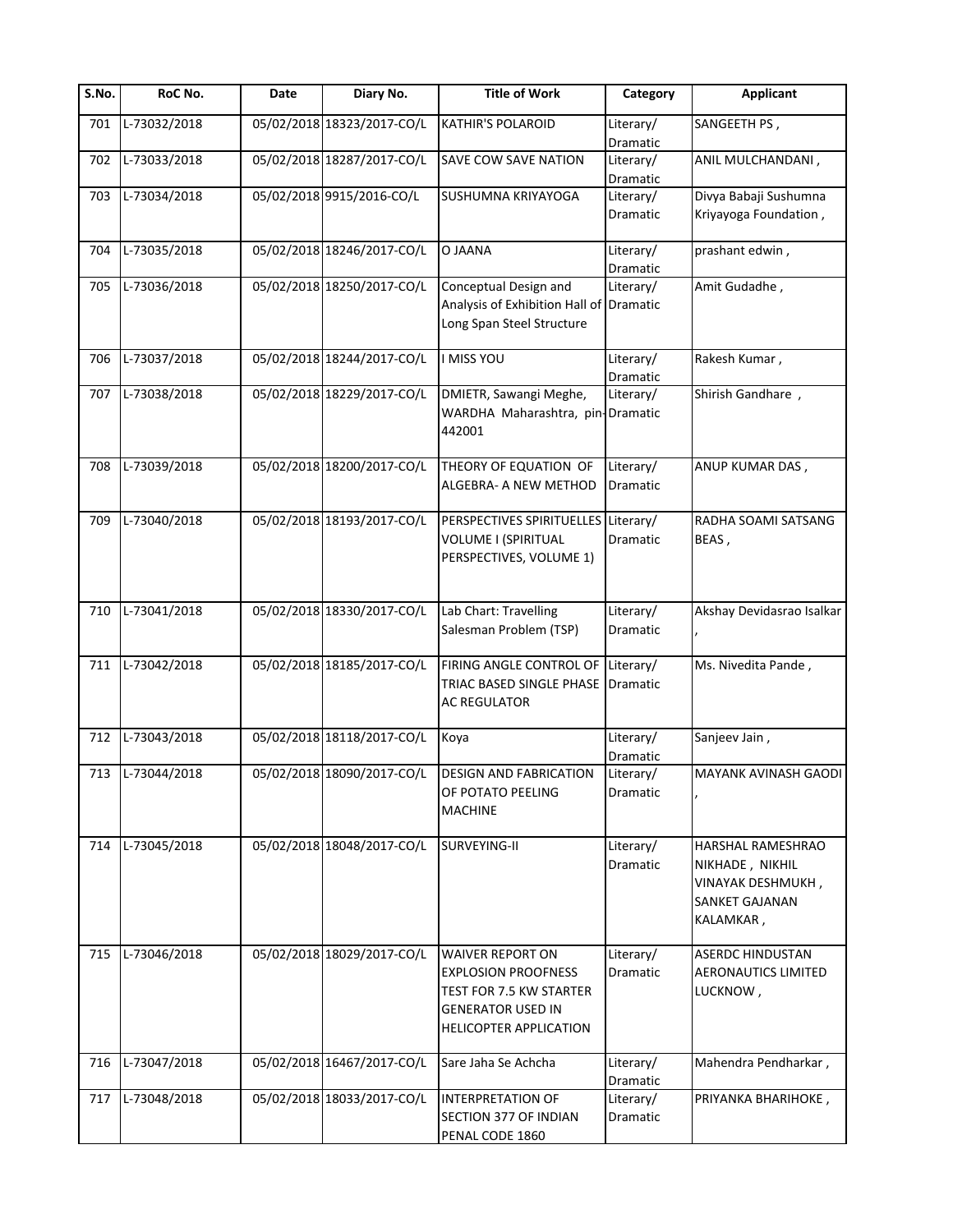| S.No. | RoC No. | Date | Diary No. | Title of Work | Category | Applicant |
|---|---|---|---|---|---|---|
| 701 | L-73032/2018 | 05/02/2018 | 18323/2017-CO/L | KATHIR'S POLAROID | Literary/ Dramatic | SANGEETH PS , |
| 702 | L-73033/2018 | 05/02/2018 | 18287/2017-CO/L | SAVE COW SAVE NATION | Literary/ Dramatic | ANIL MULCHANDANI , |
| 703 | L-73034/2018 | 05/02/2018 | 9915/2016-CO/L | SUSHUMNA KRIYAYOGA | Literary/ Dramatic | Divya Babaji Sushumna Kriyayoga Foundation , |
| 704 | L-73035/2018 | 05/02/2018 | 18246/2017-CO/L | O JAANA | Literary/ Dramatic | prashant edwin , |
| 705 | L-73036/2018 | 05/02/2018 | 18250/2017-CO/L | Conceptual Design and Analysis of Exhibition Hall of Long Span Steel Structure | Literary/ Dramatic | Amit Gudadhe , |
| 706 | L-73037/2018 | 05/02/2018 | 18244/2017-CO/L | I MISS YOU | Literary/ Dramatic | Rakesh Kumar , |
| 707 | L-73038/2018 | 05/02/2018 | 18229/2017-CO/L | DMIETR, Sawangi Meghe, WARDHA Maharashtra, pin-442001 | Literary/ Dramatic | Shirish Gandhare , |
| 708 | L-73039/2018 | 05/02/2018 | 18200/2017-CO/L | THEORY OF EQUATION OF ALGEBRA- A NEW METHOD | Literary/ Dramatic | ANUP KUMAR DAS , |
| 709 | L-73040/2018 | 05/02/2018 | 18193/2017-CO/L | PERSPECTIVES SPIRITUELLES VOLUME I (SPIRITUAL PERSPECTIVES, VOLUME 1) | Literary/ Dramatic | RADHA SOAMI SATSANG BEAS , |
| 710 | L-73041/2018 | 05/02/2018 | 18330/2017-CO/L | Lab Chart: Travelling Salesman Problem (TSP) | Literary/ Dramatic | Akshay Devidasrao Isalkar , |
| 711 | L-73042/2018 | 05/02/2018 | 18185/2017-CO/L | FIRING ANGLE CONTROL OF TRIAC BASED SINGLE PHASE AC REGULATOR | Literary/ Dramatic | Ms. Nivedita Pande , |
| 712 | L-73043/2018 | 05/02/2018 | 18118/2017-CO/L | Koya | Literary/ Dramatic | Sanjeev Jain , |
| 713 | L-73044/2018 | 05/02/2018 | 18090/2017-CO/L | DESIGN AND FABRICATION OF POTATO PEELING MACHINE | Literary/ Dramatic | MAYANK AVINASH GAODI , |
| 714 | L-73045/2018 | 05/02/2018 | 18048/2017-CO/L | SURVEYING-II | Literary/ Dramatic | HARSHAL RAMESHRAO NIKHADE , NIKHIL VINAYAK DESHMUKH , SANKET GAJANAN KALAMKAR , |
| 715 | L-73046/2018 | 05/02/2018 | 18029/2017-CO/L | WAIVER REPORT ON EXPLOSION PROOFNESS TEST FOR 7.5 KW STARTER GENERATOR USED IN HELICOPTER APPLICATION | Literary/ Dramatic | ASERDC HINDUSTAN AERONAUTICS LIMITED LUCKNOW , |
| 716 | L-73047/2018 | 05/02/2018 | 16467/2017-CO/L | Sare Jaha Se Achcha | Literary/ Dramatic | Mahendra Pendharkar , |
| 717 | L-73048/2018 | 05/02/2018 | 18033/2017-CO/L | INTERPRETATION OF SECTION 377 OF INDIAN PENAL CODE 1860 | Literary/ Dramatic | PRIYANKA BHARIHOKE , |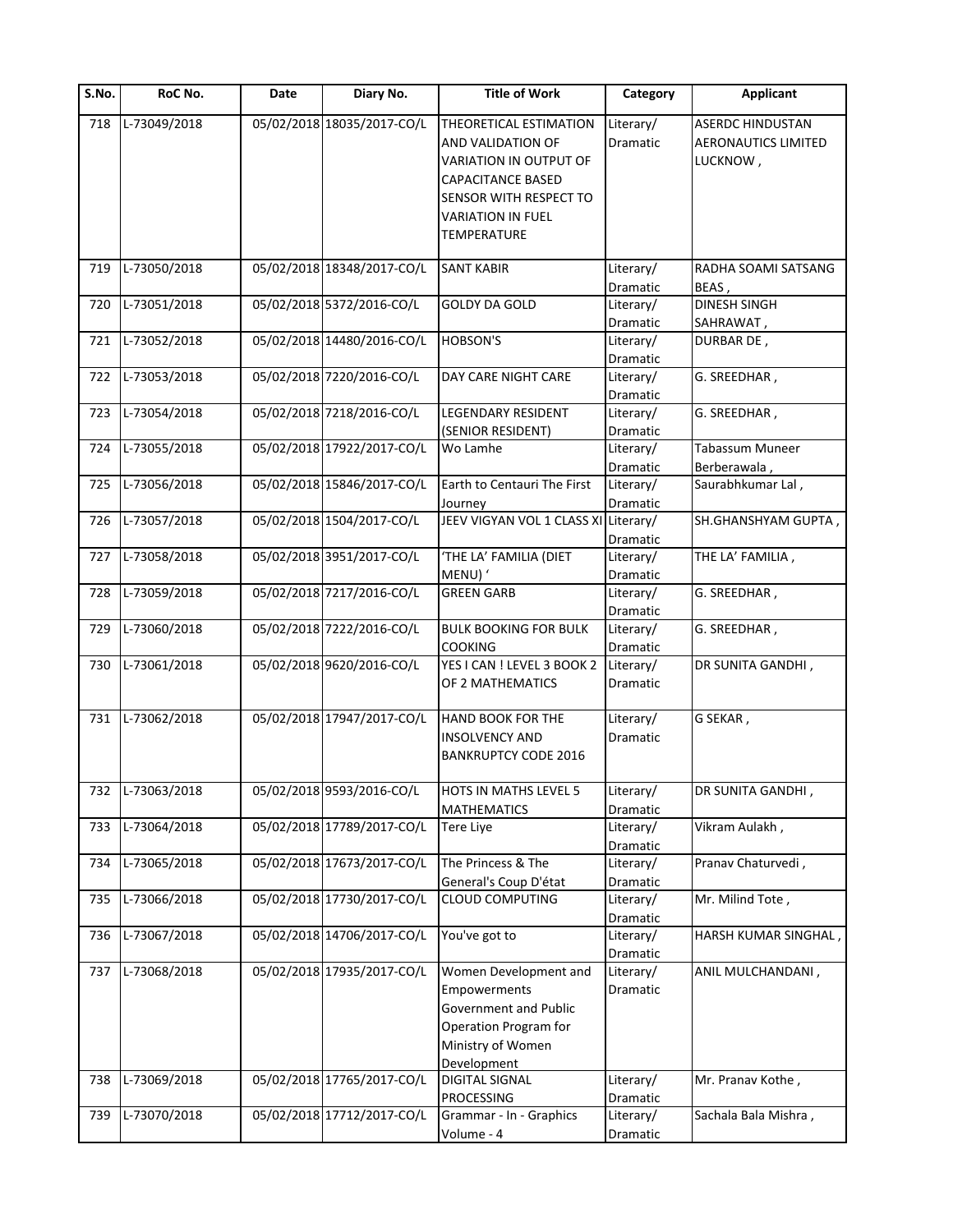| S.No. | RoC No. | Date | Diary No. | Title of Work | Category | Applicant |
| --- | --- | --- | --- | --- | --- | --- |
| 718 | L-73049/2018 | 05/02/2018 | 18035/2017-CO/L | THEORETICAL ESTIMATION AND VALIDATION OF VARIATION IN OUTPUT OF CAPACITANCE BASED SENSOR WITH RESPECT TO VARIATION IN FUEL TEMPERATURE | Literary/ Dramatic | ASERDC HINDUSTAN AERONAUTICS LIMITED LUCKNOW , |
| 719 | L-73050/2018 | 05/02/2018 | 18348/2017-CO/L | SANT KABIR | Literary/ Dramatic | RADHA SOAMI SATSANG BEAS , |
| 720 | L-73051/2018 | 05/02/2018 | 5372/2016-CO/L | GOLDY DA GOLD | Literary/ Dramatic | DINESH SINGH SAHRAWAT , |
| 721 | L-73052/2018 | 05/02/2018 | 14480/2016-CO/L | HOBSON'S | Literary/ Dramatic | DURBAR DE , |
| 722 | L-73053/2018 | 05/02/2018 | 7220/2016-CO/L | DAY CARE NIGHT CARE | Literary/ Dramatic | G. SREEDHAR , |
| 723 | L-73054/2018 | 05/02/2018 | 7218/2016-CO/L | LEGENDARY RESIDENT (SENIOR RESIDENT) | Literary/ Dramatic | G. SREEDHAR , |
| 724 | L-73055/2018 | 05/02/2018 | 17922/2017-CO/L | Wo Lamhe | Literary/ Dramatic | Tabassum Muneer Berberawala , |
| 725 | L-73056/2018 | 05/02/2018 | 15846/2017-CO/L | Earth to Centauri The First Journey | Literary/ Dramatic | Saurabhkumar Lal , |
| 726 | L-73057/2018 | 05/02/2018 | 1504/2017-CO/L | JEEV VIGYAN VOL 1 CLASS XI | Literary/ Dramatic | SH.GHANSHYAM GUPTA , |
| 727 | L-73058/2018 | 05/02/2018 | 3951/2017-CO/L | 'THE LA' FAMILIA (DIET MENU) ' | Literary/ Dramatic | THE LA' FAMILIA , |
| 728 | L-73059/2018 | 05/02/2018 | 7217/2016-CO/L | GREEN GARB | Literary/ Dramatic | G. SREEDHAR , |
| 729 | L-73060/2018 | 05/02/2018 | 7222/2016-CO/L | BULK BOOKING FOR BULK COOKING | Literary/ Dramatic | G. SREEDHAR , |
| 730 | L-73061/2018 | 05/02/2018 | 9620/2016-CO/L | YES I CAN ! LEVEL 3 BOOK 2 OF 2 MATHEMATICS | Literary/ Dramatic | DR SUNITA GANDHI , |
| 731 | L-73062/2018 | 05/02/2018 | 17947/2017-CO/L | HAND BOOK FOR THE INSOLVENCY AND BANKRUPTCY CODE 2016 | Literary/ Dramatic | G SEKAR , |
| 732 | L-73063/2018 | 05/02/2018 | 9593/2016-CO/L | HOTS IN MATHS LEVEL 5 MATHEMATICS | Literary/ Dramatic | DR SUNITA GANDHI , |
| 733 | L-73064/2018 | 05/02/2018 | 17789/2017-CO/L | Tere Liye | Literary/ Dramatic | Vikram Aulakh , |
| 734 | L-73065/2018 | 05/02/2018 | 17673/2017-CO/L | The Princess & The General's Coup D'état | Literary/ Dramatic | Pranav Chaturvedi , |
| 735 | L-73066/2018 | 05/02/2018 | 17730/2017-CO/L | CLOUD COMPUTING | Literary/ Dramatic | Mr. Milind Tote , |
| 736 | L-73067/2018 | 05/02/2018 | 14706/2017-CO/L | You've got to | Literary/ Dramatic | HARSH KUMAR SINGHAL , |
| 737 | L-73068/2018 | 05/02/2018 | 17935/2017-CO/L | Women Development and Empowerments Government and Public Operation Program for Ministry of Women Development | Literary/ Dramatic | ANIL MULCHANDANI , |
| 738 | L-73069/2018 | 05/02/2018 | 17765/2017-CO/L | DIGITAL SIGNAL PROCESSING | Literary/ Dramatic | Mr. Pranav Kothe , |
| 739 | L-73070/2018 | 05/02/2018 | 17712/2017-CO/L | Grammar - In - Graphics Volume - 4 | Literary/ Dramatic | Sachala Bala Mishra , |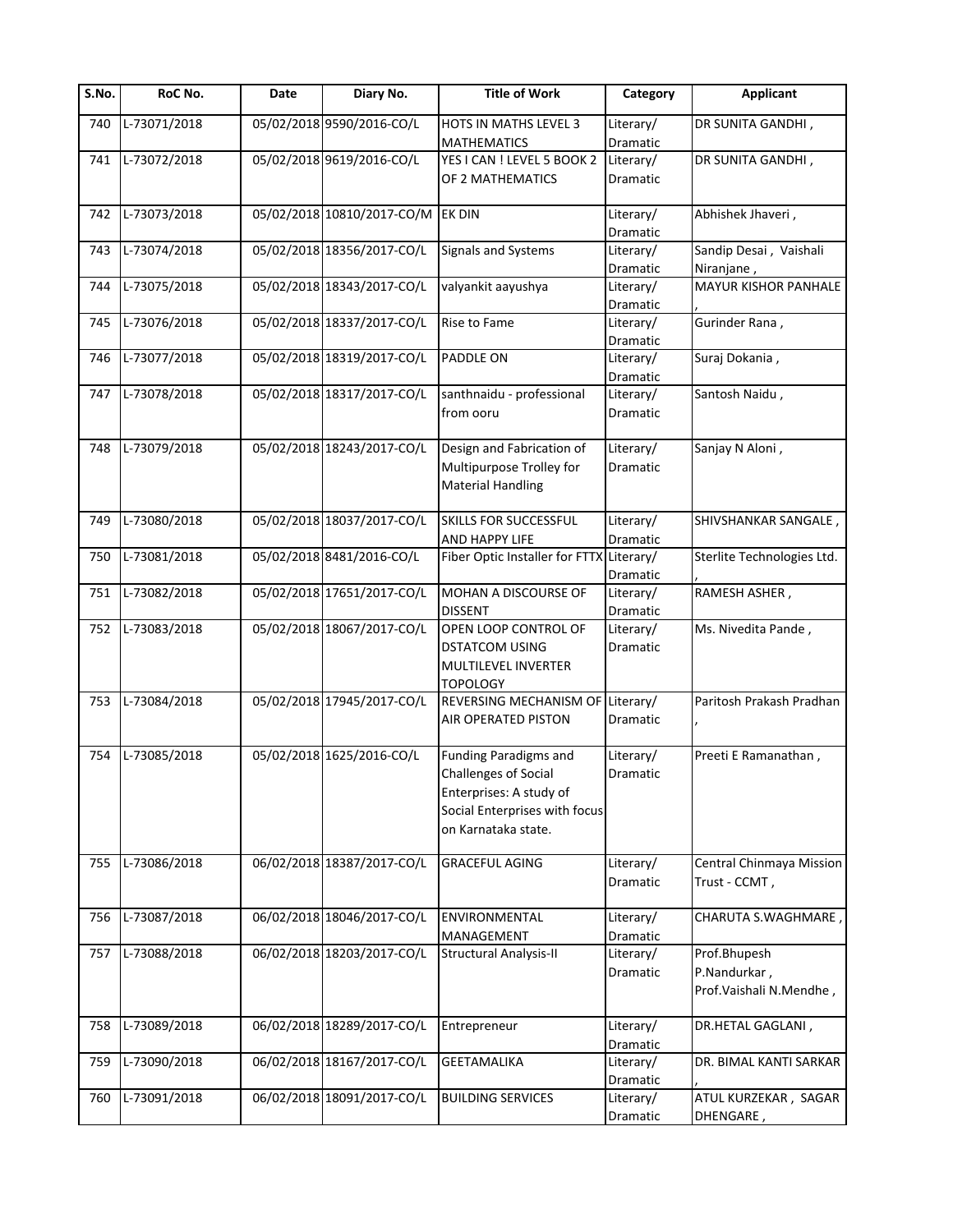| S.No. | RoC No. | Date | Diary No. | Title of Work | Category | Applicant |
|---|---|---|---|---|---|---|
| 740 | L-73071/2018 | 05/02/2018 | 9590/2016-CO/L | HOTS IN MATHS LEVEL 3 MATHEMATICS | Literary/ Dramatic | DR SUNITA GANDHI , |
| 741 | L-73072/2018 | 05/02/2018 | 9619/2016-CO/L | YES I CAN ! LEVEL 5 BOOK 2 OF 2 MATHEMATICS | Literary/ Dramatic | DR SUNITA GANDHI , |
| 742 | L-73073/2018 | 05/02/2018 | 10810/2017-CO/M | EK DIN | Literary/ Dramatic | Abhishek Jhaveri , |
| 743 | L-73074/2018 | 05/02/2018 | 18356/2017-CO/L | Signals and Systems | Literary/ Dramatic | Sandip Desai , Vaishali Niranjane , |
| 744 | L-73075/2018 | 05/02/2018 | 18343/2017-CO/L | valyankit aayushya | Literary/ Dramatic | MAYUR KISHOR PANHALE , |
| 745 | L-73076/2018 | 05/02/2018 | 18337/2017-CO/L | Rise to Fame | Literary/ Dramatic | Gurinder Rana , |
| 746 | L-73077/2018 | 05/02/2018 | 18319/2017-CO/L | PADDLE ON | Literary/ Dramatic | Suraj Dokania , |
| 747 | L-73078/2018 | 05/02/2018 | 18317/2017-CO/L | santhnaidu - professional from ooru | Literary/ Dramatic | Santosh Naidu , |
| 748 | L-73079/2018 | 05/02/2018 | 18243/2017-CO/L | Design and Fabrication of Multipurpose Trolley for Material Handling | Literary/ Dramatic | Sanjay N Aloni , |
| 749 | L-73080/2018 | 05/02/2018 | 18037/2017-CO/L | SKILLS FOR SUCCESSFUL AND HAPPY LIFE | Literary/ Dramatic | SHIVSHANKAR SANGALE , |
| 750 | L-73081/2018 | 05/02/2018 | 8481/2016-CO/L | Fiber Optic Installer for FTTX | Literary/ Dramatic | Sterlite Technologies Ltd. , |
| 751 | L-73082/2018 | 05/02/2018 | 17651/2017-CO/L | MOHAN A DISCOURSE OF DISSENT | Literary/ Dramatic | RAMESH ASHER , |
| 752 | L-73083/2018 | 05/02/2018 | 18067/2017-CO/L | OPEN LOOP CONTROL OF DSTATCOM USING MULTILEVEL INVERTER TOPOLOGY | Literary/ Dramatic | Ms. Nivedita Pande , |
| 753 | L-73084/2018 | 05/02/2018 | 17945/2017-CO/L | REVERSING MECHANISM OF AIR OPERATED PISTON | Literary/ Dramatic | Paritosh Prakash Pradhan , |
| 754 | L-73085/2018 | 05/02/2018 | 1625/2016-CO/L | Funding Paradigms and Challenges of Social Enterprises: A study of Social Enterprises with focus on Karnataka state. | Literary/ Dramatic | Preeti E Ramanathan , |
| 755 | L-73086/2018 | 06/02/2018 | 18387/2017-CO/L | GRACEFUL AGING | Literary/ Dramatic | Central Chinmaya Mission Trust - CCMT , |
| 756 | L-73087/2018 | 06/02/2018 | 18046/2017-CO/L | ENVIRONMENTAL MANAGEMENT | Literary/ Dramatic | CHARUTA S.WAGHMARE , |
| 757 | L-73088/2018 | 06/02/2018 | 18203/2017-CO/L | Structural Analysis-II | Literary/ Dramatic | Prof.Bhupesh P.Nandurkar , Prof.Vaishali N.Mendhe , |
| 758 | L-73089/2018 | 06/02/2018 | 18289/2017-CO/L | Entrepreneur | Literary/ Dramatic | DR.HETAL GAGLANI , |
| 759 | L-73090/2018 | 06/02/2018 | 18167/2017-CO/L | GEETAMALIKA | Literary/ Dramatic | DR. BIMAL KANTI SARKAR , |
| 760 | L-73091/2018 | 06/02/2018 | 18091/2017-CO/L | BUILDING SERVICES | Literary/ Dramatic | ATUL KURZEKAR , SAGAR DHENGARE , |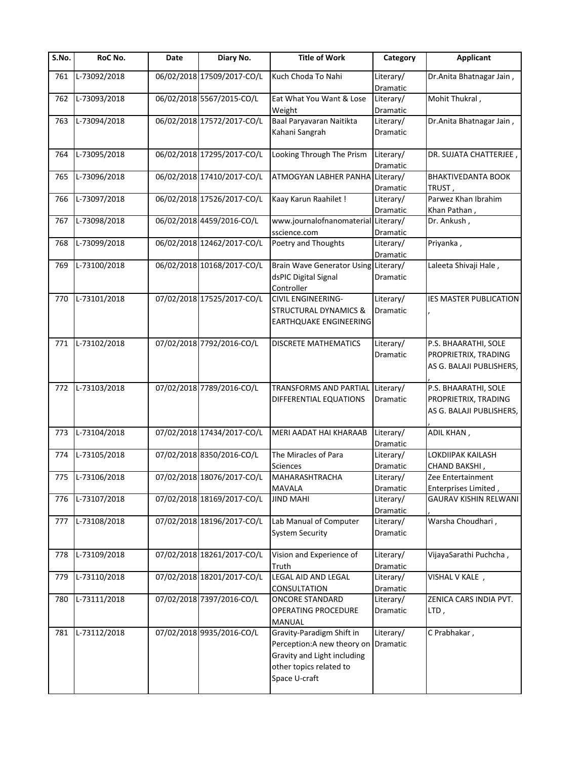| S.No. | RoC No. | Date | Diary No. | Title of Work | Category | Applicant |
| --- | --- | --- | --- | --- | --- | --- |
| 761 | L-73092/2018 | 06/02/2018 | 17509/2017-CO/L | Kuch Choda To Nahi | Literary/ Dramatic | Dr.Anita Bhatnagar Jain , |
| 762 | L-73093/2018 | 06/02/2018 | 5567/2015-CO/L | Eat What You Want & Lose Weight | Literary/ Dramatic | Mohit Thukral , |
| 763 | L-73094/2018 | 06/02/2018 | 17572/2017-CO/L | Baal Paryavaran Naitikta Kahani Sangrah | Literary/ Dramatic | Dr.Anita Bhatnagar Jain , |
| 764 | L-73095/2018 | 06/02/2018 | 17295/2017-CO/L | Looking Through The Prism | Literary/ Dramatic | DR. SUJATA CHATTERJEE , |
| 765 | L-73096/2018 | 06/02/2018 | 17410/2017-CO/L | ATMOGYAN LABHER PANHA | Literary/ Dramatic | BHAKTIVEDANTA BOOK TRUST , |
| 766 | L-73097/2018 | 06/02/2018 | 17526/2017-CO/L | Kaay Karun Raahilet ! | Literary/ Dramatic | Parwez Khan Ibrahim Khan Pathan , |
| 767 | L-73098/2018 | 06/02/2018 | 4459/2016-CO/L | www.journalofnanomaterialsscience.com | Literary/ Dramatic | Dr. Ankush , |
| 768 | L-73099/2018 | 06/02/2018 | 12462/2017-CO/L | Poetry and Thoughts | Literary/ Dramatic | Priyanka , |
| 769 | L-73100/2018 | 06/02/2018 | 10168/2017-CO/L | Brain Wave Generator Using dsPIC Digital Signal Controller | Literary/ Dramatic | Laleeta Shivaji Hale , |
| 770 | L-73101/2018 | 07/02/2018 | 17525/2017-CO/L | CIVIL ENGINEERING-STRUCTURAL DYNAMICS & EARTHQUAKE ENGINEERING | Literary/ Dramatic | IES MASTER PUBLICATION , |
| 771 | L-73102/2018 | 07/02/2018 | 7792/2016-CO/L | DISCRETE MATHEMATICS | Literary/ Dramatic | P.S. BHAARATHI, SOLE PROPRIETRIX, TRADING AS G. BALAJI PUBLISHERS, , |
| 772 | L-73103/2018 | 07/02/2018 | 7789/2016-CO/L | TRANSFORMS AND PARTIAL DIFFERENTIAL EQUATIONS | Literary/ Dramatic | P.S. BHAARATHI, SOLE PROPRIETRIX, TRADING AS G. BALAJI PUBLISHERS, , |
| 773 | L-73104/2018 | 07/02/2018 | 17434/2017-CO/L | MERI AADAT HAI KHARAAB | Literary/ Dramatic | ADIL KHAN , |
| 774 | L-73105/2018 | 07/02/2018 | 8350/2016-CO/L | The Miracles of Para Sciences | Literary/ Dramatic | LOKDIIPAK KAILASH CHAND BAKSHI , |
| 775 | L-73106/2018 | 07/02/2018 | 18076/2017-CO/L | MAHARASHTRACHA MAVALA | Literary/ Dramatic | Zee Entertainment Enterprises Limited , |
| 776 | L-73107/2018 | 07/02/2018 | 18169/2017-CO/L | JIND MAHI | Literary/ Dramatic | GAURAV KISHIN RELWANI , |
| 777 | L-73108/2018 | 07/02/2018 | 18196/2017-CO/L | Lab Manual of Computer System Security | Literary/ Dramatic | Warsha Choudhari , |
| 778 | L-73109/2018 | 07/02/2018 | 18261/2017-CO/L | Vision and Experience of Truth | Literary/ Dramatic | VijayaSarathi Puchcha , |
| 779 | L-73110/2018 | 07/02/2018 | 18201/2017-CO/L | LEGAL AID AND LEGAL CONSULTATION | Literary/ Dramatic | VISHAL V KALE , |
| 780 | L-73111/2018 | 07/02/2018 | 7397/2016-CO/L | ONCORE STANDARD OPERATING PROCEDURE MANUAL | Literary/ Dramatic | ZENICA CARS INDIA PVT. LTD , |
| 781 | L-73112/2018 | 07/02/2018 | 9935/2016-CO/L | Gravity-Paradigm Shift in Perception:A new theory on Gravity and Light including other topics related to Space U-craft | Literary/ Dramatic | C Prabhakar , |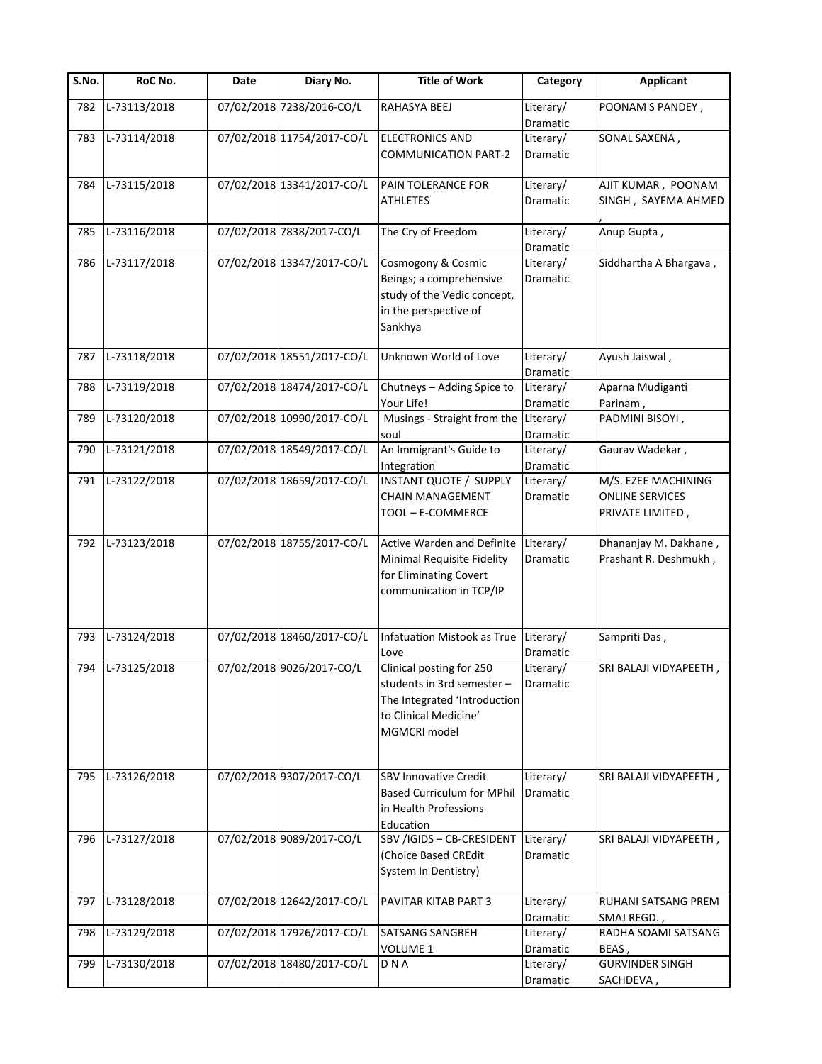| S.No. | RoC No. | Date | Diary No. | Title of Work | Category | Applicant |
|---|---|---|---|---|---|---|
| 782 | L-73113/2018 | 07/02/2018 | 7238/2016-CO/L | RAHASYA BEEJ | Literary/ Dramatic | POONAM S PANDEY , |
| 783 | L-73114/2018 | 07/02/2018 | 11754/2017-CO/L | ELECTRONICS AND COMMUNICATION PART-2 | Literary/ Dramatic | SONAL SAXENA , |
| 784 | L-73115/2018 | 07/02/2018 | 13341/2017-CO/L | PAIN TOLERANCE FOR ATHLETES | Literary/ Dramatic | AJIT KUMAR , POONAM SINGH , SAYEMA AHMED , |
| 785 | L-73116/2018 | 07/02/2018 | 7838/2017-CO/L | The Cry of Freedom | Literary/ Dramatic | Anup Gupta , |
| 786 | L-73117/2018 | 07/02/2018 | 13347/2017-CO/L | Cosmogony & Cosmic Beings; a comprehensive study of the Vedic concept, in the perspective of Sankhya | Literary/ Dramatic | Siddhartha A Bhargava , |
| 787 | L-73118/2018 | 07/02/2018 | 18551/2017-CO/L | Unknown World of Love | Literary/ Dramatic | Ayush Jaiswal , |
| 788 | L-73119/2018 | 07/02/2018 | 18474/2017-CO/L | Chutneys – Adding Spice to Your Life! | Literary/ Dramatic | Aparna Mudiganti Parinam , |
| 789 | L-73120/2018 | 07/02/2018 | 10990/2017-CO/L | Musings - Straight from the soul | Literary/ Dramatic | PADMINI BISOYI , |
| 790 | L-73121/2018 | 07/02/2018 | 18549/2017-CO/L | An Immigrant's Guide to Integration | Literary/ Dramatic | Gaurav Wadekar , |
| 791 | L-73122/2018 | 07/02/2018 | 18659/2017-CO/L | INSTANT QUOTE / SUPPLY CHAIN MANAGEMENT TOOL – E-COMMERCE | Literary/ Dramatic | M/S. EZEE MACHINING ONLINE SERVICES PRIVATE LIMITED , |
| 792 | L-73123/2018 | 07/02/2018 | 18755/2017-CO/L | Active Warden and Definite Minimal Requisite Fidelity for Eliminating Covert communication in TCP/IP | Literary/ Dramatic | Dhananjay M. Dakhane , Prashant R. Deshmukh , |
| 793 | L-73124/2018 | 07/02/2018 | 18460/2017-CO/L | Infatuation Mistook as True Love | Literary/ Dramatic | Sampriti Das , |
| 794 | L-73125/2018 | 07/02/2018 | 9026/2017-CO/L | Clinical posting for 250 students in 3rd semester – The Integrated 'Introduction to Clinical Medicine' MGMCRI model | Literary/ Dramatic | SRI BALAJI VIDYAPEETH , |
| 795 | L-73126/2018 | 07/02/2018 | 9307/2017-CO/L | SBV Innovative Credit Based Curriculum for MPhil in Health Professions Education | Literary/ Dramatic | SRI BALAJI VIDYAPEETH , |
| 796 | L-73127/2018 | 07/02/2018 | 9089/2017-CO/L | SBV /IGIDS – CB-CRESIDENT (Choice Based CREdit System In Dentistry) | Literary/ Dramatic | SRI BALAJI VIDYAPEETH , |
| 797 | L-73128/2018 | 07/02/2018 | 12642/2017-CO/L | PAVITAR KITAB PART 3 | Literary/ Dramatic | RUHANI SATSANG PREM SMAJ REGD. , |
| 798 | L-73129/2018 | 07/02/2018 | 17926/2017-CO/L | SATSANG SANGREH VOLUME 1 | Literary/ Dramatic | RADHA SOAMI SATSANG BEAS , |
| 799 | L-73130/2018 | 07/02/2018 | 18480/2017-CO/L | D N A | Literary/ Dramatic | GURVINDER SINGH SACHDEVA , |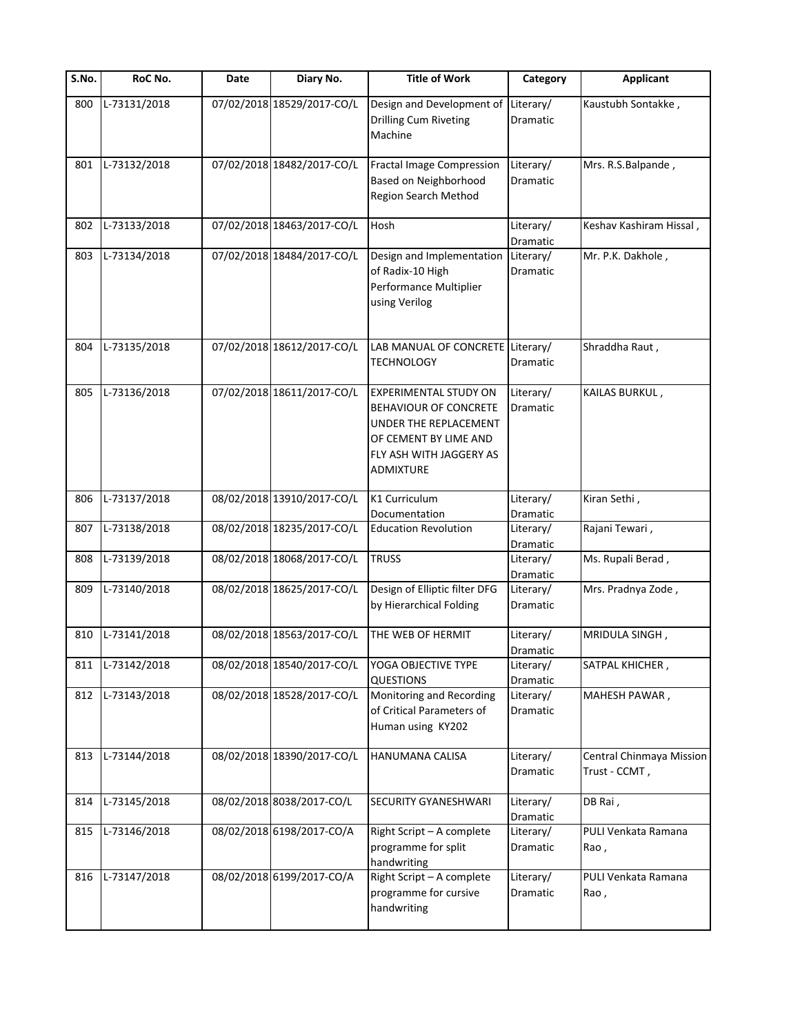| S.No. | RoC No. | Date | Diary No. | Title of Work | Category | Applicant |
|---|---|---|---|---|---|---|
| 800 | L-73131/2018 | 07/02/2018 | 18529/2017-CO/L | Design and Development of Drilling Cum Riveting Machine | Literary/ Dramatic | Kaustubh Sontakke , |
| 801 | L-73132/2018 | 07/02/2018 | 18482/2017-CO/L | Fractal Image Compression Based on Neighborhood Region Search Method | Literary/ Dramatic | Mrs. R.S.Balpande , |
| 802 | L-73133/2018 | 07/02/2018 | 18463/2017-CO/L | Hosh | Literary/ Dramatic | Keshav Kashiram Hissal , |
| 803 | L-73134/2018 | 07/02/2018 | 18484/2017-CO/L | Design and Implementation of Radix-10 High Performance Multiplier using Verilog | Literary/ Dramatic | Mr. P.K. Dakhole , |
| 804 | L-73135/2018 | 07/02/2018 | 18612/2017-CO/L | LAB MANUAL OF CONCRETE TECHNOLOGY | Literary/ Dramatic | Shraddha Raut , |
| 805 | L-73136/2018 | 07/02/2018 | 18611/2017-CO/L | EXPERIMENTAL STUDY ON BEHAVIOUR OF CONCRETE UNDER THE REPLACEMENT OF CEMENT BY LIME AND FLY ASH WITH JAGGERY AS ADMIXTURE | Literary/ Dramatic | KAILAS BURKUL , |
| 806 | L-73137/2018 | 08/02/2018 | 13910/2017-CO/L | K1 Curriculum Documentation | Literary/ Dramatic | Kiran Sethi , |
| 807 | L-73138/2018 | 08/02/2018 | 18235/2017-CO/L | Education Revolution | Literary/ Dramatic | Rajani Tewari , |
| 808 | L-73139/2018 | 08/02/2018 | 18068/2017-CO/L | TRUSS | Literary/ Dramatic | Ms. Rupali Berad , |
| 809 | L-73140/2018 | 08/02/2018 | 18625/2017-CO/L | Design of Elliptic filter DFG by Hierarchical Folding | Literary/ Dramatic | Mrs. Pradnya Zode , |
| 810 | L-73141/2018 | 08/02/2018 | 18563/2017-CO/L | THE WEB OF HERMIT | Literary/ Dramatic | MRIDULA SINGH , |
| 811 | L-73142/2018 | 08/02/2018 | 18540/2017-CO/L | YOGA OBJECTIVE TYPE QUESTIONS | Literary/ Dramatic | SATPAL KHICHER , |
| 812 | L-73143/2018 | 08/02/2018 | 18528/2017-CO/L | Monitoring and Recording of Critical Parameters of Human using KY202 | Literary/ Dramatic | MAHESH PAWAR , |
| 813 | L-73144/2018 | 08/02/2018 | 18390/2017-CO/L | HANUMANA CALISA | Literary/ Dramatic | Central Chinmaya Mission Trust - CCMT , |
| 814 | L-73145/2018 | 08/02/2018 | 8038/2017-CO/L | SECURITY GYANESHWARI | Literary/ Dramatic | DB Rai , |
| 815 | L-73146/2018 | 08/02/2018 | 6198/2017-CO/A | Right Script – A complete programme for split handwriting | Literary/ Dramatic | PULI Venkata Ramana Rao , |
| 816 | L-73147/2018 | 08/02/2018 | 6199/2017-CO/A | Right Script – A complete programme for cursive handwriting | Literary/ Dramatic | PULI Venkata Ramana Rao , |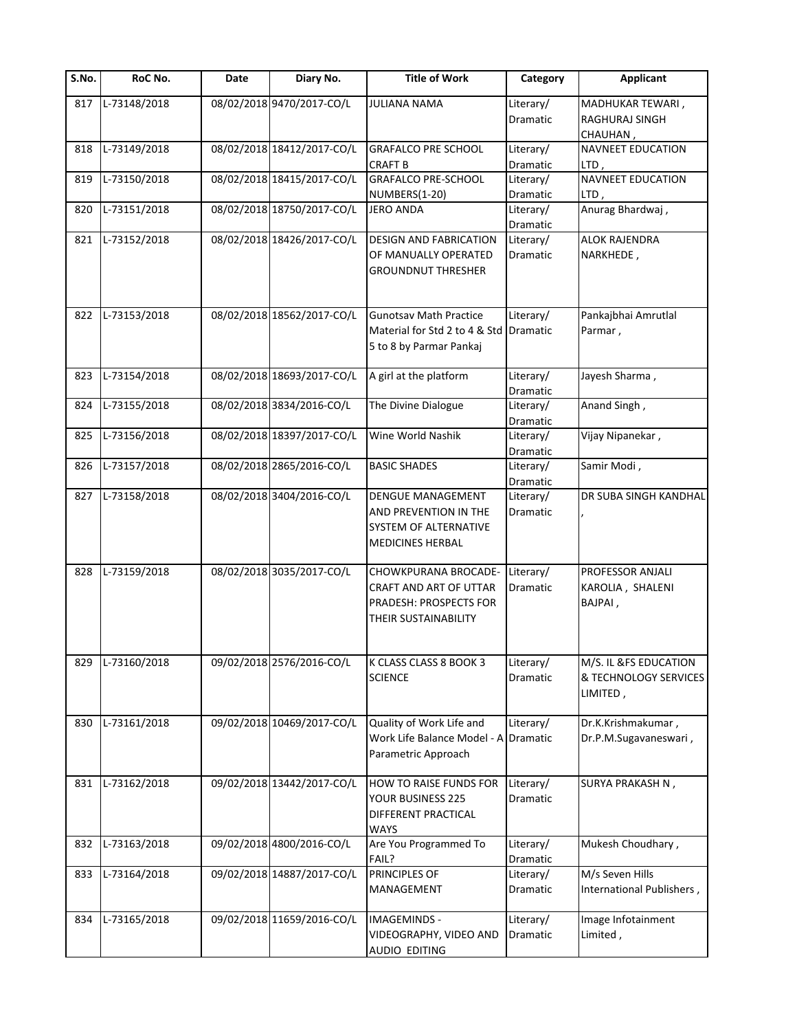| S.No. | RoC No. | Date | Diary No. | Title of Work | Category | Applicant |
|---|---|---|---|---|---|---|
| 817 | L-73148/2018 | 08/02/2018 | 9470/2017-CO/L | JULIANA NAMA | Literary/ Dramatic | MADHUKAR TEWARI , RAGHURAJ SINGH CHAUHAN , |
| 818 | L-73149/2018 | 08/02/2018 | 18412/2017-CO/L | GRAFALCO PRE SCHOOL CRAFT B | Literary/ Dramatic | NAVNEET EDUCATION LTD , |
| 819 | L-73150/2018 | 08/02/2018 | 18415/2017-CO/L | GRAFALCO PRE-SCHOOL NUMBERS(1-20) | Literary/ Dramatic | NAVNEET EDUCATION LTD , |
| 820 | L-73151/2018 | 08/02/2018 | 18750/2017-CO/L | JERO ANDA | Literary/ Dramatic | Anurag Bhardwaj , |
| 821 | L-73152/2018 | 08/02/2018 | 18426/2017-CO/L | DESIGN AND FABRICATION OF MANUALLY OPERATED GROUNDNUT THRESHER | Literary/ Dramatic | ALOK RAJENDRA NARKHEDE , |
| 822 | L-73153/2018 | 08/02/2018 | 18562/2017-CO/L | Gunotsav Math Practice Material for Std 2 to 4 & Std 5 to 8 by Parmar Pankaj | Literary/ Dramatic | Pankajbhai Amrutlal Parmar , |
| 823 | L-73154/2018 | 08/02/2018 | 18693/2017-CO/L | A girl at the platform | Literary/ Dramatic | Jayesh Sharma , |
| 824 | L-73155/2018 | 08/02/2018 | 3834/2016-CO/L | The Divine Dialogue | Literary/ Dramatic | Anand Singh , |
| 825 | L-73156/2018 | 08/02/2018 | 18397/2017-CO/L | Wine World Nashik | Literary/ Dramatic | Vijay Nipanekar , |
| 826 | L-73157/2018 | 08/02/2018 | 2865/2016-CO/L | BASIC SHADES | Literary/ Dramatic | Samir Modi , |
| 827 | L-73158/2018 | 08/02/2018 | 3404/2016-CO/L | DENGUE MANAGEMENT AND PREVENTION IN THE SYSTEM OF ALTERNATIVE MEDICINES HERBAL | Literary/ Dramatic | DR SUBA SINGH KANDHAL , |
| 828 | L-73159/2018 | 08/02/2018 | 3035/2017-CO/L | CHOWKPURANA BROCADE-CRAFT AND ART OF UTTAR PRADESH: PROSPECTS FOR THEIR SUSTAINABILITY | Literary/ Dramatic | PROFESSOR ANJALI KAROLIA , SHALENI BAJPAI , |
| 829 | L-73160/2018 | 09/02/2018 | 2576/2016-CO/L | K CLASS CLASS 8 BOOK 3 SCIENCE | Literary/ Dramatic | M/S. IL &FS EDUCATION & TECHNOLOGY SERVICES LIMITED , |
| 830 | L-73161/2018 | 09/02/2018 | 10469/2017-CO/L | Quality of Work Life and Work Life Balance Model - A Parametric Approach | Literary/ Dramatic | Dr.K.Krishmakumar , Dr.P.M.Sugavaneswari , |
| 831 | L-73162/2018 | 09/02/2018 | 13442/2017-CO/L | HOW TO RAISE FUNDS FOR YOUR BUSINESS 225 DIFFERENT PRACTICAL WAYS | Literary/ Dramatic | SURYA PRAKASH N , |
| 832 | L-73163/2018 | 09/02/2018 | 4800/2016-CO/L | Are You Programmed To FAIL? | Literary/ Dramatic | Mukesh Choudhary , |
| 833 | L-73164/2018 | 09/02/2018 | 14887/2017-CO/L | PRINCIPLES OF MANAGEMENT | Literary/ Dramatic | M/s Seven Hills International Publishers , |
| 834 | L-73165/2018 | 09/02/2018 | 11659/2016-CO/L | IMAGEMINDS - VIDEOGRAPHY, VIDEO AND AUDIO EDITING | Literary/ Dramatic | Image Infotainment Limited , |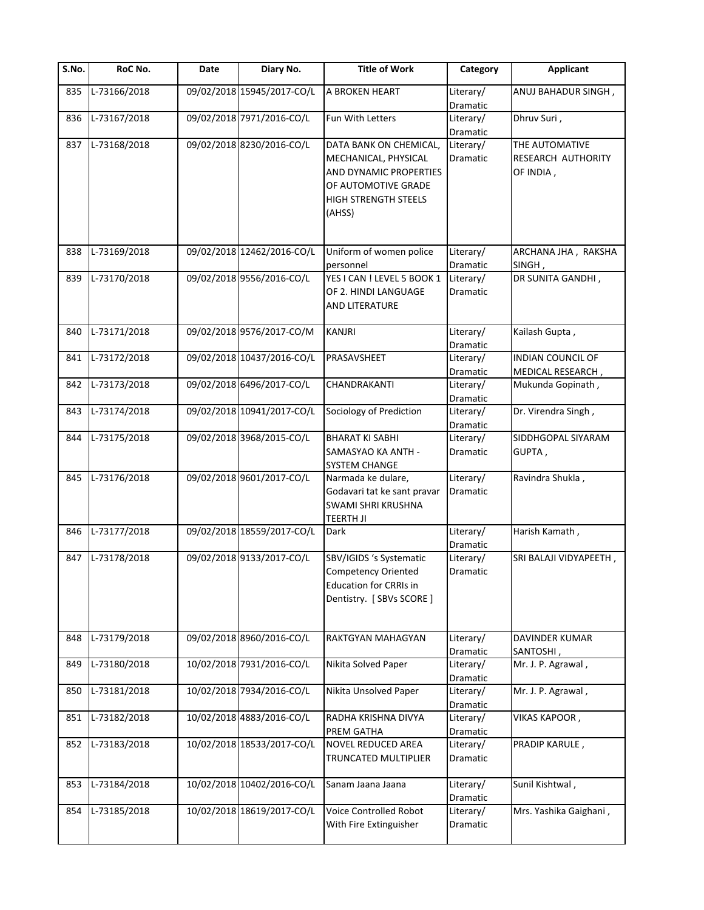| S.No. | RoC No. | Date | Diary No. | Title of Work | Category | Applicant |
|---|---|---|---|---|---|---|
| 835 | L-73166/2018 | 09/02/2018 | 15945/2017-CO/L | A BROKEN HEART | Literary/ Dramatic | ANUJ BAHADUR SINGH , |
| 836 | L-73167/2018 | 09/02/2018 | 7971/2016-CO/L | Fun With Letters | Literary/ Dramatic | Dhruv Suri , |
| 837 | L-73168/2018 | 09/02/2018 | 8230/2016-CO/L | DATA BANK ON CHEMICAL, MECHANICAL, PHYSICAL AND DYNAMIC PROPERTIES OF AUTOMOTIVE GRADE HIGH STRENGTH STEELS (AHSS) | Literary/ Dramatic | THE AUTOMATIVE RESEARCH AUTHORITY OF INDIA , |
| 838 | L-73169/2018 | 09/02/2018 | 12462/2016-CO/L | Uniform of women police personnel | Literary/ Dramatic | ARCHANA JHA , RAKSHA SINGH , |
| 839 | L-73170/2018 | 09/02/2018 | 9556/2016-CO/L | YES I CAN ! LEVEL 5 BOOK 1 OF 2. HINDI LANGUAGE AND LITERATURE | Literary/ Dramatic | DR SUNITA GANDHI , |
| 840 | L-73171/2018 | 09/02/2018 | 9576/2017-CO/M | KANJRI | Literary/ Dramatic | Kailash Gupta , |
| 841 | L-73172/2018 | 09/02/2018 | 10437/2016-CO/L | PRASAVSHEET | Literary/ Dramatic | INDIAN COUNCIL OF MEDICAL RESEARCH , |
| 842 | L-73173/2018 | 09/02/2018 | 6496/2017-CO/L | CHANDRAKANTI | Literary/ Dramatic | Mukunda Gopinath , |
| 843 | L-73174/2018 | 09/02/2018 | 10941/2017-CO/L | Sociology of Prediction | Literary/ Dramatic | Dr. Virendra Singh , |
| 844 | L-73175/2018 | 09/02/2018 | 3968/2015-CO/L | BHARAT KI SABHI SAMASYAO KA ANTH - SYSTEM CHANGE | Literary/ Dramatic | SIDDHGOPAL SIYARAM GUPTA , |
| 845 | L-73176/2018 | 09/02/2018 | 9601/2017-CO/L | Narmada ke dulare, Godavari tat ke sant pravar SWAMI SHRI KRUSHNA TEERTH JI | Literary/ Dramatic | Ravindra Shukla , |
| 846 | L-73177/2018 | 09/02/2018 | 18559/2017-CO/L | Dark | Literary/ Dramatic | Harish Kamath , |
| 847 | L-73178/2018 | 09/02/2018 | 9133/2017-CO/L | SBV/IGIDS 's Systematic Competency Oriented Education for CRRIs in Dentistry. [ SBVs SCORE ] | Literary/ Dramatic | SRI BALAJI VIDYAPEETH , |
| 848 | L-73179/2018 | 09/02/2018 | 8960/2016-CO/L | RAKTGYAN MAHAGYAN | Literary/ Dramatic | DAVINDER KUMAR SANTOSHI , |
| 849 | L-73180/2018 | 10/02/2018 | 7931/2016-CO/L | Nikita Solved Paper | Literary/ Dramatic | Mr. J. P. Agrawal , |
| 850 | L-73181/2018 | 10/02/2018 | 7934/2016-CO/L | Nikita Unsolved Paper | Literary/ Dramatic | Mr. J. P. Agrawal , |
| 851 | L-73182/2018 | 10/02/2018 | 4883/2016-CO/L | RADHA KRISHNA DIVYA PREM GATHA | Literary/ Dramatic | VIKAS KAPOOR , |
| 852 | L-73183/2018 | 10/02/2018 | 18533/2017-CO/L | NOVEL REDUCED AREA TRUNCATED MULTIPLIER | Literary/ Dramatic | PRADIP KARULE , |
| 853 | L-73184/2018 | 10/02/2018 | 10402/2016-CO/L | Sanam Jaana Jaana | Literary/ Dramatic | Sunil Kishtwal , |
| 854 | L-73185/2018 | 10/02/2018 | 18619/2017-CO/L | Voice Controlled Robot With Fire Extinguisher | Literary/ Dramatic | Mrs. Yashika Gaighani , |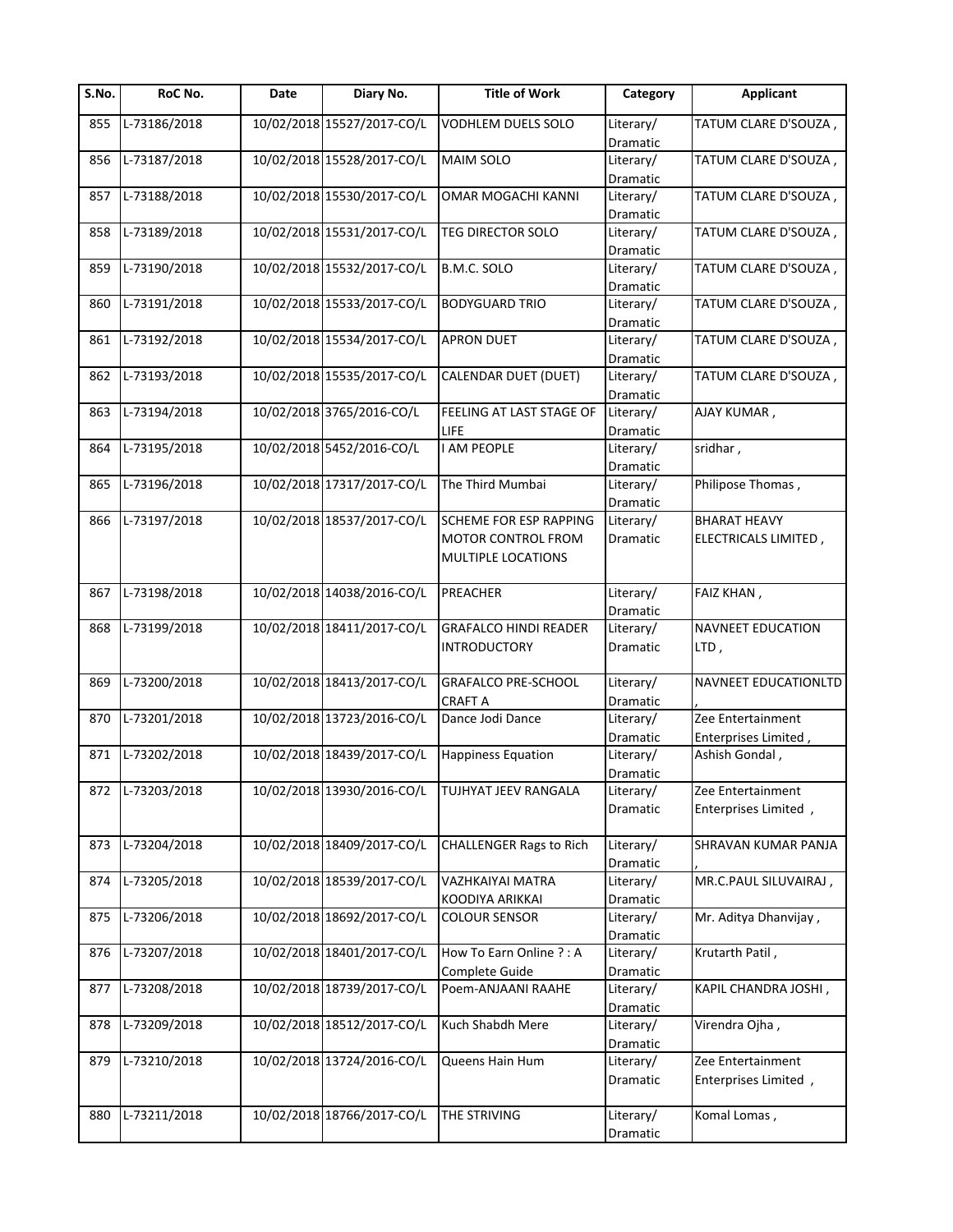| S.No. | RoC No. | Date | Diary No. | Title of Work | Category | Applicant |
|---|---|---|---|---|---|---|
| 855 | L-73186/2018 | 10/02/2018 | 15527/2017-CO/L | VODHLEM DUELS SOLO | Literary/ Dramatic | TATUM CLARE D'SOUZA , |
| 856 | L-73187/2018 | 10/02/2018 | 15528/2017-CO/L | MAIM SOLO | Literary/ Dramatic | TATUM CLARE D'SOUZA , |
| 857 | L-73188/2018 | 10/02/2018 | 15530/2017-CO/L | OMAR MOGACHI KANNI | Literary/ Dramatic | TATUM CLARE D'SOUZA , |
| 858 | L-73189/2018 | 10/02/2018 | 15531/2017-CO/L | TEG DIRECTOR SOLO | Literary/ Dramatic | TATUM CLARE D'SOUZA , |
| 859 | L-73190/2018 | 10/02/2018 | 15532/2017-CO/L | B.M.C. SOLO | Literary/ Dramatic | TATUM CLARE D'SOUZA , |
| 860 | L-73191/2018 | 10/02/2018 | 15533/2017-CO/L | BODYGUARD TRIO | Literary/ Dramatic | TATUM CLARE D'SOUZA , |
| 861 | L-73192/2018 | 10/02/2018 | 15534/2017-CO/L | APRON DUET | Literary/ Dramatic | TATUM CLARE D'SOUZA , |
| 862 | L-73193/2018 | 10/02/2018 | 15535/2017-CO/L | CALENDAR DUET (DUET) | Literary/ Dramatic | TATUM CLARE D'SOUZA , |
| 863 | L-73194/2018 | 10/02/2018 | 3765/2016-CO/L | FEELING AT LAST STAGE OF LIFE | Literary/ Dramatic | AJAY KUMAR , |
| 864 | L-73195/2018 | 10/02/2018 | 5452/2016-CO/L | I AM PEOPLE | Literary/ Dramatic | sridhar , |
| 865 | L-73196/2018 | 10/02/2018 | 17317/2017-CO/L | The Third Mumbai | Literary/ Dramatic | Philipose Thomas , |
| 866 | L-73197/2018 | 10/02/2018 | 18537/2017-CO/L | SCHEME FOR ESP RAPPING MOTOR CONTROL FROM MULTIPLE LOCATIONS | Literary/ Dramatic | BHARAT HEAVY ELECTRICALS LIMITED , |
| 867 | L-73198/2018 | 10/02/2018 | 14038/2016-CO/L | PREACHER | Literary/ Dramatic | FAIZ KHAN , |
| 868 | L-73199/2018 | 10/02/2018 | 18411/2017-CO/L | GRAFALCO HINDI READER INTRODUCTORY | Literary/ Dramatic | NAVNEET EDUCATION LTD , |
| 869 | L-73200/2018 | 10/02/2018 | 18413/2017-CO/L | GRAFALCO PRE-SCHOOL CRAFT A | Literary/ Dramatic | NAVNEET EDUCATIONLTD , |
| 870 | L-73201/2018 | 10/02/2018 | 13723/2016-CO/L | Dance Jodi Dance | Literary/ Dramatic | Zee Entertainment Enterprises Limited , |
| 871 | L-73202/2018 | 10/02/2018 | 18439/2017-CO/L | Happiness Equation | Literary/ Dramatic | Ashish Gondal , |
| 872 | L-73203/2018 | 10/02/2018 | 13930/2016-CO/L | TUJHYAT JEEV RANGALA | Literary/ Dramatic | Zee Entertainment Enterprises Limited , |
| 873 | L-73204/2018 | 10/02/2018 | 18409/2017-CO/L | CHALLENGER Rags to Rich | Literary/ Dramatic | SHRAVAN KUMAR PANJA , |
| 874 | L-73205/2018 | 10/02/2018 | 18539/2017-CO/L | VAZHKAIYAI MATRA KOODIYA ARIKKAI | Literary/ Dramatic | MR.C.PAUL SILUVAIRAJ , |
| 875 | L-73206/2018 | 10/02/2018 | 18692/2017-CO/L | COLOUR SENSOR | Literary/ Dramatic | Mr. Aditya Dhanvijay , |
| 876 | L-73207/2018 | 10/02/2018 | 18401/2017-CO/L | How To Earn Online ? : A Complete Guide | Literary/ Dramatic | Krutarth Patil , |
| 877 | L-73208/2018 | 10/02/2018 | 18739/2017-CO/L | Poem-ANJAANI RAAHE | Literary/ Dramatic | KAPIL CHANDRA JOSHI , |
| 878 | L-73209/2018 | 10/02/2018 | 18512/2017-CO/L | Kuch Shabdh Mere | Literary/ Dramatic | Virendra Ojha , |
| 879 | L-73210/2018 | 10/02/2018 | 13724/2016-CO/L | Queens Hain Hum | Literary/ Dramatic | Zee Entertainment Enterprises Limited , |
| 880 | L-73211/2018 | 10/02/2018 | 18766/2017-CO/L | THE STRIVING | Literary/ Dramatic | Komal Lomas , |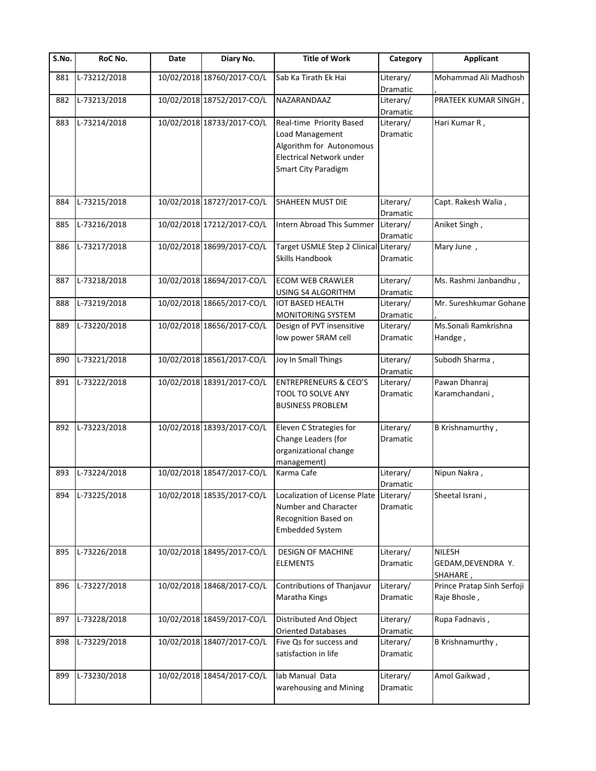| S.No. | RoC No. | Date | Diary No. | Title of Work | Category | Applicant |
|---|---|---|---|---|---|---|
| 881 | L-73212/2018 | 10/02/2018 | 18760/2017-CO/L | Sab Ka Tirath Ek Hai | Literary/ Dramatic | Mohammad Ali Madhosh , |
| 882 | L-73213/2018 | 10/02/2018 | 18752/2017-CO/L | NAZARANDAAZ | Literary/ Dramatic | PRATEEK KUMAR SINGH , |
| 883 | L-73214/2018 | 10/02/2018 | 18733/2017-CO/L | Real-time Priority Based Load Management Algorithm for Autonomous Electrical Network under Smart City Paradigm | Literary/ Dramatic | Hari Kumar R , |
| 884 | L-73215/2018 | 10/02/2018 | 18727/2017-CO/L | SHAHEEN MUST DIE | Literary/ Dramatic | Capt. Rakesh Walia , |
| 885 | L-73216/2018 | 10/02/2018 | 17212/2017-CO/L | Intern Abroad This Summer | Literary/ Dramatic | Aniket Singh , |
| 886 | L-73217/2018 | 10/02/2018 | 18699/2017-CO/L | Target USMLE Step 2 Clinical Skills Handbook | Literary/ Dramatic | Mary June , |
| 887 | L-73218/2018 | 10/02/2018 | 18694/2017-CO/L | ECOM WEB CRAWLER USING S4 ALGORITHM | Literary/ Dramatic | Ms. Rashmi Janbandhu , |
| 888 | L-73219/2018 | 10/02/2018 | 18665/2017-CO/L | IOT BASED HEALTH MONITORING SYSTEM | Literary/ Dramatic | Mr. Sureshkumar Gohane , |
| 889 | L-73220/2018 | 10/02/2018 | 18656/2017-CO/L | Design of PVT insensitive low power SRAM cell | Literary/ Dramatic | Ms.Sonali Ramkrishna Handge , |
| 890 | L-73221/2018 | 10/02/2018 | 18561/2017-CO/L | Joy In Small Things | Literary/ Dramatic | Subodh Sharma , |
| 891 | L-73222/2018 | 10/02/2018 | 18391/2017-CO/L | ENTREPRENEURS & CEO'S TOOL TO SOLVE ANY BUSINESS PROBLEM | Literary/ Dramatic | Pawan Dhanraj Karamchandani , |
| 892 | L-73223/2018 | 10/02/2018 | 18393/2017-CO/L | Eleven C Strategies for Change Leaders (for organizational change management) | Literary/ Dramatic | B Krishnamurthy , |
| 893 | L-73224/2018 | 10/02/2018 | 18547/2017-CO/L | Karma Cafe | Literary/ Dramatic | Nipun Nakra , |
| 894 | L-73225/2018 | 10/02/2018 | 18535/2017-CO/L | Localization of License Plate Number and Character Recognition Based on Embedded System | Literary/ Dramatic | Sheetal Israni , |
| 895 | L-73226/2018 | 10/02/2018 | 18495/2017-CO/L | DESIGN OF MACHINE ELEMENTS | Literary/ Dramatic | NILESH GEDAM,DEVENDRA Y. SHAHARE , |
| 896 | L-73227/2018 | 10/02/2018 | 18468/2017-CO/L | Contributions of Thanjavur Maratha Kings | Literary/ Dramatic | Prince Pratap Sinh Serfoji Raje Bhosle , |
| 897 | L-73228/2018 | 10/02/2018 | 18459/2017-CO/L | Distributed And Object Oriented Databases | Literary/ Dramatic | Rupa Fadnavis , |
| 898 | L-73229/2018 | 10/02/2018 | 18407/2017-CO/L | Five Qs for success and satisfaction in life | Literary/ Dramatic | B Krishnamurthy , |
| 899 | L-73230/2018 | 10/02/2018 | 18454/2017-CO/L | lab Manual Data warehousing and Mining | Literary/ Dramatic | Amol Gaikwad , |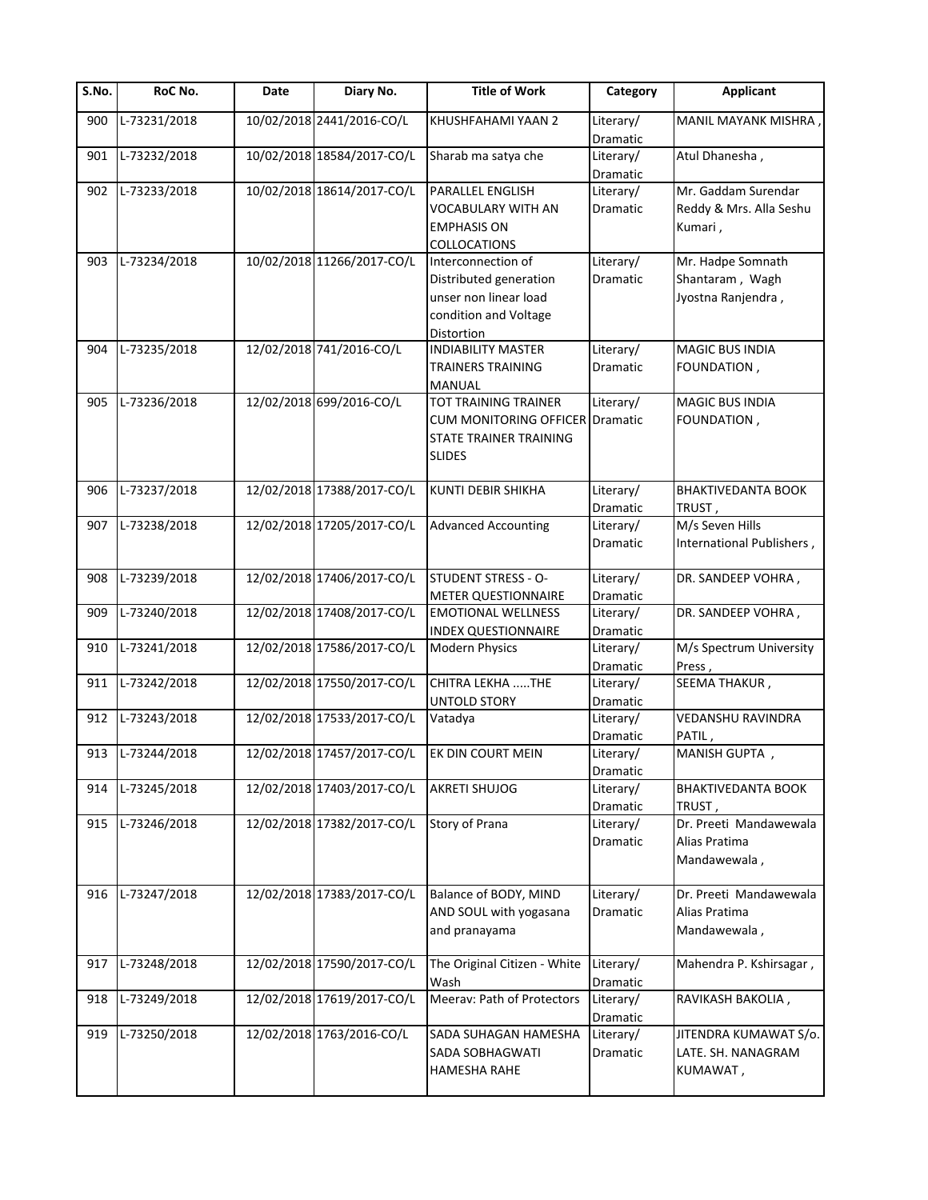| S.No. | RoC No. | Date | Diary No. | Title of Work | Category | Applicant |
| --- | --- | --- | --- | --- | --- | --- |
| 900 | L-73231/2018 | 10/02/2018 | 2441/2016-CO/L | KHUSHFAHAMI YAAN 2 | Literary/ Dramatic | MANIL MAYANK MISHRA , |
| 901 | L-73232/2018 | 10/02/2018 | 18584/2017-CO/L | Sharab ma satya che | Literary/ Dramatic | Atul Dhanesha , |
| 902 | L-73233/2018 | 10/02/2018 | 18614/2017-CO/L | PARALLEL ENGLISH VOCABULARY WITH AN EMPHASIS ON COLLOCATIONS | Literary/ Dramatic | Mr. Gaddam Surendar Reddy & Mrs. Alla Seshu Kumari , |
| 903 | L-73234/2018 | 10/02/2018 | 11266/2017-CO/L | Interconnection of Distributed generation unser non linear load condition and Voltage Distortion | Literary/ Dramatic | Mr. Hadpe Somnath Shantaram , Wagh Jyostna Ranjendra , |
| 904 | L-73235/2018 | 12/02/2018 | 741/2016-CO/L | INDIABILITY MASTER TRAINERS TRAINING MANUAL | Literary/ Dramatic | MAGIC BUS INDIA FOUNDATION , |
| 905 | L-73236/2018 | 12/02/2018 | 699/2016-CO/L | TOT TRAINING TRAINER CUM MONITORING OFFICER STATE TRAINER TRAINING SLIDES | Literary/ Dramatic | MAGIC BUS INDIA FOUNDATION , |
| 906 | L-73237/2018 | 12/02/2018 | 17388/2017-CO/L | KUNTI DEBIR SHIKHA | Literary/ Dramatic | BHAKTIVEDANTA BOOK TRUST , |
| 907 | L-73238/2018 | 12/02/2018 | 17205/2017-CO/L | Advanced Accounting | Literary/ Dramatic | M/s Seven Hills International Publishers , |
| 908 | L-73239/2018 | 12/02/2018 | 17406/2017-CO/L | STUDENT STRESS - O-METER QUESTIONNAIRE | Literary/ Dramatic | DR. SANDEEP VOHRA , |
| 909 | L-73240/2018 | 12/02/2018 | 17408/2017-CO/L | EMOTIONAL WELLNESS INDEX QUESTIONNAIRE | Literary/ Dramatic | DR. SANDEEP VOHRA , |
| 910 | L-73241/2018 | 12/02/2018 | 17586/2017-CO/L | Modern Physics | Literary/ Dramatic | M/s Spectrum University Press , |
| 911 | L-73242/2018 | 12/02/2018 | 17550/2017-CO/L | CHITRA LEKHA .....THE UNTOLD STORY | Literary/ Dramatic | SEEMA THAKUR , |
| 912 | L-73243/2018 | 12/02/2018 | 17533/2017-CO/L | Vatadya | Literary/ Dramatic | VEDANSHU RAVINDRA PATIL , |
| 913 | L-73244/2018 | 12/02/2018 | 17457/2017-CO/L | EK DIN COURT MEIN | Literary/ Dramatic | MANISH GUPTA , |
| 914 | L-73245/2018 | 12/02/2018 | 17403/2017-CO/L | AKRETI SHUJOG | Literary/ Dramatic | BHAKTIVEDANTA BOOK TRUST , |
| 915 | L-73246/2018 | 12/02/2018 | 17382/2017-CO/L | Story of Prana | Literary/ Dramatic | Dr. Preeti Mandawewala Alias Pratima Mandawewala , |
| 916 | L-73247/2018 | 12/02/2018 | 17383/2017-CO/L | Balance of BODY, MIND AND SOUL with yogasana and pranayama | Literary/ Dramatic | Dr. Preeti Mandawewala Alias Pratima Mandawewala , |
| 917 | L-73248/2018 | 12/02/2018 | 17590/2017-CO/L | The Original Citizen - White Wash | Literary/ Dramatic | Mahendra P. Kshirsagar , |
| 918 | L-73249/2018 | 12/02/2018 | 17619/2017-CO/L | Meerav: Path of Protectors | Literary/ Dramatic | RAVIKASH BAKOLIA , |
| 919 | L-73250/2018 | 12/02/2018 | 1763/2016-CO/L | SADA SUHAGAN HAMESHA SADA SOBHAGWATI HAMESHA RAHE | Literary/ Dramatic | JITENDRA KUMAWAT S/o. LATE. SH. NANAGRAM KUMAWAT , |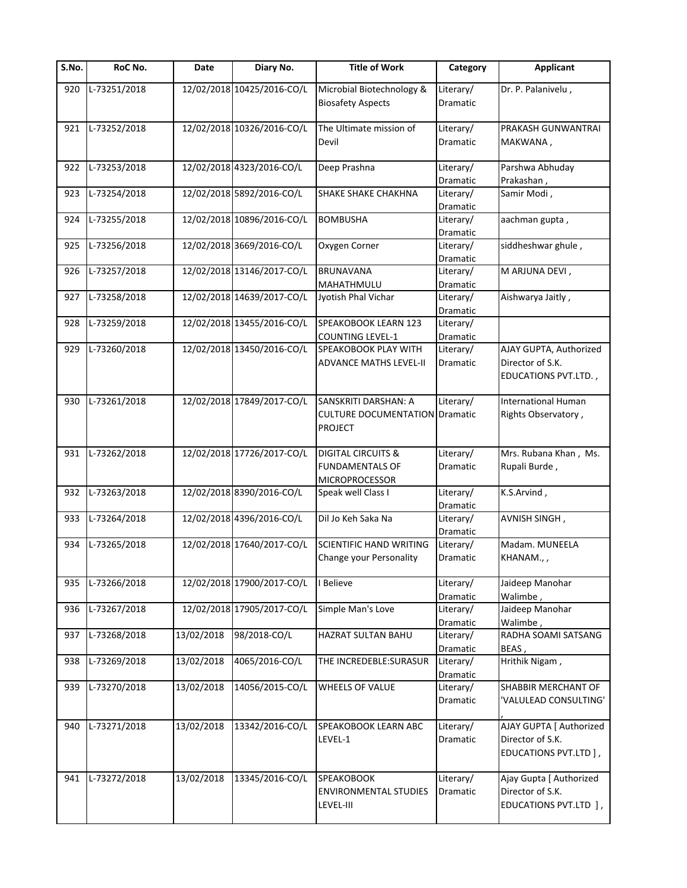| S.No. | RoC No. | Date | Diary No. | Title of Work | Category | Applicant |
|---|---|---|---|---|---|---|
| 920 | L-73251/2018 | 12/02/2018 | 10425/2016-CO/L | Microbial Biotechnology & Biosafety Aspects | Literary/ Dramatic | Dr. P. Palanivelu , |
| 921 | L-73252/2018 | 12/02/2018 | 10326/2016-CO/L | The Ultimate mission of Devil | Literary/ Dramatic | PRAKASH GUNWANTRAI MAKWANA , |
| 922 | L-73253/2018 | 12/02/2018 | 4323/2016-CO/L | Deep Prashna | Literary/ Dramatic | Parshwa Abhuday Prakashan , |
| 923 | L-73254/2018 | 12/02/2018 | 5892/2016-CO/L | SHAKE SHAKE CHAKHNA | Literary/ Dramatic | Samir Modi , |
| 924 | L-73255/2018 | 12/02/2018 | 10896/2016-CO/L | BOMBUSHA | Literary/ Dramatic | aachman gupta , |
| 925 | L-73256/2018 | 12/02/2018 | 3669/2016-CO/L | Oxygen Corner | Literary/ Dramatic | siddheshwar ghule , |
| 926 | L-73257/2018 | 12/02/2018 | 13146/2017-CO/L | BRUNAVANA MAHATHMULU | Literary/ Dramatic | M ARJUNA DEVI , |
| 927 | L-73258/2018 | 12/02/2018 | 14639/2017-CO/L | Jyotish Phal Vichar | Literary/ Dramatic | Aishwarya Jaitly , |
| 928 | L-73259/2018 | 12/02/2018 | 13455/2016-CO/L | SPEAKOBOOK LEARN 123 COUNTING LEVEL-1 | Literary/ Dramatic | |
| 929 | L-73260/2018 | 12/02/2018 | 13450/2016-CO/L | SPEAKOBOOK PLAY WITH ADVANCE MATHS LEVEL-II | Literary/ Dramatic | AJAY GUPTA, Authorized Director of S.K. EDUCATIONS PVT.LTD. , |
| 930 | L-73261/2018 | 12/02/2018 | 17849/2017-CO/L | SANSKRITI DARSHAN: A CULTURE DOCUMENTATION PROJECT | Literary/ Dramatic | International Human Rights Observatory , |
| 931 | L-73262/2018 | 12/02/2018 | 17726/2017-CO/L | DIGITAL CIRCUITS & FUNDAMENTALS OF MICROPROCESSOR | Literary/ Dramatic | Mrs. Rubana Khan , Ms. Rupali Burde , |
| 932 | L-73263/2018 | 12/02/2018 | 8390/2016-CO/L | Speak well Class I | Literary/ Dramatic | K.S.Arvind , |
| 933 | L-73264/2018 | 12/02/2018 | 4396/2016-CO/L | Dil Jo Keh Saka Na | Literary/ Dramatic | AVNISH SINGH , |
| 934 | L-73265/2018 | 12/02/2018 | 17640/2017-CO/L | SCIENTIFIC HAND WRITING Change your Personality | Literary/ Dramatic | Madam. MUNEELA KHANAM., , |
| 935 | L-73266/2018 | 12/02/2018 | 17900/2017-CO/L | I Believe | Literary/ Dramatic | Jaideep Manohar Walimbe , |
| 936 | L-73267/2018 | 12/02/2018 | 17905/2017-CO/L | Simple Man's Love | Literary/ Dramatic | Jaideep Manohar Walimbe , |
| 937 | L-73268/2018 | 13/02/2018 | 98/2018-CO/L | HAZRAT SULTAN BAHU | Literary/ Dramatic | RADHA SOAMI SATSANG BEAS , |
| 938 | L-73269/2018 | 13/02/2018 | 4065/2016-CO/L | THE INCREDEBLE:SURASUR | Literary/ Dramatic | Hrithik Nigam , |
| 939 | L-73270/2018 | 13/02/2018 | 14056/2015-CO/L | WHEELS OF VALUE | Literary/ Dramatic | SHABBIR MERCHANT OF 'VALULEAD CONSULTING' , |
| 940 | L-73271/2018 | 13/02/2018 | 13342/2016-CO/L | SPEAKOBOOK LEARN ABC LEVEL-1 | Literary/ Dramatic | AJAY GUPTA [ Authorized Director of S.K. EDUCATIONS PVT.LTD ] , |
| 941 | L-73272/2018 | 13/02/2018 | 13345/2016-CO/L | SPEAKOBOOK ENVIRONMENTAL STUDIES LEVEL-III | Literary/ Dramatic | Ajay Gupta [ Authorized Director of S.K. EDUCATIONS PVT.LTD ] , |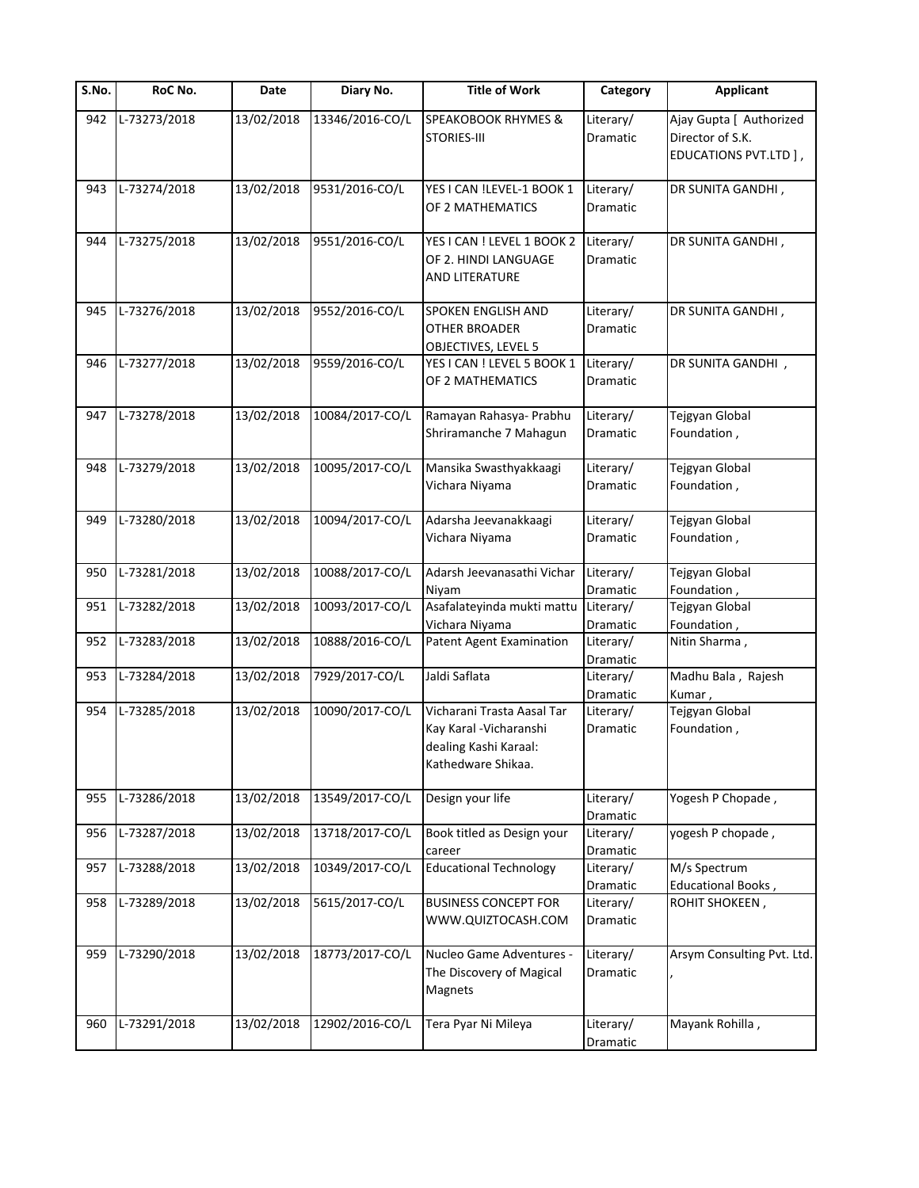| S.No. | RoC No. | Date | Diary No. | Title of Work | Category | Applicant |
|---|---|---|---|---|---|---|
| 942 | L-73273/2018 | 13/02/2018 | 13346/2016-CO/L | SPEAKOBOOK RHYMES & STORIES-III | Literary/ Dramatic | Ajay Gupta [ Authorized Director of S.K. EDUCATIONS PVT.LTD ] , |
| 943 | L-73274/2018 | 13/02/2018 | 9531/2016-CO/L | YES I CAN !LEVEL-1 BOOK 1 OF 2 MATHEMATICS | Literary/ Dramatic | DR SUNITA GANDHI , |
| 944 | L-73275/2018 | 13/02/2018 | 9551/2016-CO/L | YES I CAN ! LEVEL 1 BOOK 2 OF 2. HINDI LANGUAGE AND LITERATURE | Literary/ Dramatic | DR SUNITA GANDHI , |
| 945 | L-73276/2018 | 13/02/2018 | 9552/2016-CO/L | SPOKEN ENGLISH AND OTHER BROADER OBJECTIVES, LEVEL 5 | Literary/ Dramatic | DR SUNITA GANDHI , |
| 946 | L-73277/2018 | 13/02/2018 | 9559/2016-CO/L | YES I CAN ! LEVEL 5 BOOK 1 OF 2 MATHEMATICS | Literary/ Dramatic | DR SUNITA GANDHI , |
| 947 | L-73278/2018 | 13/02/2018 | 10084/2017-CO/L | Ramayan Rahasya- Prabhu Shriramanche 7 Mahagun | Literary/ Dramatic | Tejgyan Global Foundation , |
| 948 | L-73279/2018 | 13/02/2018 | 10095/2017-CO/L | Mansika Swasthyakkaagi Vichara Niyama | Literary/ Dramatic | Tejgyan Global Foundation , |
| 949 | L-73280/2018 | 13/02/2018 | 10094/2017-CO/L | Adarsha Jeevanakkaagi Vichara Niyama | Literary/ Dramatic | Tejgyan Global Foundation , |
| 950 | L-73281/2018 | 13/02/2018 | 10088/2017-CO/L | Adarsh Jeevanasathi Vichar Niyam | Literary/ Dramatic | Tejgyan Global Foundation , |
| 951 | L-73282/2018 | 13/02/2018 | 10093/2017-CO/L | Asafalateyinda mukti mattu Vichara Niyama | Literary/ Dramatic | Tejgyan Global Foundation , |
| 952 | L-73283/2018 | 13/02/2018 | 10888/2016-CO/L | Patent Agent Examination | Literary/ Dramatic | Nitin Sharma , |
| 953 | L-73284/2018 | 13/02/2018 | 7929/2017-CO/L | Jaldi Saflata | Literary/ Dramatic | Madhu Bala , Rajesh Kumar , |
| 954 | L-73285/2018 | 13/02/2018 | 10090/2017-CO/L | Vicharani Trasta Aasal Tar Kay Karal -Vicharanshi dealing Kashi Karaal: Kathedware Shikaa. | Literary/ Dramatic | Tejgyan Global Foundation , |
| 955 | L-73286/2018 | 13/02/2018 | 13549/2017-CO/L | Design your life | Literary/ Dramatic | Yogesh P Chopade , |
| 956 | L-73287/2018 | 13/02/2018 | 13718/2017-CO/L | Book titled as Design your career | Literary/ Dramatic | yogesh P chopade , |
| 957 | L-73288/2018 | 13/02/2018 | 10349/2017-CO/L | Educational Technology | Literary/ Dramatic | M/s Spectrum Educational Books , |
| 958 | L-73289/2018 | 13/02/2018 | 5615/2017-CO/L | BUSINESS CONCEPT FOR WWW.QUIZTOCASH.COM | Literary/ Dramatic | ROHIT SHOKEEN , |
| 959 | L-73290/2018 | 13/02/2018 | 18773/2017-CO/L | Nucleo Game Adventures - The Discovery of Magical Magnets | Literary/ Dramatic | Arsym Consulting Pvt. Ltd. , |
| 960 | L-73291/2018 | 13/02/2018 | 12902/2016-CO/L | Tera Pyar Ni Mileya | Literary/ Dramatic | Mayank Rohilla , |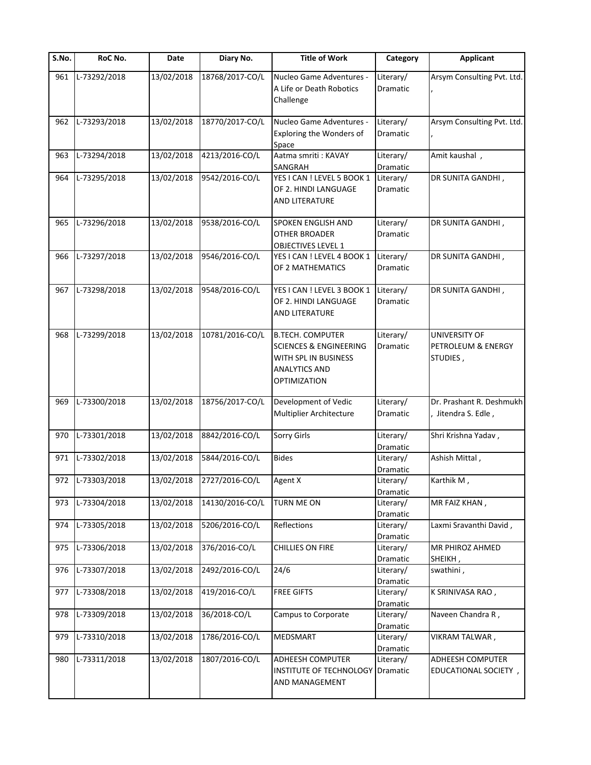| S.No. | RoC No. | Date | Diary No. | Title of Work | Category | Applicant |
|---|---|---|---|---|---|---|
| 961 | L-73292/2018 | 13/02/2018 | 18768/2017-CO/L | Nucleo Game Adventures - A Life or Death Robotics Challenge | Literary/ Dramatic | Arsym Consulting Pvt. Ltd. , |
| 962 | L-73293/2018 | 13/02/2018 | 18770/2017-CO/L | Nucleo Game Adventures - Exploring the Wonders of Space | Literary/ Dramatic | Arsym Consulting Pvt. Ltd. , |
| 963 | L-73294/2018 | 13/02/2018 | 4213/2016-CO/L | Aatma smriti : KAVAY SANGRAH | Literary/ Dramatic | Amit kaushal , |
| 964 | L-73295/2018 | 13/02/2018 | 9542/2016-CO/L | YES I CAN ! LEVEL 5 BOOK 1 OF 2. HINDI LANGUAGE AND LITERATURE | Literary/ Dramatic | DR SUNITA GANDHI , |
| 965 | L-73296/2018 | 13/02/2018 | 9538/2016-CO/L | SPOKEN ENGLISH AND OTHER BROADER OBJECTIVES LEVEL 1 | Literary/ Dramatic | DR SUNITA GANDHI , |
| 966 | L-73297/2018 | 13/02/2018 | 9546/2016-CO/L | YES I CAN ! LEVEL 4 BOOK 1 OF 2 MATHEMATICS | Literary/ Dramatic | DR SUNITA GANDHI , |
| 967 | L-73298/2018 | 13/02/2018 | 9548/2016-CO/L | YES I CAN ! LEVEL 3 BOOK 1 OF 2. HINDI LANGUAGE AND LITERATURE | Literary/ Dramatic | DR SUNITA GANDHI , |
| 968 | L-73299/2018 | 13/02/2018 | 10781/2016-CO/L | B.TECH. COMPUTER SCIENCES & ENGINEERING WITH SPL IN BUSINESS ANALYTICS AND OPTIMIZATION | Literary/ Dramatic | UNIVERSITY OF PETROLEUM & ENERGY STUDIES , |
| 969 | L-73300/2018 | 13/02/2018 | 18756/2017-CO/L | Development of Vedic Multiplier Architecture | Literary/ Dramatic | Dr. Prashant R. Deshmukh , Jitendra S. Edle , |
| 970 | L-73301/2018 | 13/02/2018 | 8842/2016-CO/L | Sorry Girls | Literary/ Dramatic | Shri Krishna Yadav , |
| 971 | L-73302/2018 | 13/02/2018 | 5844/2016-CO/L | Bides | Literary/ Dramatic | Ashish Mittal , |
| 972 | L-73303/2018 | 13/02/2018 | 2727/2016-CO/L | Agent X | Literary/ Dramatic | Karthik M , |
| 973 | L-73304/2018 | 13/02/2018 | 14130/2016-CO/L | TURN ME ON | Literary/ Dramatic | MR FAIZ KHAN , |
| 974 | L-73305/2018 | 13/02/2018 | 5206/2016-CO/L | Reflections | Literary/ Dramatic | Laxmi Sravanthi David , |
| 975 | L-73306/2018 | 13/02/2018 | 376/2016-CO/L | CHILLIES ON FIRE | Literary/ Dramatic | MR PHIROZ AHMED SHEIKH , |
| 976 | L-73307/2018 | 13/02/2018 | 2492/2016-CO/L | 24/6 | Literary/ Dramatic | swathini , |
| 977 | L-73308/2018 | 13/02/2018 | 419/2016-CO/L | FREE GIFTS | Literary/ Dramatic | K SRINIVASA RAO , |
| 978 | L-73309/2018 | 13/02/2018 | 36/2018-CO/L | Campus to Corporate | Literary/ Dramatic | Naveen Chandra R , |
| 979 | L-73310/2018 | 13/02/2018 | 1786/2016-CO/L | MEDSMART | Literary/ Dramatic | VIKRAM TALWAR , |
| 980 | L-73311/2018 | 13/02/2018 | 1807/2016-CO/L | ADHEESH COMPUTER INSTITUTE OF TECHNOLOGY AND MANAGEMENT | Literary/ Dramatic | ADHEESH COMPUTER EDUCATIONAL SOCIETY , |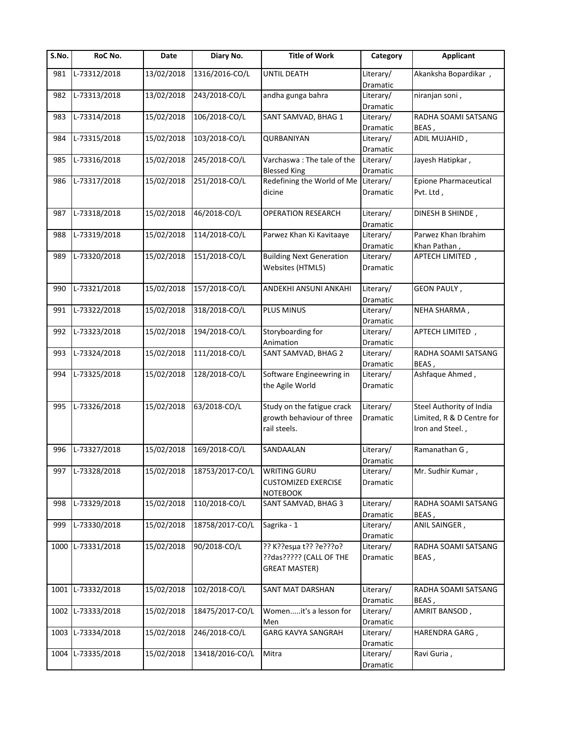| S.No. | RoC No. | Date | Diary No. | Title of Work | Category | Applicant |
|---|---|---|---|---|---|---|
| 981 | L-73312/2018 | 13/02/2018 | 1316/2016-CO/L | UNTIL DEATH | Literary/ Dramatic | Akanksha Bopardikar , |
| 982 | L-73313/2018 | 13/02/2018 | 243/2018-CO/L | andha gunga bahra | Literary/ Dramatic | niranjan soni , |
| 983 | L-73314/2018 | 15/02/2018 | 106/2018-CO/L | SANT SAMVAD, BHAG 1 | Literary/ Dramatic | RADHA SOAMI SATSANG BEAS , |
| 984 | L-73315/2018 | 15/02/2018 | 103/2018-CO/L | QURBANIYAN | Literary/ Dramatic | ADIL MUJAHID , |
| 985 | L-73316/2018 | 15/02/2018 | 245/2018-CO/L | Varchaswa : The tale of the Blessed King | Literary/ Dramatic | Jayesh Hatipkar , |
| 986 | L-73317/2018 | 15/02/2018 | 251/2018-CO/L | Redefining the World of Me dicine | Literary/ Dramatic | Epione Pharmaceutical Pvt. Ltd , |
| 987 | L-73318/2018 | 15/02/2018 | 46/2018-CO/L | OPERATION RESEARCH | Literary/ Dramatic | DINESH B SHINDE , |
| 988 | L-73319/2018 | 15/02/2018 | 114/2018-CO/L | Parwez Khan Ki Kavitaaye | Literary/ Dramatic | Parwez Khan Ibrahim Khan Pathan , |
| 989 | L-73320/2018 | 15/02/2018 | 151/2018-CO/L | Building Next Generation Websites (HTML5) | Literary/ Dramatic | APTECH LIMITED , |
| 990 | L-73321/2018 | 15/02/2018 | 157/2018-CO/L | ANDEKHI ANSUNI ANKAHI | Literary/ Dramatic | GEON PAULY , |
| 991 | L-73322/2018 | 15/02/2018 | 318/2018-CO/L | PLUS MINUS | Literary/ Dramatic | NEHA SHARMA , |
| 992 | L-73323/2018 | 15/02/2018 | 194/2018-CO/L | Storyboarding for Animation | Literary/ Dramatic | APTECH LIMITED , |
| 993 | L-73324/2018 | 15/02/2018 | 111/2018-CO/L | SANT SAMVAD, BHAG 2 | Literary/ Dramatic | RADHA SOAMI SATSANG BEAS , |
| 994 | L-73325/2018 | 15/02/2018 | 128/2018-CO/L | Software Engineewring in the Agile World | Literary/ Dramatic | Ashfaque Ahmed , |
| 995 | L-73326/2018 | 15/02/2018 | 63/2018-CO/L | Study on the fatigue crack growth behaviour of three rail steels. | Literary/ Dramatic | Steel Authority of India Limited, R & D Centre for Iron and Steel. , |
| 996 | L-73327/2018 | 15/02/2018 | 169/2018-CO/L | SANDAALAN | Literary/ Dramatic | Ramanathan G , |
| 997 | L-73328/2018 | 15/02/2018 | 18753/2017-CO/L | WRITING GURU CUSTOMIZED EXERCISE NOTEBOOK | Literary/ Dramatic | Mr. Sudhir Kumar , |
| 998 | L-73329/2018 | 15/02/2018 | 110/2018-CO/L | SANT SAMVAD, BHAG 3 | Literary/ Dramatic | RADHA SOAMI SATSANG BEAS , |
| 999 | L-73330/2018 | 15/02/2018 | 18758/2017-CO/L | Sagrika - 1 | Literary/ Dramatic | ANIL SAINGER , |
| 1000 | L-73331/2018 | 15/02/2018 | 90/2018-CO/L | ?? K??esμa t?? ?e???o? ??das????? (CALL OF THE GREAT MASTER) | Literary/ Dramatic | RADHA SOAMI SATSANG BEAS , |
| 1001 | L-73332/2018 | 15/02/2018 | 102/2018-CO/L | SANT MAT DARSHAN | Literary/ Dramatic | RADHA SOAMI SATSANG BEAS , |
| 1002 | L-73333/2018 | 15/02/2018 | 18475/2017-CO/L | Women.....it's a lesson for Men | Literary/ Dramatic | AMRIT BANSOD , |
| 1003 | L-73334/2018 | 15/02/2018 | 246/2018-CO/L | GARG KAVYA SANGRAH | Literary/ Dramatic | HARENDRA GARG , |
| 1004 | L-73335/2018 | 15/02/2018 | 13418/2016-CO/L | Mitra | Literary/ Dramatic | Ravi Guria , |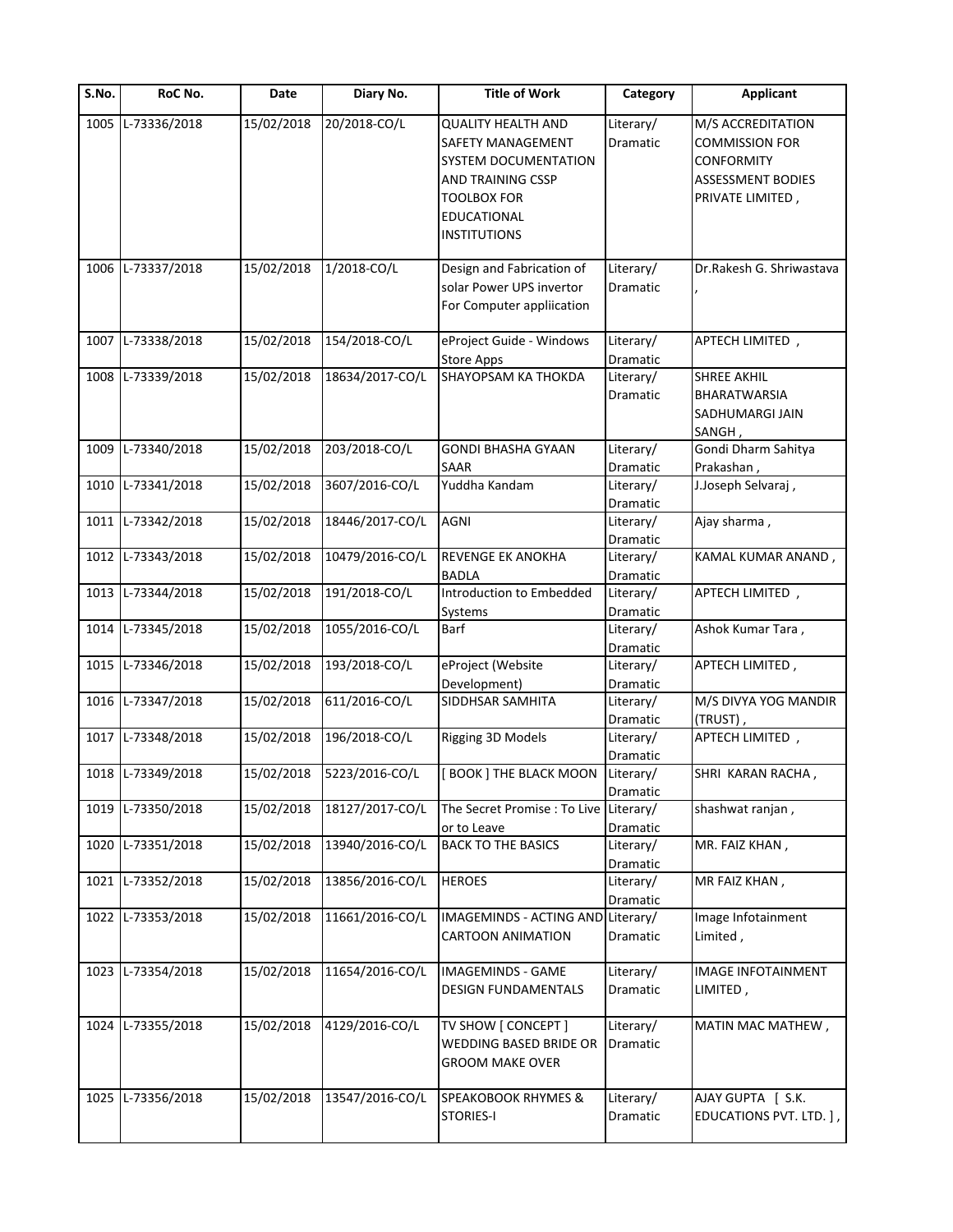| S.No. | RoC No. | Date | Diary No. | Title of Work | Category | Applicant |
|---|---|---|---|---|---|---|
| 1005 | L-73336/2018 | 15/02/2018 | 20/2018-CO/L | QUALITY HEALTH AND SAFETY MANAGEMENT SYSTEM DOCUMENTATION AND TRAINING CSSP TOOLBOX FOR EDUCATIONAL INSTITUTIONS | Literary/ Dramatic | M/S ACCREDITATION COMMISSION FOR CONFORMITY ASSESSMENT BODIES PRIVATE LIMITED , |
| 1006 | L-73337/2018 | 15/02/2018 | 1/2018-CO/L | Design and Fabrication of solar Power UPS invertor For Computer appliication | Literary/ Dramatic | Dr.Rakesh G. Shriwastava , |
| 1007 | L-73338/2018 | 15/02/2018 | 154/2018-CO/L | eProject Guide - Windows Store Apps | Literary/ Dramatic | APTECH LIMITED , |
| 1008 | L-73339/2018 | 15/02/2018 | 18634/2017-CO/L | SHAYOPSAM KA THOKDA | Literary/ Dramatic | SHREE AKHIL BHARATWARSIA SADHUMARGI JAIN SANGH , |
| 1009 | L-73340/2018 | 15/02/2018 | 203/2018-CO/L | GONDI BHASHA GYAAN SAAR | Literary/ Dramatic | Gondi Dharm Sahitya Prakashan , |
| 1010 | L-73341/2018 | 15/02/2018 | 3607/2016-CO/L | Yuddha Kandam | Literary/ Dramatic | J.Joseph Selvaraj , |
| 1011 | L-73342/2018 | 15/02/2018 | 18446/2017-CO/L | AGNI | Literary/ Dramatic | Ajay sharma , |
| 1012 | L-73343/2018 | 15/02/2018 | 10479/2016-CO/L | REVENGE EK ANOKHA BADLA | Literary/ Dramatic | KAMAL KUMAR ANAND , |
| 1013 | L-73344/2018 | 15/02/2018 | 191/2018-CO/L | Introduction to Embedded Systems | Literary/ Dramatic | APTECH LIMITED , |
| 1014 | L-73345/2018 | 15/02/2018 | 1055/2016-CO/L | Barf | Literary/ Dramatic | Ashok Kumar Tara , |
| 1015 | L-73346/2018 | 15/02/2018 | 193/2018-CO/L | eProject (Website Development) | Literary/ Dramatic | APTECH LIMITED , |
| 1016 | L-73347/2018 | 15/02/2018 | 611/2016-CO/L | SIDDHSAR SAMHITA | Literary/ Dramatic | M/S DIVYA YOG MANDIR (TRUST) , |
| 1017 | L-73348/2018 | 15/02/2018 | 196/2018-CO/L | Rigging 3D Models | Literary/ Dramatic | APTECH LIMITED , |
| 1018 | L-73349/2018 | 15/02/2018 | 5223/2016-CO/L | [ BOOK ] THE BLACK MOON | Literary/ Dramatic | SHRI KARAN RACHA , |
| 1019 | L-73350/2018 | 15/02/2018 | 18127/2017-CO/L | The Secret Promise : To Live or to Leave | Literary/ Dramatic | shashwat ranjan , |
| 1020 | L-73351/2018 | 15/02/2018 | 13940/2016-CO/L | BACK TO THE BASICS | Literary/ Dramatic | MR. FAIZ KHAN , |
| 1021 | L-73352/2018 | 15/02/2018 | 13856/2016-CO/L | HEROES | Literary/ Dramatic | MR FAIZ KHAN , |
| 1022 | L-73353/2018 | 15/02/2018 | 11661/2016-CO/L | IMAGEMINDS - ACTING AND CARTOON ANIMATION | Literary/ Dramatic | Image Infotainment Limited , |
| 1023 | L-73354/2018 | 15/02/2018 | 11654/2016-CO/L | IMAGEMINDS - GAME DESIGN FUNDAMENTALS | Literary/ Dramatic | IMAGE INFOTAINMENT LIMITED , |
| 1024 | L-73355/2018 | 15/02/2018 | 4129/2016-CO/L | TV SHOW [ CONCEPT ] WEDDING BASED BRIDE OR GROOM MAKE OVER | Literary/ Dramatic | MATIN MAC MATHEW , |
| 1025 | L-73356/2018 | 15/02/2018 | 13547/2016-CO/L | SPEAKOBOOK RHYMES & STORIES-I | Literary/ Dramatic | AJAY GUPTA [ S.K. EDUCATIONS PVT. LTD. ] , |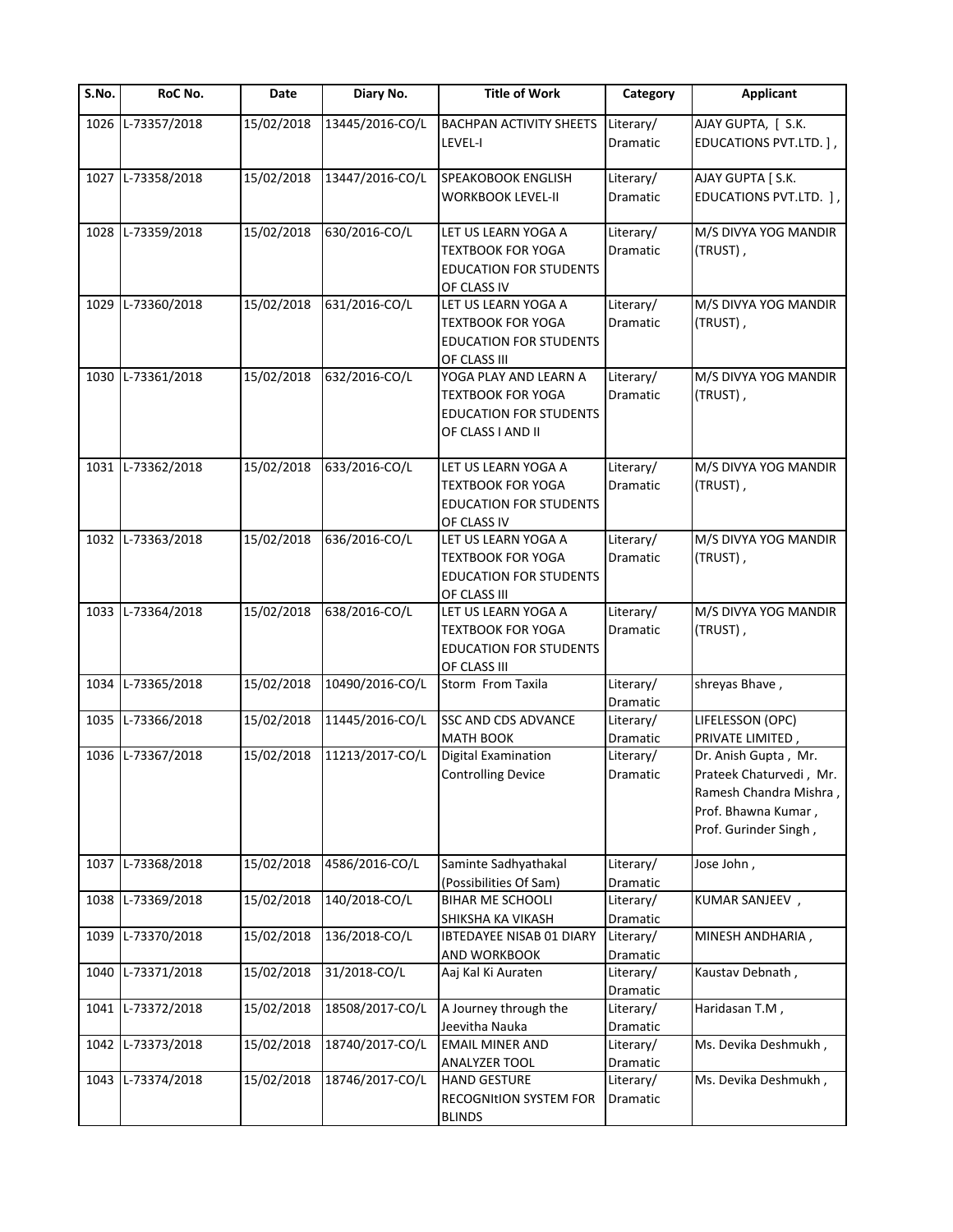| S.No. | RoC No. | Date | Diary No. | Title of Work | Category | Applicant |
|---|---|---|---|---|---|---|
| 1026 | L-73357/2018 | 15/02/2018 | 13445/2016-CO/L | BACHPAN ACTIVITY SHEETS LEVEL-I | Literary/ Dramatic | AJAY GUPTA, [ S.K. EDUCATIONS PVT.LTD. ] , |
| 1027 | L-73358/2018 | 15/02/2018 | 13447/2016-CO/L | SPEAKOBOOK ENGLISH WORKBOOK LEVEL-II | Literary/ Dramatic | AJAY GUPTA [ S.K. EDUCATIONS PVT.LTD. ] , |
| 1028 | L-73359/2018 | 15/02/2018 | 630/2016-CO/L | LET US LEARN YOGA A TEXTBOOK FOR YOGA EDUCATION FOR STUDENTS OF CLASS IV | Literary/ Dramatic | M/S DIVYA YOG MANDIR (TRUST) , |
| 1029 | L-73360/2018 | 15/02/2018 | 631/2016-CO/L | LET US LEARN YOGA A TEXTBOOK FOR YOGA EDUCATION FOR STUDENTS OF CLASS III | Literary/ Dramatic | M/S DIVYA YOG MANDIR (TRUST) , |
| 1030 | L-73361/2018 | 15/02/2018 | 632/2016-CO/L | YOGA PLAY AND LEARN A TEXTBOOK FOR YOGA EDUCATION FOR STUDENTS OF CLASS I AND II | Literary/ Dramatic | M/S DIVYA YOG MANDIR (TRUST) , |
| 1031 | L-73362/2018 | 15/02/2018 | 633/2016-CO/L | LET US LEARN YOGA A TEXTBOOK FOR YOGA EDUCATION FOR STUDENTS OF CLASS IV | Literary/ Dramatic | M/S DIVYA YOG MANDIR (TRUST) , |
| 1032 | L-73363/2018 | 15/02/2018 | 636/2016-CO/L | LET US LEARN YOGA A TEXTBOOK FOR YOGA EDUCATION FOR STUDENTS OF CLASS III | Literary/ Dramatic | M/S DIVYA YOG MANDIR (TRUST) , |
| 1033 | L-73364/2018 | 15/02/2018 | 638/2016-CO/L | LET US LEARN YOGA A TEXTBOOK FOR YOGA EDUCATION FOR STUDENTS OF CLASS III | Literary/ Dramatic | M/S DIVYA YOG MANDIR (TRUST) , |
| 1034 | L-73365/2018 | 15/02/2018 | 10490/2016-CO/L | Storm From Taxila | Literary/ Dramatic | shreyas Bhave , |
| 1035 | L-73366/2018 | 15/02/2018 | 11445/2016-CO/L | SSC AND CDS ADVANCE MATH BOOK | Literary/ Dramatic | LIFELESSON (OPC) PRIVATE LIMITED , |
| 1036 | L-73367/2018 | 15/02/2018 | 11213/2017-CO/L | Digital Examination Controlling Device | Literary/ Dramatic | Dr. Anish Gupta , Mr. Prateek Chaturvedi , Mr. Ramesh Chandra Mishra , Prof. Bhawna Kumar , Prof. Gurinder Singh , |
| 1037 | L-73368/2018 | 15/02/2018 | 4586/2016-CO/L | Saminte Sadhyathakal (Possibilities Of Sam) | Literary/ Dramatic | Jose John , |
| 1038 | L-73369/2018 | 15/02/2018 | 140/2018-CO/L | BIHAR ME SCHOOLI SHIKSHA KA VIKASH | Literary/ Dramatic | KUMAR SANJEEV , |
| 1039 | L-73370/2018 | 15/02/2018 | 136/2018-CO/L | IBTEDAYEE NISAB 01 DIARY AND WORKBOOK | Literary/ Dramatic | MINESH ANDHARIA , |
| 1040 | L-73371/2018 | 15/02/2018 | 31/2018-CO/L | Aaj Kal Ki Auraten | Literary/ Dramatic | Kaustav Debnath , |
| 1041 | L-73372/2018 | 15/02/2018 | 18508/2017-CO/L | A Journey through the Jeevitha Nauka | Literary/ Dramatic | Haridasan T.M , |
| 1042 | L-73373/2018 | 15/02/2018 | 18740/2017-CO/L | EMAIL MINER AND ANALYZER TOOL | Literary/ Dramatic | Ms. Devika Deshmukh , |
| 1043 | L-73374/2018 | 15/02/2018 | 18746/2017-CO/L | HAND GESTURE RECOGNItION SYSTEM FOR BLINDS | Literary/ Dramatic | Ms. Devika Deshmukh , |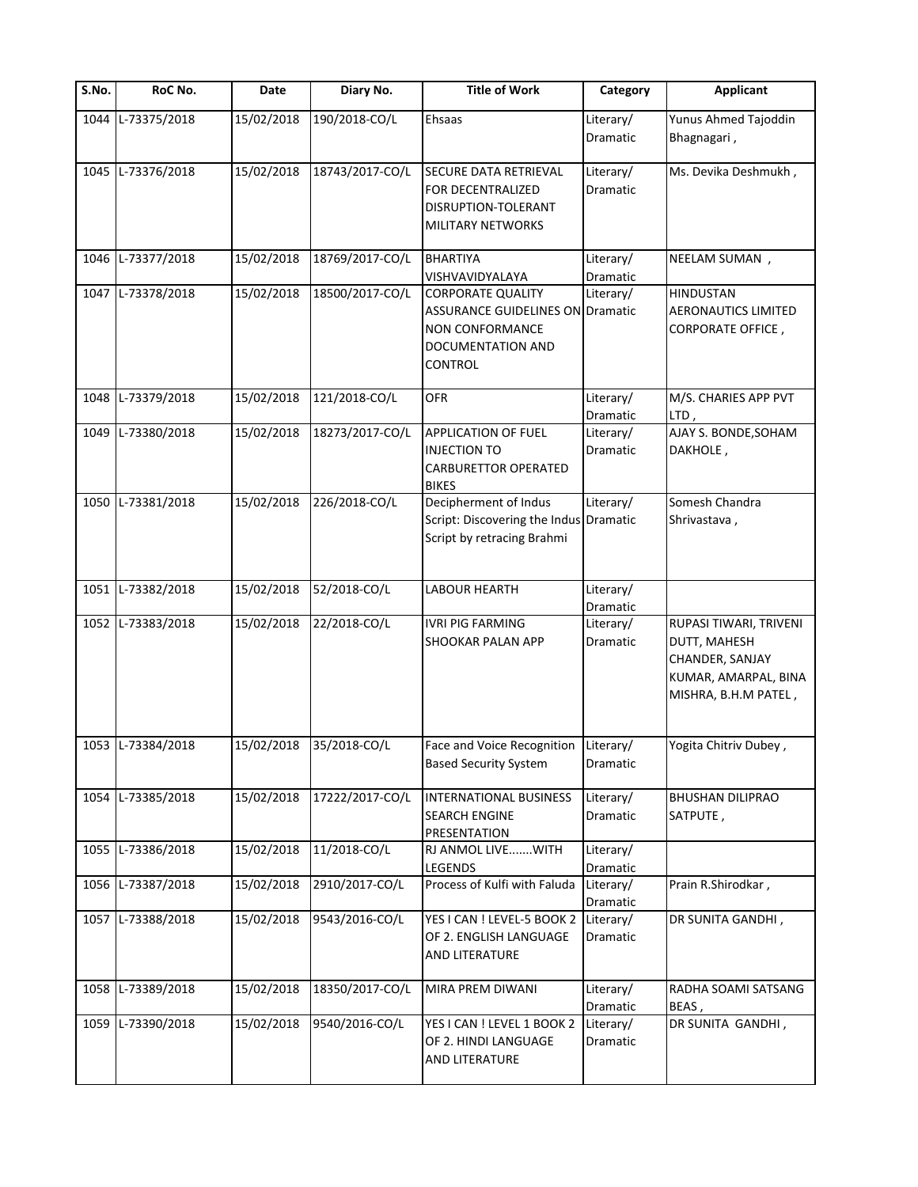| S.No. | RoC No. | Date | Diary No. | Title of Work | Category | Applicant |
|---|---|---|---|---|---|---|
| 1044 | L-73375/2018 | 15/02/2018 | 190/2018-CO/L | Ehsaas | Literary/ Dramatic | Yunus Ahmed Tajoddin Bhagnagari , |
| 1045 | L-73376/2018 | 15/02/2018 | 18743/2017-CO/L | SECURE DATA RETRIEVAL FOR DECENTRALIZED DISRUPTION-TOLERANT MILITARY NETWORKS | Literary/ Dramatic | Ms. Devika Deshmukh , |
| 1046 | L-73377/2018 | 15/02/2018 | 18769/2017-CO/L | BHARTIYA VISHVAVIDYALAYA | Literary/ Dramatic | NEELAM SUMAN , |
| 1047 | L-73378/2018 | 15/02/2018 | 18500/2017-CO/L | CORPORATE QUALITY ASSURANCE GUIDELINES ON NON CONFORMANCE DOCUMENTATION AND CONTROL | Literary/ Dramatic | HINDUSTAN AERONAUTICS LIMITED CORPORATE OFFICE , |
| 1048 | L-73379/2018 | 15/02/2018 | 121/2018-CO/L | OFR | Literary/ Dramatic | M/S. CHARIES APP PVT LTD , |
| 1049 | L-73380/2018 | 15/02/2018 | 18273/2017-CO/L | APPLICATION OF FUEL INJECTION TO CARBURETTOR OPERATED BIKES | Literary/ Dramatic | AJAY S. BONDE,SOHAM DAKHOLE , |
| 1050 | L-73381/2018 | 15/02/2018 | 226/2018-CO/L | Decipherment of Indus Script: Discovering the Indus Script by retracing Brahmi | Literary/ Dramatic | Somesh Chandra Shrivastava , |
| 1051 | L-73382/2018 | 15/02/2018 | 52/2018-CO/L | LABOUR HEARTH | Literary/ Dramatic | |
| 1052 | L-73383/2018 | 15/02/2018 | 22/2018-CO/L | IVRI PIG FARMING SHOOKAR PALAN APP | Literary/ Dramatic | RUPASI TIWARI, TRIVENI DUTT, MAHESH CHANDER, SANJAY KUMAR, AMARPAL, BINA MISHRA, B.H.M PATEL , |
| 1053 | L-73384/2018 | 15/02/2018 | 35/2018-CO/L | Face and Voice Recognition Based Security System | Literary/ Dramatic | Yogita Chitriv Dubey , |
| 1054 | L-73385/2018 | 15/02/2018 | 17222/2017-CO/L | INTERNATIONAL BUSINESS SEARCH ENGINE PRESENTATION | Literary/ Dramatic | BHUSHAN DILIPRAO SATPUTE , |
| 1055 | L-73386/2018 | 15/02/2018 | 11/2018-CO/L | RJ ANMOL LIVE.......WITH LEGENDS | Literary/ Dramatic | |
| 1056 | L-73387/2018 | 15/02/2018 | 2910/2017-CO/L | Process of Kulfi with Faluda | Literary/ Dramatic | Prain R.Shirodkar , |
| 1057 | L-73388/2018 | 15/02/2018 | 9543/2016-CO/L | YES I CAN ! LEVEL-5 BOOK 2 OF 2. ENGLISH LANGUAGE AND LITERATURE | Literary/ Dramatic | DR SUNITA GANDHI , |
| 1058 | L-73389/2018 | 15/02/2018 | 18350/2017-CO/L | MIRA PREM DIWANI | Literary/ Dramatic | RADHA SOAMI SATSANG BEAS , |
| 1059 | L-73390/2018 | 15/02/2018 | 9540/2016-CO/L | YES I CAN ! LEVEL 1 BOOK 2 OF 2. HINDI LANGUAGE AND LITERATURE | Literary/ Dramatic | DR SUNITA GANDHI , |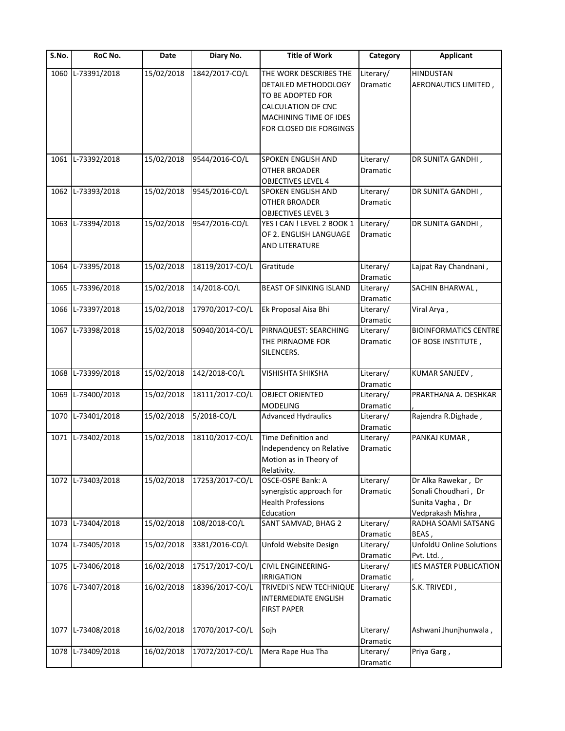| S.No. | RoC No. | Date | Diary No. | Title of Work | Category | Applicant |
|---|---|---|---|---|---|---|
| 1060 | L-73391/2018 | 15/02/2018 | 1842/2017-CO/L | THE WORK DESCRIBES THE DETAILED METHODOLOGY TO BE ADOPTED FOR CALCULATION OF CNC MACHINING TIME OF IDES FOR CLOSED DIE FORGINGS | Literary/ Dramatic | HINDUSTAN AERONAUTICS LIMITED , |
| 1061 | L-73392/2018 | 15/02/2018 | 9544/2016-CO/L | SPOKEN ENGLISH AND OTHER BROADER OBJECTIVES LEVEL 4 | Literary/ Dramatic | DR SUNITA GANDHI , |
| 1062 | L-73393/2018 | 15/02/2018 | 9545/2016-CO/L | SPOKEN ENGLISH AND OTHER BROADER OBJECTIVES LEVEL 3 | Literary/ Dramatic | DR SUNITA GANDHI , |
| 1063 | L-73394/2018 | 15/02/2018 | 9547/2016-CO/L | YES I CAN ! LEVEL 2 BOOK 1 OF 2. ENGLISH LANGUAGE AND LITERATURE | Literary/ Dramatic | DR SUNITA GANDHI , |
| 1064 | L-73395/2018 | 15/02/2018 | 18119/2017-CO/L | Gratitude | Literary/ Dramatic | Lajpat Ray Chandnani , |
| 1065 | L-73396/2018 | 15/02/2018 | 14/2018-CO/L | BEAST OF SINKING ISLAND | Literary/ Dramatic | SACHIN BHARWAL , |
| 1066 | L-73397/2018 | 15/02/2018 | 17970/2017-CO/L | Ek Proposal Aisa Bhi | Literary/ Dramatic | Viral Arya , |
| 1067 | L-73398/2018 | 15/02/2018 | 50940/2014-CO/L | PIRNAQUEST: SEARCHING THE PIRNAOME FOR SILENCERS. | Literary/ Dramatic | BIOINFORMATICS CENTRE OF BOSE INSTITUTE , |
| 1068 | L-73399/2018 | 15/02/2018 | 142/2018-CO/L | VISHISHTA SHIKSHA | Literary/ Dramatic | KUMAR SANJEEV , |
| 1069 | L-73400/2018 | 15/02/2018 | 18111/2017-CO/L | OBJECT ORIENTED MODELING | Literary/ Dramatic | PRARTHANA A. DESHKAR , |
| 1070 | L-73401/2018 | 15/02/2018 | 5/2018-CO/L | Advanced Hydraulics | Literary/ Dramatic | Rajendra R.Dighade , |
| 1071 | L-73402/2018 | 15/02/2018 | 18110/2017-CO/L | Time Definition and Independency on Relative Motion as in Theory of Relativity. | Literary/ Dramatic | PANKAJ KUMAR , |
| 1072 | L-73403/2018 | 15/02/2018 | 17253/2017-CO/L | OSCE-OSPE Bank: A synergistic approach for Health Professions Education | Literary/ Dramatic | Dr Alka Rawekar , Dr Sonali Choudhari , Dr Sunita Vagha , Dr Vedprakash Mishra , |
| 1073 | L-73404/2018 | 15/02/2018 | 108/2018-CO/L | SANT SAMVAD, BHAG 2 | Literary/ Dramatic | RADHA SOAMI SATSANG BEAS , |
| 1074 | L-73405/2018 | 15/02/2018 | 3381/2016-CO/L | Unfold Website Design | Literary/ Dramatic | UnfoldU Online Solutions Pvt. Ltd. , |
| 1075 | L-73406/2018 | 16/02/2018 | 17517/2017-CO/L | CIVIL ENGINEERING-IRRIGATION | Literary/ Dramatic | IES MASTER PUBLICATION , |
| 1076 | L-73407/2018 | 16/02/2018 | 18396/2017-CO/L | TRIVEDI'S NEW TECHNIQUE INTERMEDIATE ENGLISH FIRST PAPER | Literary/ Dramatic | S.K. TRIVEDI , |
| 1077 | L-73408/2018 | 16/02/2018 | 17070/2017-CO/L | Sojh | Literary/ Dramatic | Ashwani Jhunjhunwala , |
| 1078 | L-73409/2018 | 16/02/2018 | 17072/2017-CO/L | Mera Rape Hua Tha | Literary/ Dramatic | Priya Garg , |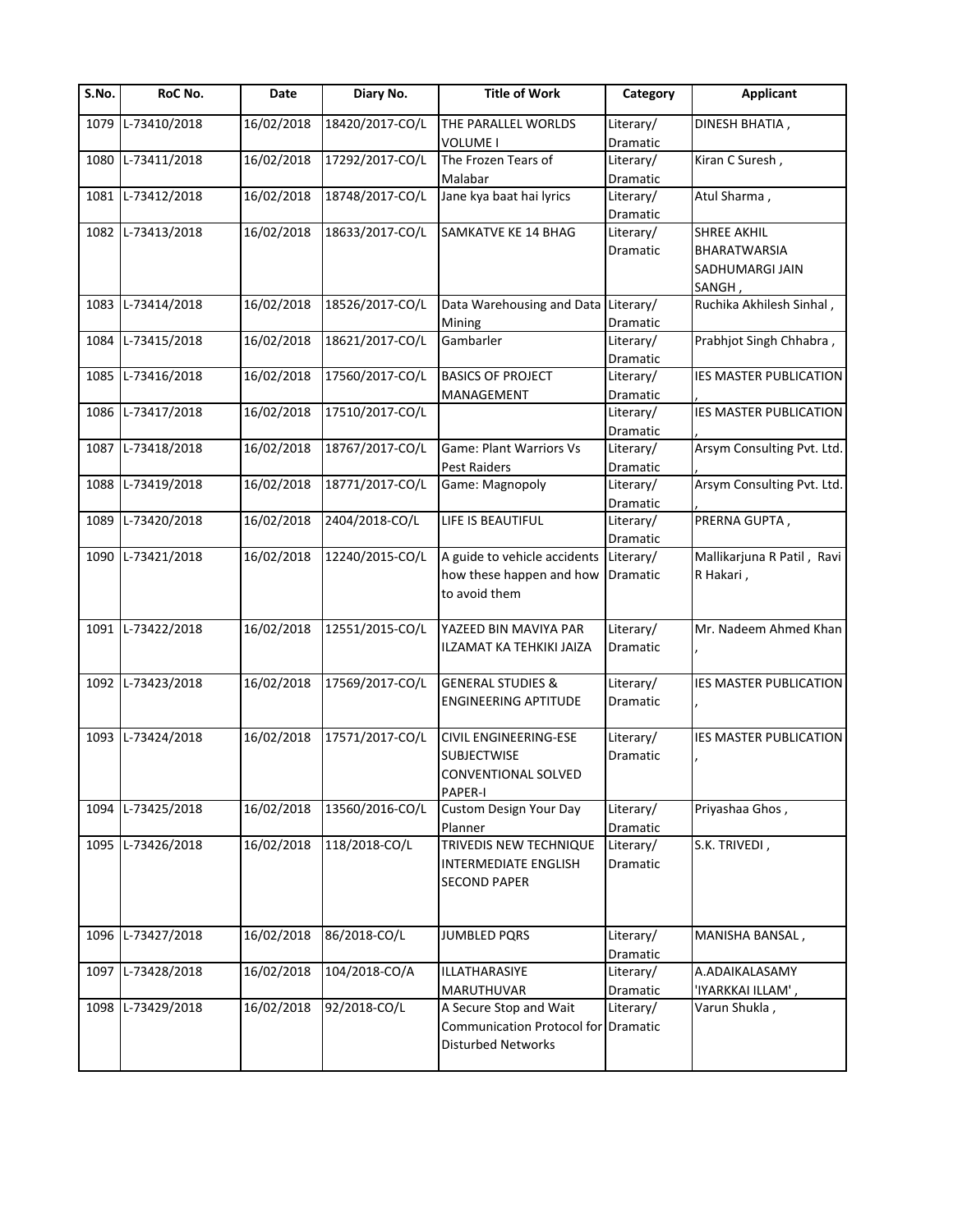| S.No. | RoC No. | Date | Diary No. | Title of Work | Category | Applicant |
| --- | --- | --- | --- | --- | --- | --- |
| 1079 | L-73410/2018 | 16/02/2018 | 18420/2017-CO/L | THE PARALLEL WORLDS VOLUME I | Literary/ Dramatic | DINESH BHATIA , |
| 1080 | L-73411/2018 | 16/02/2018 | 17292/2017-CO/L | The Frozen Tears of Malabar | Literary/ Dramatic | Kiran C Suresh , |
| 1081 | L-73412/2018 | 16/02/2018 | 18748/2017-CO/L | Jane kya baat hai lyrics | Literary/ Dramatic | Atul Sharma , |
| 1082 | L-73413/2018 | 16/02/2018 | 18633/2017-CO/L | SAMKATVE KE 14 BHAG | Literary/ Dramatic | SHREE AKHIL BHARATWARSIA SADHUMARGI JAIN SANGH , |
| 1083 | L-73414/2018 | 16/02/2018 | 18526/2017-CO/L | Data Warehousing and Data Mining | Literary/ Dramatic | Ruchika Akhilesh Sinhal , |
| 1084 | L-73415/2018 | 16/02/2018 | 18621/2017-CO/L | Gambarler | Literary/ Dramatic | Prabhjot Singh Chhabra , |
| 1085 | L-73416/2018 | 16/02/2018 | 17560/2017-CO/L | BASICS OF PROJECT MANAGEMENT | Literary/ Dramatic | IES MASTER PUBLICATION , |
| 1086 | L-73417/2018 | 16/02/2018 | 17510/2017-CO/L | | Literary/ Dramatic | IES MASTER PUBLICATION , |
| 1087 | L-73418/2018 | 16/02/2018 | 18767/2017-CO/L | Game: Plant Warriors Vs Pest Raiders | Literary/ Dramatic | Arsym Consulting Pvt. Ltd. , |
| 1088 | L-73419/2018 | 16/02/2018 | 18771/2017-CO/L | Game: Magnopoly | Literary/ Dramatic | Arsym Consulting Pvt. Ltd. , |
| 1089 | L-73420/2018 | 16/02/2018 | 2404/2018-CO/L | LIFE IS BEAUTIFUL | Literary/ Dramatic | PRERNA GUPTA , |
| 1090 | L-73421/2018 | 16/02/2018 | 12240/2015-CO/L | A guide to vehicle accidents how these happen and how to avoid them | Literary/ Dramatic | Mallikarjuna R Patil , Ravi R Hakari , |
| 1091 | L-73422/2018 | 16/02/2018 | 12551/2015-CO/L | YAZEED BIN MAVIYA PAR ILZAMAT KA TEHKIKI JAIZA | Literary/ Dramatic | Mr. Nadeem Ahmed Khan , |
| 1092 | L-73423/2018 | 16/02/2018 | 17569/2017-CO/L | GENERAL STUDIES & ENGINEERING APTITUDE | Literary/ Dramatic | IES MASTER PUBLICATION , |
| 1093 | L-73424/2018 | 16/02/2018 | 17571/2017-CO/L | CIVIL ENGINEERING-ESE SUBJECTWISE CONVENTIONAL SOLVED PAPER-I | Literary/ Dramatic | IES MASTER PUBLICATION , |
| 1094 | L-73425/2018 | 16/02/2018 | 13560/2016-CO/L | Custom Design Your Day Planner | Literary/ Dramatic | Priyashaa Ghos , |
| 1095 | L-73426/2018 | 16/02/2018 | 118/2018-CO/L | TRIVEDIS NEW TECHNIQUE INTERMEDIATE ENGLISH SECOND PAPER | Literary/ Dramatic | S.K. TRIVEDI , |
| 1096 | L-73427/2018 | 16/02/2018 | 86/2018-CO/L | JUMBLED PQRS | Literary/ Dramatic | MANISHA BANSAL , |
| 1097 | L-73428/2018 | 16/02/2018 | 104/2018-CO/A | ILLATHARASIYE MARUTHUVAR | Literary/ Dramatic | A.ADAIKALASAMY 'IYARKKAI ILLAM' , |
| 1098 | L-73429/2018 | 16/02/2018 | 92/2018-CO/L | A Secure Stop and Wait Communication Protocol for Disturbed Networks | Literary/ Dramatic | Varun Shukla , |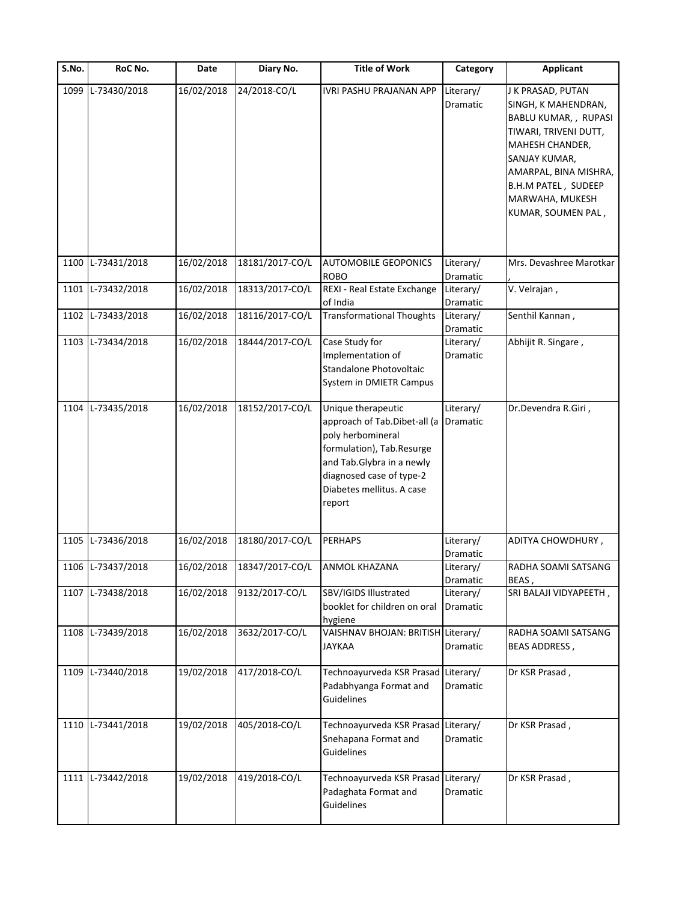| S.No. | RoC No. | Date | Diary No. | Title of Work | Category | Applicant |
| --- | --- | --- | --- | --- | --- | --- |
| 1099 | L-73430/2018 | 16/02/2018 | 24/2018-CO/L | IVRI PASHU PRAJANAN APP | Literary/ Dramatic | J K PRASAD, PUTAN SINGH, K MAHENDRAN, BABLU KUMAR, , RUPASI TIWARI, TRIVENI DUTT, MAHESH CHANDER, SANJAY KUMAR, AMARPAL, BINA MISHRA, B.H.M PATEL , SUDEEP MARWAHA, MUKESH KUMAR, SOUMEN PAL , |
| 1100 | L-73431/2018 | 16/02/2018 | 18181/2017-CO/L | AUTOMOBILE GEOPONICS ROBO | Literary/ Dramatic | Mrs. Devashree Marotkar , |
| 1101 | L-73432/2018 | 16/02/2018 | 18313/2017-CO/L | REXI - Real Estate Exchange of India | Literary/ Dramatic | V. Velrajan , |
| 1102 | L-73433/2018 | 16/02/2018 | 18116/2017-CO/L | Transformational Thoughts | Literary/ Dramatic | Senthil Kannan , |
| 1103 | L-73434/2018 | 16/02/2018 | 18444/2017-CO/L | Case Study for Implementation of Standalone Photovoltaic System in DMIETR Campus | Literary/ Dramatic | Abhijit R. Singare , |
| 1104 | L-73435/2018 | 16/02/2018 | 18152/2017-CO/L | Unique therapeutic approach of Tab.Dibet-all (a poly herbomineral formulation), Tab.Resurge and Tab.Glybra in a newly diagnosed case of type-2 Diabetes mellitus. A case report | Literary/ Dramatic | Dr.Devendra R.Giri , |
| 1105 | L-73436/2018 | 16/02/2018 | 18180/2017-CO/L | PERHAPS | Literary/ Dramatic | ADITYA CHOWDHURY , |
| 1106 | L-73437/2018 | 16/02/2018 | 18347/2017-CO/L | ANMOL KHAZANA | Literary/ Dramatic | RADHA SOAMI SATSANG BEAS , |
| 1107 | L-73438/2018 | 16/02/2018 | 9132/2017-CO/L | SBV/IGIDS Illustrated booklet for children on oral hygiene | Literary/ Dramatic | SRI BALAJI VIDYAPEETH , |
| 1108 | L-73439/2018 | 16/02/2018 | 3632/2017-CO/L | VAISHNAV BHOJAN: BRITISH JAYKAA | Literary/ Dramatic | RADHA SOAMI SATSANG BEAS ADDRESS , |
| 1109 | L-73440/2018 | 19/02/2018 | 417/2018-CO/L | Technoayurveda KSR Prasad Padabhyanga Format and Guidelines | Literary/ Dramatic | Dr KSR Prasad , |
| 1110 | L-73441/2018 | 19/02/2018 | 405/2018-CO/L | Technoayurveda KSR Prasad Snehapana Format and Guidelines | Literary/ Dramatic | Dr KSR Prasad , |
| 1111 | L-73442/2018 | 19/02/2018 | 419/2018-CO/L | Technoayurveda KSR Prasad Padaghata Format and Guidelines | Literary/ Dramatic | Dr KSR Prasad , |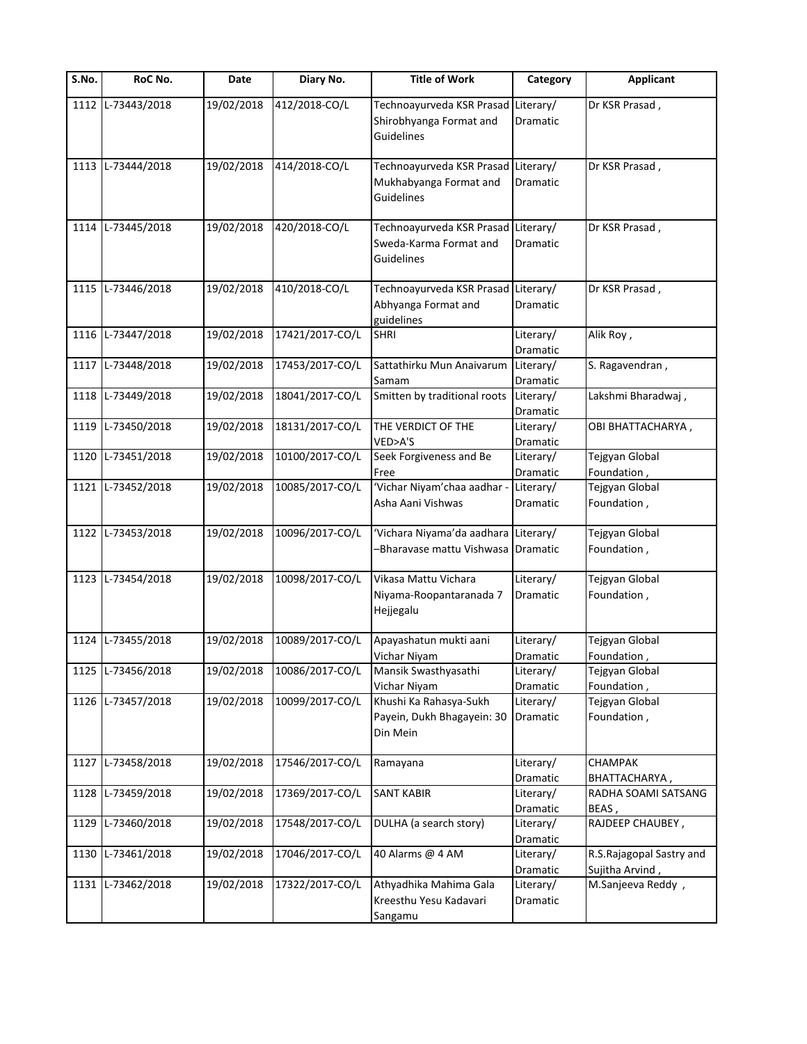| S.No. | RoC No. | Date | Diary No. | Title of Work | Category | Applicant |
|---|---|---|---|---|---|---|
| 1112 | L-73443/2018 | 19/02/2018 | 412/2018-CO/L | Technoayurveda KSR Prasad Shirobhyanga Format and Guidelines | Literary/ Dramatic | Dr KSR Prasad , |
| 1113 | L-73444/2018 | 19/02/2018 | 414/2018-CO/L | Technoayurveda KSR Prasad Mukhabyanga Format and Guidelines | Literary/ Dramatic | Dr KSR Prasad , |
| 1114 | L-73445/2018 | 19/02/2018 | 420/2018-CO/L | Technoayurveda KSR Prasad Sweda-Karma Format and Guidelines | Literary/ Dramatic | Dr KSR Prasad , |
| 1115 | L-73446/2018 | 19/02/2018 | 410/2018-CO/L | Technoayurveda KSR Prasad Abhyanga Format and guidelines | Literary/ Dramatic | Dr KSR Prasad , |
| 1116 | L-73447/2018 | 19/02/2018 | 17421/2017-CO/L | SHRI | Literary/ Dramatic | Alik Roy , |
| 1117 | L-73448/2018 | 19/02/2018 | 17453/2017-CO/L | Sattathirku Mun Anaivarum Samam | Literary/ Dramatic | S. Ragavendran , |
| 1118 | L-73449/2018 | 19/02/2018 | 18041/2017-CO/L | Smitten by traditional roots | Literary/ Dramatic | Lakshmi Bharadwaj , |
| 1119 | L-73450/2018 | 19/02/2018 | 18131/2017-CO/L | THE VERDICT OF THE VED>A'S | Literary/ Dramatic | OBI BHATTACHARYA , |
| 1120 | L-73451/2018 | 19/02/2018 | 10100/2017-CO/L | Seek Forgiveness and Be Free | Literary/ Dramatic | Tejgyan Global Foundation , |
| 1121 | L-73452/2018 | 19/02/2018 | 10085/2017-CO/L | 'Vichar Niyam'chaa aadhar - Asha Aani Vishwas | Literary/ Dramatic | Tejgyan Global Foundation , |
| 1122 | L-73453/2018 | 19/02/2018 | 10096/2017-CO/L | 'Vichara Niyama'da aadhara –Bharavase mattu Vishwasa | Literary/ Dramatic | Tejgyan Global Foundation , |
| 1123 | L-73454/2018 | 19/02/2018 | 10098/2017-CO/L | Vikasa Mattu Vichara Niyama-Roopantaranada 7 Hejjegalu | Literary/ Dramatic | Tejgyan Global Foundation , |
| 1124 | L-73455/2018 | 19/02/2018 | 10089/2017-CO/L | Apayashatun mukti aani Vichar Niyam | Literary/ Dramatic | Tejgyan Global Foundation , |
| 1125 | L-73456/2018 | 19/02/2018 | 10086/2017-CO/L | Mansik Swasthyasathi Vichar Niyam | Literary/ Dramatic | Tejgyan Global Foundation , |
| 1126 | L-73457/2018 | 19/02/2018 | 10099/2017-CO/L | Khushi Ka Rahasya-Sukh Payein, Dukh Bhagayein: 30 Din Mein | Literary/ Dramatic | Tejgyan Global Foundation , |
| 1127 | L-73458/2018 | 19/02/2018 | 17546/2017-CO/L | Ramayana | Literary/ Dramatic | CHAMPAK BHATTACHARYA , |
| 1128 | L-73459/2018 | 19/02/2018 | 17369/2017-CO/L | SANT KABIR | Literary/ Dramatic | RADHA SOAMI SATSANG BEAS , |
| 1129 | L-73460/2018 | 19/02/2018 | 17548/2017-CO/L | DULHA (a search story) | Literary/ Dramatic | RAJDEEP CHAUBEY , |
| 1130 | L-73461/2018 | 19/02/2018 | 17046/2017-CO/L | 40 Alarms @ 4 AM | Literary/ Dramatic | R.S.Rajagopal Sastry and Sujitha Arvind , |
| 1131 | L-73462/2018 | 19/02/2018 | 17322/2017-CO/L | Athyadhika Mahima Gala Kreesthu Yesu Kadavari Sangamu | Literary/ Dramatic | M.Sanjeeva Reddy , |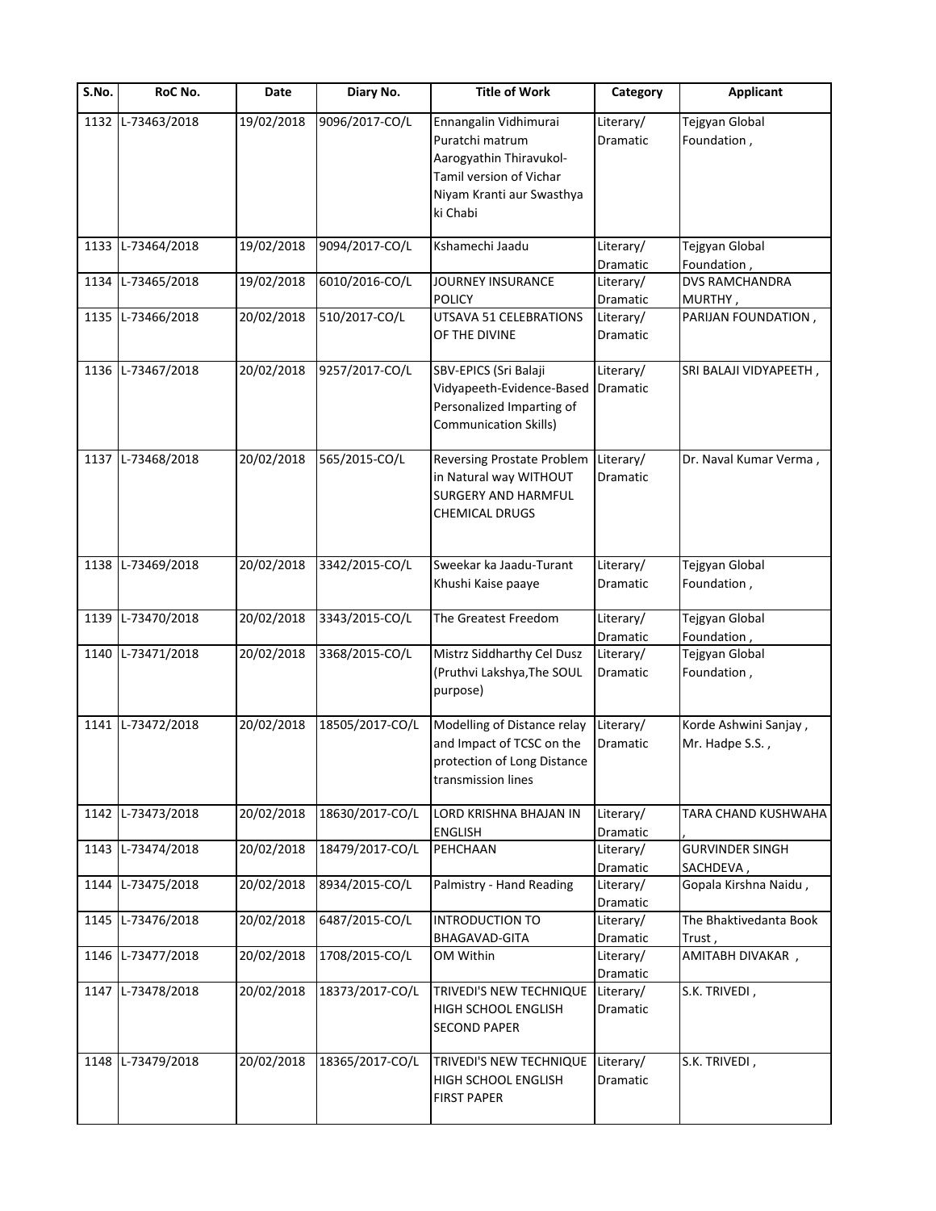| S.No. | RoC No. | Date | Diary No. | Title of Work | Category | Applicant |
| --- | --- | --- | --- | --- | --- | --- |
| 1132 | L-73463/2018 | 19/02/2018 | 9096/2017-CO/L | Ennangalin Vidhimurai Puratchi matrum Aarogyathin Thiravukol-Tamil version of Vichar Niyam Kranti aur Swasthya ki Chabi | Literary/ Dramatic | Tejgyan Global Foundation , |
| 1133 | L-73464/2018 | 19/02/2018 | 9094/2017-CO/L | Kshamechi Jaadu | Literary/ Dramatic | Tejgyan Global Foundation , |
| 1134 | L-73465/2018 | 19/02/2018 | 6010/2016-CO/L | JOURNEY INSURANCE POLICY | Literary/ Dramatic | DVS RAMCHANDRA MURTHY , |
| 1135 | L-73466/2018 | 20/02/2018 | 510/2017-CO/L | UTSAVA 51 CELEBRATIONS OF THE DIVINE | Literary/ Dramatic | PARIJAN FOUNDATION , |
| 1136 | L-73467/2018 | 20/02/2018 | 9257/2017-CO/L | SBV-EPICS (Sri Balaji Vidyapeeth-Evidence-Based Personalized Imparting of Communication Skills) | Literary/ Dramatic | SRI BALAJI VIDYAPEETH , |
| 1137 | L-73468/2018 | 20/02/2018 | 565/2015-CO/L | Reversing Prostate Problem in Natural way WITHOUT SURGERY AND HARMFUL CHEMICAL DRUGS | Literary/ Dramatic | Dr. Naval Kumar Verma , |
| 1138 | L-73469/2018 | 20/02/2018 | 3342/2015-CO/L | Sweekar ka Jaadu-Turant Khushi Kaise paaye | Literary/ Dramatic | Tejgyan Global Foundation , |
| 1139 | L-73470/2018 | 20/02/2018 | 3343/2015-CO/L | The Greatest Freedom | Literary/ Dramatic | Tejgyan Global Foundation , |
| 1140 | L-73471/2018 | 20/02/2018 | 3368/2015-CO/L | Mistrz Siddharthy Cel Dusz (Pruthvi Lakshya,The SOUL purpose) | Literary/ Dramatic | Tejgyan Global Foundation , |
| 1141 | L-73472/2018 | 20/02/2018 | 18505/2017-CO/L | Modelling of Distance relay and Impact of TCSC on the protection of Long Distance transmission lines | Literary/ Dramatic | Korde Ashwini Sanjay , Mr. Hadpe S.S. , |
| 1142 | L-73473/2018 | 20/02/2018 | 18630/2017-CO/L | LORD KRISHNA BHAJAN IN ENGLISH | Literary/ Dramatic | TARA CHAND KUSHWAHA , |
| 1143 | L-73474/2018 | 20/02/2018 | 18479/2017-CO/L | PEHCHAAN | Literary/ Dramatic | GURVINDER SINGH SACHDEVA , |
| 1144 | L-73475/2018 | 20/02/2018 | 8934/2015-CO/L | Palmistry - Hand Reading | Literary/ Dramatic | Gopala Kirshna Naidu , |
| 1145 | L-73476/2018 | 20/02/2018 | 6487/2015-CO/L | INTRODUCTION TO BHAGAVAD-GITA | Literary/ Dramatic | The Bhaktivedanta Book Trust , |
| 1146 | L-73477/2018 | 20/02/2018 | 1708/2015-CO/L | OM Within | Literary/ Dramatic | AMITABH DIVAKAR , |
| 1147 | L-73478/2018 | 20/02/2018 | 18373/2017-CO/L | TRIVEDI'S NEW TECHNIQUE HIGH SCHOOL ENGLISH SECOND PAPER | Literary/ Dramatic | S.K. TRIVEDI , |
| 1148 | L-73479/2018 | 20/02/2018 | 18365/2017-CO/L | TRIVEDI'S NEW TECHNIQUE HIGH SCHOOL ENGLISH FIRST PAPER | Literary/ Dramatic | S.K. TRIVEDI , |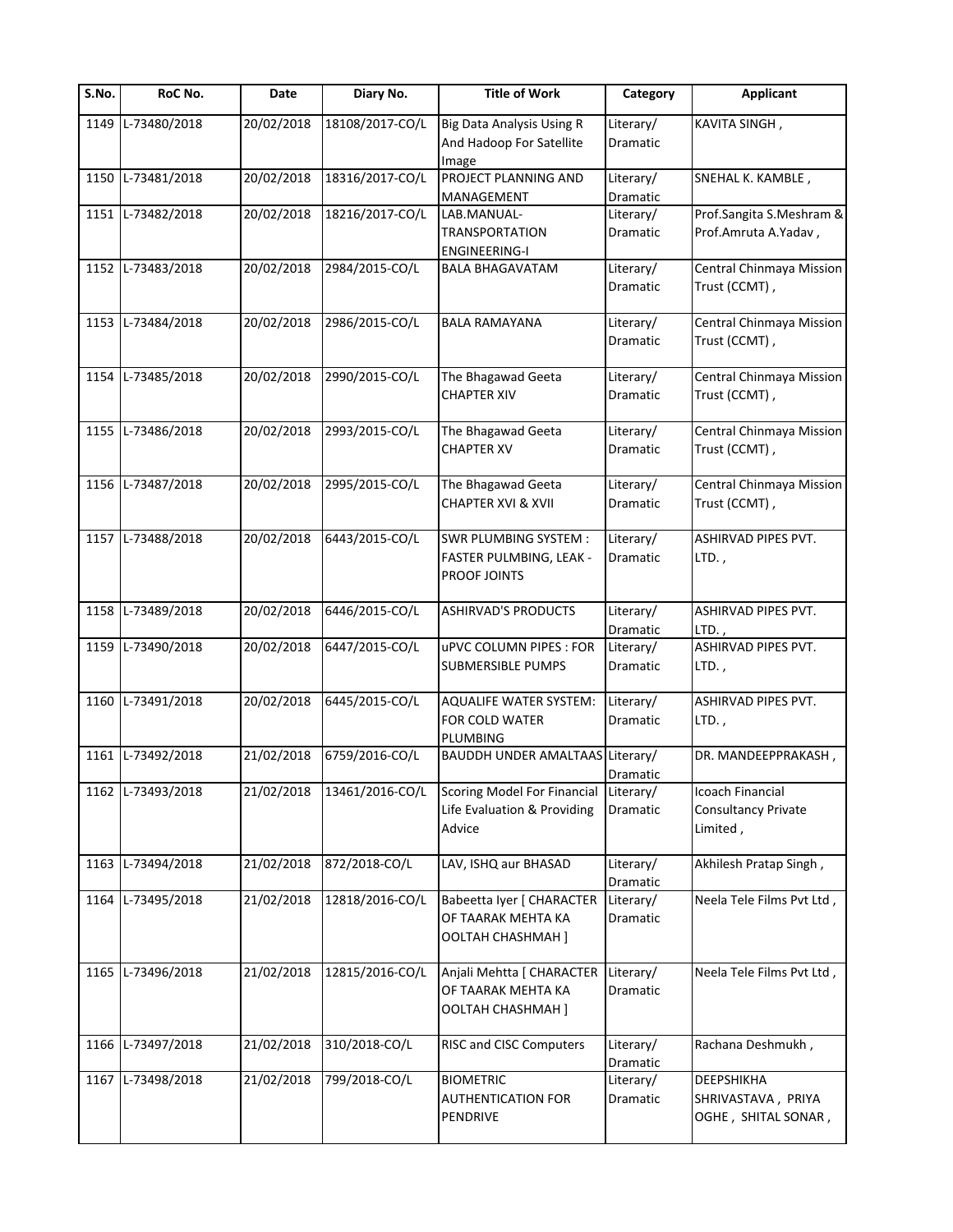| S.No. | RoC No. | Date | Diary No. | Title of Work | Category | Applicant |
|---|---|---|---|---|---|---|
| 1149 | L-73480/2018 | 20/02/2018 | 18108/2017-CO/L | Big Data Analysis Using R And Hadoop For Satellite Image | Literary/ Dramatic | KAVITA SINGH , |
| 1150 | L-73481/2018 | 20/02/2018 | 18316/2017-CO/L | PROJECT PLANNING AND MANAGEMENT | Literary/ Dramatic | SNEHAL K. KAMBLE , |
| 1151 | L-73482/2018 | 20/02/2018 | 18216/2017-CO/L | LAB.MANUAL-TRANSPORTATION ENGINEERING-I | Literary/ Dramatic | Prof.Sangita S.Meshram & Prof.Amruta A.Yadav , |
| 1152 | L-73483/2018 | 20/02/2018 | 2984/2015-CO/L | BALA BHAGAVATAM | Literary/ Dramatic | Central Chinmaya Mission Trust (CCMT) , |
| 1153 | L-73484/2018 | 20/02/2018 | 2986/2015-CO/L | BALA RAMAYANA | Literary/ Dramatic | Central Chinmaya Mission Trust (CCMT) , |
| 1154 | L-73485/2018 | 20/02/2018 | 2990/2015-CO/L | The Bhagawad Geeta CHAPTER XIV | Literary/ Dramatic | Central Chinmaya Mission Trust (CCMT) , |
| 1155 | L-73486/2018 | 20/02/2018 | 2993/2015-CO/L | The Bhagawad Geeta CHAPTER XV | Literary/ Dramatic | Central Chinmaya Mission Trust (CCMT) , |
| 1156 | L-73487/2018 | 20/02/2018 | 2995/2015-CO/L | The Bhagawad Geeta CHAPTER XVI & XVII | Literary/ Dramatic | Central Chinmaya Mission Trust (CCMT) , |
| 1157 | L-73488/2018 | 20/02/2018 | 6443/2015-CO/L | SWR PLUMBING SYSTEM : FASTER PULMBING, LEAK - PROOF JOINTS | Literary/ Dramatic | ASHIRVAD PIPES PVT. LTD. , |
| 1158 | L-73489/2018 | 20/02/2018 | 6446/2015-CO/L | ASHIRVAD'S PRODUCTS | Literary/ Dramatic | ASHIRVAD PIPES PVT. LTD. , |
| 1159 | L-73490/2018 | 20/02/2018 | 6447/2015-CO/L | uPVC COLUMN PIPES : FOR SUBMERSIBLE PUMPS | Literary/ Dramatic | ASHIRVAD PIPES PVT. LTD. , |
| 1160 | L-73491/2018 | 20/02/2018 | 6445/2015-CO/L | AQUALIFE WATER SYSTEM: FOR COLD WATER PLUMBING | Literary/ Dramatic | ASHIRVAD PIPES PVT. LTD. , |
| 1161 | L-73492/2018 | 21/02/2018 | 6759/2016-CO/L | BAUDDH UNDER AMALTAAS | Literary/ Dramatic | DR. MANDEEPPRAKASH , |
| 1162 | L-73493/2018 | 21/02/2018 | 13461/2016-CO/L | Scoring Model For Financial Life Evaluation & Providing Advice | Literary/ Dramatic | Icoach Financial Consultancy Private Limited , |
| 1163 | L-73494/2018 | 21/02/2018 | 872/2018-CO/L | LAV, ISHQ aur BHASAD | Literary/ Dramatic | Akhilesh Pratap Singh , |
| 1164 | L-73495/2018 | 21/02/2018 | 12818/2016-CO/L | Babeetta Iyer [ CHARACTER OF TAARAK MEHTA KA OOLTAH CHASHMAH ] | Literary/ Dramatic | Neela Tele Films Pvt Ltd , |
| 1165 | L-73496/2018 | 21/02/2018 | 12815/2016-CO/L | Anjali Mehtta [ CHARACTER OF TAARAK MEHTA KA OOLTAH CHASHMAH ] | Literary/ Dramatic | Neela Tele Films Pvt Ltd , |
| 1166 | L-73497/2018 | 21/02/2018 | 310/2018-CO/L | RISC and CISC Computers | Literary/ Dramatic | Rachana Deshmukh , |
| 1167 | L-73498/2018 | 21/02/2018 | 799/2018-CO/L | BIOMETRIC AUTHENTICATION FOR PENDRIVE | Literary/ Dramatic | DEEPSHIKHA SHRIVASTAVA , PRIYA OGHE , SHITAL SONAR , |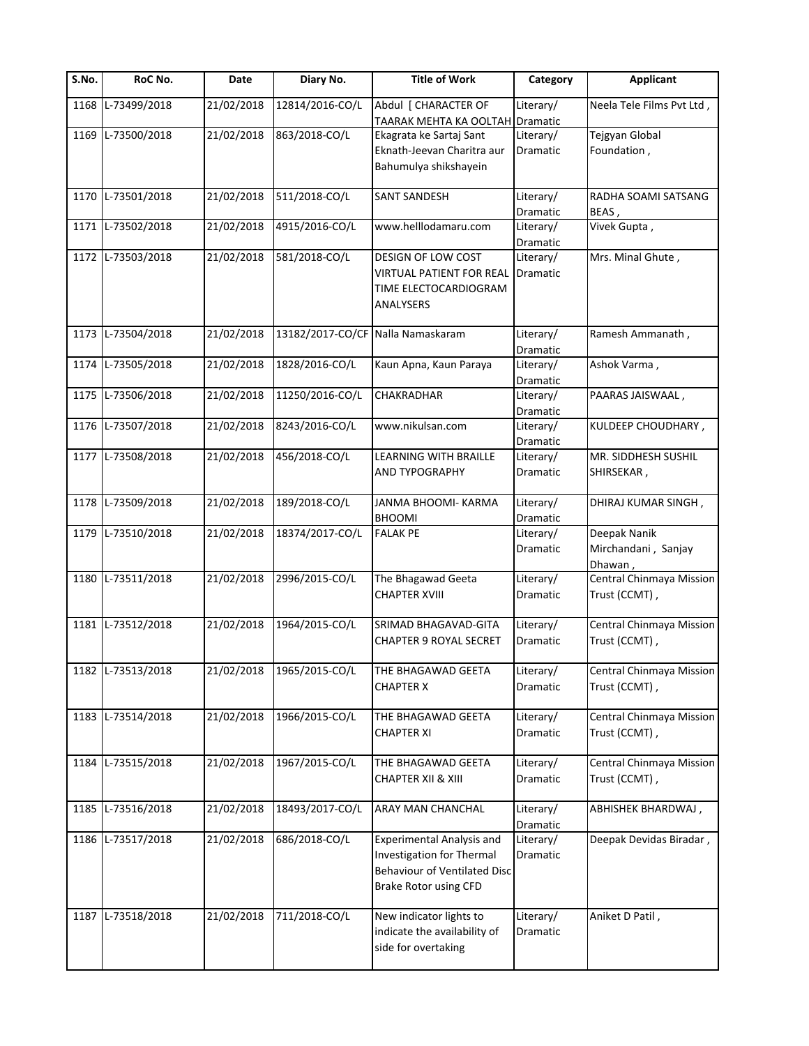| S.No. | RoC No. | Date | Diary No. | Title of Work | Category | Applicant |
|---|---|---|---|---|---|---|
| 1168 | L-73499/2018 | 21/02/2018 | 12814/2016-CO/L | Abdul [ CHARACTER OF TAARAK MEHTA KA OOLTAH | Literary/ Dramatic | Neela Tele Films Pvt Ltd , |
| 1169 | L-73500/2018 | 21/02/2018 | 863/2018-CO/L | Ekagrata ke Sartaj Sant Eknath-Jeevan Charitra aur Bahumulya shikshayein | Literary/ Dramatic | Tejgyan Global Foundation , |
| 1170 | L-73501/2018 | 21/02/2018 | 511/2018-CO/L | SANT SANDESH | Literary/ Dramatic | RADHA SOAMI SATSANG BEAS , |
| 1171 | L-73502/2018 | 21/02/2018 | 4915/2016-CO/L | www.helllodamaru.com | Literary/ Dramatic | Vivek Gupta , |
| 1172 | L-73503/2018 | 21/02/2018 | 581/2018-CO/L | DESIGN OF LOW COST VIRTUAL PATIENT FOR REAL TIME ELECTOCARDIOGRAM ANALYSERS | Literary/ Dramatic | Mrs. Minal Ghute , |
| 1173 | L-73504/2018 | 21/02/2018 | 13182/2017-CO/CF | Nalla Namaskaram | Literary/ Dramatic | Ramesh Ammanath , |
| 1174 | L-73505/2018 | 21/02/2018 | 1828/2016-CO/L | Kaun Apna, Kaun Paraya | Literary/ Dramatic | Ashok Varma , |
| 1175 | L-73506/2018 | 21/02/2018 | 11250/2016-CO/L | CHAKRADHAR | Literary/ Dramatic | PAARAS JAISWAAL , |
| 1176 | L-73507/2018 | 21/02/2018 | 8243/2016-CO/L | www.nikulsan.com | Literary/ Dramatic | KULDEEP CHOUDHARY , |
| 1177 | L-73508/2018 | 21/02/2018 | 456/2018-CO/L | LEARNING WITH BRAILLE AND TYPOGRAPHY | Literary/ Dramatic | MR. SIDDHESH SUSHIL SHIRSEKAR , |
| 1178 | L-73509/2018 | 21/02/2018 | 189/2018-CO/L | JANMA BHOOMI- KARMA BHOOMI | Literary/ Dramatic | DHIRAJ KUMAR SINGH , |
| 1179 | L-73510/2018 | 21/02/2018 | 18374/2017-CO/L | FALAK PE | Literary/ Dramatic | Deepak Nanik Mirchandani , Sanjay Dhawan , |
| 1180 | L-73511/2018 | 21/02/2018 | 2996/2015-CO/L | The Bhagawad Geeta CHAPTER XVIII | Literary/ Dramatic | Central Chinmaya Mission Trust (CCMT) , |
| 1181 | L-73512/2018 | 21/02/2018 | 1964/2015-CO/L | SRIMAD BHAGAVAD-GITA CHAPTER 9 ROYAL SECRET | Literary/ Dramatic | Central Chinmaya Mission Trust (CCMT) , |
| 1182 | L-73513/2018 | 21/02/2018 | 1965/2015-CO/L | THE BHAGAWAD GEETA CHAPTER X | Literary/ Dramatic | Central Chinmaya Mission Trust (CCMT) , |
| 1183 | L-73514/2018 | 21/02/2018 | 1966/2015-CO/L | THE BHAGAWAD GEETA CHAPTER XI | Literary/ Dramatic | Central Chinmaya Mission Trust (CCMT) , |
| 1184 | L-73515/2018 | 21/02/2018 | 1967/2015-CO/L | THE BHAGAWAD GEETA CHAPTER XII & XIII | Literary/ Dramatic | Central Chinmaya Mission Trust (CCMT) , |
| 1185 | L-73516/2018 | 21/02/2018 | 18493/2017-CO/L | ARAY MAN CHANCHAL | Literary/ Dramatic | ABHISHEK BHARDWAJ , |
| 1186 | L-73517/2018 | 21/02/2018 | 686/2018-CO/L | Experimental Analysis and Investigation for Thermal Behaviour of Ventilated Disc Brake Rotor using CFD | Literary/ Dramatic | Deepak Devidas Biradar , |
| 1187 | L-73518/2018 | 21/02/2018 | 711/2018-CO/L | New indicator lights to indicate the availability of side for overtaking | Literary/ Dramatic | Aniket D Patil , |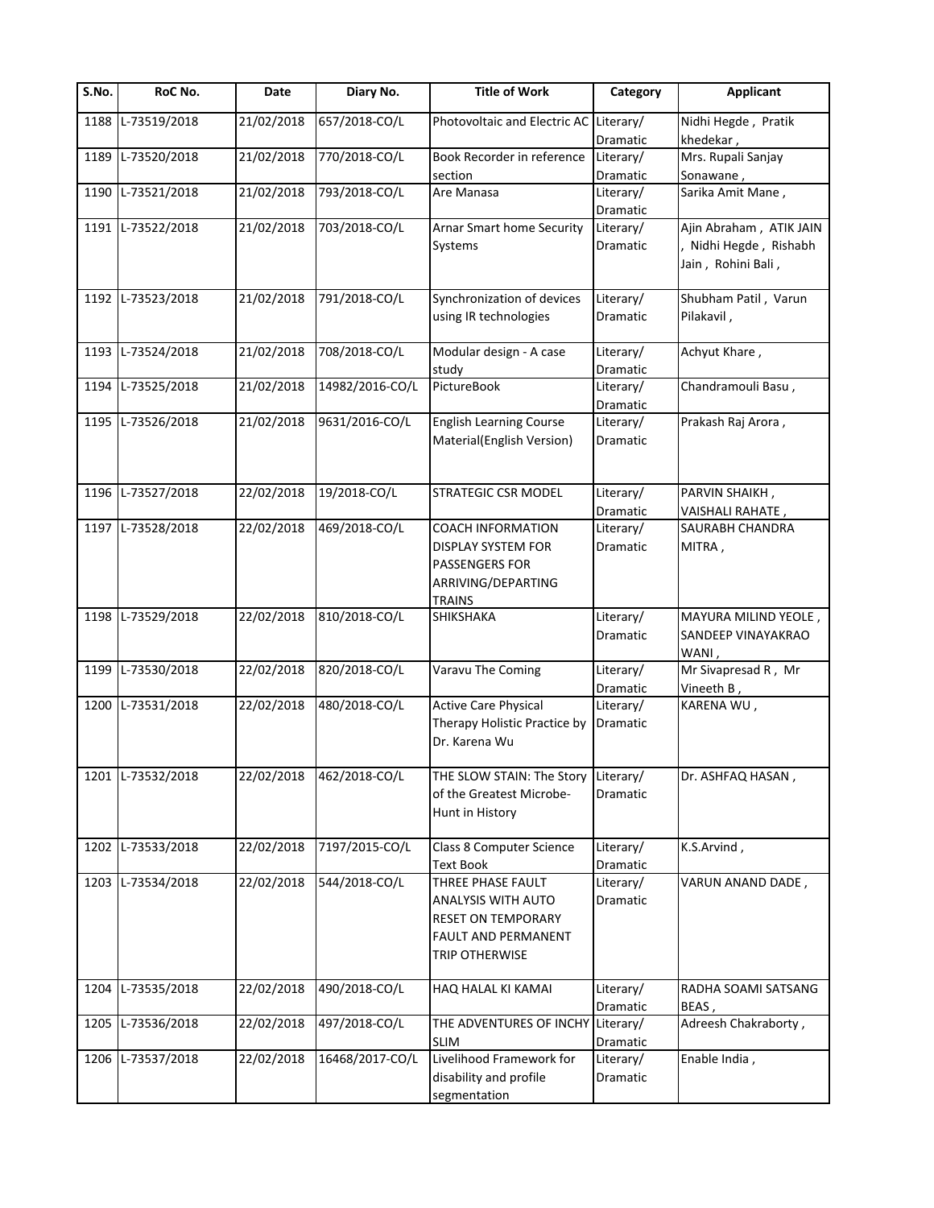| S.No. | RoC No. | Date | Diary No. | Title of Work | Category | Applicant |
| --- | --- | --- | --- | --- | --- | --- |
| 1188 | L-73519/2018 | 21/02/2018 | 657/2018-CO/L | Photovoltaic and Electric AC | Literary/ Dramatic | Nidhi Hegde , Pratik khedekar , |
| 1189 | L-73520/2018 | 21/02/2018 | 770/2018-CO/L | Book Recorder in reference section | Literary/ Dramatic | Mrs. Rupali Sanjay Sonawane , |
| 1190 | L-73521/2018 | 21/02/2018 | 793/2018-CO/L | Are Manasa | Literary/ Dramatic | Sarika Amit Mane , |
| 1191 | L-73522/2018 | 21/02/2018 | 703/2018-CO/L | Arnar Smart home Security Systems | Literary/ Dramatic | Ajin Abraham , ATIK JAIN , Nidhi Hegde , Rishabh Jain , Rohini Bali , |
| 1192 | L-73523/2018 | 21/02/2018 | 791/2018-CO/L | Synchronization of devices using IR technologies | Literary/ Dramatic | Shubham Patil , Varun Pilakavil , |
| 1193 | L-73524/2018 | 21/02/2018 | 708/2018-CO/L | Modular design - A case study | Literary/ Dramatic | Achyut Khare , |
| 1194 | L-73525/2018 | 21/02/2018 | 14982/2016-CO/L | PictureBook | Literary/ Dramatic | Chandramouli Basu , |
| 1195 | L-73526/2018 | 21/02/2018 | 9631/2016-CO/L | English Learning Course Material(English Version) | Literary/ Dramatic | Prakash Raj Arora , |
| 1196 | L-73527/2018 | 22/02/2018 | 19/2018-CO/L | STRATEGIC CSR MODEL | Literary/ Dramatic | PARVIN SHAIKH , VAISHALI RAHATE , |
| 1197 | L-73528/2018 | 22/02/2018 | 469/2018-CO/L | COACH INFORMATION DISPLAY SYSTEM FOR PASSENGERS FOR ARRIVING/DEPARTING TRAINS | Literary/ Dramatic | SAURABH CHANDRA MITRA , |
| 1198 | L-73529/2018 | 22/02/2018 | 810/2018-CO/L | SHIKSHAKA | Literary/ Dramatic | MAYURA MILIND YEOLE , SANDEEP VINAYAKRAO WANI , |
| 1199 | L-73530/2018 | 22/02/2018 | 820/2018-CO/L | Varavu The Coming | Literary/ Dramatic | Mr Sivapresad R , Mr Vineeth B , |
| 1200 | L-73531/2018 | 22/02/2018 | 480/2018-CO/L | Active Care Physical Therapy Holistic Practice by Dr. Karena Wu | Literary/ Dramatic | KARENA WU , |
| 1201 | L-73532/2018 | 22/02/2018 | 462/2018-CO/L | THE SLOW STAIN: The Story of the Greatest Microbe-Hunt in History | Literary/ Dramatic | Dr. ASHFAQ HASAN , |
| 1202 | L-73533/2018 | 22/02/2018 | 7197/2015-CO/L | Class 8 Computer Science Text Book | Literary/ Dramatic | K.S.Arvind , |
| 1203 | L-73534/2018 | 22/02/2018 | 544/2018-CO/L | THREE PHASE FAULT ANALYSIS WITH AUTO RESET ON TEMPORARY FAULT AND PERMANENT TRIP OTHERWISE | Literary/ Dramatic | VARUN ANAND DADE , |
| 1204 | L-73535/2018 | 22/02/2018 | 490/2018-CO/L | HAQ HALAL KI KAMAI | Literary/ Dramatic | RADHA SOAMI SATSANG BEAS , |
| 1205 | L-73536/2018 | 22/02/2018 | 497/2018-CO/L | THE ADVENTURES OF INCHY SLIM | Literary/ Dramatic | Adreesh Chakraborty , |
| 1206 | L-73537/2018 | 22/02/2018 | 16468/2017-CO/L | Livelihood Framework for disability and profile segmentation | Literary/ Dramatic | Enable India , |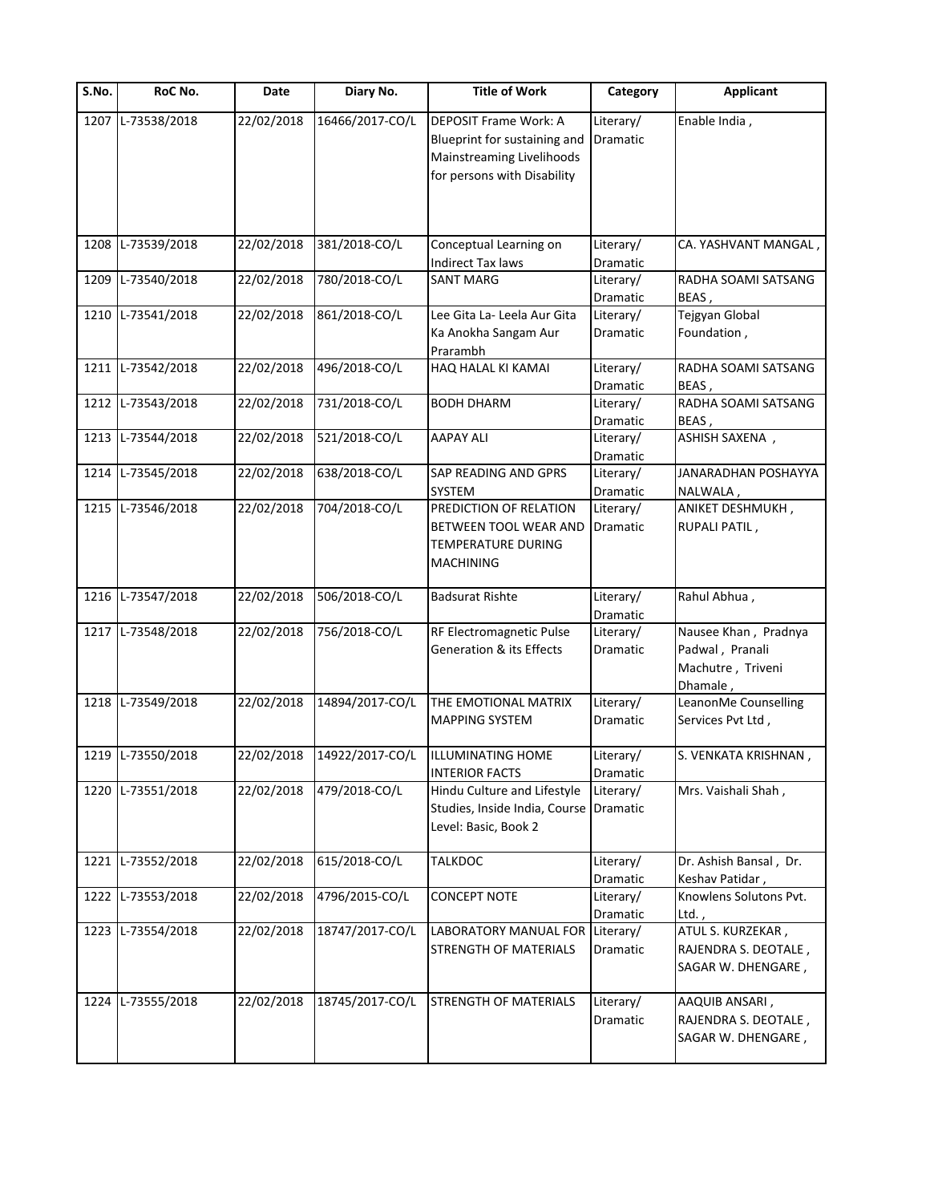| S.No. | RoC No. | Date | Diary No. | Title of Work | Category | Applicant |
|---|---|---|---|---|---|---|
| 1207 | L-73538/2018 | 22/02/2018 | 16466/2017-CO/L | DEPOSIT Frame Work: A Blueprint for sustaining and Mainstreaming Livelihoods for persons with Disability | Literary/ Dramatic | Enable India , |
| 1208 | L-73539/2018 | 22/02/2018 | 381/2018-CO/L | Conceptual Learning on Indirect Tax laws | Literary/ Dramatic | CA. YASHVANT MANGAL , |
| 1209 | L-73540/2018 | 22/02/2018 | 780/2018-CO/L | SANT MARG | Literary/ Dramatic | RADHA SOAMI SATSANG BEAS , |
| 1210 | L-73541/2018 | 22/02/2018 | 861/2018-CO/L | Lee Gita La- Leela Aur Gita Ka Anokha Sangam Aur Prarambh | Literary/ Dramatic | Tejgyan Global Foundation , |
| 1211 | L-73542/2018 | 22/02/2018 | 496/2018-CO/L | HAQ HALAL KI KAMAI | Literary/ Dramatic | RADHA SOAMI SATSANG BEAS , |
| 1212 | L-73543/2018 | 22/02/2018 | 731/2018-CO/L | BODH DHARM | Literary/ Dramatic | RADHA SOAMI SATSANG BEAS , |
| 1213 | L-73544/2018 | 22/02/2018 | 521/2018-CO/L | AAPAY ALI | Literary/ Dramatic | ASHISH SAXENA , |
| 1214 | L-73545/2018 | 22/02/2018 | 638/2018-CO/L | SAP READING AND GPRS SYSTEM | Literary/ Dramatic | JANARADHAN POSHAYYA NALWALA , |
| 1215 | L-73546/2018 | 22/02/2018 | 704/2018-CO/L | PREDICTION OF RELATION BETWEEN TOOL WEAR AND TEMPERATURE DURING MACHINING | Literary/ Dramatic | ANIKET DESHMUKH , RUPALI PATIL , |
| 1216 | L-73547/2018 | 22/02/2018 | 506/2018-CO/L | Badsurat Rishte | Literary/ Dramatic | Rahul Abhua , |
| 1217 | L-73548/2018 | 22/02/2018 | 756/2018-CO/L | RF Electromagnetic Pulse Generation & its Effects | Literary/ Dramatic | Nausee Khan , Pradnya Padwal , Pranali Machutre , Triveni Dhamale , |
| 1218 | L-73549/2018 | 22/02/2018 | 14894/2017-CO/L | THE EMOTIONAL MATRIX MAPPING SYSTEM | Literary/ Dramatic | LeanonMe Counselling Services Pvt Ltd , |
| 1219 | L-73550/2018 | 22/02/2018 | 14922/2017-CO/L | ILLUMINATING HOME INTERIOR FACTS | Literary/ Dramatic | S. VENKATA KRISHNAN , |
| 1220 | L-73551/2018 | 22/02/2018 | 479/2018-CO/L | Hindu Culture and Lifestyle Studies, Inside India, Course Level: Basic, Book 2 | Literary/ Dramatic | Mrs. Vaishali Shah , |
| 1221 | L-73552/2018 | 22/02/2018 | 615/2018-CO/L | TALKDOC | Literary/ Dramatic | Dr. Ashish Bansal , Dr. Keshav Patidar , |
| 1222 | L-73553/2018 | 22/02/2018 | 4796/2015-CO/L | CONCEPT NOTE | Literary/ Dramatic | Knowlens Solutons Pvt. Ltd. , |
| 1223 | L-73554/2018 | 22/02/2018 | 18747/2017-CO/L | LABORATORY MANUAL FOR STRENGTH OF MATERIALS | Literary/ Dramatic | ATUL S. KURZEKAR , RAJENDRA S. DEOTALE , SAGAR W. DHENGARE , |
| 1224 | L-73555/2018 | 22/02/2018 | 18745/2017-CO/L | STRENGTH OF MATERIALS | Literary/ Dramatic | AAQUIB ANSARI , RAJENDRA S. DEOTALE , SAGAR W. DHENGARE , |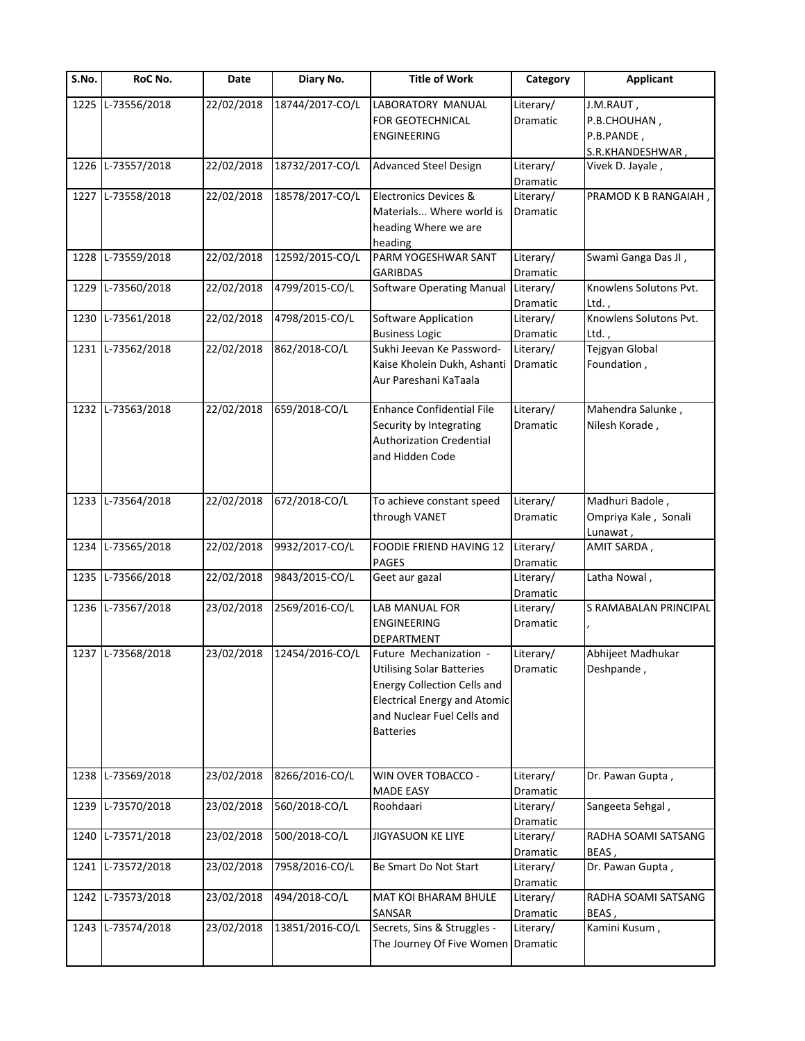| S.No. | RoC No. | Date | Diary No. | Title of Work | Category | Applicant |
|---|---|---|---|---|---|---|
| 1225 | L-73556/2018 | 22/02/2018 | 18744/2017-CO/L | LABORATORY MANUAL FOR GEOTECHNICAL ENGINEERING | Literary/ Dramatic | J.M.RAUT , P.B.CHOUHAN , P.B.PANDE , S.R.KHANDESHWAR , |
| 1226 | L-73557/2018 | 22/02/2018 | 18732/2017-CO/L | Advanced Steel Design | Literary/ Dramatic | Vivek D. Jayale , |
| 1227 | L-73558/2018 | 22/02/2018 | 18578/2017-CO/L | Electronics Devices & Materials... Where world is heading Where we are heading | Literary/ Dramatic | PRAMOD K B RANGAIAH , |
| 1228 | L-73559/2018 | 22/02/2018 | 12592/2015-CO/L | PARM YOGESHWAR SANT GARIBDAS | Literary/ Dramatic | Swami Ganga Das JI , |
| 1229 | L-73560/2018 | 22/02/2018 | 4799/2015-CO/L | Software Operating Manual | Literary/ Dramatic | Knowlens Solutons Pvt. Ltd. , |
| 1230 | L-73561/2018 | 22/02/2018 | 4798/2015-CO/L | Software Application Business Logic | Literary/ Dramatic | Knowlens Solutons Pvt. Ltd. , |
| 1231 | L-73562/2018 | 22/02/2018 | 862/2018-CO/L | Sukhi Jeevan Ke Password-Kaise Kholein Dukh, Ashanti Aur Pareshani KaTaala | Literary/ Dramatic | Tejgyan Global Foundation , |
| 1232 | L-73563/2018 | 22/02/2018 | 659/2018-CO/L | Enhance Confidential File Security by Integrating Authorization Credential and Hidden Code | Literary/ Dramatic | Mahendra Salunke , Nilesh Korade , |
| 1233 | L-73564/2018 | 22/02/2018 | 672/2018-CO/L | To achieve constant speed through VANET | Literary/ Dramatic | Madhuri Badole , Ompriya Kale , Sonali Lunawat , |
| 1234 | L-73565/2018 | 22/02/2018 | 9932/2017-CO/L | FOODIE FRIEND HAVING 12 PAGES | Literary/ Dramatic | AMIT SARDA , |
| 1235 | L-73566/2018 | 22/02/2018 | 9843/2015-CO/L | Geet aur gazal | Literary/ Dramatic | Latha Nowal , |
| 1236 | L-73567/2018 | 23/02/2018 | 2569/2016-CO/L | LAB MANUAL FOR ENGINEERING DEPARTMENT | Literary/ Dramatic | S RAMABALAN PRINCIPAL , |
| 1237 | L-73568/2018 | 23/02/2018 | 12454/2016-CO/L | Future Mechanization - Utilising Solar Batteries Energy Collection Cells and Electrical Energy and Atomic and Nuclear Fuel Cells and Batteries | Literary/ Dramatic | Abhijeet Madhukar Deshpande , |
| 1238 | L-73569/2018 | 23/02/2018 | 8266/2016-CO/L | WIN OVER TOBACCO - MADE EASY | Literary/ Dramatic | Dr. Pawan Gupta , |
| 1239 | L-73570/2018 | 23/02/2018 | 560/2018-CO/L | Roohdaari | Literary/ Dramatic | Sangeeta Sehgal , |
| 1240 | L-73571/2018 | 23/02/2018 | 500/2018-CO/L | JIGYASUON KE LIYE | Literary/ Dramatic | RADHA SOAMI SATSANG BEAS , |
| 1241 | L-73572/2018 | 23/02/2018 | 7958/2016-CO/L | Be Smart Do Not Start | Literary/ Dramatic | Dr. Pawan Gupta , |
| 1242 | L-73573/2018 | 23/02/2018 | 494/2018-CO/L | MAT KOI BHARAM BHULE SANSAR | Literary/ Dramatic | RADHA SOAMI SATSANG BEAS , |
| 1243 | L-73574/2018 | 23/02/2018 | 13851/2016-CO/L | Secrets, Sins & Struggles - The Journey Of Five Women | Literary/ Dramatic | Kamini Kusum , |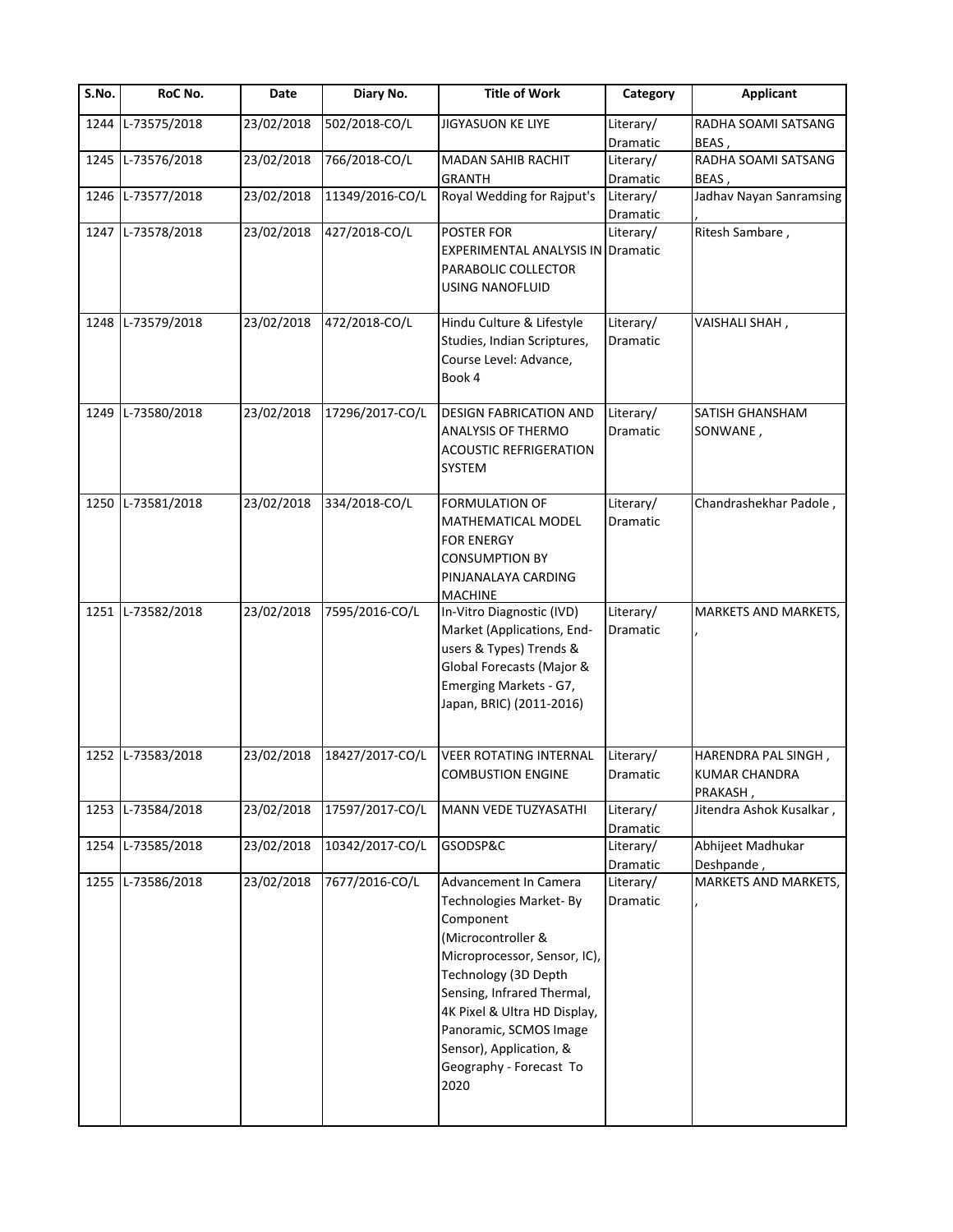| S.No. | RoC No. | Date | Diary No. | Title of Work | Category | Applicant |
|---|---|---|---|---|---|---|
| 1244 | L-73575/2018 | 23/02/2018 | 502/2018-CO/L | JIGYASUON KE LIYE | Literary/ Dramatic | RADHA SOAMI SATSANG BEAS , |
| 1245 | L-73576/2018 | 23/02/2018 | 766/2018-CO/L | MADAN SAHIB RACHIT GRANTH | Literary/ Dramatic | RADHA SOAMI SATSANG BEAS , |
| 1246 | L-73577/2018 | 23/02/2018 | 11349/2016-CO/L | Royal Wedding for Rajput's | Literary/ Dramatic | Jadhav Nayan Sanramsing , |
| 1247 | L-73578/2018 | 23/02/2018 | 427/2018-CO/L | POSTER FOR EXPERIMENTAL ANALYSIS IN PARABOLIC COLLECTOR USING NANOFLUID | Literary/ Dramatic | Ritesh Sambare , |
| 1248 | L-73579/2018 | 23/02/2018 | 472/2018-CO/L | Hindu Culture & Lifestyle Studies, Indian Scriptures, Course Level: Advance, Book 4 | Literary/ Dramatic | VAISHALI SHAH , |
| 1249 | L-73580/2018 | 23/02/2018 | 17296/2017-CO/L | DESIGN FABRICATION AND ANALYSIS OF THERMO ACOUSTIC REFRIGERATION SYSTEM | Literary/ Dramatic | SATISH GHANSHAM SONWANE , |
| 1250 | L-73581/2018 | 23/02/2018 | 334/2018-CO/L | FORMULATION OF MATHEMATICAL MODEL FOR ENERGY CONSUMPTION BY PINJANALAYA CARDING MACHINE | Literary/ Dramatic | Chandrashekhar Padole , |
| 1251 | L-73582/2018 | 23/02/2018 | 7595/2016-CO/L | In-Vitro Diagnostic (IVD) Market (Applications, End-users & Types) Trends & Global Forecasts (Major & Emerging Markets - G7, Japan, BRIC) (2011-2016) | Literary/ Dramatic | MARKETS AND MARKETS, , |
| 1252 | L-73583/2018 | 23/02/2018 | 18427/2017-CO/L | VEER ROTATING INTERNAL COMBUSTION ENGINE | Literary/ Dramatic | HARENDRA PAL SINGH , KUMAR CHANDRA PRAKASH , |
| 1253 | L-73584/2018 | 23/02/2018 | 17597/2017-CO/L | MANN VEDE TUZYASATHI | Literary/ Dramatic | Jitendra Ashok Kusalkar , |
| 1254 | L-73585/2018 | 23/02/2018 | 10342/2017-CO/L | GSODSP&C | Literary/ Dramatic | Abhijeet Madhukar Deshpande , |
| 1255 | L-73586/2018 | 23/02/2018 | 7677/2016-CO/L | Advancement In Camera Technologies Market- By Component (Microcontroller & Microprocessor, Sensor, IC), Technology (3D Depth Sensing, Infrared Thermal, 4K Pixel & Ultra HD Display, Panoramic, SCMOS Image Sensor), Application, & Geography - Forecast To 2020 | Literary/ Dramatic | MARKETS AND MARKETS, , |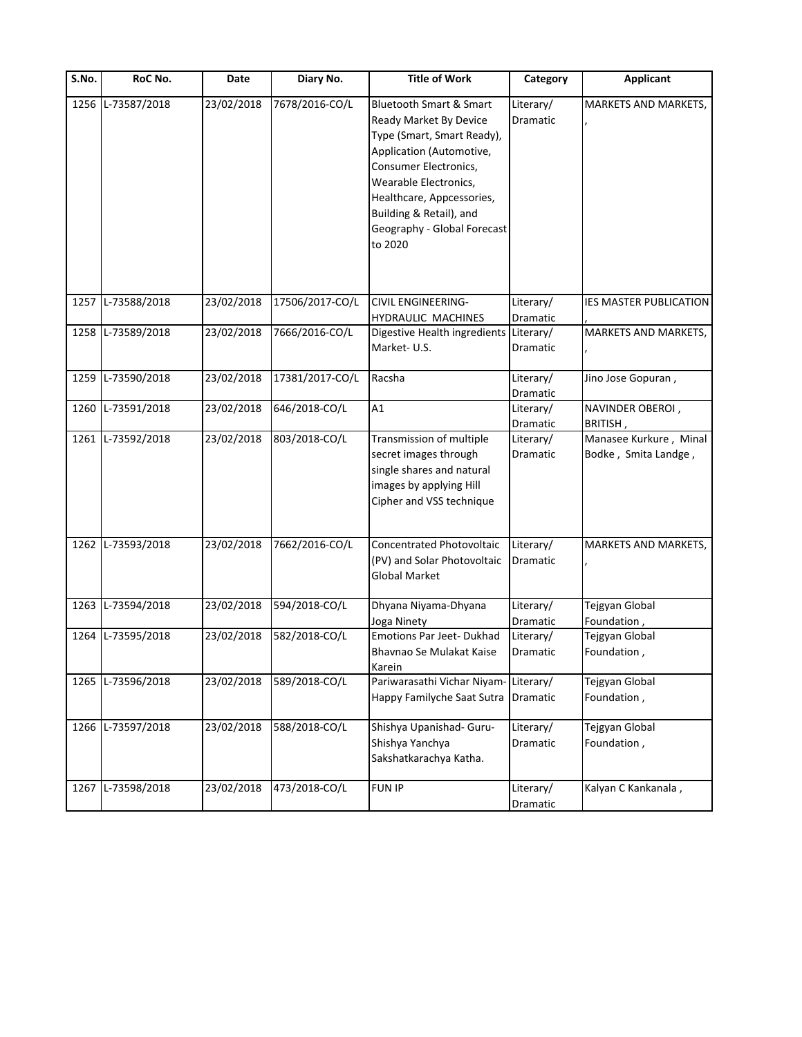| S.No. | RoC No. | Date | Diary No. | Title of Work | Category | Applicant |
|---|---|---|---|---|---|---|
| 1256 | L-73587/2018 | 23/02/2018 | 7678/2016-CO/L | Bluetooth Smart & Smart Ready Market By Device Type (Smart, Smart Ready), Application (Automotive, Consumer Electronics, Wearable Electronics, Healthcare, Appcessories, Building & Retail), and Geography - Global Forecast to 2020 | Literary/ Dramatic | MARKETS AND MARKETS, , |
| 1257 | L-73588/2018 | 23/02/2018 | 17506/2017-CO/L | CIVIL ENGINEERING-HYDRAULIC MACHINES | Literary/ Dramatic | IES MASTER PUBLICATION , |
| 1258 | L-73589/2018 | 23/02/2018 | 7666/2016-CO/L | Digestive Health ingredients Market- U.S. | Literary/ Dramatic | MARKETS AND MARKETS, , |
| 1259 | L-73590/2018 | 23/02/2018 | 17381/2017-CO/L | Racsha | Literary/ Dramatic | Jino Jose Gopuran , |
| 1260 | L-73591/2018 | 23/02/2018 | 646/2018-CO/L | A1 | Literary/ Dramatic | NAVINDER OBEROI , BRITISH , |
| 1261 | L-73592/2018 | 23/02/2018 | 803/2018-CO/L | Transmission of multiple secret images through single shares and natural images by applying Hill Cipher and VSS technique | Literary/ Dramatic | Manasee Kurkure , Minal Bodke , Smita Landge , |
| 1262 | L-73593/2018 | 23/02/2018 | 7662/2016-CO/L | Concentrated Photovoltaic (PV) and Solar Photovoltaic Global Market | Literary/ Dramatic | MARKETS AND MARKETS, , |
| 1263 | L-73594/2018 | 23/02/2018 | 594/2018-CO/L | Dhyana Niyama-Dhyana Joga Ninety | Literary/ Dramatic | Tejgyan Global Foundation , |
| 1264 | L-73595/2018 | 23/02/2018 | 582/2018-CO/L | Emotions Par Jeet- Dukhad Bhavnao Se Mulakat Kaise Karein | Literary/ Dramatic | Tejgyan Global Foundation , |
| 1265 | L-73596/2018 | 23/02/2018 | 589/2018-CO/L | Pariwarasathi Vichar Niyam-Happy Familyche Saat Sutra | Literary/ Dramatic | Tejgyan Global Foundation , |
| 1266 | L-73597/2018 | 23/02/2018 | 588/2018-CO/L | Shishya Upanishad- Guru-Shishya Yanchya Sakshatkarachya Katha. | Literary/ Dramatic | Tejgyan Global Foundation , |
| 1267 | L-73598/2018 | 23/02/2018 | 473/2018-CO/L | FUN IP | Literary/ Dramatic | Kalyan C Kankanala , |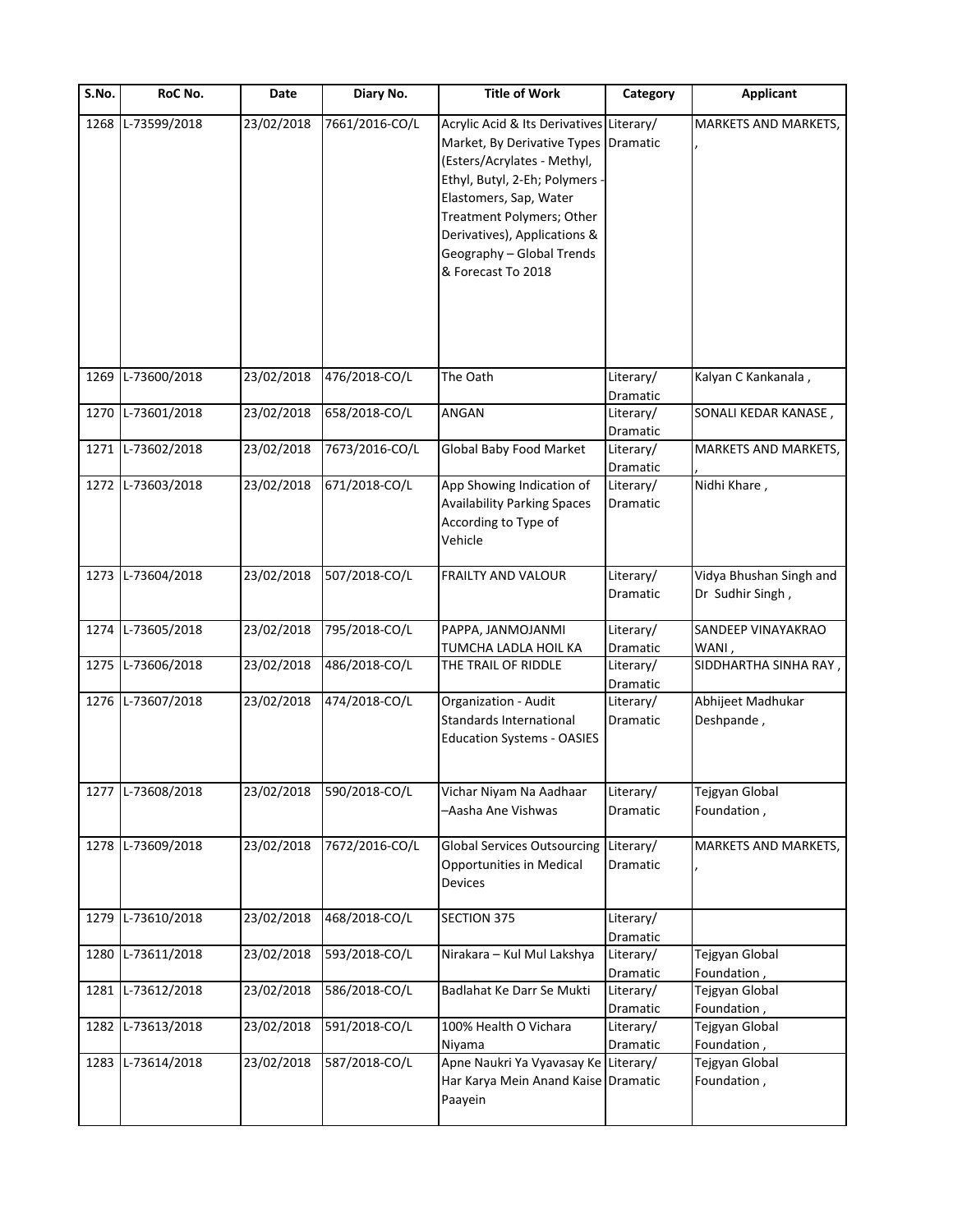| S.No. | RoC No. | Date | Diary No. | Title of Work | Category | Applicant |
|---|---|---|---|---|---|---|
| 1268 | L-73599/2018 | 23/02/2018 | 7661/2016-CO/L | Acrylic Acid & Its Derivatives Market, By Derivative Types (Esters/Acrylates - Methyl, Ethyl, Butyl, 2-Eh; Polymers - Elastomers, Sap, Water Treatment Polymers; Other Derivatives), Applications & Geography – Global Trends & Forecast To 2018 | Literary/ Dramatic | MARKETS AND MARKETS, , |
| 1269 | L-73600/2018 | 23/02/2018 | 476/2018-CO/L | The Oath | Literary/ Dramatic | Kalyan C Kankanala , |
| 1270 | L-73601/2018 | 23/02/2018 | 658/2018-CO/L | ANGAN | Literary/ Dramatic | SONALI KEDAR KANASE , |
| 1271 | L-73602/2018 | 23/02/2018 | 7673/2016-CO/L | Global Baby Food Market | Literary/ Dramatic | MARKETS AND MARKETS, , |
| 1272 | L-73603/2018 | 23/02/2018 | 671/2018-CO/L | App Showing Indication of Availability Parking Spaces According to Type of Vehicle | Literary/ Dramatic | Nidhi Khare , |
| 1273 | L-73604/2018 | 23/02/2018 | 507/2018-CO/L | FRAILTY AND VALOUR | Literary/ Dramatic | Vidya Bhushan Singh and Dr Sudhir Singh , |
| 1274 | L-73605/2018 | 23/02/2018 | 795/2018-CO/L | PAPPA, JANMOJANMI TUMCHA LADLA HOIL KA | Literary/ Dramatic | SANDEEP VINAYAKRAO WANI , |
| 1275 | L-73606/2018 | 23/02/2018 | 486/2018-CO/L | THE TRAIL OF RIDDLE | Literary/ Dramatic | SIDDHARTHA SINHA RAY , |
| 1276 | L-73607/2018 | 23/02/2018 | 474/2018-CO/L | Organization - Audit Standards International Education Systems - OASIES | Literary/ Dramatic | Abhijeet Madhukar Deshpande , |
| 1277 | L-73608/2018 | 23/02/2018 | 590/2018-CO/L | Vichar Niyam Na Aadhaar –Aasha Ane Vishwas | Literary/ Dramatic | Tejgyan Global Foundation , |
| 1278 | L-73609/2018 | 23/02/2018 | 7672/2016-CO/L | Global Services Outsourcing Opportunities in Medical Devices | Literary/ Dramatic | MARKETS AND MARKETS, , |
| 1279 | L-73610/2018 | 23/02/2018 | 468/2018-CO/L | SECTION 375 | Literary/ Dramatic | |
| 1280 | L-73611/2018 | 23/02/2018 | 593/2018-CO/L | Nirakara – Kul Mul Lakshya | Literary/ Dramatic | Tejgyan Global Foundation , |
| 1281 | L-73612/2018 | 23/02/2018 | 586/2018-CO/L | Badlahat Ke Darr Se Mukti | Literary/ Dramatic | Tejgyan Global Foundation , |
| 1282 | L-73613/2018 | 23/02/2018 | 591/2018-CO/L | 100% Health O Vichara Niyama | Literary/ Dramatic | Tejgyan Global Foundation , |
| 1283 | L-73614/2018 | 23/02/2018 | 587/2018-CO/L | Apne Naukri Ya Vyavasay Ke Har Karya Mein Anand Kaise Paayein | Literary/ Dramatic | Tejgyan Global Foundation , |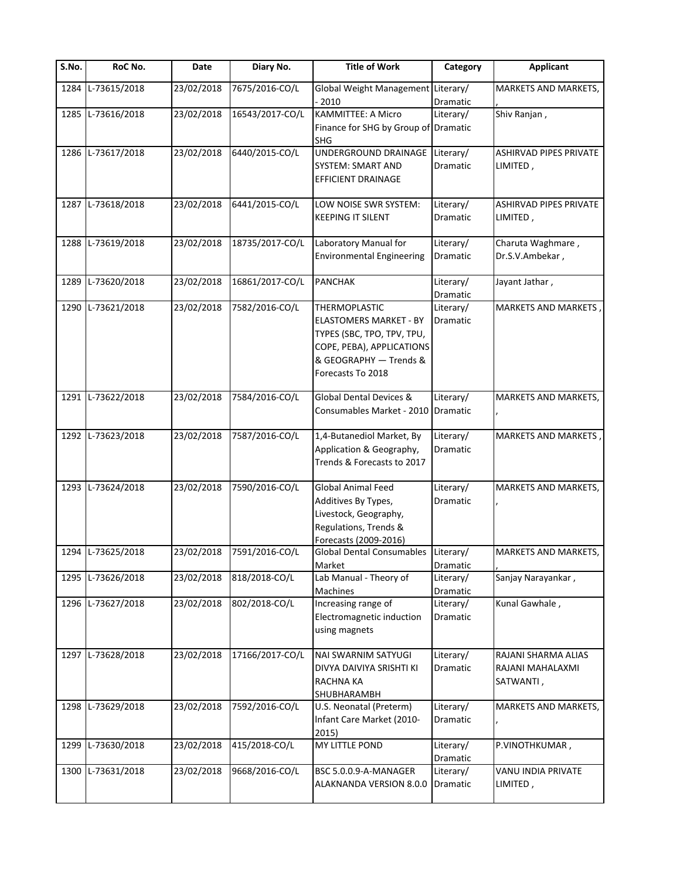| S.No. | RoC No. | Date | Diary No. | Title of Work | Category | Applicant |
|---|---|---|---|---|---|---|
| 1284 | L-73615/2018 | 23/02/2018 | 7675/2016-CO/L | Global Weight Management - 2010 | Literary/ Dramatic | MARKETS AND MARKETS, , |
| 1285 | L-73616/2018 | 23/02/2018 | 16543/2017-CO/L | KAMMITTEE: A Micro Finance for SHG by Group of SHG | Literary/ Dramatic | Shiv Ranjan , |
| 1286 | L-73617/2018 | 23/02/2018 | 6440/2015-CO/L | UNDERGROUND DRAINAGE SYSTEM: SMART AND EFFICIENT DRAINAGE | Literary/ Dramatic | ASHIRVAD PIPES PRIVATE LIMITED , |
| 1287 | L-73618/2018 | 23/02/2018 | 6441/2015-CO/L | LOW NOISE SWR SYSTEM: KEEPING IT SILENT | Literary/ Dramatic | ASHIRVAD PIPES PRIVATE LIMITED , |
| 1288 | L-73619/2018 | 23/02/2018 | 18735/2017-CO/L | Laboratory Manual for Environmental Engineering | Literary/ Dramatic | Charuta Waghmare , Dr.S.V.Ambekar , |
| 1289 | L-73620/2018 | 23/02/2018 | 16861/2017-CO/L | PANCHAK | Literary/ Dramatic | Jayant Jathar , |
| 1290 | L-73621/2018 | 23/02/2018 | 7582/2016-CO/L | THERMOPLASTIC ELASTOMERS MARKET - BY TYPES (SBC, TPO, TPV, TPU, COPE, PEBA), APPLICATIONS & GEOGRAPHY — Trends & Forecasts To 2018 | Literary/ Dramatic | MARKETS AND MARKETS , |
| 1291 | L-73622/2018 | 23/02/2018 | 7584/2016-CO/L | Global Dental Devices & Consumables Market - 2010 | Literary/ Dramatic | MARKETS AND MARKETS, , |
| 1292 | L-73623/2018 | 23/02/2018 | 7587/2016-CO/L | 1,4-Butanediol Market, By Application & Geography, Trends & Forecasts to 2017 | Literary/ Dramatic | MARKETS AND MARKETS , |
| 1293 | L-73624/2018 | 23/02/2018 | 7590/2016-CO/L | Global Animal Feed Additives By Types, Livestock, Geography, Regulations, Trends & Forecasts (2009-2016) | Literary/ Dramatic | MARKETS AND MARKETS, , |
| 1294 | L-73625/2018 | 23/02/2018 | 7591/2016-CO/L | Global Dental Consumables Market | Literary/ Dramatic | MARKETS AND MARKETS, , |
| 1295 | L-73626/2018 | 23/02/2018 | 818/2018-CO/L | Lab Manual - Theory of Machines | Literary/ Dramatic | Sanjay Narayankar , |
| 1296 | L-73627/2018 | 23/02/2018 | 802/2018-CO/L | Increasing range of Electromagnetic induction using magnets | Literary/ Dramatic | Kunal Gawhale , |
| 1297 | L-73628/2018 | 23/02/2018 | 17166/2017-CO/L | NAI SWARNIM SATYUGI DIVYA DAIVIYA SRISHTI KI RACHNA KA SHUBHARAMBH | Literary/ Dramatic | RAJANI SHARMA ALIAS RAJANI MAHALAXMI SATWANTI , |
| 1298 | L-73629/2018 | 23/02/2018 | 7592/2016-CO/L | U.S. Neonatal (Preterm) Infant Care Market (2010-2015) | Literary/ Dramatic | MARKETS AND MARKETS, , |
| 1299 | L-73630/2018 | 23/02/2018 | 415/2018-CO/L | MY LITTLE POND | Literary/ Dramatic | P.VINOTHKUMAR , |
| 1300 | L-73631/2018 | 23/02/2018 | 9668/2016-CO/L | BSC 5.0.0.9-A-MANAGER ALAKNANDA VERSION 8.0.0 | Literary/ Dramatic | VANU INDIA PRIVATE LIMITED , |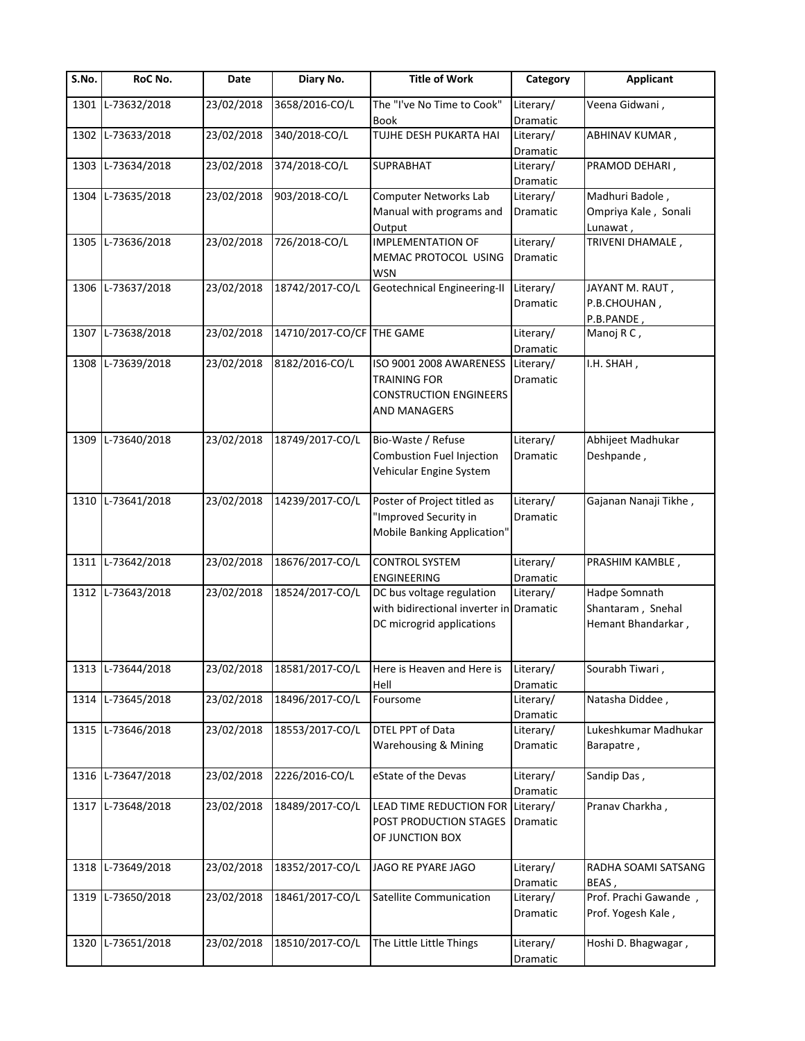| S.No. | RoC No. | Date | Diary No. | Title of Work | Category | Applicant |
|---|---|---|---|---|---|---|
| 1301 | L-73632/2018 | 23/02/2018 | 3658/2016-CO/L | The "I've No Time to Cook" Book | Literary/ Dramatic | Veena Gidwani , |
| 1302 | L-73633/2018 | 23/02/2018 | 340/2018-CO/L | TUJHE DESH PUKARTA HAI | Literary/ Dramatic | ABHINAV KUMAR , |
| 1303 | L-73634/2018 | 23/02/2018 | 374/2018-CO/L | SUPRABHAT | Literary/ Dramatic | PRAMOD DEHARI , |
| 1304 | L-73635/2018 | 23/02/2018 | 903/2018-CO/L | Computer Networks Lab Manual with programs and Output | Literary/ Dramatic | Madhuri Badole , Ompriya Kale , Sonali Lunawat , |
| 1305 | L-73636/2018 | 23/02/2018 | 726/2018-CO/L | IMPLEMENTATION OF MEMAC PROTOCOL USING WSN | Literary/ Dramatic | TRIVENI DHAMALE , |
| 1306 | L-73637/2018 | 23/02/2018 | 18742/2017-CO/L | Geotechnical Engineering-II | Literary/ Dramatic | JAYANT M. RAUT , P.B.CHOUHAN , P.B.PANDE , |
| 1307 | L-73638/2018 | 23/02/2018 | 14710/2017-CO/CF | THE GAME | Literary/ Dramatic | Manoj R C , |
| 1308 | L-73639/2018 | 23/02/2018 | 8182/2016-CO/L | ISO 9001 2008 AWARENESS TRAINING FOR CONSTRUCTION ENGINEERS AND MANAGERS | Literary/ Dramatic | I.H. SHAH , |
| 1309 | L-73640/2018 | 23/02/2018 | 18749/2017-CO/L | Bio-Waste / Refuse Combustion Fuel Injection Vehicular Engine System | Literary/ Dramatic | Abhijeet Madhukar Deshpande , |
| 1310 | L-73641/2018 | 23/02/2018 | 14239/2017-CO/L | Poster of Project titled as "Improved Security in Mobile Banking Application" | Literary/ Dramatic | Gajanan Nanaji Tikhe , |
| 1311 | L-73642/2018 | 23/02/2018 | 18676/2017-CO/L | CONTROL SYSTEM ENGINEERING | Literary/ Dramatic | PRASHIM KAMBLE , |
| 1312 | L-73643/2018 | 23/02/2018 | 18524/2017-CO/L | DC bus voltage regulation with bidirectional inverter in DC microgrid applications | Literary/ Dramatic | Hadpe Somnath Shantaram , Snehal Hemant Bhandarkar , |
| 1313 | L-73644/2018 | 23/02/2018 | 18581/2017-CO/L | Here is Heaven and Here is Hell | Literary/ Dramatic | Sourabh Tiwari , |
| 1314 | L-73645/2018 | 23/02/2018 | 18496/2017-CO/L | Foursome | Literary/ Dramatic | Natasha Diddee , |
| 1315 | L-73646/2018 | 23/02/2018 | 18553/2017-CO/L | DTEL PPT of Data Warehousing & Mining | Literary/ Dramatic | Lukeshkumar Madhukar Barapatre , |
| 1316 | L-73647/2018 | 23/02/2018 | 2226/2016-CO/L | eState of the Devas | Literary/ Dramatic | Sandip Das , |
| 1317 | L-73648/2018 | 23/02/2018 | 18489/2017-CO/L | LEAD TIME REDUCTION FOR POST PRODUCTION STAGES OF JUNCTION BOX | Literary/ Dramatic | Pranav Charkha , |
| 1318 | L-73649/2018 | 23/02/2018 | 18352/2017-CO/L | JAGO RE PYARE JAGO | Literary/ Dramatic | RADHA SOAMI SATSANG BEAS , |
| 1319 | L-73650/2018 | 23/02/2018 | 18461/2017-CO/L | Satellite Communication | Literary/ Dramatic | Prof. Prachi Gawande , Prof. Yogesh Kale , |
| 1320 | L-73651/2018 | 23/02/2018 | 18510/2017-CO/L | The Little Little Things | Literary/ Dramatic | Hoshi D. Bhagwagar , |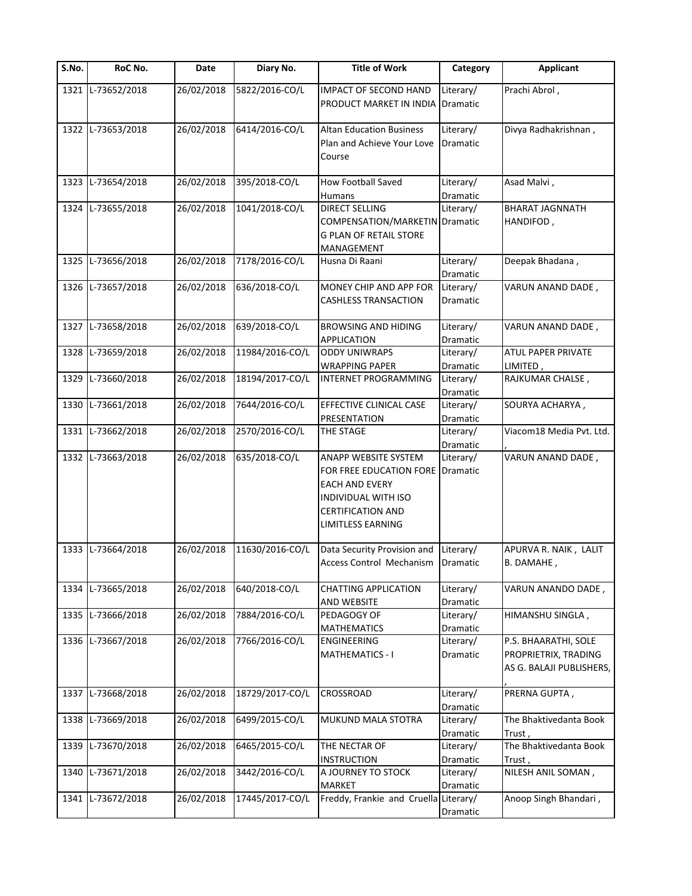| S.No. | RoC No. | Date | Diary No. | Title of Work | Category | Applicant |
|---|---|---|---|---|---|---|
| 1321 | L-73652/2018 | 26/02/2018 | 5822/2016-CO/L | IMPACT OF SECOND HAND PRODUCT MARKET IN INDIA | Literary/ Dramatic | Prachi Abrol , |
| 1322 | L-73653/2018 | 26/02/2018 | 6414/2016-CO/L | Altan Education Business Plan and Achieve Your Love Course | Literary/ Dramatic | Divya Radhakrishnan , |
| 1323 | L-73654/2018 | 26/02/2018 | 395/2018-CO/L | How Football Saved Humans | Literary/ Dramatic | Asad Malvi , |
| 1324 | L-73655/2018 | 26/02/2018 | 1041/2018-CO/L | DIRECT SELLING COMPENSATION/MARKETING PLAN OF RETAIL STORE MANAGEMENT | Literary/ Dramatic | BHARAT JAGNNATH HANDIFOD , |
| 1325 | L-73656/2018 | 26/02/2018 | 7178/2016-CO/L | Husna Di Raani | Literary/ Dramatic | Deepak Bhadana , |
| 1326 | L-73657/2018 | 26/02/2018 | 636/2018-CO/L | MONEY CHIP AND APP FOR CASHLESS TRANSACTION | Literary/ Dramatic | VARUN ANAND DADE , |
| 1327 | L-73658/2018 | 26/02/2018 | 639/2018-CO/L | BROWSING AND HIDING APPLICATION | Literary/ Dramatic | VARUN ANAND DADE , |
| 1328 | L-73659/2018 | 26/02/2018 | 11984/2016-CO/L | ODDY UNIWRAPS WRAPPING PAPER | Literary/ Dramatic | ATUL PAPER PRIVATE LIMITED , |
| 1329 | L-73660/2018 | 26/02/2018 | 18194/2017-CO/L | INTERNET PROGRAMMING | Literary/ Dramatic | RAJKUMAR CHALSE , |
| 1330 | L-73661/2018 | 26/02/2018 | 7644/2016-CO/L | EFFECTIVE CLINICAL CASE PRESENTATION | Literary/ Dramatic | SOURYA ACHARYA , |
| 1331 | L-73662/2018 | 26/02/2018 | 2570/2016-CO/L | THE STAGE | Literary/ Dramatic | Viacom18 Media Pvt. Ltd. , |
| 1332 | L-73663/2018 | 26/02/2018 | 635/2018-CO/L | ANAPP WEBSITE SYSTEM FOR FREE EDUCATION FORE EACH AND EVERY INDIVIDUAL WITH ISO CERTIFICATION AND LIMITLESS EARNING | Literary/ Dramatic | VARUN ANAND DADE , |
| 1333 | L-73664/2018 | 26/02/2018 | 11630/2016-CO/L | Data Security Provision and Access Control Mechanism | Literary/ Dramatic | APURVA R. NAIK , LALIT B. DAMAHE , |
| 1334 | L-73665/2018 | 26/02/2018 | 640/2018-CO/L | CHATTING APPLICATION AND WEBSITE | Literary/ Dramatic | VARUN ANANDO DADE , |
| 1335 | L-73666/2018 | 26/02/2018 | 7884/2016-CO/L | PEDAGOGY OF MATHEMATICS | Literary/ Dramatic | HIMANSHU SINGLA , |
| 1336 | L-73667/2018 | 26/02/2018 | 7766/2016-CO/L | ENGINEERING MATHEMATICS - I | Literary/ Dramatic | P.S. BHAARATHI, SOLE PROPRIETRIX, TRADING AS G. BALAJI PUBLISHERS, , |
| 1337 | L-73668/2018 | 26/02/2018 | 18729/2017-CO/L | CROSSROAD | Literary/ Dramatic | PRERNA GUPTA , |
| 1338 | L-73669/2018 | 26/02/2018 | 6499/2015-CO/L | MUKUND MALA STOTRA | Literary/ Dramatic | The Bhaktivedanta Book Trust , |
| 1339 | L-73670/2018 | 26/02/2018 | 6465/2015-CO/L | THE NECTAR OF INSTRUCTION | Literary/ Dramatic | The Bhaktivedanta Book Trust , |
| 1340 | L-73671/2018 | 26/02/2018 | 3442/2016-CO/L | A JOURNEY TO STOCK MARKET | Literary/ Dramatic | NILESH ANIL SOMAN , |
| 1341 | L-73672/2018 | 26/02/2018 | 17445/2017-CO/L | Freddy, Frankie and Cruella | Literary/ Dramatic | Anoop Singh Bhandari , |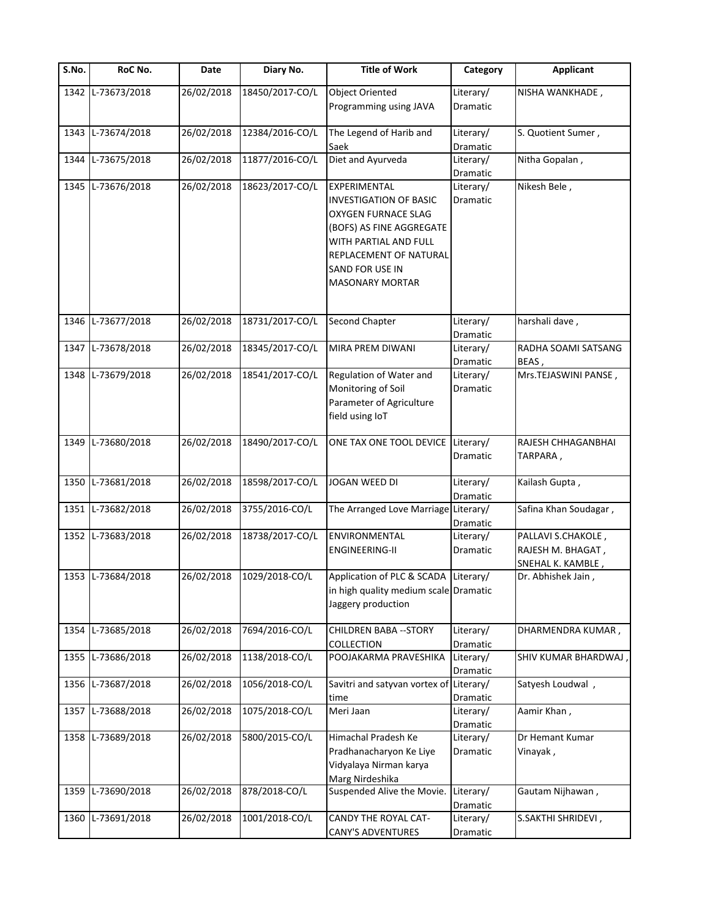| S.No. | RoC No. | Date | Diary No. | Title of Work | Category | Applicant |
|---|---|---|---|---|---|---|
| 1342 | L-73673/2018 | 26/02/2018 | 18450/2017-CO/L | Object Oriented Programming using JAVA | Literary/ Dramatic | NISHA WANKHADE , |
| 1343 | L-73674/2018 | 26/02/2018 | 12384/2016-CO/L | The Legend of Harib and Saek | Literary/ Dramatic | S. Quotient Sumer , |
| 1344 | L-73675/2018 | 26/02/2018 | 11877/2016-CO/L | Diet and Ayurveda | Literary/ Dramatic | Nitha Gopalan , |
| 1345 | L-73676/2018 | 26/02/2018 | 18623/2017-CO/L | EXPERIMENTAL INVESTIGATION OF BASIC OXYGEN FURNACE SLAG (BOFS) AS FINE AGGREGATE WITH PARTIAL AND FULL REPLACEMENT OF NATURAL SAND FOR USE IN MASONARY MORTAR | Literary/ Dramatic | Nikesh Bele , |
| 1346 | L-73677/2018 | 26/02/2018 | 18731/2017-CO/L | Second Chapter | Literary/ Dramatic | harshali dave , |
| 1347 | L-73678/2018 | 26/02/2018 | 18345/2017-CO/L | MIRA PREM DIWANI | Literary/ Dramatic | RADHA SOAMI SATSANG BEAS , |
| 1348 | L-73679/2018 | 26/02/2018 | 18541/2017-CO/L | Regulation of Water and Monitoring of Soil Parameter of Agriculture field using IoT | Literary/ Dramatic | Mrs.TEJASWINI PANSE , |
| 1349 | L-73680/2018 | 26/02/2018 | 18490/2017-CO/L | ONE TAX ONE TOOL DEVICE | Literary/ Dramatic | RAJESH CHHAGANBHAI TARPARA , |
| 1350 | L-73681/2018 | 26/02/2018 | 18598/2017-CO/L | JOGAN WEED DI | Literary/ Dramatic | Kailash Gupta , |
| 1351 | L-73682/2018 | 26/02/2018 | 3755/2016-CO/L | The Arranged Love Marriage | Literary/ Dramatic | Safina Khan Soudagar , |
| 1352 | L-73683/2018 | 26/02/2018 | 18738/2017-CO/L | ENVIRONMENTAL ENGINEERING-II | Literary/ Dramatic | PALLAVI S.CHAKOLE , RAJESH M. BHAGAT , SNEHAL K. KAMBLE , |
| 1353 | L-73684/2018 | 26/02/2018 | 1029/2018-CO/L | Application of PLC & SCADA in high quality medium scale Jaggery production | Literary/ Dramatic | Dr. Abhishek Jain , |
| 1354 | L-73685/2018 | 26/02/2018 | 7694/2016-CO/L | CHILDREN BABA --STORY COLLECTION | Literary/ Dramatic | DHARMENDRA KUMAR , |
| 1355 | L-73686/2018 | 26/02/2018 | 1138/2018-CO/L | POOJAKARMA PRAVESHIKA | Literary/ Dramatic | SHIV KUMAR BHARDWAJ , |
| 1356 | L-73687/2018 | 26/02/2018 | 1056/2018-CO/L | Savitri and satyvan vortex of time | Literary/ Dramatic | Satyesh Loudwal , |
| 1357 | L-73688/2018 | 26/02/2018 | 1075/2018-CO/L | Meri Jaan | Literary/ Dramatic | Aamir Khan , |
| 1358 | L-73689/2018 | 26/02/2018 | 5800/2015-CO/L | Himachal Pradesh Ke Pradhanacharyon Ke Liye Vidyalaya Nirman karya Marg Nirdeshika | Literary/ Dramatic | Dr Hemant Kumar Vinayak , |
| 1359 | L-73690/2018 | 26/02/2018 | 878/2018-CO/L | Suspended Alive the Movie. | Literary/ Dramatic | Gautam Nijhawan , |
| 1360 | L-73691/2018 | 26/02/2018 | 1001/2018-CO/L | CANDY THE ROYAL CAT-CANY'S ADVENTURES | Literary/ Dramatic | S.SAKTHI SHRIDEVI , |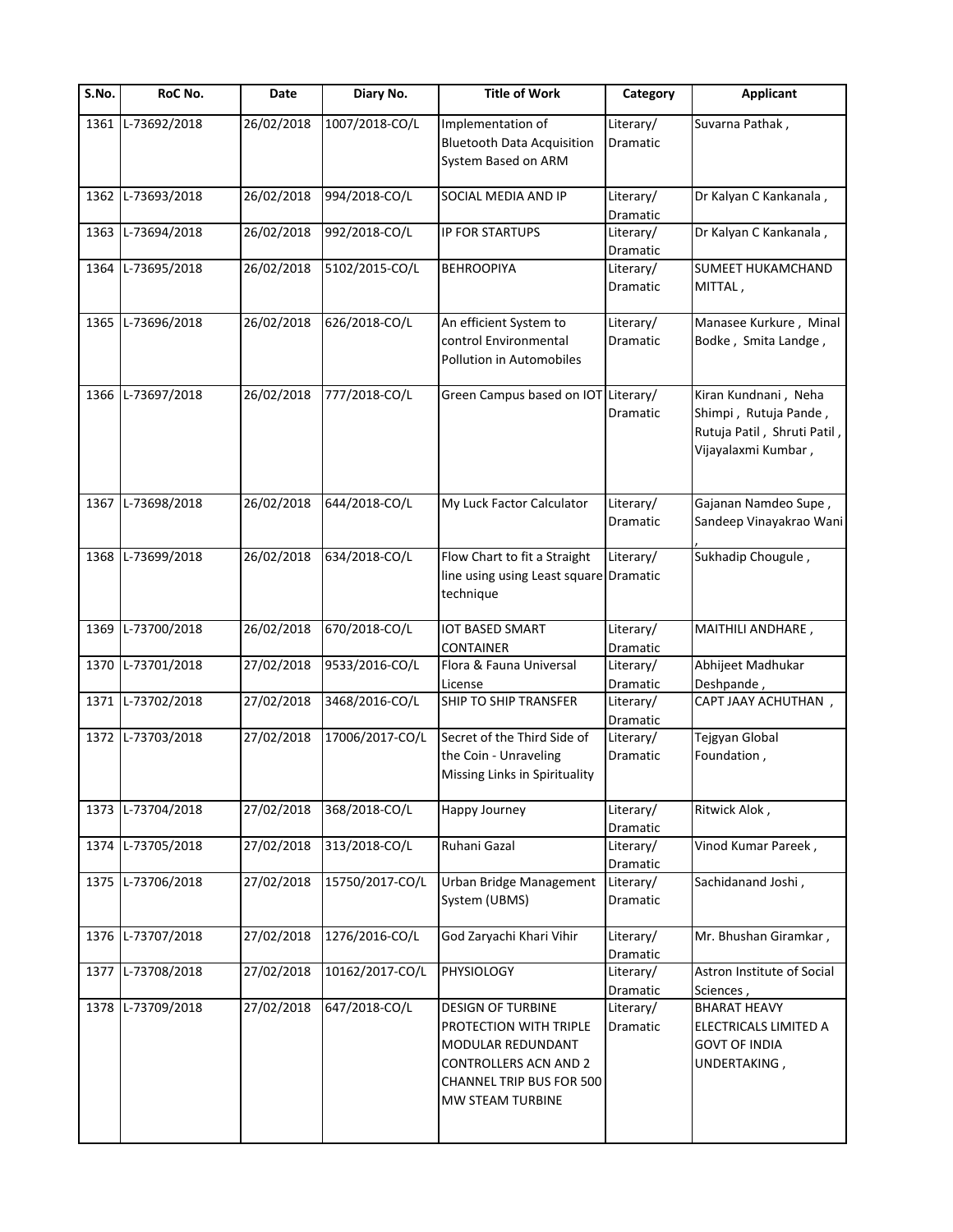| S.No. | RoC No. | Date | Diary No. | Title of Work | Category | Applicant |
| --- | --- | --- | --- | --- | --- | --- |
| 1361 | L-73692/2018 | 26/02/2018 | 1007/2018-CO/L | Implementation of Bluetooth Data Acquisition System Based on ARM | Literary/ Dramatic | Suvarna Pathak , |
| 1362 | L-73693/2018 | 26/02/2018 | 994/2018-CO/L | SOCIAL MEDIA AND IP | Literary/ Dramatic | Dr Kalyan C Kankanala , |
| 1363 | L-73694/2018 | 26/02/2018 | 992/2018-CO/L | IP FOR STARTUPS | Literary/ Dramatic | Dr Kalyan C Kankanala , |
| 1364 | L-73695/2018 | 26/02/2018 | 5102/2015-CO/L | BEHROOPIYA | Literary/ Dramatic | SUMEET HUKAMCHAND MITTAL , |
| 1365 | L-73696/2018 | 26/02/2018 | 626/2018-CO/L | An efficient System to control Environmental Pollution in Automobiles | Literary/ Dramatic | Manasee Kurkure , Minal Bodke , Smita Landge , |
| 1366 | L-73697/2018 | 26/02/2018 | 777/2018-CO/L | Green Campus based on IOT | Literary/ Dramatic | Kiran Kundnani , Neha Shimpi , Rutuja Pande , Rutuja Patil , Shruti Patil , Vijayalaxmi Kumbar , |
| 1367 | L-73698/2018 | 26/02/2018 | 644/2018-CO/L | My Luck Factor Calculator | Literary/ Dramatic | Gajanan Namdeo Supe , Sandeep Vinayakrao Wani , |
| 1368 | L-73699/2018 | 26/02/2018 | 634/2018-CO/L | Flow Chart to fit a Straight line using using Least square technique | Literary/ Dramatic | Sukhadip Chougule , |
| 1369 | L-73700/2018 | 26/02/2018 | 670/2018-CO/L | IOT BASED SMART CONTAINER | Literary/ Dramatic | MAITHILI ANDHARE , |
| 1370 | L-73701/2018 | 27/02/2018 | 9533/2016-CO/L | Flora & Fauna Universal License | Literary/ Dramatic | Abhijeet Madhukar Deshpande , |
| 1371 | L-73702/2018 | 27/02/2018 | 3468/2016-CO/L | SHIP TO SHIP TRANSFER | Literary/ Dramatic | CAPT JAAY ACHUTHAN , |
| 1372 | L-73703/2018 | 27/02/2018 | 17006/2017-CO/L | Secret of the Third Side of the Coin - Unraveling Missing Links in Spirituality | Literary/ Dramatic | Tejgyan Global Foundation , |
| 1373 | L-73704/2018 | 27/02/2018 | 368/2018-CO/L | Happy Journey | Literary/ Dramatic | Ritwick Alok , |
| 1374 | L-73705/2018 | 27/02/2018 | 313/2018-CO/L | Ruhani Gazal | Literary/ Dramatic | Vinod Kumar Pareek , |
| 1375 | L-73706/2018 | 27/02/2018 | 15750/2017-CO/L | Urban Bridge Management System (UBMS) | Literary/ Dramatic | Sachidanand Joshi , |
| 1376 | L-73707/2018 | 27/02/2018 | 1276/2016-CO/L | God Zaryachi Khari Vihir | Literary/ Dramatic | Mr. Bhushan Giramkar , |
| 1377 | L-73708/2018 | 27/02/2018 | 10162/2017-CO/L | PHYSIOLOGY | Literary/ Dramatic | Astron Institute of Social Sciences , |
| 1378 | L-73709/2018 | 27/02/2018 | 647/2018-CO/L | DESIGN OF TURBINE PROTECTION WITH TRIPLE MODULAR REDUNDANT CONTROLLERS ACN AND 2 CHANNEL TRIP BUS FOR 500 MW STEAM TURBINE | Literary/ Dramatic | BHARAT HEAVY ELECTRICALS LIMITED A GOVT OF INDIA UNDERTAKING , |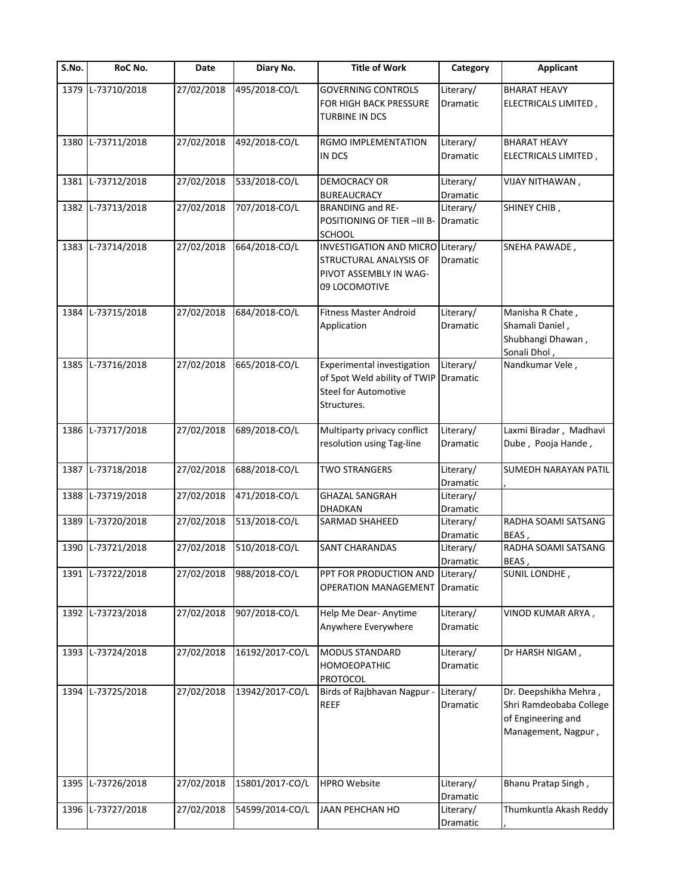| S.No. | RoC No. | Date | Diary No. | Title of Work | Category | Applicant |
|---|---|---|---|---|---|---|
| 1379 | L-73710/2018 | 27/02/2018 | 495/2018-CO/L | GOVERNING CONTROLS FOR HIGH BACK PRESSURE TURBINE IN DCS | Literary/ Dramatic | BHARAT HEAVY ELECTRICALS LIMITED , |
| 1380 | L-73711/2018 | 27/02/2018 | 492/2018-CO/L | RGMO IMPLEMENTATION IN DCS | Literary/ Dramatic | BHARAT HEAVY ELECTRICALS LIMITED , |
| 1381 | L-73712/2018 | 27/02/2018 | 533/2018-CO/L | DEMOCRACY OR BUREAUCRACY | Literary/ Dramatic | VIJAY NITHAWAN , |
| 1382 | L-73713/2018 | 27/02/2018 | 707/2018-CO/L | BRANDING and RE-POSITIONING OF TIER –III B-SCHOOL | Literary/ Dramatic | SHINEY CHIB , |
| 1383 | L-73714/2018 | 27/02/2018 | 664/2018-CO/L | INVESTIGATION AND MICRO STRUCTURAL ANALYSIS OF PIVOT ASSEMBLY IN WAG-09 LOCOMOTIVE | Literary/ Dramatic | SNEHA PAWADE , |
| 1384 | L-73715/2018 | 27/02/2018 | 684/2018-CO/L | Fitness Master Android Application | Literary/ Dramatic | Manisha R Chate , Shamali Daniel , Shubhangi Dhawan , Sonali Dhol , |
| 1385 | L-73716/2018 | 27/02/2018 | 665/2018-CO/L | Experimental investigation of Spot Weld ability of TWIP Steel for Automotive Structures. | Literary/ Dramatic | Nandkumar Vele , |
| 1386 | L-73717/2018 | 27/02/2018 | 689/2018-CO/L | Multiparty privacy conflict resolution using Tag-line | Literary/ Dramatic | Laxmi Biradar , Madhavi Dube , Pooja Hande , |
| 1387 | L-73718/2018 | 27/02/2018 | 688/2018-CO/L | TWO STRANGERS | Literary/ Dramatic | SUMEDH NARAYAN PATIL , |
| 1388 | L-73719/2018 | 27/02/2018 | 471/2018-CO/L | GHAZAL SANGRAH DHADKAN | Literary/ Dramatic | |
| 1389 | L-73720/2018 | 27/02/2018 | 513/2018-CO/L | SARMAD SHAHEED | Literary/ Dramatic | RADHA SOAMI SATSANG BEAS , |
| 1390 | L-73721/2018 | 27/02/2018 | 510/2018-CO/L | SANT CHARANDAS | Literary/ Dramatic | RADHA SOAMI SATSANG BEAS , |
| 1391 | L-73722/2018 | 27/02/2018 | 988/2018-CO/L | PPT FOR PRODUCTION AND OPERATION MANAGEMENT | Literary/ Dramatic | SUNIL LONDHE , |
| 1392 | L-73723/2018 | 27/02/2018 | 907/2018-CO/L | Help Me Dear- Anytime Anywhere Everywhere | Literary/ Dramatic | VINOD KUMAR ARYA , |
| 1393 | L-73724/2018 | 27/02/2018 | 16192/2017-CO/L | MODUS STANDARD HOMOEOPATHIC PROTOCOL | Literary/ Dramatic | Dr HARSH NIGAM , |
| 1394 | L-73725/2018 | 27/02/2018 | 13942/2017-CO/L | Birds of Rajbhavan Nagpur - REEF | Literary/ Dramatic | Dr. Deepshikha Mehra , Shri Ramdeobaba College of Engineering and Management, Nagpur , |
| 1395 | L-73726/2018 | 27/02/2018 | 15801/2017-CO/L | HPRO Website | Literary/ Dramatic | Bhanu Pratap Singh , |
| 1396 | L-73727/2018 | 27/02/2018 | 54599/2014-CO/L | JAAN PEHCHAN HO | Literary/ Dramatic | Thumkuntla Akash Reddy , |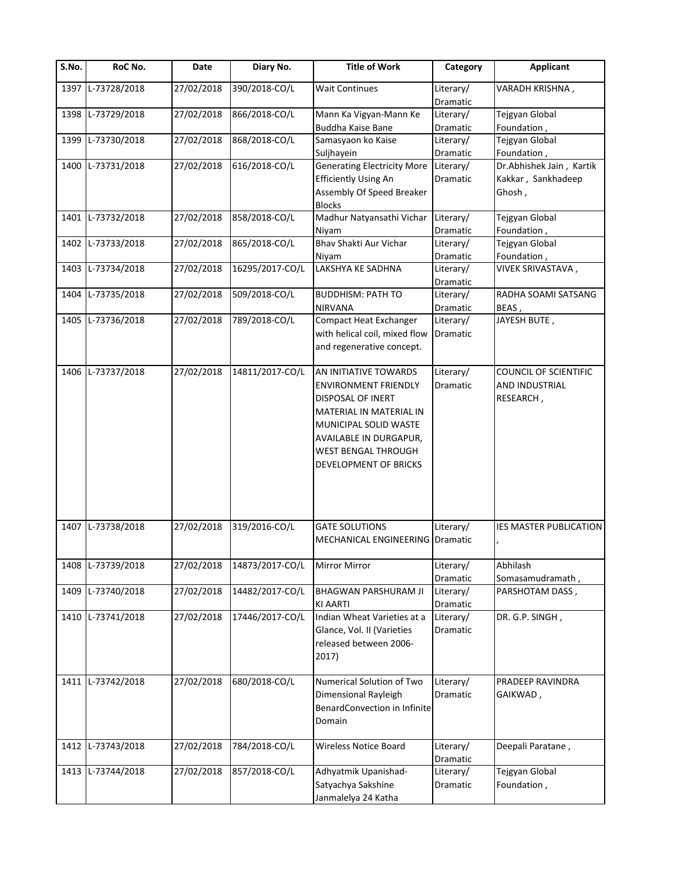| S.No. | RoC No. | Date | Diary No. | Title of Work | Category | Applicant |
|---|---|---|---|---|---|---|
| 1397 | L-73728/2018 | 27/02/2018 | 390/2018-CO/L | Wait Continues | Literary/ Dramatic | VARADH KRISHNA , |
| 1398 | L-73729/2018 | 27/02/2018 | 866/2018-CO/L | Mann Ka Vigyan-Mann Ke Buddha Kaise Bane | Literary/ Dramatic | Tejgyan Global Foundation , |
| 1399 | L-73730/2018 | 27/02/2018 | 868/2018-CO/L | Samasyaon ko Kaise Suljhayein | Literary/ Dramatic | Tejgyan Global Foundation , |
| 1400 | L-73731/2018 | 27/02/2018 | 616/2018-CO/L | Generating Electricity More Efficiently Using An Assembly Of Speed Breaker Blocks | Literary/ Dramatic | Dr.Abhishek Jain , Kartik Kakkar , Sankhadeep Ghosh , |
| 1401 | L-73732/2018 | 27/02/2018 | 858/2018-CO/L | Madhur Natyansathi Vichar Niyam | Literary/ Dramatic | Tejgyan Global Foundation , |
| 1402 | L-73733/2018 | 27/02/2018 | 865/2018-CO/L | Bhav Shakti Aur Vichar Niyam | Literary/ Dramatic | Tejgyan Global Foundation , |
| 1403 | L-73734/2018 | 27/02/2018 | 16295/2017-CO/L | LAKSHYA KE SADHNA | Literary/ Dramatic | VIVEK SRIVASTAVA , |
| 1404 | L-73735/2018 | 27/02/2018 | 509/2018-CO/L | BUDDHISM: PATH TO NIRVANA | Literary/ Dramatic | RADHA SOAMI SATSANG BEAS , |
| 1405 | L-73736/2018 | 27/02/2018 | 789/2018-CO/L | Compact Heat Exchanger with helical coil, mixed flow and regenerative concept. | Literary/ Dramatic | JAYESH BUTE , |
| 1406 | L-73737/2018 | 27/02/2018 | 14811/2017-CO/L | AN INITIATIVE TOWARDS ENVIRONMENT FRIENDLY DISPOSAL OF INERT MATERIAL IN MATERIAL IN MUNICIPAL SOLID WASTE AVAILABLE IN DURGAPUR, WEST BENGAL THROUGH DEVELOPMENT OF BRICKS | Literary/ Dramatic | COUNCIL OF SCIENTIFIC AND INDUSTRIAL RESEARCH , |
| 1407 | L-73738/2018 | 27/02/2018 | 319/2016-CO/L | GATE SOLUTIONS MECHANICAL ENGINEERING | Literary/ Dramatic | IES MASTER PUBLICATION , |
| 1408 | L-73739/2018 | 27/02/2018 | 14873/2017-CO/L | Mirror Mirror | Literary/ Dramatic | Abhilash Somasamudramath , |
| 1409 | L-73740/2018 | 27/02/2018 | 14482/2017-CO/L | BHAGWAN PARSHURAM JI KI AARTI | Literary/ Dramatic | PARSHOTAM DASS , |
| 1410 | L-73741/2018 | 27/02/2018 | 17446/2017-CO/L | Indian Wheat Varieties at a Glance, Vol. II (Varieties released between 2006-2017) | Literary/ Dramatic | DR. G.P. SINGH , |
| 1411 | L-73742/2018 | 27/02/2018 | 680/2018-CO/L | Numerical Solution of Two Dimensional Rayleigh BenardConvection in Infinite Domain | Literary/ Dramatic | PRADEEP RAVINDRA GAIKWAD , |
| 1412 | L-73743/2018 | 27/02/2018 | 784/2018-CO/L | Wireless Notice Board | Literary/ Dramatic | Deepali Paratane , |
| 1413 | L-73744/2018 | 27/02/2018 | 857/2018-CO/L | Adhyatmik Upanishad-Satyachya Sakshine Janmalelya 24 Katha | Literary/ Dramatic | Tejgyan Global Foundation , |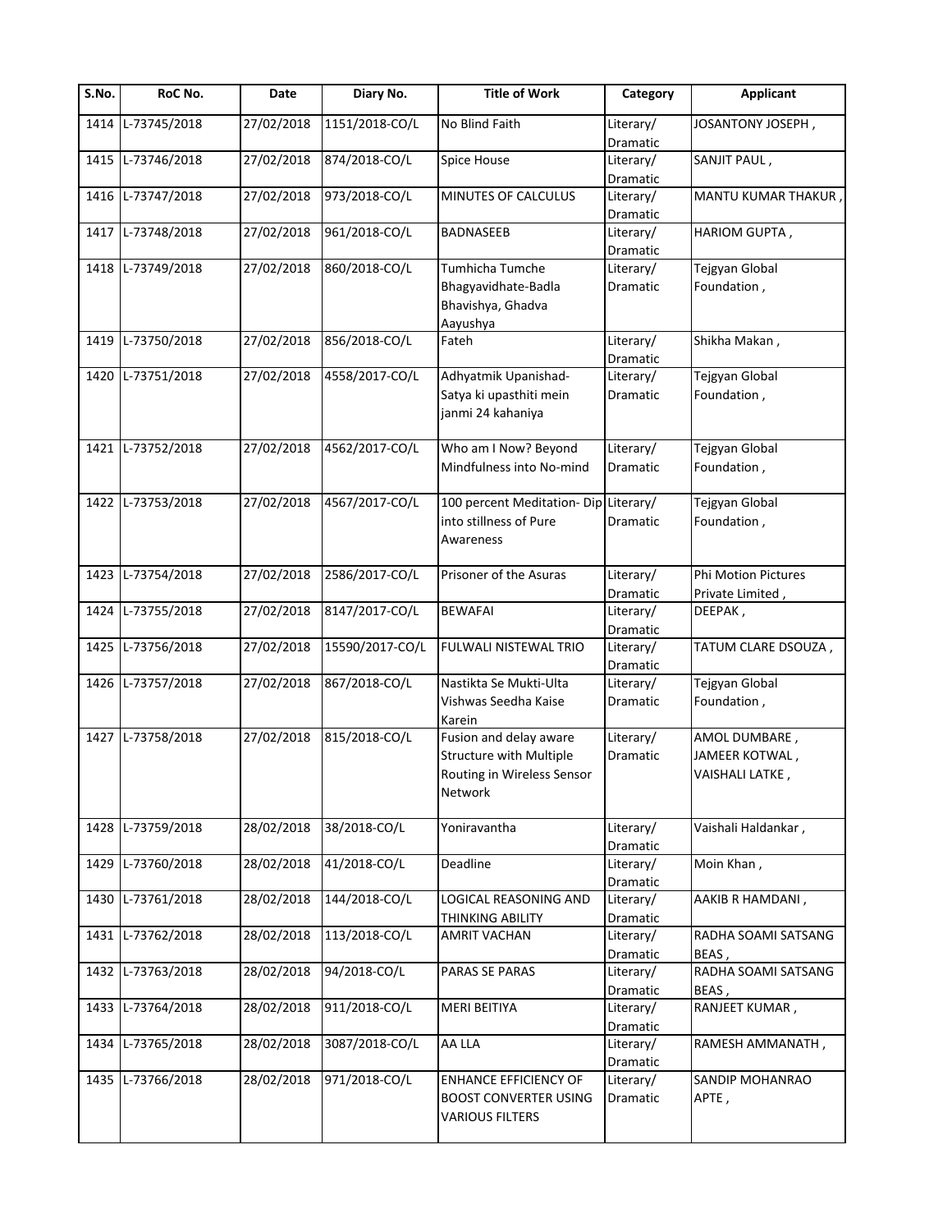| S.No. | RoC No. | Date | Diary No. | Title of Work | Category | Applicant |
| --- | --- | --- | --- | --- | --- | --- |
| 1414 | L-73745/2018 | 27/02/2018 | 1151/2018-CO/L | No Blind Faith | Literary/ Dramatic | JOSANTONY JOSEPH , |
| 1415 | L-73746/2018 | 27/02/2018 | 874/2018-CO/L | Spice House | Literary/ Dramatic | SANJIT PAUL , |
| 1416 | L-73747/2018 | 27/02/2018 | 973/2018-CO/L | MINUTES OF CALCULUS | Literary/ Dramatic | MANTU KUMAR THAKUR , |
| 1417 | L-73748/2018 | 27/02/2018 | 961/2018-CO/L | BADNASEEB | Literary/ Dramatic | HARIOM GUPTA , |
| 1418 | L-73749/2018 | 27/02/2018 | 860/2018-CO/L | Tumhicha Tumche Bhagyavidhate-Badla Bhavishya, Ghadva Aayushya | Literary/ Dramatic | Tejgyan Global Foundation , |
| 1419 | L-73750/2018 | 27/02/2018 | 856/2018-CO/L | Fateh | Literary/ Dramatic | Shikha Makan , |
| 1420 | L-73751/2018 | 27/02/2018 | 4558/2017-CO/L | Adhyatmik Upanishad-Satya ki upasthiti mein janmi 24 kahaniya | Literary/ Dramatic | Tejgyan Global Foundation , |
| 1421 | L-73752/2018 | 27/02/2018 | 4562/2017-CO/L | Who am I Now? Beyond Mindfulness into No-mind | Literary/ Dramatic | Tejgyan Global Foundation , |
| 1422 | L-73753/2018 | 27/02/2018 | 4567/2017-CO/L | 100 percent Meditation- Dip into stillness of Pure Awareness | Literary/ Dramatic | Tejgyan Global Foundation , |
| 1423 | L-73754/2018 | 27/02/2018 | 2586/2017-CO/L | Prisoner of the Asuras | Literary/ Dramatic | Phi Motion Pictures Private Limited , |
| 1424 | L-73755/2018 | 27/02/2018 | 8147/2017-CO/L | BEWAFAI | Literary/ Dramatic | DEEPAK , |
| 1425 | L-73756/2018 | 27/02/2018 | 15590/2017-CO/L | FULWALI NISTEWAL TRIO | Literary/ Dramatic | TATUM CLARE DSOUZA , |
| 1426 | L-73757/2018 | 27/02/2018 | 867/2018-CO/L | Nastikta Se Mukti-Ulta Vishwas Seedha Kaise Karein | Literary/ Dramatic | Tejgyan Global Foundation , |
| 1427 | L-73758/2018 | 27/02/2018 | 815/2018-CO/L | Fusion and delay aware Structure with Multiple Routing in Wireless Sensor Network | Literary/ Dramatic | AMOL DUMBARE , JAMEER KOTWAL , VAISHALI LATKE , |
| 1428 | L-73759/2018 | 28/02/2018 | 38/2018-CO/L | Yoniravantha | Literary/ Dramatic | Vaishali Haldankar , |
| 1429 | L-73760/2018 | 28/02/2018 | 41/2018-CO/L | Deadline | Literary/ Dramatic | Moin Khan , |
| 1430 | L-73761/2018 | 28/02/2018 | 144/2018-CO/L | LOGICAL REASONING AND THINKING ABILITY | Literary/ Dramatic | AAKIB R HAMDANI , |
| 1431 | L-73762/2018 | 28/02/2018 | 113/2018-CO/L | AMRIT VACHAN | Literary/ Dramatic | RADHA SOAMI SATSANG BEAS , |
| 1432 | L-73763/2018 | 28/02/2018 | 94/2018-CO/L | PARAS SE PARAS | Literary/ Dramatic | RADHA SOAMI SATSANG BEAS , |
| 1433 | L-73764/2018 | 28/02/2018 | 911/2018-CO/L | MERI BEITIYA | Literary/ Dramatic | RANJEET KUMAR , |
| 1434 | L-73765/2018 | 28/02/2018 | 3087/2018-CO/L | AA LLA | Literary/ Dramatic | RAMESH AMMANATH , |
| 1435 | L-73766/2018 | 28/02/2018 | 971/2018-CO/L | ENHANCE EFFICIENCY OF BOOST CONVERTER USING VARIOUS FILTERS | Literary/ Dramatic | SANDIP MOHANRAO APTE , |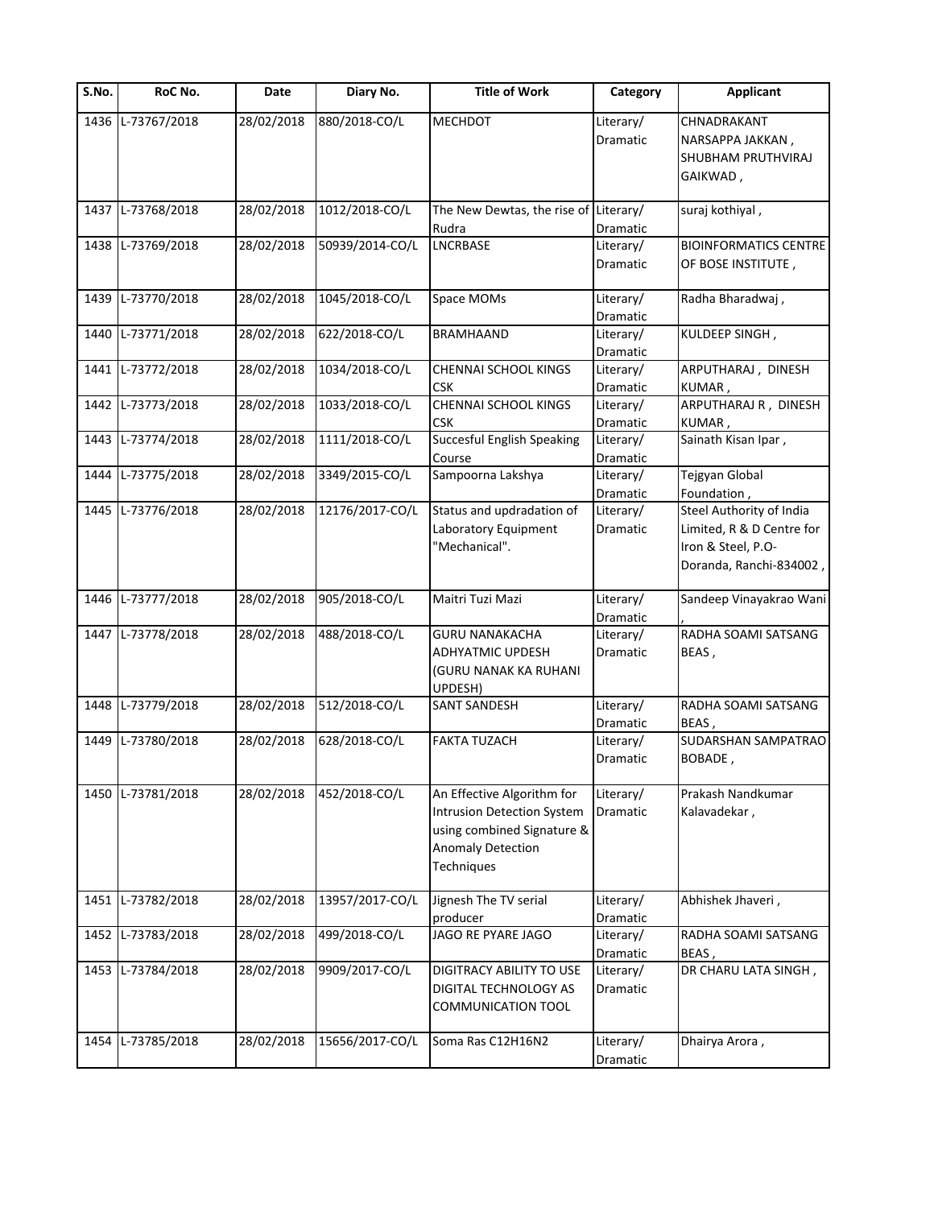| S.No. | RoC No. | Date | Diary No. | Title of Work | Category | Applicant |
|---|---|---|---|---|---|---|
| 1436 | L-73767/2018 | 28/02/2018 | 880/2018-CO/L | MECHDOT | Literary/ Dramatic | CHNADRAKANT NARSAPPA JAKKAN , SHUBHAM PRUTHVIRAJ GAIKWAD , |
| 1437 | L-73768/2018 | 28/02/2018 | 1012/2018-CO/L | The New Dewtas, the rise of Rudra | Literary/ Dramatic | suraj kothiyal , |
| 1438 | L-73769/2018 | 28/02/2018 | 50939/2014-CO/L | LNCRBASE | Literary/ Dramatic | BIOINFORMATICS CENTRE OF BOSE INSTITUTE , |
| 1439 | L-73770/2018 | 28/02/2018 | 1045/2018-CO/L | Space MOMs | Literary/ Dramatic | Radha Bharadwaj , |
| 1440 | L-73771/2018 | 28/02/2018 | 622/2018-CO/L | BRAMHAAND | Literary/ Dramatic | KULDEEP SINGH , |
| 1441 | L-73772/2018 | 28/02/2018 | 1034/2018-CO/L | CHENNAI SCHOOL KINGS CSK | Literary/ Dramatic | ARPUTHARAJ , DINESH KUMAR , |
| 1442 | L-73773/2018 | 28/02/2018 | 1033/2018-CO/L | CHENNAI SCHOOL KINGS CSK | Literary/ Dramatic | ARPUTHARAJ R , DINESH KUMAR , |
| 1443 | L-73774/2018 | 28/02/2018 | 1111/2018-CO/L | Succesful English Speaking Course | Literary/ Dramatic | Sainath Kisan Ipar , |
| 1444 | L-73775/2018 | 28/02/2018 | 3349/2015-CO/L | Sampoorna Lakshya | Literary/ Dramatic | Tejgyan Global Foundation , |
| 1445 | L-73776/2018 | 28/02/2018 | 12176/2017-CO/L | Status and updradation of Laboratory Equipment "Mechanical". | Literary/ Dramatic | Steel Authority of India Limited, R & D Centre for Iron & Steel, P.O-Doranda, Ranchi-834002 , |
| 1446 | L-73777/2018 | 28/02/2018 | 905/2018-CO/L | Maitri Tuzi Mazi | Literary/ Dramatic | Sandeep Vinayakrao Wani , |
| 1447 | L-73778/2018 | 28/02/2018 | 488/2018-CO/L | GURU NANAKACHA ADHYATMIC UPDESH (GURU NANAK KA RUHANI UPDESH) | Literary/ Dramatic | RADHA SOAMI SATSANG BEAS , |
| 1448 | L-73779/2018 | 28/02/2018 | 512/2018-CO/L | SANT SANDESH | Literary/ Dramatic | RADHA SOAMI SATSANG BEAS , |
| 1449 | L-73780/2018 | 28/02/2018 | 628/2018-CO/L | FAKTA TUZACH | Literary/ Dramatic | SUDARSHAN SAMPATRAO BOBADE , |
| 1450 | L-73781/2018 | 28/02/2018 | 452/2018-CO/L | An Effective Algorithm for Intrusion Detection System using combined Signature & Anomaly Detection Techniques | Literary/ Dramatic | Prakash Nandkumar Kalavadekar , |
| 1451 | L-73782/2018 | 28/02/2018 | 13957/2017-CO/L | Jignesh The TV serial producer | Literary/ Dramatic | Abhishek Jhaveri , |
| 1452 | L-73783/2018 | 28/02/2018 | 499/2018-CO/L | JAGO RE PYARE JAGO | Literary/ Dramatic | RADHA SOAMI SATSANG BEAS , |
| 1453 | L-73784/2018 | 28/02/2018 | 9909/2017-CO/L | DIGITRACY ABILITY TO USE DIGITAL TECHNOLOGY AS COMMUNICATION TOOL | Literary/ Dramatic | DR CHARU LATA SINGH , |
| 1454 | L-73785/2018 | 28/02/2018 | 15656/2017-CO/L | Soma Ras C12H16N2 | Literary/ Dramatic | Dhairya Arora , |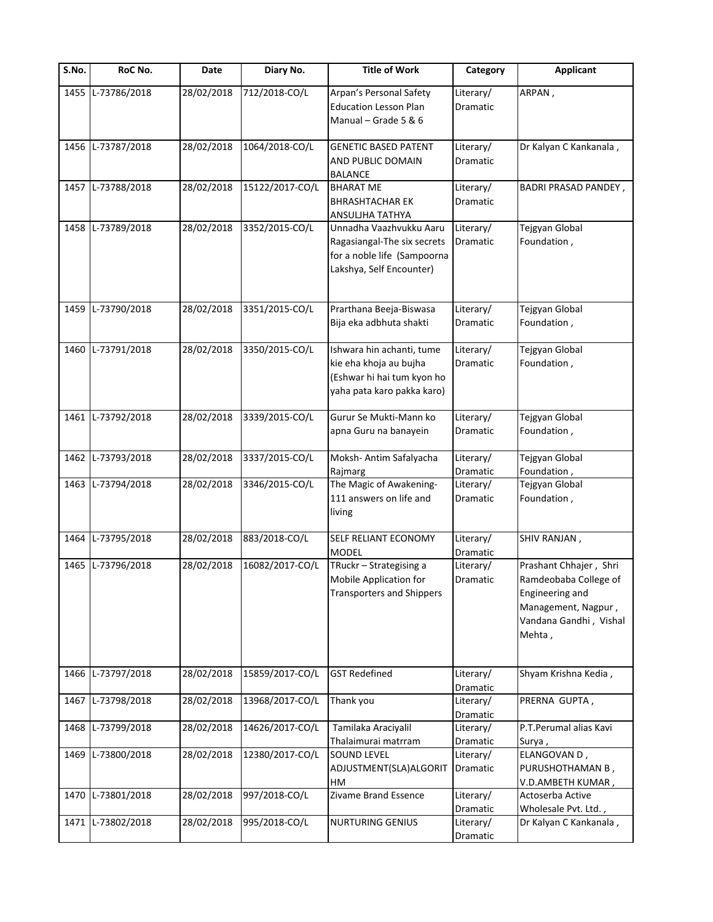| S.No. | RoC No. | Date | Diary No. | Title of Work | Category | Applicant |
|---|---|---|---|---|---|---|
| 1455 | L-73786/2018 | 28/02/2018 | 712/2018-CO/L | Arpan's Personal Safety Education Lesson Plan Manual – Grade 5 & 6 | Literary/ Dramatic | ARPAN , |
| 1456 | L-73787/2018 | 28/02/2018 | 1064/2018-CO/L | GENETIC BASED PATENT AND PUBLIC DOMAIN BALANCE | Literary/ Dramatic | Dr Kalyan C Kankanala , |
| 1457 | L-73788/2018 | 28/02/2018 | 15122/2017-CO/L | BHARAT ME BHRASHTACHAR EK ANSULJHA TATHYA | Literary/ Dramatic | BADRI PRASAD PANDEY , |
| 1458 | L-73789/2018 | 28/02/2018 | 3352/2015-CO/L | Unnadha Vaazhvukku Aaru Ragasiangal-The six secrets for a noble life (Sampoorna Lakshya, Self Encounter) | Literary/ Dramatic | Tejgyan Global Foundation , |
| 1459 | L-73790/2018 | 28/02/2018 | 3351/2015-CO/L | Prarthana Beeja-Biswasa Bija eka adbhuta shakti | Literary/ Dramatic | Tejgyan Global Foundation , |
| 1460 | L-73791/2018 | 28/02/2018 | 3350/2015-CO/L | Ishwara hin achanti, tume kie eha khoja au bujha (Eshwar hi hai tum kyon ho yaha pata karo pakka karo) | Literary/ Dramatic | Tejgyan Global Foundation , |
| 1461 | L-73792/2018 | 28/02/2018 | 3339/2015-CO/L | Gurur Se Mukti-Mann ko apna Guru na banayein | Literary/ Dramatic | Tejgyan Global Foundation , |
| 1462 | L-73793/2018 | 28/02/2018 | 3337/2015-CO/L | Moksh- Antim Safalyacha Rajmarg | Literary/ Dramatic | Tejgyan Global Foundation , |
| 1463 | L-73794/2018 | 28/02/2018 | 3346/2015-CO/L | The Magic of Awakening-111 answers on life and living | Literary/ Dramatic | Tejgyan Global Foundation , |
| 1464 | L-73795/2018 | 28/02/2018 | 883/2018-CO/L | SELF RELIANT ECONOMY MODEL | Literary/ Dramatic | SHIV RANJAN , |
| 1465 | L-73796/2018 | 28/02/2018 | 16082/2017-CO/L | TRuckr – Strategising a Mobile Application for Transporters and Shippers | Literary/ Dramatic | Prashant Chhajer , Shri Ramdeobaba College of Engineering and Management, Nagpur , Vandana Gandhi , Vishal Mehta , |
| 1466 | L-73797/2018 | 28/02/2018 | 15859/2017-CO/L | GST Redefined | Literary/ Dramatic | Shyam Krishna Kedia , |
| 1467 | L-73798/2018 | 28/02/2018 | 13968/2017-CO/L | Thank you | Literary/ Dramatic | PRERNA GUPTA , |
| 1468 | L-73799/2018 | 28/02/2018 | 14626/2017-CO/L | Tamilaka Araciyalil Thalaimurai matrram | Literary/ Dramatic | P.T.Perumal alias Kavi Surya , |
| 1469 | L-73800/2018 | 28/02/2018 | 12380/2017-CO/L | SOUND LEVEL ADJUSTMENT(SLA)ALGORITHM | Literary/ Dramatic | ELANGOVAN D , PURUSHOTHAMAN B , V.D.AMBETH KUMAR , |
| 1470 | L-73801/2018 | 28/02/2018 | 997/2018-CO/L | Zivame Brand Essence | Literary/ Dramatic | Actoserba Active Wholesale Pvt. Ltd. , |
| 1471 | L-73802/2018 | 28/02/2018 | 995/2018-CO/L | NURTURING GENIUS | Literary/ Dramatic | Dr Kalyan C Kankanala , |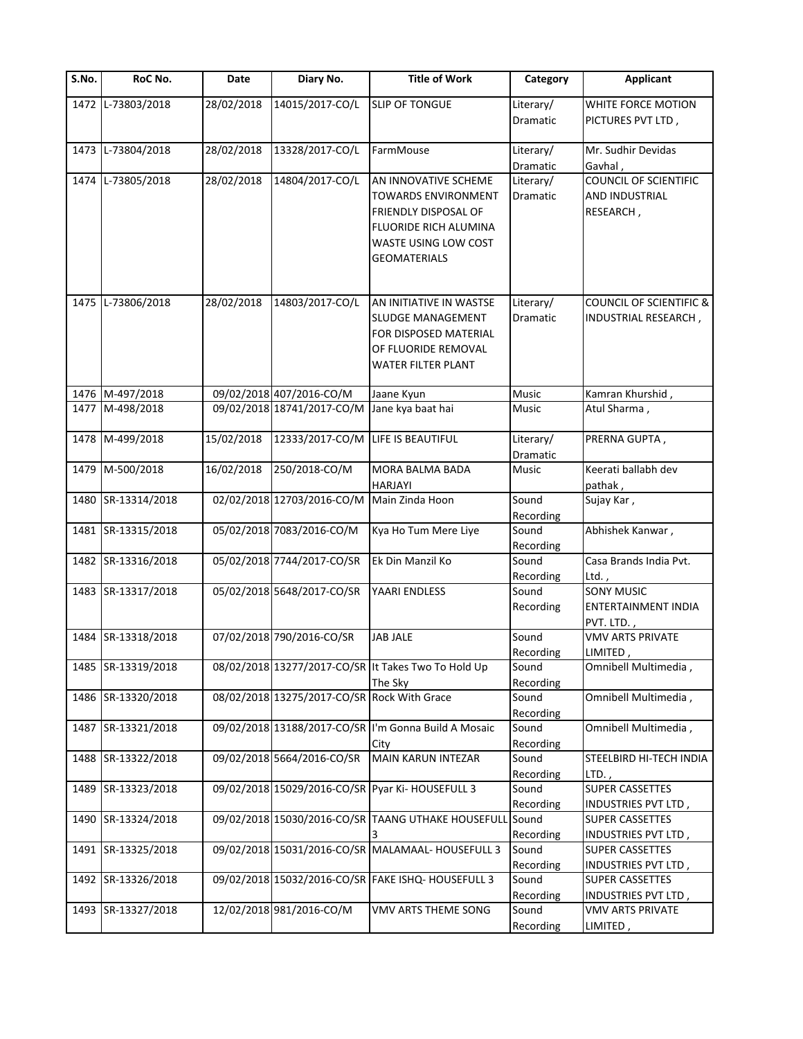| S.No. | RoC No. | Date | Diary No. | Title of Work | Category | Applicant |
|---|---|---|---|---|---|---|
| 1472 | L-73803/2018 | 28/02/2018 | 14015/2017-CO/L | SLIP OF TONGUE | Literary/ Dramatic | WHITE FORCE MOTION PICTURES PVT LTD , |
| 1473 | L-73804/2018 | 28/02/2018 | 13328/2017-CO/L | FarmMouse | Literary/ Dramatic | Mr. Sudhir Devidas Gavhal , |
| 1474 | L-73805/2018 | 28/02/2018 | 14804/2017-CO/L | AN INNOVATIVE SCHEME TOWARDS ENVIRONMENT FRIENDLY DISPOSAL OF FLUORIDE RICH ALUMINA WASTE USING LOW COST GEOMATERIALS | Literary/ Dramatic | COUNCIL OF SCIENTIFIC AND INDUSTRIAL RESEARCH , |
| 1475 | L-73806/2018 | 28/02/2018 | 14803/2017-CO/L | AN INITIATIVE IN WASTSE SLUDGE MANAGEMENT FOR DISPOSED MATERIAL OF FLUORIDE REMOVAL WATER FILTER PLANT | Literary/ Dramatic | COUNCIL OF SCIENTIFIC & INDUSTRIAL RESEARCH , |
| 1476 | M-497/2018 | 09/02/2018 | 407/2016-CO/M | Jaane Kyun | Music | Kamran Khurshid , |
| 1477 | M-498/2018 | 09/02/2018 | 18741/2017-CO/M | Jane kya baat hai | Music | Atul Sharma , |
| 1478 | M-499/2018 | 15/02/2018 | 12333/2017-CO/M | LIFE IS BEAUTIFUL | Literary/ Dramatic | PRERNA GUPTA , |
| 1479 | M-500/2018 | 16/02/2018 | 250/2018-CO/M | MORA BALMA BADA HARJAYI | Music | Keerati ballabh dev pathak , |
| 1480 | SR-13314/2018 | 02/02/2018 | 12703/2016-CO/M | Main Zinda Hoon | Sound Recording | Sujay Kar , |
| 1481 | SR-13315/2018 | 05/02/2018 | 7083/2016-CO/M | Kya Ho Tum Mere Liye | Sound Recording | Abhishek Kanwar , |
| 1482 | SR-13316/2018 | 05/02/2018 | 7744/2017-CO/SR | Ek Din Manzil Ko | Sound Recording | Casa Brands India Pvt. Ltd. , |
| 1483 | SR-13317/2018 | 05/02/2018 | 5648/2017-CO/SR | YAARI ENDLESS | Sound Recording | SONY MUSIC ENTERTAINMENT INDIA PVT. LTD. , |
| 1484 | SR-13318/2018 | 07/02/2018 | 790/2016-CO/SR | JAB JALE | Sound Recording | VMV ARTS PRIVATE LIMITED , |
| 1485 | SR-13319/2018 | 08/02/2018 | 13277/2017-CO/SR | It Takes Two To Hold Up The Sky | Sound Recording | Omnibell Multimedia , |
| 1486 | SR-13320/2018 | 08/02/2018 | 13275/2017-CO/SR | Rock With Grace | Sound Recording | Omnibell Multimedia , |
| 1487 | SR-13321/2018 | 09/02/2018 | 13188/2017-CO/SR | I'm Gonna Build A Mosaic City | Sound Recording | Omnibell Multimedia , |
| 1488 | SR-13322/2018 | 09/02/2018 | 5664/2016-CO/SR | MAIN KARUN INTEZAR | Sound Recording | STEELBIRD HI-TECH INDIA LTD. , |
| 1489 | SR-13323/2018 | 09/02/2018 | 15029/2016-CO/SR | Pyar Ki- HOUSEFULL 3 | Sound Recording | SUPER CASSETTES INDUSTRIES PVT LTD , |
| 1490 | SR-13324/2018 | 09/02/2018 | 15030/2016-CO/SR | TAANG UTHAKE HOUSEFULL 3 | Sound Recording | SUPER CASSETTES INDUSTRIES PVT LTD , |
| 1491 | SR-13325/2018 | 09/02/2018 | 15031/2016-CO/SR | MALAMAAL- HOUSEFULL 3 | Sound Recording | SUPER CASSETTES INDUSTRIES PVT LTD , |
| 1492 | SR-13326/2018 | 09/02/2018 | 15032/2016-CO/SR | FAKE ISHQ- HOUSEFULL 3 | Sound Recording | SUPER CASSETTES INDUSTRIES PVT LTD , |
| 1493 | SR-13327/2018 | 12/02/2018 | 981/2016-CO/M | VMV ARTS THEME SONG | Sound Recording | VMV ARTS PRIVATE LIMITED , |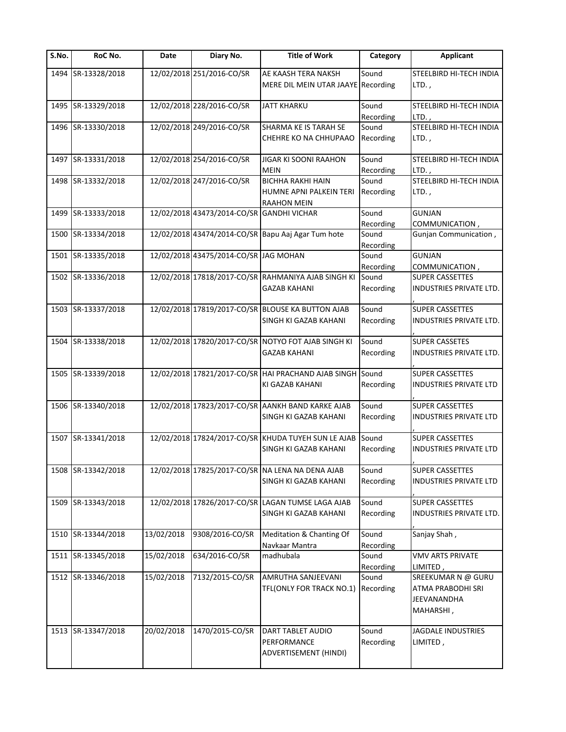| S.No. | RoC No. | Date | Diary No. | Title of Work | Category | Applicant |
|---|---|---|---|---|---|---|
| 1494 | SR-13328/2018 | 12/02/2018 | 251/2016-CO/SR | AE KAASH TERA NAKSH MERE DIL MEIN UTAR JAAYE | Sound Recording | STEELBIRD HI-TECH INDIA LTD. , |
| 1495 | SR-13329/2018 | 12/02/2018 | 228/2016-CO/SR | JATT KHARKU | Sound Recording | STEELBIRD HI-TECH INDIA LTD. , |
| 1496 | SR-13330/2018 | 12/02/2018 | 249/2016-CO/SR | SHARMA KE IS TARAH SE CHEHRE KO NA CHHUPAAO | Sound Recording | STEELBIRD HI-TECH INDIA LTD. , |
| 1497 | SR-13331/2018 | 12/02/2018 | 254/2016-CO/SR | JIGAR KI SOONI RAAHON MEIN | Sound Recording | STEELBIRD HI-TECH INDIA LTD. , |
| 1498 | SR-13332/2018 | 12/02/2018 | 247/2016-CO/SR | BICHHA RAKHI HAIN HUMNE APNI PALKEIN TERI RAAHON MEIN | Sound Recording | STEELBIRD HI-TECH INDIA LTD. , |
| 1499 | SR-13333/2018 | 12/02/2018 | 43473/2014-CO/SR | GANDHI VICHAR | Sound Recording | GUNJAN COMMUNICATION , |
| 1500 | SR-13334/2018 | 12/02/2018 | 43474/2014-CO/SR | Bapu Aaj Agar Tum hote | Sound Recording | Gunjan Communication , |
| 1501 | SR-13335/2018 | 12/02/2018 | 43475/2014-CO/SR | JAG MOHAN | Sound Recording | GUNJAN COMMUNICATION , |
| 1502 | SR-13336/2018 | 12/02/2018 | 17818/2017-CO/SR | RAHMANIYA AJAB SINGH KI GAZAB KAHANI | Sound Recording | SUPER CASSETTES INDUSTRIES PRIVATE LTD. , |
| 1503 | SR-13337/2018 | 12/02/2018 | 17819/2017-CO/SR | BLOUSE KA BUTTON AJAB SINGH KI GAZAB KAHANI | Sound Recording | SUPER CASSETTES INDUSTRIES PRIVATE LTD. , |
| 1504 | SR-13338/2018 | 12/02/2018 | 17820/2017-CO/SR | NOTYO FOT AJAB SINGH KI GAZAB KAHANI | Sound Recording | SUPER CASSETES INDUSTRIES PRIVATE LTD. , |
| 1505 | SR-13339/2018 | 12/02/2018 | 17821/2017-CO/SR | HAI PRACHAND AJAB SINGH KI GAZAB KAHANI | Sound Recording | SUPER CASSETTES INDUSTRIES PRIVATE LTD , |
| 1506 | SR-13340/2018 | 12/02/2018 | 17823/2017-CO/SR | AANKH BAND KARKE AJAB SINGH KI GAZAB KAHANI | Sound Recording | SUPER CASSETTES INDUSTRIES PRIVATE LTD , |
| 1507 | SR-13341/2018 | 12/02/2018 | 17824/2017-CO/SR | KHUDA TUYEH SUN LE AJAB SINGH KI GAZAB KAHANI | Sound Recording | SUPER CASSETTES INDUSTRIES PRIVATE LTD , |
| 1508 | SR-13342/2018 | 12/02/2018 | 17825/2017-CO/SR | NA LENA NA DENA AJAB SINGH KI GAZAB KAHANI | Sound Recording | SUPER CASSETTES INDUSTRIES PRIVATE LTD , |
| 1509 | SR-13343/2018 | 12/02/2018 | 17826/2017-CO/SR | LAGAN TUMSE LAGA AJAB SINGH KI GAZAB KAHANI | Sound Recording | SUPER CASSETTES INDUSTRIES PRIVATE LTD. , |
| 1510 | SR-13344/2018 | 13/02/2018 | 9308/2016-CO/SR | Meditation & Chanting Of Navkaar Mantra | Sound Recording | Sanjay Shah , |
| 1511 | SR-13345/2018 | 15/02/2018 | 634/2016-CO/SR | madhubala | Sound Recording | VMV ARTS PRIVATE LIMITED , |
| 1512 | SR-13346/2018 | 15/02/2018 | 7132/2015-CO/SR | AMRUTHA SANJEEVANI TFL(ONLY FOR TRACK NO.1) | Sound Recording | SREEKUMAR N @ GURU ATMA PRABODHI SRI JEEVANANDHA MAHARSHI , |
| 1513 | SR-13347/2018 | 20/02/2018 | 1470/2015-CO/SR | DART TABLET AUDIO PERFORMANCE ADVERTISEMENT (HINDI) | Sound Recording | JAGDALE INDUSTRIES LIMITED , |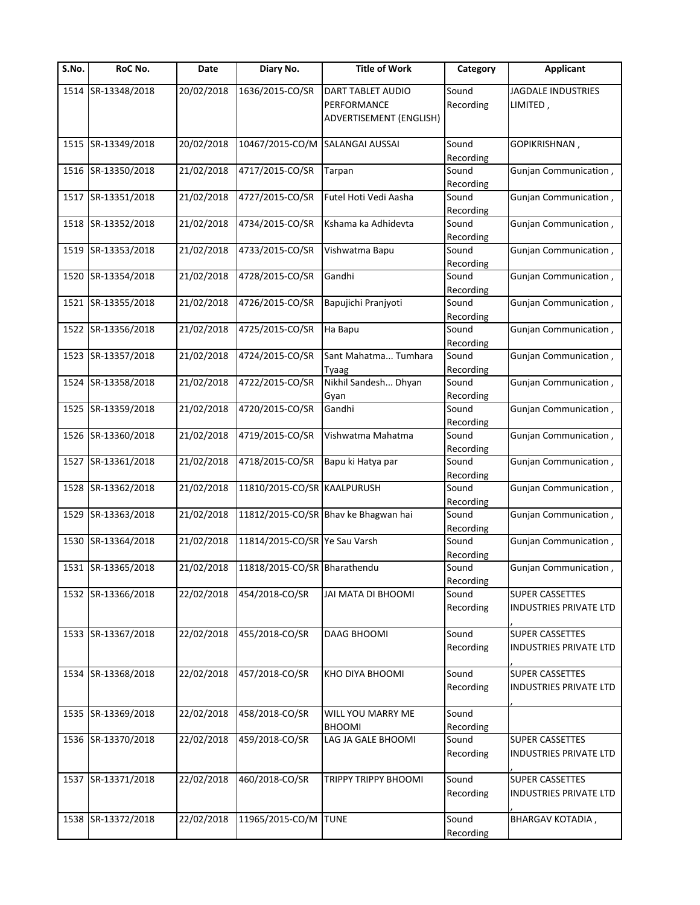| S.No. | RoC No. | Date | Diary No. | Title of Work | Category | Applicant |
|---|---|---|---|---|---|---|
| 1514 | SR-13348/2018 | 20/02/2018 | 1636/2015-CO/SR | DART TABLET AUDIO PERFORMANCE ADVERTISEMENT (ENGLISH) | Sound Recording | JAGDALE INDUSTRIES LIMITED , |
| 1515 | SR-13349/2018 | 20/02/2018 | 10467/2015-CO/M | SALANGAI AUSSAI | Sound Recording | GOPIKRISHNAN , |
| 1516 | SR-13350/2018 | 21/02/2018 | 4717/2015-CO/SR | Tarpan | Sound Recording | Gunjan Communication , |
| 1517 | SR-13351/2018 | 21/02/2018 | 4727/2015-CO/SR | Futel Hoti Vedi Aasha | Sound Recording | Gunjan Communication , |
| 1518 | SR-13352/2018 | 21/02/2018 | 4734/2015-CO/SR | Kshama ka Adhidevta | Sound Recording | Gunjan Communication , |
| 1519 | SR-13353/2018 | 21/02/2018 | 4733/2015-CO/SR | Vishwatma Bapu | Sound Recording | Gunjan Communication , |
| 1520 | SR-13354/2018 | 21/02/2018 | 4728/2015-CO/SR | Gandhi | Sound Recording | Gunjan Communication , |
| 1521 | SR-13355/2018 | 21/02/2018 | 4726/2015-CO/SR | Bapujichi Pranjyoti | Sound Recording | Gunjan Communication , |
| 1522 | SR-13356/2018 | 21/02/2018 | 4725/2015-CO/SR | Ha Bapu | Sound Recording | Gunjan Communication , |
| 1523 | SR-13357/2018 | 21/02/2018 | 4724/2015-CO/SR | Sant Mahatma... Tumhara Tyaag | Sound Recording | Gunjan Communication , |
| 1524 | SR-13358/2018 | 21/02/2018 | 4722/2015-CO/SR | Nikhil Sandesh... Dhyan Gyan | Sound Recording | Gunjan Communication , |
| 1525 | SR-13359/2018 | 21/02/2018 | 4720/2015-CO/SR | Gandhi | Sound Recording | Gunjan Communication , |
| 1526 | SR-13360/2018 | 21/02/2018 | 4719/2015-CO/SR | Vishwatma Mahatma | Sound Recording | Gunjan Communication , |
| 1527 | SR-13361/2018 | 21/02/2018 | 4718/2015-CO/SR | Bapu ki Hatya par | Sound Recording | Gunjan Communication , |
| 1528 | SR-13362/2018 | 21/02/2018 | 11810/2015-CO/SR | KAALPURUSH | Sound Recording | Gunjan Communication , |
| 1529 | SR-13363/2018 | 21/02/2018 | 11812/2015-CO/SR | Bhav ke Bhagwan hai | Sound Recording | Gunjan Communication , |
| 1530 | SR-13364/2018 | 21/02/2018 | 11814/2015-CO/SR | Ye Sau Varsh | Sound Recording | Gunjan Communication , |
| 1531 | SR-13365/2018 | 21/02/2018 | 11818/2015-CO/SR | Bharathendu | Sound Recording | Gunjan Communication , |
| 1532 | SR-13366/2018 | 22/02/2018 | 454/2018-CO/SR | JAI MATA DI BHOOMI | Sound Recording | SUPER CASSETTES INDUSTRIES PRIVATE LTD , |
| 1533 | SR-13367/2018 | 22/02/2018 | 455/2018-CO/SR | DAAG BHOOMI | Sound Recording | SUPER CASSETTES INDUSTRIES PRIVATE LTD , |
| 1534 | SR-13368/2018 | 22/02/2018 | 457/2018-CO/SR | KHO DIYA BHOOMI | Sound Recording | SUPER CASSETTES INDUSTRIES PRIVATE LTD , |
| 1535 | SR-13369/2018 | 22/02/2018 | 458/2018-CO/SR | WILL YOU MARRY ME BHOOMI | Sound Recording | |
| 1536 | SR-13370/2018 | 22/02/2018 | 459/2018-CO/SR | LAG JA GALE BHOOMI | Sound Recording | SUPER CASSETTES INDUSTRIES PRIVATE LTD , |
| 1537 | SR-13371/2018 | 22/02/2018 | 460/2018-CO/SR | TRIPPY TRIPPY BHOOMI | Sound Recording | SUPER CASSETTES INDUSTRIES PRIVATE LTD , |
| 1538 | SR-13372/2018 | 22/02/2018 | 11965/2015-CO/M | TUNE | Sound Recording | BHARGAV KOTADIA , |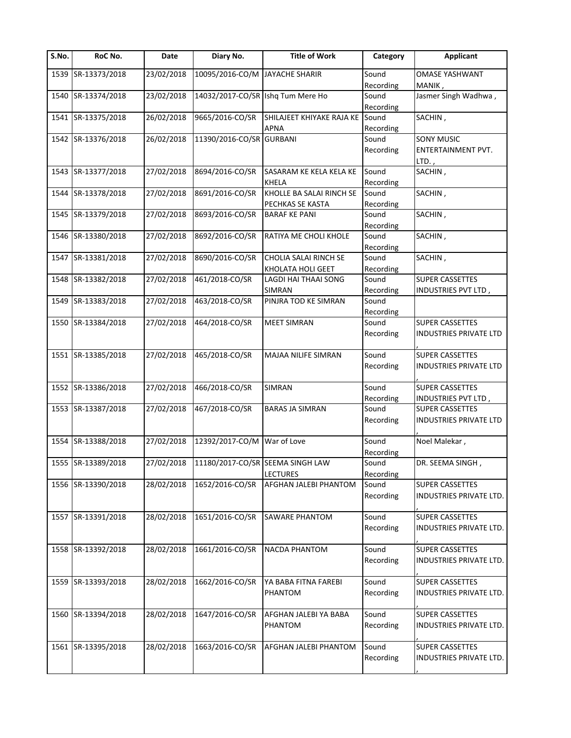| S.No. | RoC No. | Date | Diary No. | Title of Work | Category | Applicant |
|---|---|---|---|---|---|---|
| 1539 | SR-13373/2018 | 23/02/2018 | 10095/2016-CO/M | JAYACHE SHARIR | Sound Recording | OMASE YASHWANT MANIK , |
| 1540 | SR-13374/2018 | 23/02/2018 | 14032/2017-CO/SR | Ishq Tum Mere Ho | Sound Recording | Jasmer Singh Wadhwa , |
| 1541 | SR-13375/2018 | 26/02/2018 | 9665/2016-CO/SR | SHILAJEET KHIYAKE RAJA KE APNA | Sound Recording | SACHIN , |
| 1542 | SR-13376/2018 | 26/02/2018 | 11390/2016-CO/SR | GURBANI | Sound Recording | SONY MUSIC ENTERTAINMENT PVT. LTD. , |
| 1543 | SR-13377/2018 | 27/02/2018 | 8694/2016-CO/SR | SASARAM KE KELA KELA KE KHELA | Sound Recording | SACHIN , |
| 1544 | SR-13378/2018 | 27/02/2018 | 8691/2016-CO/SR | KHOLLE BA SALAI RINCH SE PECHKAS SE KASTA | Sound Recording | SACHIN , |
| 1545 | SR-13379/2018 | 27/02/2018 | 8693/2016-CO/SR | BARAF KE PANI | Sound Recording | SACHIN , |
| 1546 | SR-13380/2018 | 27/02/2018 | 8692/2016-CO/SR | RATIYA ME CHOLI KHOLE | Sound Recording | SACHIN , |
| 1547 | SR-13381/2018 | 27/02/2018 | 8690/2016-CO/SR | CHOLIA SALAI RINCH SE KHOLATA HOLI GEET | Sound Recording | SACHIN , |
| 1548 | SR-13382/2018 | 27/02/2018 | 461/2018-CO/SR | LAGDI HAI THAAI SONG SIMRAN | Sound Recording | SUPER CASSETTES INDUSTRIES PVT LTD , |
| 1549 | SR-13383/2018 | 27/02/2018 | 463/2018-CO/SR | PINJRA TOD KE SIMRAN | Sound Recording | |
| 1550 | SR-13384/2018 | 27/02/2018 | 464/2018-CO/SR | MEET SIMRAN | Sound Recording | SUPER CASSETTES INDUSTRIES PRIVATE LTD , |
| 1551 | SR-13385/2018 | 27/02/2018 | 465/2018-CO/SR | MAJAA NILIFE SIMRAN | Sound Recording | SUPER CASSETTES INDUSTRIES PRIVATE LTD , |
| 1552 | SR-13386/2018 | 27/02/2018 | 466/2018-CO/SR | SIMRAN | Sound Recording | SUPER CASSETTES INDUSTRIES PVT LTD , |
| 1553 | SR-13387/2018 | 27/02/2018 | 467/2018-CO/SR | BARAS JA SIMRAN | Sound Recording | SUPER CASSETTES INDUSTRIES PRIVATE LTD , |
| 1554 | SR-13388/2018 | 27/02/2018 | 12392/2017-CO/M | War of Love | Sound Recording | Noel Malekar , |
| 1555 | SR-13389/2018 | 27/02/2018 | 11180/2017-CO/SR | SEEMA SINGH LAW LECTURES | Sound Recording | DR. SEEMA SINGH , |
| 1556 | SR-13390/2018 | 28/02/2018 | 1652/2016-CO/SR | AFGHAN JALEBI PHANTOM | Sound Recording | SUPER CASSETTES INDUSTRIES PRIVATE LTD. , |
| 1557 | SR-13391/2018 | 28/02/2018 | 1651/2016-CO/SR | SAWARE PHANTOM | Sound Recording | SUPER CASSETTES INDUSTRIES PRIVATE LTD. , |
| 1558 | SR-13392/2018 | 28/02/2018 | 1661/2016-CO/SR | NACDA PHANTOM | Sound Recording | SUPER CASSETTES INDUSTRIES PRIVATE LTD. , |
| 1559 | SR-13393/2018 | 28/02/2018 | 1662/2016-CO/SR | YA BABA FITNA FAREBI PHANTOM | Sound Recording | SUPER CASSETTES INDUSTRIES PRIVATE LTD. , |
| 1560 | SR-13394/2018 | 28/02/2018 | 1647/2016-CO/SR | AFGHAN JALEBI YA BABA PHANTOM | Sound Recording | SUPER CASSETTES INDUSTRIES PRIVATE LTD. , |
| 1561 | SR-13395/2018 | 28/02/2018 | 1663/2016-CO/SR | AFGHAN JALEBI PHANTOM | Sound Recording | SUPER CASSETTES INDUSTRIES PRIVATE LTD. , |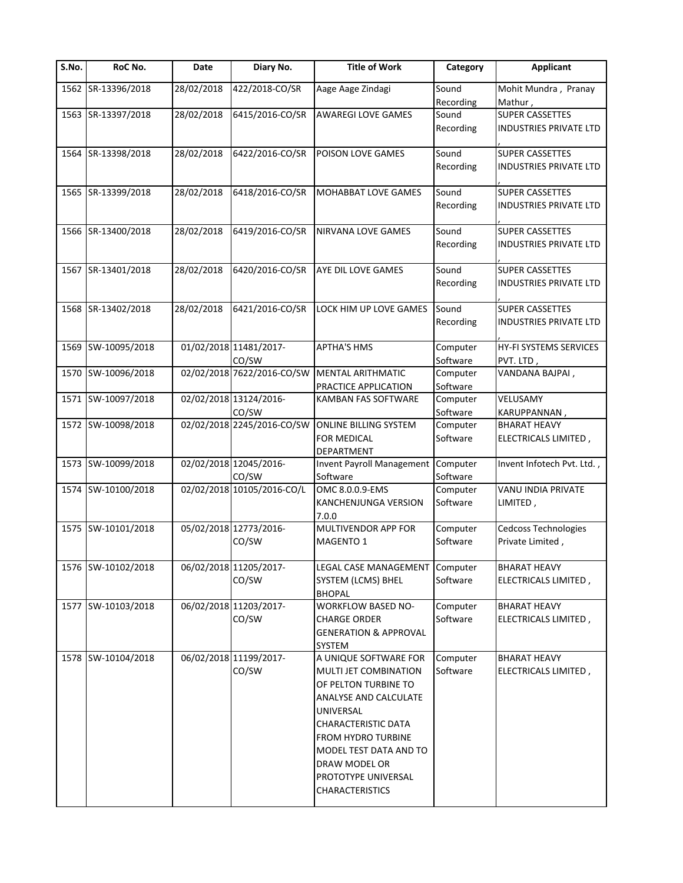| S.No. | RoC No. | Date | Diary No. | Title of Work | Category | Applicant |
|---|---|---|---|---|---|---|
| 1562 | SR-13396/2018 | 28/02/2018 | 422/2018-CO/SR | Aage Aage Zindagi | Sound Recording | Mohit Mundra , Pranay Mathur , |
| 1563 | SR-13397/2018 | 28/02/2018 | 6415/2016-CO/SR | AWAREGI LOVE GAMES | Sound Recording | SUPER CASSETTES INDUSTRIES PRIVATE LTD , |
| 1564 | SR-13398/2018 | 28/02/2018 | 6422/2016-CO/SR | POISON LOVE GAMES | Sound Recording | SUPER CASSETTES INDUSTRIES PRIVATE LTD , |
| 1565 | SR-13399/2018 | 28/02/2018 | 6418/2016-CO/SR | MOHABBAT LOVE GAMES | Sound Recording | SUPER CASSETTES INDUSTRIES PRIVATE LTD , |
| 1566 | SR-13400/2018 | 28/02/2018 | 6419/2016-CO/SR | NIRVANA LOVE GAMES | Sound Recording | SUPER CASSETTES INDUSTRIES PRIVATE LTD , |
| 1567 | SR-13401/2018 | 28/02/2018 | 6420/2016-CO/SR | AYE DIL LOVE GAMES | Sound Recording | SUPER CASSETTES INDUSTRIES PRIVATE LTD , |
| 1568 | SR-13402/2018 | 28/02/2018 | 6421/2016-CO/SR | LOCK HIM UP LOVE GAMES | Sound Recording | SUPER CASSETTES INDUSTRIES PRIVATE LTD , |
| 1569 | SW-10095/2018 | 01/02/2018 | 11481/2017-CO/SW | APTHA'S HMS | Computer Software | HY-FI SYSTEMS SERVICES PVT. LTD , |
| 1570 | SW-10096/2018 | 02/02/2018 | 7622/2016-CO/SW | MENTAL ARITHMATIC PRACTICE APPLICATION | Computer Software | VANDANA BAJPAI , |
| 1571 | SW-10097/2018 | 02/02/2018 | 13124/2016-CO/SW | KAMBAN FAS SOFTWARE | Computer Software | VELUSAMY KARUPPANNAN , |
| 1572 | SW-10098/2018 | 02/02/2018 | 2245/2016-CO/SW | ONLINE BILLING SYSTEM FOR MEDICAL DEPARTMENT | Computer Software | BHARAT HEAVY ELECTRICALS LIMITED , |
| 1573 | SW-10099/2018 | 02/02/2018 | 12045/2016-CO/SW | Invent Payroll Management Software | Computer Software | Invent Infotech Pvt. Ltd. , |
| 1574 | SW-10100/2018 | 02/02/2018 | 10105/2016-CO/L | OMC 8.0.0.9-EMS KANCHENJUNGA VERSION 7.0.0 | Computer Software | VANU INDIA PRIVATE LIMITED , |
| 1575 | SW-10101/2018 | 05/02/2018 | 12773/2016-CO/SW | MULTIVENDOR APP FOR MAGENTO 1 | Computer Software | Cedcoss Technologies Private Limited , |
| 1576 | SW-10102/2018 | 06/02/2018 | 11205/2017-CO/SW | LEGAL CASE MANAGEMENT SYSTEM (LCMS) BHEL BHOPAL | Computer Software | BHARAT HEAVY ELECTRICALS LIMITED , |
| 1577 | SW-10103/2018 | 06/02/2018 | 11203/2017-CO/SW | WORKFLOW BASED NO-CHARGE ORDER GENERATION & APPROVAL SYSTEM | Computer Software | BHARAT HEAVY ELECTRICALS LIMITED , |
| 1578 | SW-10104/2018 | 06/02/2018 | 11199/2017-CO/SW | A UNIQUE SOFTWARE FOR MULTI JET COMBINATION OF PELTON TURBINE TO ANALYSE AND CALCULATE UNIVERSAL CHARACTERISTIC DATA FROM HYDRO TURBINE MODEL TEST DATA AND TO DRAW MODEL OR PROTOTYPE UNIVERSAL CHARACTERISTICS | Computer Software | BHARAT HEAVY ELECTRICALS LIMITED , |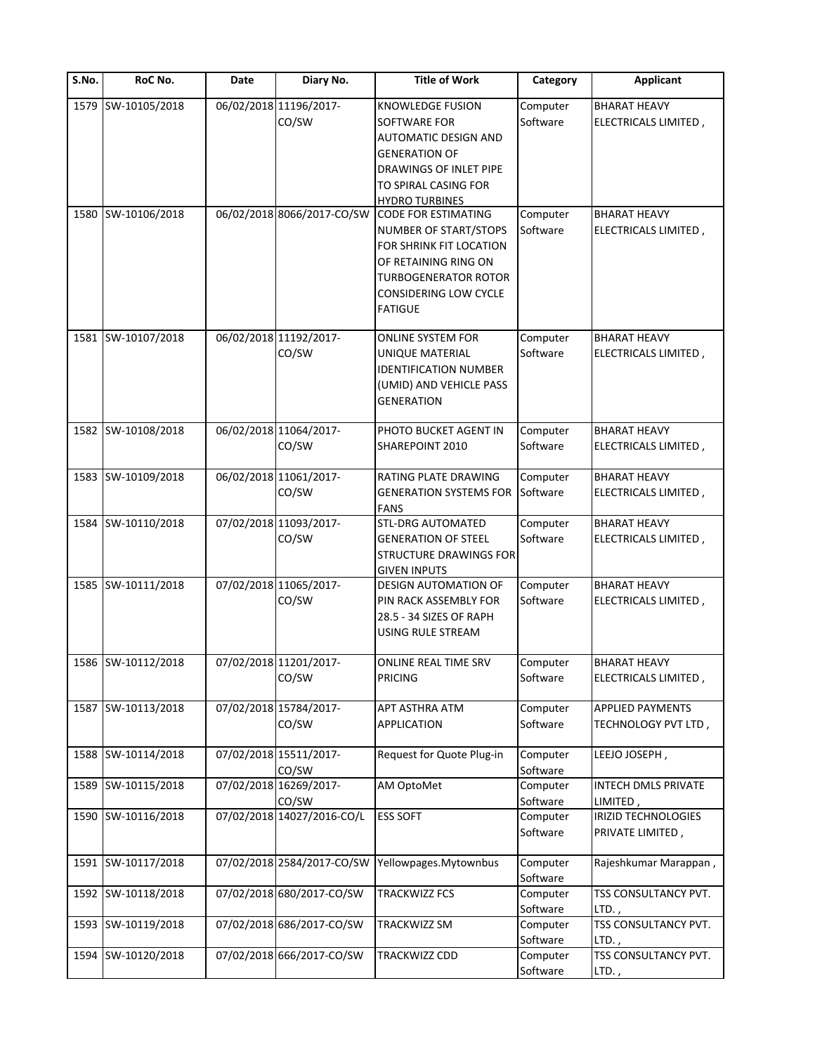| S.No. | RoC No. | Date | Diary No. | Title of Work | Category | Applicant |
|---|---|---|---|---|---|---|
| 1579 | SW-10105/2018 | 06/02/2018 | 11196/2017-CO/SW | KNOWLEDGE FUSION SOFTWARE FOR AUTOMATIC DESIGN AND GENERATION OF DRAWINGS OF INLET PIPE TO SPIRAL CASING FOR HYDRO TURBINES | Computer Software | BHARAT HEAVY ELECTRICALS LIMITED , |
| 1580 | SW-10106/2018 | 06/02/2018 | 8066/2017-CO/SW | CODE FOR ESTIMATING NUMBER OF START/STOPS FOR SHRINK FIT LOCATION OF RETAINING RING ON TURBOGENERATOR ROTOR CONSIDERING LOW CYCLE FATIGUE | Computer Software | BHARAT HEAVY ELECTRICALS LIMITED , |
| 1581 | SW-10107/2018 | 06/02/2018 | 11192/2017-CO/SW | ONLINE SYSTEM FOR UNIQUE MATERIAL IDENTIFICATION NUMBER (UMID) AND VEHICLE PASS GENERATION | Computer Software | BHARAT HEAVY ELECTRICALS LIMITED , |
| 1582 | SW-10108/2018 | 06/02/2018 | 11064/2017-CO/SW | PHOTO BUCKET AGENT IN SHAREPOINT 2010 | Computer Software | BHARAT HEAVY ELECTRICALS LIMITED , |
| 1583 | SW-10109/2018 | 06/02/2018 | 11061/2017-CO/SW | RATING PLATE DRAWING GENERATION SYSTEMS FOR FANS | Computer Software | BHARAT HEAVY ELECTRICALS LIMITED , |
| 1584 | SW-10110/2018 | 07/02/2018 | 11093/2017-CO/SW | STL-DRG AUTOMATED GENERATION OF STEEL STRUCTURE DRAWINGS FOR GIVEN INPUTS | Computer Software | BHARAT HEAVY ELECTRICALS LIMITED , |
| 1585 | SW-10111/2018 | 07/02/2018 | 11065/2017-CO/SW | DESIGN AUTOMATION OF PIN RACK ASSEMBLY FOR 28.5 - 34 SIZES OF RAPH USING RULE STREAM | Computer Software | BHARAT HEAVY ELECTRICALS LIMITED , |
| 1586 | SW-10112/2018 | 07/02/2018 | 11201/2017-CO/SW | ONLINE REAL TIME SRV PRICING | Computer Software | BHARAT HEAVY ELECTRICALS LIMITED , |
| 1587 | SW-10113/2018 | 07/02/2018 | 15784/2017-CO/SW | APT ASTHRA ATM APPLICATION | Computer Software | APPLIED PAYMENTS TECHNOLOGY PVT LTD , |
| 1588 | SW-10114/2018 | 07/02/2018 | 15511/2017-CO/SW | Request for Quote Plug-in | Computer Software | LEEJO JOSEPH , |
| 1589 | SW-10115/2018 | 07/02/2018 | 16269/2017-CO/SW | AM OptoMet | Computer Software | INTECH DMLS PRIVATE LIMITED , |
| 1590 | SW-10116/2018 | 07/02/2018 | 14027/2016-CO/L | ESS SOFT | Computer Software | IRIZID TECHNOLOGIES PRIVATE LIMITED , |
| 1591 | SW-10117/2018 | 07/02/2018 | 2584/2017-CO/SW | Yellowpages.Mytownbus | Computer Software | Rajeshkumar Marappan , |
| 1592 | SW-10118/2018 | 07/02/2018 | 680/2017-CO/SW | TRACKWIZZ FCS | Computer Software | TSS CONSULTANCY PVT. LTD. , |
| 1593 | SW-10119/2018 | 07/02/2018 | 686/2017-CO/SW | TRACKWIZZ SM | Computer Software | TSS CONSULTANCY PVT. LTD. , |
| 1594 | SW-10120/2018 | 07/02/2018 | 666/2017-CO/SW | TRACKWIZZ CDD | Computer Software | TSS CONSULTANCY PVT. LTD. , |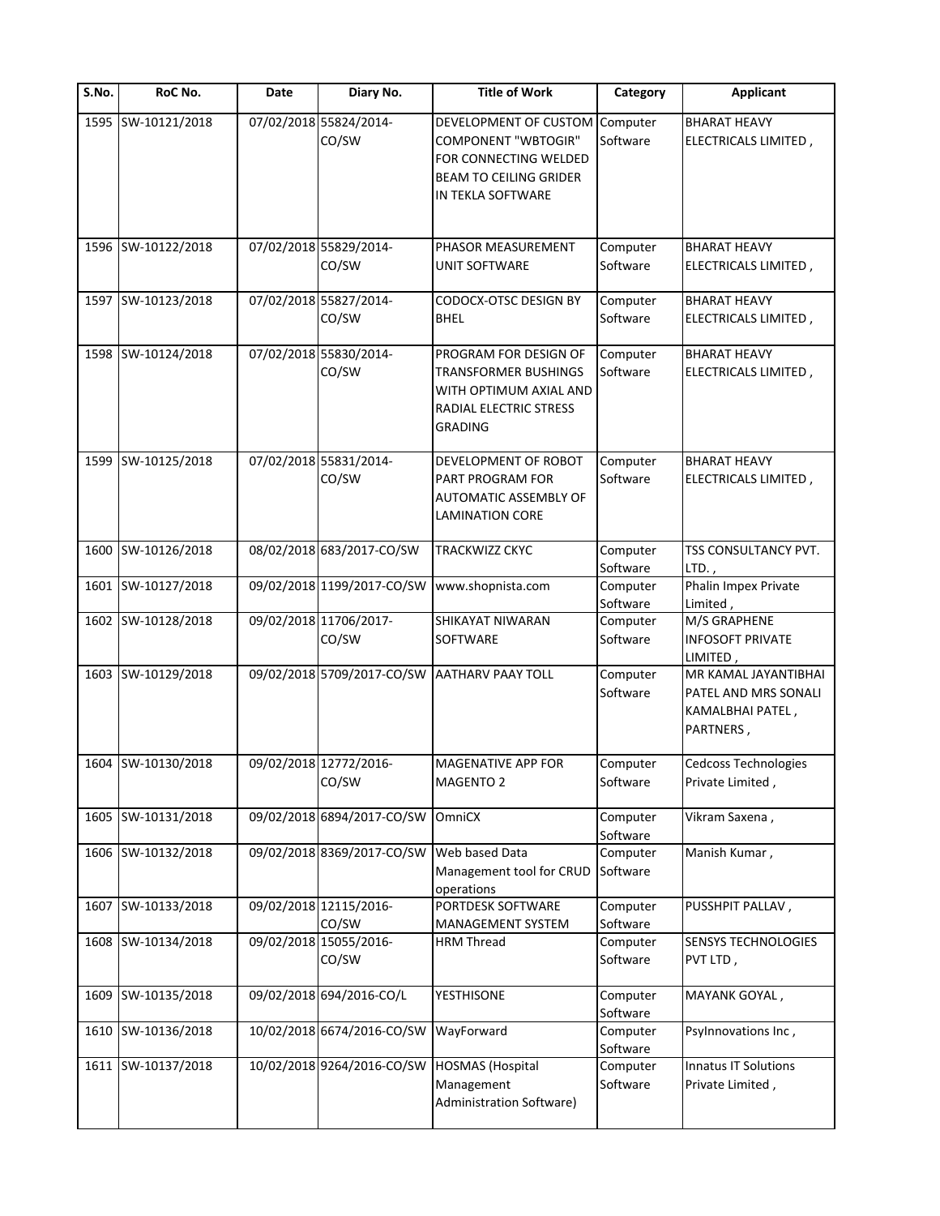| S.No. | RoC No. | Date | Diary No. | Title of Work | Category | Applicant |
|---|---|---|---|---|---|---|
| 1595 | SW-10121/2018 | 07/02/2018 | 55824/2014-CO/SW | DEVELOPMENT OF CUSTOM COMPONENT "WBTOGIR" FOR CONNECTING WELDED BEAM TO CEILING GRIDER IN TEKLA SOFTWARE | Computer Software | BHARAT HEAVY ELECTRICALS LIMITED , |
| 1596 | SW-10122/2018 | 07/02/2018 | 55829/2014-CO/SW | PHASOR MEASUREMENT UNIT SOFTWARE | Computer Software | BHARAT HEAVY ELECTRICALS LIMITED , |
| 1597 | SW-10123/2018 | 07/02/2018 | 55827/2014-CO/SW | CODOCX-OTSC DESIGN BY BHEL | Computer Software | BHARAT HEAVY ELECTRICALS LIMITED , |
| 1598 | SW-10124/2018 | 07/02/2018 | 55830/2014-CO/SW | PROGRAM FOR DESIGN OF TRANSFORMER BUSHINGS WITH OPTIMUM AXIAL AND RADIAL ELECTRIC STRESS GRADING | Computer Software | BHARAT HEAVY ELECTRICALS LIMITED , |
| 1599 | SW-10125/2018 | 07/02/2018 | 55831/2014-CO/SW | DEVELOPMENT OF ROBOT PART PROGRAM FOR AUTOMATIC ASSEMBLY OF LAMINATION CORE | Computer Software | BHARAT HEAVY ELECTRICALS LIMITED , |
| 1600 | SW-10126/2018 | 08/02/2018 | 683/2017-CO/SW | TRACKWIZZ CKYC | Computer Software | TSS CONSULTANCY PVT. LTD. , |
| 1601 | SW-10127/2018 | 09/02/2018 | 1199/2017-CO/SW | www.shopnista.com | Computer Software | Phalin Impex Private Limited , |
| 1602 | SW-10128/2018 | 09/02/2018 | 11706/2017-CO/SW | SHIKAYAT NIWARAN SOFTWARE | Computer Software | M/S GRAPHENE INFOSOFT PRIVATE LIMITED , |
| 1603 | SW-10129/2018 | 09/02/2018 | 5709/2017-CO/SW | AATHARV PAAY TOLL | Computer Software | MR KAMAL JAYANTIBHAI PATEL AND MRS SONALI KAMALBHAI PATEL , PARTNERS , |
| 1604 | SW-10130/2018 | 09/02/2018 | 12772/2016-CO/SW | MAGENATIVE APP FOR MAGENTO 2 | Computer Software | Cedcoss Technologies Private Limited , |
| 1605 | SW-10131/2018 | 09/02/2018 | 6894/2017-CO/SW | OmniCX | Computer Software | Vikram Saxena , |
| 1606 | SW-10132/2018 | 09/02/2018 | 8369/2017-CO/SW | Web based Data Management tool for CRUD operations | Computer Software | Manish Kumar , |
| 1607 | SW-10133/2018 | 09/02/2018 | 12115/2016-CO/SW | PORTDESK SOFTWARE MANAGEMENT SYSTEM | Computer Software | PUSSHPIT PALLAV , |
| 1608 | SW-10134/2018 | 09/02/2018 | 15055/2016-CO/SW | HRM Thread | Computer Software | SENSYS TECHNOLOGIES PVT LTD , |
| 1609 | SW-10135/2018 | 09/02/2018 | 694/2016-CO/L | YESTHISONE | Computer Software | MAYANK GOYAL , |
| 1610 | SW-10136/2018 | 10/02/2018 | 6674/2016-CO/SW | WayForward | Computer Software | PsyInnovations Inc , |
| 1611 | SW-10137/2018 | 10/02/2018 | 9264/2016-CO/SW | HOSMAS (Hospital Management Administration Software) | Computer Software | Innatus IT Solutions Private Limited , |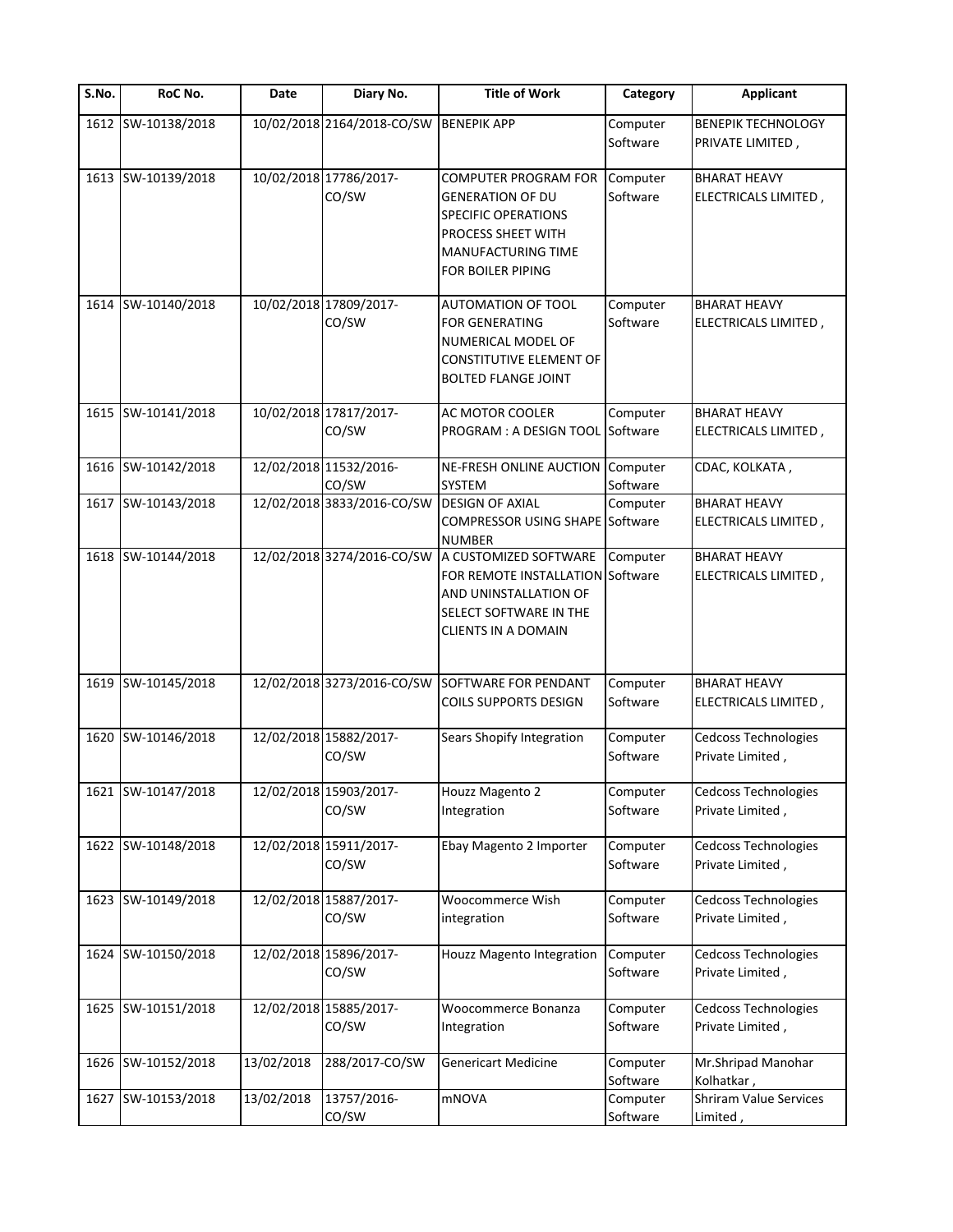| S.No. | RoC No. | Date | Diary No. | Title of Work | Category | Applicant |
|---|---|---|---|---|---|---|
| 1612 | SW-10138/2018 | 10/02/2018 | 2164/2018-CO/SW | BENEPIK APP | Computer Software | BENEPIK TECHNOLOGY PRIVATE LIMITED , |
| 1613 | SW-10139/2018 | 10/02/2018 | 17786/2017-CO/SW | COMPUTER PROGRAM FOR GENERATION OF DU SPECIFIC OPERATIONS PROCESS SHEET WITH MANUFACTURING TIME FOR BOILER PIPING | Computer Software | BHARAT HEAVY ELECTRICALS LIMITED , |
| 1614 | SW-10140/2018 | 10/02/2018 | 17809/2017-CO/SW | AUTOMATION OF TOOL FOR GENERATING NUMERICAL MODEL OF CONSTITUTIVE ELEMENT OF BOLTED FLANGE JOINT | Computer Software | BHARAT HEAVY ELECTRICALS LIMITED , |
| 1615 | SW-10141/2018 | 10/02/2018 | 17817/2017-CO/SW | AC MOTOR COOLER PROGRAM : A DESIGN TOOL | Computer Software | BHARAT HEAVY ELECTRICALS LIMITED , |
| 1616 | SW-10142/2018 | 12/02/2018 | 11532/2016-CO/SW | NE-FRESH ONLINE AUCTION SYSTEM | Computer Software | CDAC, KOLKATA , |
| 1617 | SW-10143/2018 | 12/02/2018 | 3833/2016-CO/SW | DESIGN OF AXIAL COMPRESSOR USING SHAPE NUMBER | Computer Software | BHARAT HEAVY ELECTRICALS LIMITED , |
| 1618 | SW-10144/2018 | 12/02/2018 | 3274/2016-CO/SW | A CUSTOMIZED SOFTWARE FOR REMOTE INSTALLATION AND UNINSTALLATION OF SELECT SOFTWARE IN THE CLIENTS IN A DOMAIN | Computer Software | BHARAT HEAVY ELECTRICALS LIMITED , |
| 1619 | SW-10145/2018 | 12/02/2018 | 3273/2016-CO/SW | SOFTWARE FOR PENDANT COILS SUPPORTS DESIGN | Computer Software | BHARAT HEAVY ELECTRICALS LIMITED , |
| 1620 | SW-10146/2018 | 12/02/2018 | 15882/2017-CO/SW | Sears Shopify Integration | Computer Software | Cedcoss Technologies Private Limited , |
| 1621 | SW-10147/2018 | 12/02/2018 | 15903/2017-CO/SW | Houzz Magento 2 Integration | Computer Software | Cedcoss Technologies Private Limited , |
| 1622 | SW-10148/2018 | 12/02/2018 | 15911/2017-CO/SW | Ebay Magento 2 Importer | Computer Software | Cedcoss Technologies Private Limited , |
| 1623 | SW-10149/2018 | 12/02/2018 | 15887/2017-CO/SW | Woocommerce Wish integration | Computer Software | Cedcoss Technologies Private Limited , |
| 1624 | SW-10150/2018 | 12/02/2018 | 15896/2017-CO/SW | Houzz Magento Integration | Computer Software | Cedcoss Technologies Private Limited , |
| 1625 | SW-10151/2018 | 12/02/2018 | 15885/2017-CO/SW | Woocommerce Bonanza Integration | Computer Software | Cedcoss Technologies Private Limited , |
| 1626 | SW-10152/2018 | 13/02/2018 | 288/2017-CO/SW | Genericart Medicine | Computer Software | Mr.Shripad Manohar Kolhatkar , |
| 1627 | SW-10153/2018 | 13/02/2018 | 13757/2016-CO/SW | mNOVA | Computer Software | Shriram Value Services Limited , |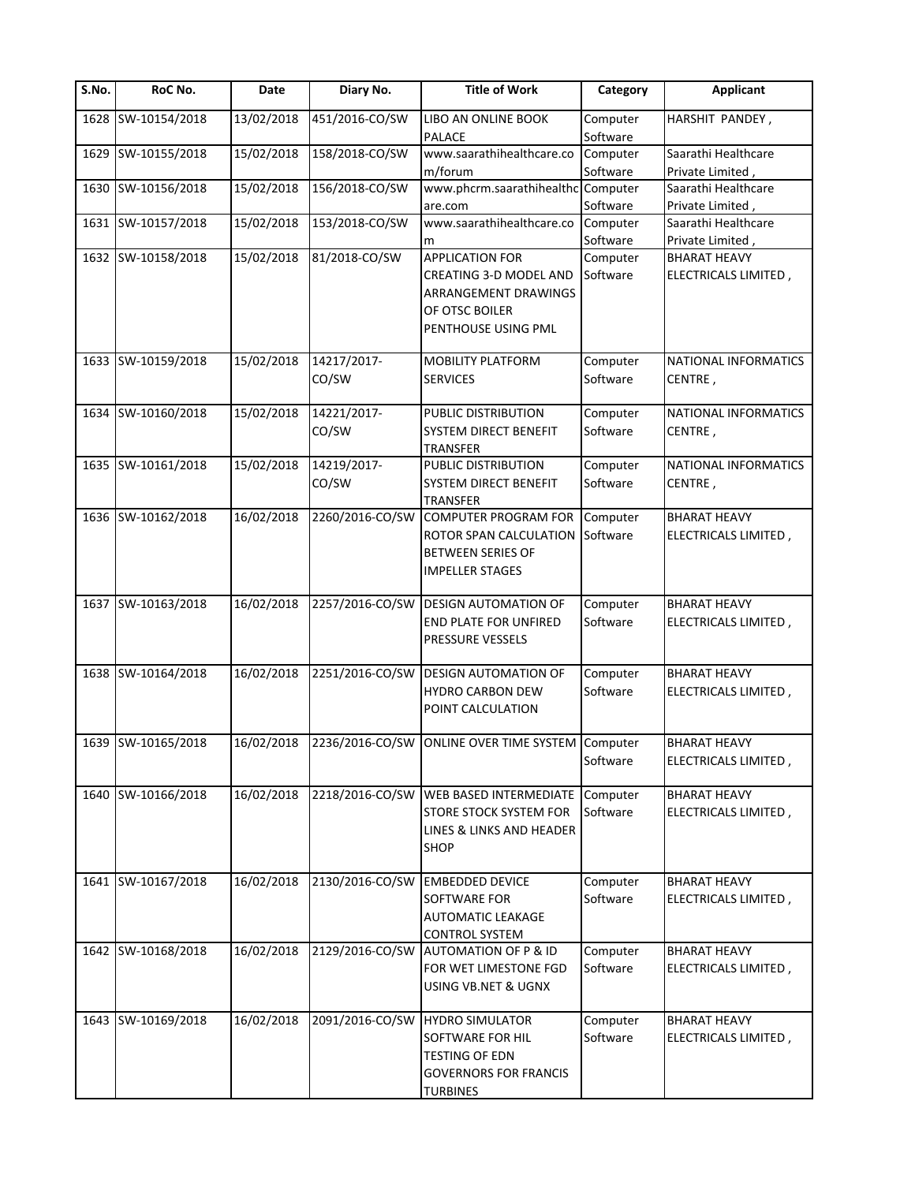| S.No. | RoC No. | Date | Diary No. | Title of Work | Category | Applicant |
|---|---|---|---|---|---|---|
| 1628 | SW-10154/2018 | 13/02/2018 | 451/2016-CO/SW | LIBO AN ONLINE BOOK PALACE | Computer Software | HARSHIT PANDEY , |
| 1629 | SW-10155/2018 | 15/02/2018 | 158/2018-CO/SW | www.saarathihealthcare.com/forum | Computer Software | Saarathi Healthcare Private Limited , |
| 1630 | SW-10156/2018 | 15/02/2018 | 156/2018-CO/SW | www.phcrm.saarathihealthcare.com | Computer Software | Saarathi Healthcare Private Limited , |
| 1631 | SW-10157/2018 | 15/02/2018 | 153/2018-CO/SW | www.saarathihealthcare.com | Computer Software | Saarathi Healthcare Private Limited , |
| 1632 | SW-10158/2018 | 15/02/2018 | 81/2018-CO/SW | APPLICATION FOR CREATING 3-D MODEL AND ARRANGEMENT DRAWINGS OF OTSC BOILER PENTHOUSE USING PML | Computer Software | BHARAT HEAVY ELECTRICALS LIMITED , |
| 1633 | SW-10159/2018 | 15/02/2018 | 14217/2017-CO/SW | MOBILITY PLATFORM SERVICES | Computer Software | NATIONAL INFORMATICS CENTRE , |
| 1634 | SW-10160/2018 | 15/02/2018 | 14221/2017-CO/SW | PUBLIC DISTRIBUTION SYSTEM DIRECT BENEFIT TRANSFER | Computer Software | NATIONAL INFORMATICS CENTRE , |
| 1635 | SW-10161/2018 | 15/02/2018 | 14219/2017-CO/SW | PUBLIC DISTRIBUTION SYSTEM DIRECT BENEFIT TRANSFER | Computer Software | NATIONAL INFORMATICS CENTRE , |
| 1636 | SW-10162/2018 | 16/02/2018 | 2260/2016-CO/SW | COMPUTER PROGRAM FOR ROTOR SPAN CALCULATION BETWEEN SERIES OF IMPELLER STAGES | Computer Software | BHARAT HEAVY ELECTRICALS LIMITED , |
| 1637 | SW-10163/2018 | 16/02/2018 | 2257/2016-CO/SW | DESIGN AUTOMATION OF END PLATE FOR UNFIRED PRESSURE VESSELS | Computer Software | BHARAT HEAVY ELECTRICALS LIMITED , |
| 1638 | SW-10164/2018 | 16/02/2018 | 2251/2016-CO/SW | DESIGN AUTOMATION OF HYDRO CARBON DEW POINT CALCULATION | Computer Software | BHARAT HEAVY ELECTRICALS LIMITED , |
| 1639 | SW-10165/2018 | 16/02/2018 | 2236/2016-CO/SW | ONLINE OVER TIME SYSTEM | Computer Software | BHARAT HEAVY ELECTRICALS LIMITED , |
| 1640 | SW-10166/2018 | 16/02/2018 | 2218/2016-CO/SW | WEB BASED INTERMEDIATE STORE STOCK SYSTEM FOR LINES & LINKS AND HEADER SHOP | Computer Software | BHARAT HEAVY ELECTRICALS LIMITED , |
| 1641 | SW-10167/2018 | 16/02/2018 | 2130/2016-CO/SW | EMBEDDED DEVICE SOFTWARE FOR AUTOMATIC LEAKAGE CONTROL SYSTEM | Computer Software | BHARAT HEAVY ELECTRICALS LIMITED , |
| 1642 | SW-10168/2018 | 16/02/2018 | 2129/2016-CO/SW | AUTOMATION OF P & ID FOR WET LIMESTONE FGD USING VB.NET & UGNX | Computer Software | BHARAT HEAVY ELECTRICALS LIMITED , |
| 1643 | SW-10169/2018 | 16/02/2018 | 2091/2016-CO/SW | HYDRO SIMULATOR SOFTWARE FOR HIL TESTING OF EDN GOVERNORS FOR FRANCIS TURBINES | Computer Software | BHARAT HEAVY ELECTRICALS LIMITED , |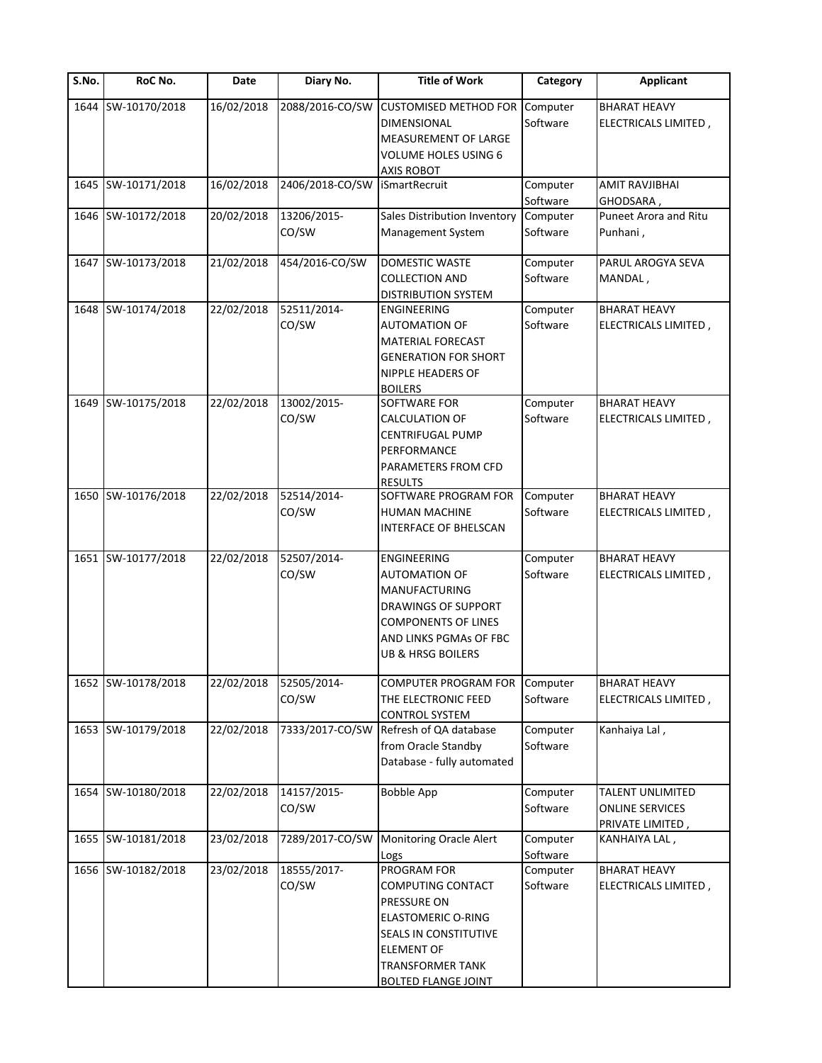| S.No. | RoC No. | Date | Diary No. | Title of Work | Category | Applicant |
|---|---|---|---|---|---|---|
| 1644 | SW-10170/2018 | 16/02/2018 | 2088/2016-CO/SW | CUSTOMISED METHOD FOR DIMENSIONAL MEASUREMENT OF LARGE VOLUME HOLES USING 6 AXIS ROBOT | Computer Software | BHARAT HEAVY ELECTRICALS LIMITED , |
| 1645 | SW-10171/2018 | 16/02/2018 | 2406/2018-CO/SW | iSmartRecruit | Computer Software | AMIT RAVJIBHAI GHODSARA , |
| 1646 | SW-10172/2018 | 20/02/2018 | 13206/2015-CO/SW | Sales Distribution Inventory Management System | Computer Software | Puneet Arora and Ritu Punhani , |
| 1647 | SW-10173/2018 | 21/02/2018 | 454/2016-CO/SW | DOMESTIC WASTE COLLECTION AND DISTRIBUTION SYSTEM | Computer Software | PARUL AROGYA SEVA MANDAL , |
| 1648 | SW-10174/2018 | 22/02/2018 | 52511/2014-CO/SW | ENGINEERING AUTOMATION OF MATERIAL FORECAST GENERATION FOR SHORT NIPPLE HEADERS OF BOILERS | Computer Software | BHARAT HEAVY ELECTRICALS LIMITED , |
| 1649 | SW-10175/2018 | 22/02/2018 | 13002/2015-CO/SW | SOFTWARE FOR CALCULATION OF CENTRIFUGAL PUMP PERFORMANCE PARAMETERS FROM CFD RESULTS | Computer Software | BHARAT HEAVY ELECTRICALS LIMITED , |
| 1650 | SW-10176/2018 | 22/02/2018 | 52514/2014-CO/SW | SOFTWARE PROGRAM FOR HUMAN MACHINE INTERFACE OF BHELSCAN | Computer Software | BHARAT HEAVY ELECTRICALS LIMITED , |
| 1651 | SW-10177/2018 | 22/02/2018 | 52507/2014-CO/SW | ENGINEERING AUTOMATION OF MANUFACTURING DRAWINGS OF SUPPORT COMPONENTS OF LINES AND LINKS PGMAs OF FBC UB & HRSG BOILERS | Computer Software | BHARAT HEAVY ELECTRICALS LIMITED , |
| 1652 | SW-10178/2018 | 22/02/2018 | 52505/2014-CO/SW | COMPUTER PROGRAM FOR THE ELECTRONIC FEED CONTROL SYSTEM | Computer Software | BHARAT HEAVY ELECTRICALS LIMITED , |
| 1653 | SW-10179/2018 | 22/02/2018 | 7333/2017-CO/SW | Refresh of QA database from Oracle Standby Database - fully automated | Computer Software | Kanhaiya Lal , |
| 1654 | SW-10180/2018 | 22/02/2018 | 14157/2015-CO/SW | Bobble App | Computer Software | TALENT UNLIMITED ONLINE SERVICES PRIVATE LIMITED , |
| 1655 | SW-10181/2018 | 23/02/2018 | 7289/2017-CO/SW | Monitoring Oracle Alert Logs | Computer Software | KANHAIYA LAL , |
| 1656 | SW-10182/2018 | 23/02/2018 | 18555/2017-CO/SW | PROGRAM FOR COMPUTING CONTACT PRESSURE ON ELASTOMERIC O-RING SEALS IN CONSTITUTIVE ELEMENT OF TRANSFORMER TANK BOLTED FLANGE JOINT | Computer Software | BHARAT HEAVY ELECTRICALS LIMITED , |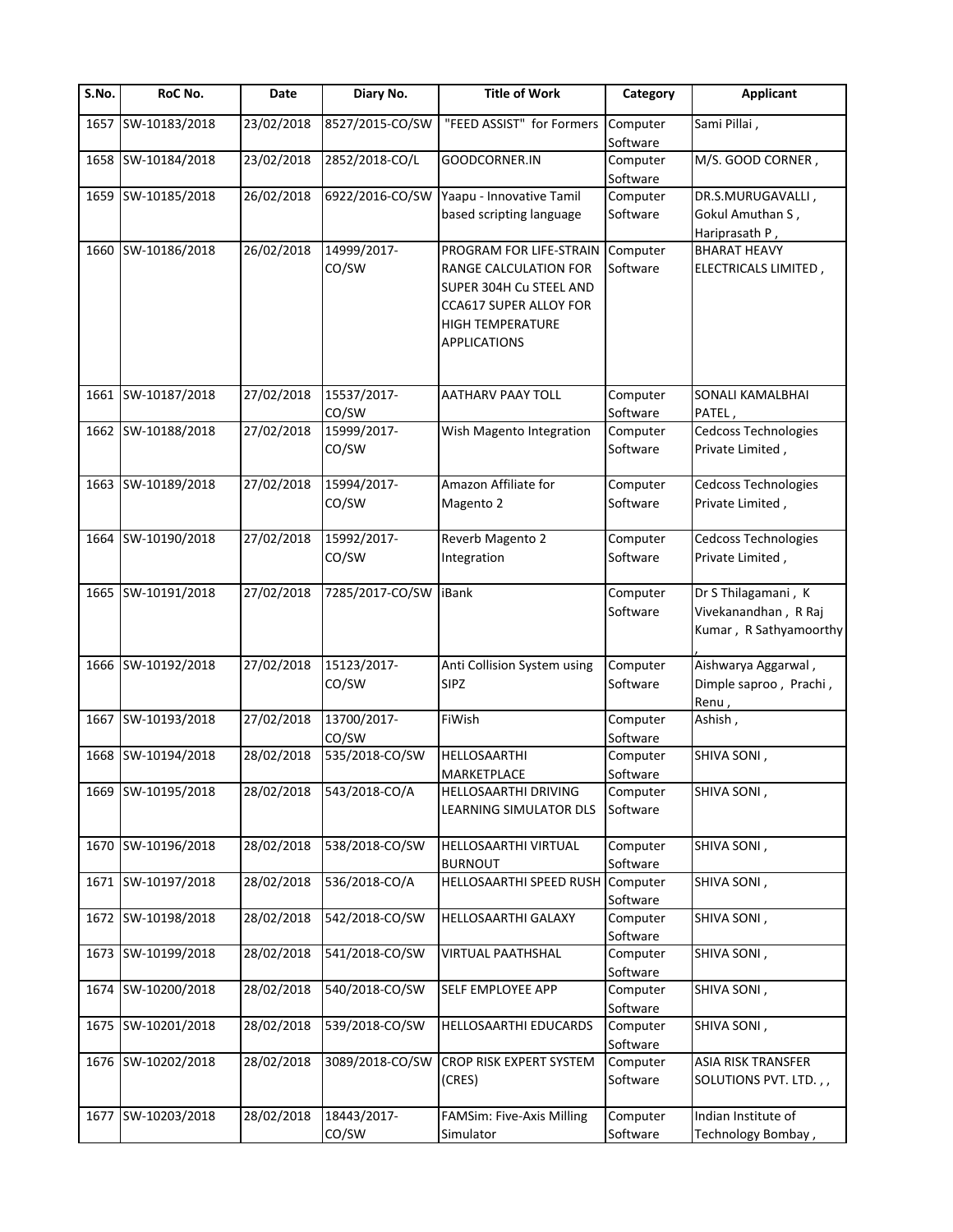| S.No. | RoC No. | Date | Diary No. | Title of Work | Category | Applicant |
|---|---|---|---|---|---|---|
| 1657 | SW-10183/2018 | 23/02/2018 | 8527/2015-CO/SW | "FEED ASSIST" for Formers | Computer Software | Sami Pillai , |
| 1658 | SW-10184/2018 | 23/02/2018 | 2852/2018-CO/L | GOODCORNER.IN | Computer Software | M/S. GOOD CORNER , |
| 1659 | SW-10185/2018 | 26/02/2018 | 6922/2016-CO/SW | Yaapu - Innovative Tamil based scripting language | Computer Software | DR.S.MURUGAVALLI , Gokul Amuthan S , Hariprasath P , |
| 1660 | SW-10186/2018 | 26/02/2018 | 14999/2017-CO/SW | PROGRAM FOR LIFE-STRAIN RANGE CALCULATION FOR SUPER 304H Cu STEEL AND CCA617 SUPER ALLOY FOR HIGH TEMPERATURE APPLICATIONS | Computer Software | BHARAT HEAVY ELECTRICALS LIMITED , |
| 1661 | SW-10187/2018 | 27/02/2018 | 15537/2017-CO/SW | AATHARV PAAY TOLL | Computer Software | SONALI KAMALBHAI PATEL , |
| 1662 | SW-10188/2018 | 27/02/2018 | 15999/2017-CO/SW | Wish Magento Integration | Computer Software | Cedcoss Technologies Private Limited , |
| 1663 | SW-10189/2018 | 27/02/2018 | 15994/2017-CO/SW | Amazon Affiliate for Magento 2 | Computer Software | Cedcoss Technologies Private Limited , |
| 1664 | SW-10190/2018 | 27/02/2018 | 15992/2017-CO/SW | Reverb Magento 2 Integration | Computer Software | Cedcoss Technologies Private Limited , |
| 1665 | SW-10191/2018 | 27/02/2018 | 7285/2017-CO/SW | iBank | Computer Software | Dr S Thilagamani , K Vivekanandhan , R Raj Kumar , R Sathyamoorthy , |
| 1666 | SW-10192/2018 | 27/02/2018 | 15123/2017-CO/SW | Anti Collision System using SIPZ | Computer Software | Aishwarya Aggarwal , Dimple saproo , Prachi , Renu , |
| 1667 | SW-10193/2018 | 27/02/2018 | 13700/2017-CO/SW | FiWish | Computer Software | Ashish , |
| 1668 | SW-10194/2018 | 28/02/2018 | 535/2018-CO/SW | HELLOSAARTHI MARKETPLACE | Computer Software | SHIVA SONI , |
| 1669 | SW-10195/2018 | 28/02/2018 | 543/2018-CO/A | HELLOSAARTHI DRIVING LEARNING SIMULATOR DLS | Computer Software | SHIVA SONI , |
| 1670 | SW-10196/2018 | 28/02/2018 | 538/2018-CO/SW | HELLOSAARTHI VIRTUAL BURNOUT | Computer Software | SHIVA SONI , |
| 1671 | SW-10197/2018 | 28/02/2018 | 536/2018-CO/A | HELLOSAARTHI SPEED RUSH | Computer Software | SHIVA SONI , |
| 1672 | SW-10198/2018 | 28/02/2018 | 542/2018-CO/SW | HELLOSAARTHI GALAXY | Computer Software | SHIVA SONI , |
| 1673 | SW-10199/2018 | 28/02/2018 | 541/2018-CO/SW | VIRTUAL PAATHSHAL | Computer Software | SHIVA SONI , |
| 1674 | SW-10200/2018 | 28/02/2018 | 540/2018-CO/SW | SELF EMPLOYEE APP | Computer Software | SHIVA SONI , |
| 1675 | SW-10201/2018 | 28/02/2018 | 539/2018-CO/SW | HELLOSAARTHI EDUCARDS | Computer Software | SHIVA SONI , |
| 1676 | SW-10202/2018 | 28/02/2018 | 3089/2018-CO/SW | CROP RISK EXPERT SYSTEM (CRES) | Computer Software | ASIA RISK TRANSFER SOLUTIONS PVT. LTD. , , |
| 1677 | SW-10203/2018 | 28/02/2018 | 18443/2017-CO/SW | FAMSim: Five-Axis Milling Simulator | Computer Software | Indian Institute of Technology Bombay , |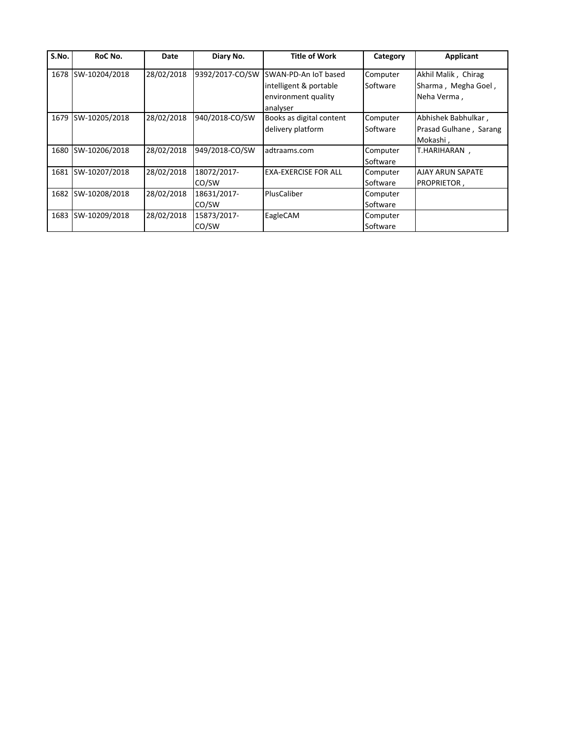| S.No. | RoC No. | Date | Diary No. | Title of Work | Category | Applicant |
|---|---|---|---|---|---|---|
| 1678 | SW-10204/2018 | 28/02/2018 | 9392/2017-CO/SW | SWAN-PD-An IoT based intelligent & portable environment quality analyser | Computer Software | Akhil Malik , Chirag Sharma , Megha Goel , Neha Verma , |
| 1679 | SW-10205/2018 | 28/02/2018 | 940/2018-CO/SW | Books as digital content delivery platform | Computer Software | Abhishek Babhulkar , Prasad Gulhane , Sarang Mokashi , |
| 1680 | SW-10206/2018 | 28/02/2018 | 949/2018-CO/SW | adtraams.com | Computer Software | T.HARIHARAN , |
| 1681 | SW-10207/2018 | 28/02/2018 | 18072/2017-CO/SW | EXA-EXERCISE FOR ALL | Computer Software | AJAY ARUN SAPATE PROPRIETOR , |
| 1682 | SW-10208/2018 | 28/02/2018 | 18631/2017-CO/SW | PlusCaliber | Computer Software | |
| 1683 | SW-10209/2018 | 28/02/2018 | 15873/2017-CO/SW | EagleCAM | Computer Software | |